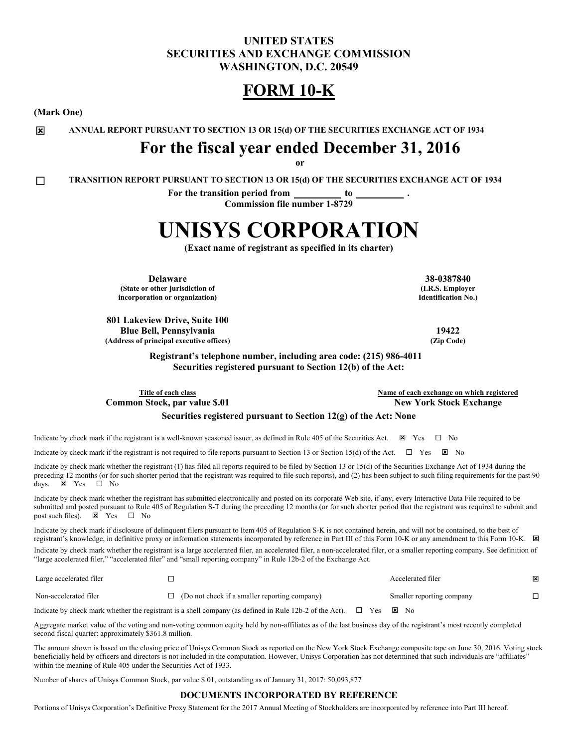**UNITED STATES**
**SECURITIES AND EXCHANGE COMMISSION**
**WASHINGTON, D.C. 20549**

# FORM 10-K

**(Mark One)**

☒ **ANNUAL REPORT PURSUANT TO SECTION 13 OR 15(d) OF THE SECURITIES EXCHANGE ACT OF 1934**

## For the fiscal year ended December 31, 2016

**or**

☐ **TRANSITION REPORT PURSUANT TO SECTION 13 OR 15(d) OF THE SECURITIES EXCHANGE ACT OF 1934**

**For the transition period from \_\_\_\_\_\_\_\_\_\_ to \_\_\_\_\_\_\_\_\_\_ .**

**Commission file number 1-8729**

# UNISYS CORPORATION

**(Exact name of registrant as specified in its charter)**

| | |
|---|---|
| **Delaware** | **38-0387840** |
| **(State or other jurisdiction of incorporation or organization)** | **(I.R.S. Employer Identification No.)** |
| **801 Lakeview Drive, Suite 100** **Blue Bell, Pennsylvania** | **19422** |
| **(Address of principal executive offices)** | **(Zip Code)** |

**Registrant's telephone number, including area code: (215) 986-4011**

**Securities registered pursuant to Section 12(b) of the Act:**

| Title of each class | Name of each exchange on which registered |
|---|---|
| **Common Stock, par value $.01** | **New York Stock Exchange** |

**Securities registered pursuant to Section 12(g) of the Act: None**

Indicate by check mark if the registrant is a well-known seasoned issuer, as defined in Rule 405 of the Securities Act. ☒ Yes ☐ No

Indicate by check mark if the registrant is not required to file reports pursuant to Section 13 or Section 15(d) of the Act. ☐ Yes ☒ No

Indicate by check mark whether the registrant (1) has filed all reports required to be filed by Section 13 or 15(d) of the Securities Exchange Act of 1934 during the preceding 12 months (or for such shorter period that the registrant was required to file such reports), and (2) has been subject to such filing requirements for the past 90 days. ☒ Yes ☐ No

Indicate by check mark whether the registrant has submitted electronically and posted on its corporate Web site, if any, every Interactive Data File required to be submitted and posted pursuant to Rule 405 of Regulation S-T during the preceding 12 months (or for such shorter period that the registrant was required to submit and post such files). ☒ Yes ☐ No

Indicate by check mark if disclosure of delinquent filers pursuant to Item 405 of Regulation S-K is not contained herein, and will not be contained, to the best of registrant's knowledge, in definitive proxy or information statements incorporated by reference in Part III of this Form 10-K or any amendment to this Form 10-K. ☒

Indicate by check mark whether the registrant is a large accelerated filer, an accelerated filer, a non-accelerated filer, or a smaller reporting company. See definition of "large accelerated filer," "accelerated filer" and "small reporting company" in Rule 12b-2 of the Exchange Act.

| | | | |
|---|---|---|---|
| Large accelerated filer | ☐ | Accelerated filer | ☒ |
| Non-accelerated filer | ☐ (Do not check if a smaller reporting company) | Smaller reporting company | ☐ |

Indicate by check mark whether the registrant is a shell company (as defined in Rule 12b-2 of the Act). ☐ Yes ☒ No

Aggregate market value of the voting and non-voting common equity held by non-affiliates as of the last business day of the registrant's most recently completed second fiscal quarter: approximately $361.8 million.

The amount shown is based on the closing price of Unisys Common Stock as reported on the New York Stock Exchange composite tape on June 30, 2016. Voting stock beneficially held by officers and directors is not included in the computation. However, Unisys Corporation has not determined that such individuals are "affiliates" within the meaning of Rule 405 under the Securities Act of 1933.

Number of shares of Unisys Common Stock, par value $.01, outstanding as of January 31, 2017: 50,093,877

**DOCUMENTS INCORPORATED BY REFERENCE**

Portions of Unisys Corporation's Definitive Proxy Statement for the 2017 Annual Meeting of Stockholders are incorporated by reference into Part III hereof.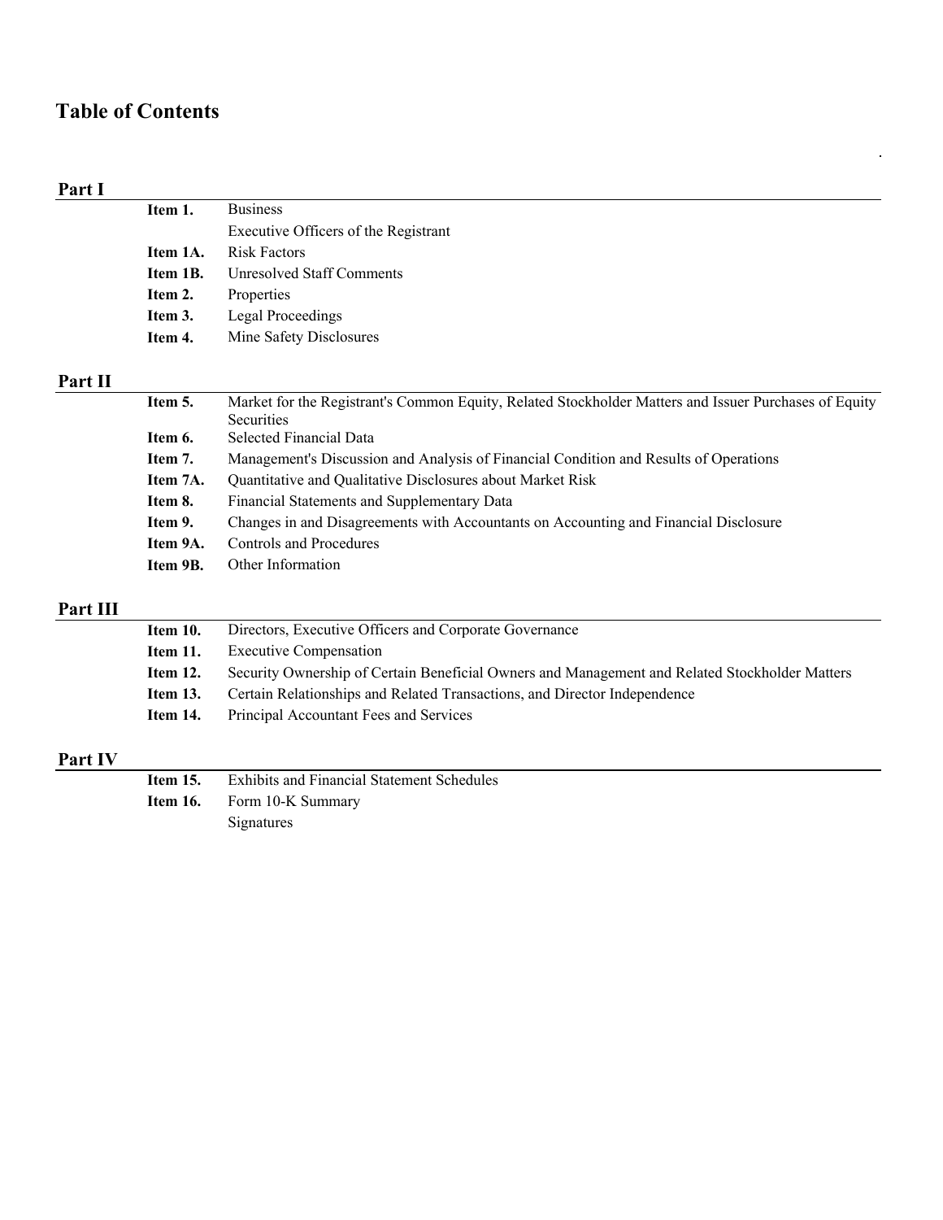# Table of Contents

## Part I

| | |
|---|---|
| **Item 1.** | Business |
| | Executive Officers of the Registrant |
| **Item 1A.** | Risk Factors |
| **Item 1B.** | Unresolved Staff Comments |
| **Item 2.** | Properties |
| **Item 3.** | Legal Proceedings |
| **Item 4.** | Mine Safety Disclosures |

## Part II

| | |
|---|---|
| **Item 5.** | Market for the Registrant's Common Equity, Related Stockholder Matters and Issuer Purchases of Equity Securities |
| **Item 6.** | Selected Financial Data |
| **Item 7.** | Management's Discussion and Analysis of Financial Condition and Results of Operations |
| **Item 7A.** | Quantitative and Qualitative Disclosures about Market Risk |
| **Item 8.** | Financial Statements and Supplementary Data |
| **Item 9.** | Changes in and Disagreements with Accountants on Accounting and Financial Disclosure |
| **Item 9A.** | Controls and Procedures |
| **Item 9B.** | Other Information |

## Part III

| | |
|---|---|
| **Item 10.** | Directors, Executive Officers and Corporate Governance |
| **Item 11.** | Executive Compensation |
| **Item 12.** | Security Ownership of Certain Beneficial Owners and Management and Related Stockholder Matters |
| **Item 13.** | Certain Relationships and Related Transactions, and Director Independence |
| **Item 14.** | Principal Accountant Fees and Services |

## Part IV

| | |
|---|---|
| **Item 15.** | Exhibits and Financial Statement Schedules |
| **Item 16.** | Form 10-K Summary |
| | Signatures |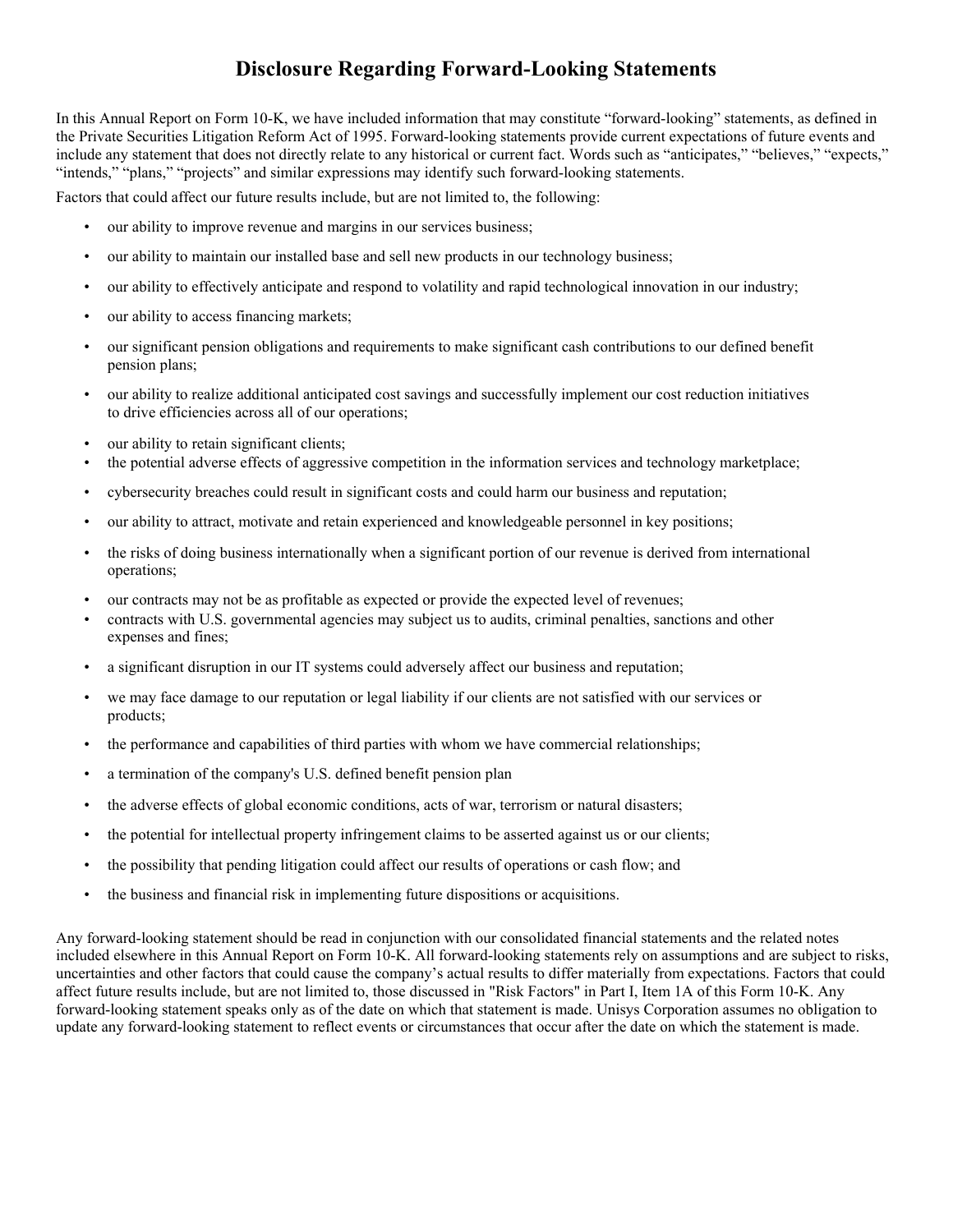# Disclosure Regarding Forward-Looking Statements

In this Annual Report on Form 10-K, we have included information that may constitute "forward-looking" statements, as defined in the Private Securities Litigation Reform Act of 1995. Forward-looking statements provide current expectations of future events and include any statement that does not directly relate to any historical or current fact. Words such as "anticipates," "believes," "expects," "intends," "plans," "projects" and similar expressions may identify such forward-looking statements.

Factors that could affect our future results include, but are not limited to, the following:

- our ability to improve revenue and margins in our services business;
- our ability to maintain our installed base and sell new products in our technology business;
- our ability to effectively anticipate and respond to volatility and rapid technological innovation in our industry;
- our ability to access financing markets;
- our significant pension obligations and requirements to make significant cash contributions to our defined benefit pension plans;
- our ability to realize additional anticipated cost savings and successfully implement our cost reduction initiatives to drive efficiencies across all of our operations;
- our ability to retain significant clients;
- the potential adverse effects of aggressive competition in the information services and technology marketplace;
- cybersecurity breaches could result in significant costs and could harm our business and reputation;
- our ability to attract, motivate and retain experienced and knowledgeable personnel in key positions;
- the risks of doing business internationally when a significant portion of our revenue is derived from international operations;
- our contracts may not be as profitable as expected or provide the expected level of revenues;
- contracts with U.S. governmental agencies may subject us to audits, criminal penalties, sanctions and other expenses and fines;
- a significant disruption in our IT systems could adversely affect our business and reputation;
- we may face damage to our reputation or legal liability if our clients are not satisfied with our services or products;
- the performance and capabilities of third parties with whom we have commercial relationships;
- a termination of the company's U.S. defined benefit pension plan
- the adverse effects of global economic conditions, acts of war, terrorism or natural disasters;
- the potential for intellectual property infringement claims to be asserted against us or our clients;
- the possibility that pending litigation could affect our results of operations or cash flow; and
- the business and financial risk in implementing future dispositions or acquisitions.

Any forward-looking statement should be read in conjunction with our consolidated financial statements and the related notes included elsewhere in this Annual Report on Form 10-K. All forward-looking statements rely on assumptions and are subject to risks, uncertainties and other factors that could cause the company's actual results to differ materially from expectations. Factors that could affect future results include, but are not limited to, those discussed in "Risk Factors" in Part I, Item 1A of this Form 10-K. Any forward-looking statement speaks only as of the date on which that statement is made. Unisys Corporation assumes no obligation to update any forward-looking statement to reflect events or circumstances that occur after the date on which the statement is made.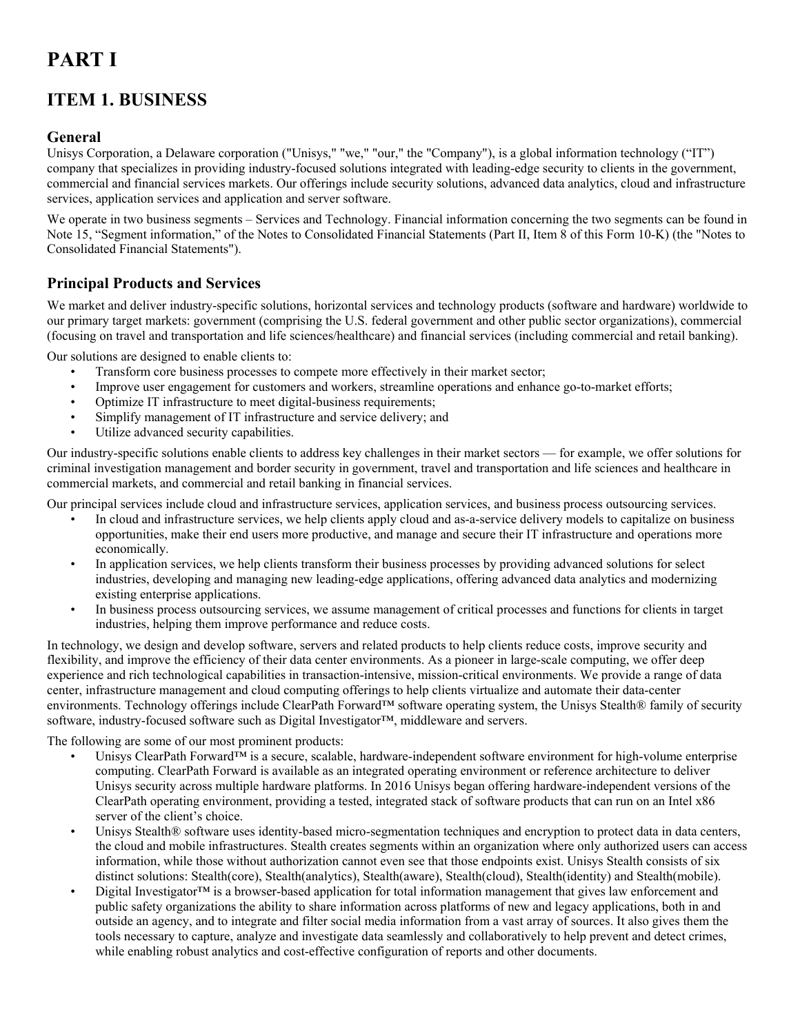# PART I

## ITEM 1. BUSINESS

### General

Unisys Corporation, a Delaware corporation ("Unisys," "we," "our," the "Company"), is a global information technology ("IT") company that specializes in providing industry-focused solutions integrated with leading-edge security to clients in the government, commercial and financial services markets. Our offerings include security solutions, advanced data analytics, cloud and infrastructure services, application services and application and server software.

We operate in two business segments – Services and Technology. Financial information concerning the two segments can be found in Note 15, "Segment information," of the Notes to Consolidated Financial Statements (Part II, Item 8 of this Form 10-K) (the "Notes to Consolidated Financial Statements").

### Principal Products and Services

We market and deliver industry-specific solutions, horizontal services and technology products (software and hardware) worldwide to our primary target markets: government (comprising the U.S. federal government and other public sector organizations), commercial (focusing on travel and transportation and life sciences/healthcare) and financial services (including commercial and retail banking).

Our solutions are designed to enable clients to:

- Transform core business processes to compete more effectively in their market sector;
- Improve user engagement for customers and workers, streamline operations and enhance go-to-market efforts;
- Optimize IT infrastructure to meet digital-business requirements;
- Simplify management of IT infrastructure and service delivery; and
- Utilize advanced security capabilities.

Our industry-specific solutions enable clients to address key challenges in their market sectors — for example, we offer solutions for criminal investigation management and border security in government, travel and transportation and life sciences and healthcare in commercial markets, and commercial and retail banking in financial services.

Our principal services include cloud and infrastructure services, application services, and business process outsourcing services.

- In cloud and infrastructure services, we help clients apply cloud and as-a-service delivery models to capitalize on business opportunities, make their end users more productive, and manage and secure their IT infrastructure and operations more economically.
- In application services, we help clients transform their business processes by providing advanced solutions for select industries, developing and managing new leading-edge applications, offering advanced data analytics and modernizing existing enterprise applications.
- In business process outsourcing services, we assume management of critical processes and functions for clients in target industries, helping them improve performance and reduce costs.

In technology, we design and develop software, servers and related products to help clients reduce costs, improve security and flexibility, and improve the efficiency of their data center environments. As a pioneer in large-scale computing, we offer deep experience and rich technological capabilities in transaction-intensive, mission-critical environments. We provide a range of data center, infrastructure management and cloud computing offerings to help clients virtualize and automate their data-center environments. Technology offerings include ClearPath Forward™ software operating system, the Unisys Stealth® family of security software, industry-focused software such as Digital Investigator™, middleware and servers.

The following are some of our most prominent products:

- Unisys ClearPath Forward™ is a secure, scalable, hardware-independent software environment for high-volume enterprise computing. ClearPath Forward is available as an integrated operating environment or reference architecture to deliver Unisys security across multiple hardware platforms. In 2016 Unisys began offering hardware-independent versions of the ClearPath operating environment, providing a tested, integrated stack of software products that can run on an Intel x86 server of the client's choice.
- Unisys Stealth® software uses identity-based micro-segmentation techniques and encryption to protect data in data centers, the cloud and mobile infrastructures. Stealth creates segments within an organization where only authorized users can access information, while those without authorization cannot even see that those endpoints exist. Unisys Stealth consists of six distinct solutions: Stealth(core), Stealth(analytics), Stealth(aware), Stealth(cloud), Stealth(identity) and Stealth(mobile).
- Digital Investigator™ is a browser-based application for total information management that gives law enforcement and public safety organizations the ability to share information across platforms of new and legacy applications, both in and outside an agency, and to integrate and filter social media information from a vast array of sources. It also gives them the tools necessary to capture, analyze and investigate data seamlessly and collaboratively to help prevent and detect crimes, while enabling robust analytics and cost-effective configuration of reports and other documents.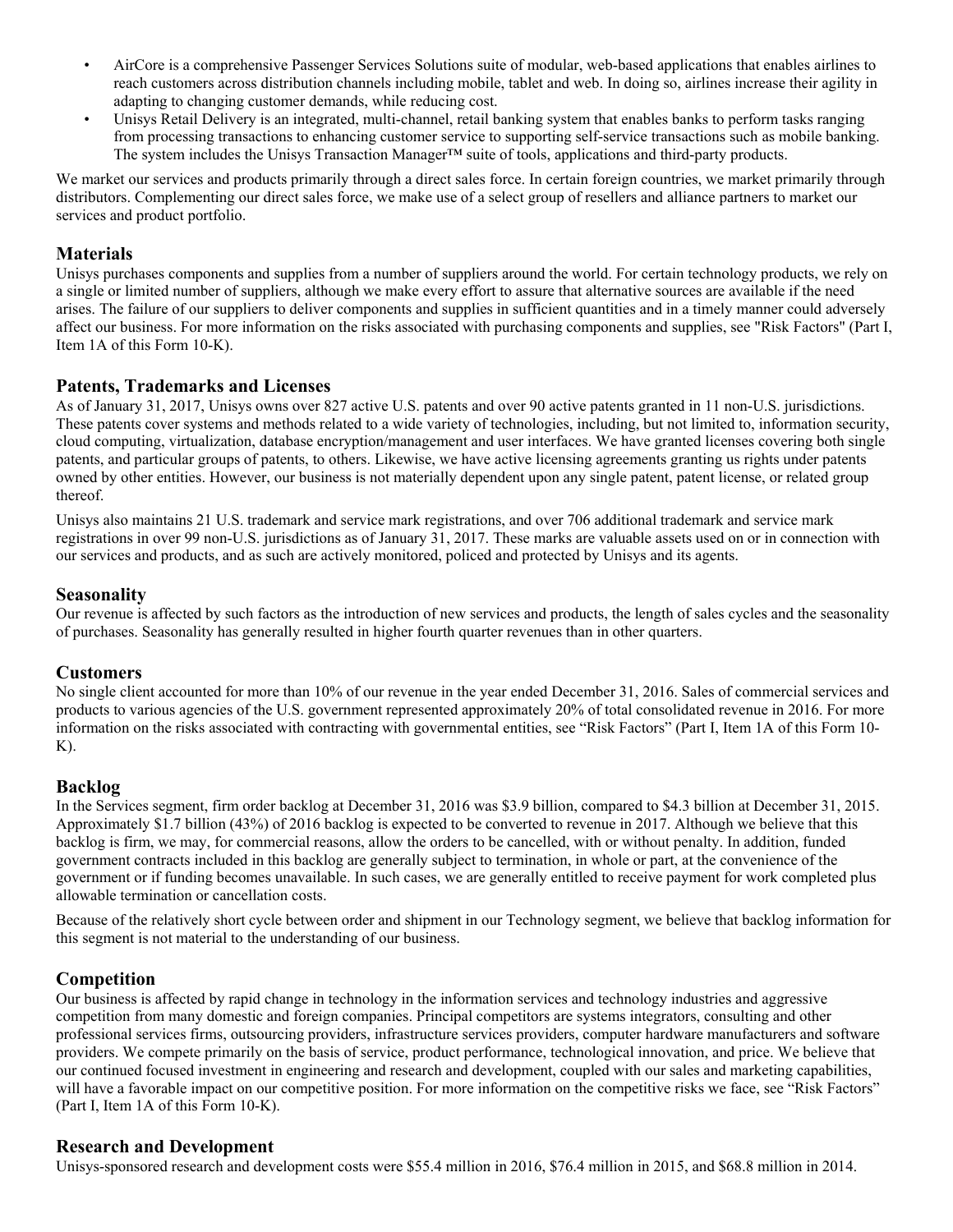- AirCore is a comprehensive Passenger Services Solutions suite of modular, web-based applications that enables airlines to reach customers across distribution channels including mobile, tablet and web. In doing so, airlines increase their agility in adapting to changing customer demands, while reducing cost.
- Unisys Retail Delivery is an integrated, multi-channel, retail banking system that enables banks to perform tasks ranging from processing transactions to enhancing customer service to supporting self-service transactions such as mobile banking. The system includes the Unisys Transaction Manager™ suite of tools, applications and third-party products.

We market our services and products primarily through a direct sales force. In certain foreign countries, we market primarily through distributors. Complementing our direct sales force, we make use of a select group of resellers and alliance partners to market our services and product portfolio.

## Materials

Unisys purchases components and supplies from a number of suppliers around the world. For certain technology products, we rely on a single or limited number of suppliers, although we make every effort to assure that alternative sources are available if the need arises. The failure of our suppliers to deliver components and supplies in sufficient quantities and in a timely manner could adversely affect our business. For more information on the risks associated with purchasing components and supplies, see "Risk Factors" (Part I, Item 1A of this Form 10-K).

## Patents, Trademarks and Licenses

As of January 31, 2017, Unisys owns over 827 active U.S. patents and over 90 active patents granted in 11 non-U.S. jurisdictions. These patents cover systems and methods related to a wide variety of technologies, including, but not limited to, information security, cloud computing, virtualization, database encryption/management and user interfaces. We have granted licenses covering both single patents, and particular groups of patents, to others. Likewise, we have active licensing agreements granting us rights under patents owned by other entities. However, our business is not materially dependent upon any single patent, patent license, or related group thereof.

Unisys also maintains 21 U.S. trademark and service mark registrations, and over 706 additional trademark and service mark registrations in over 99 non-U.S. jurisdictions as of January 31, 2017. These marks are valuable assets used on or in connection with our services and products, and as such are actively monitored, policed and protected by Unisys and its agents.

## Seasonality

Our revenue is affected by such factors as the introduction of new services and products, the length of sales cycles and the seasonality of purchases. Seasonality has generally resulted in higher fourth quarter revenues than in other quarters.

## Customers

No single client accounted for more than 10% of our revenue in the year ended December 31, 2016. Sales of commercial services and products to various agencies of the U.S. government represented approximately 20% of total consolidated revenue in 2016. For more information on the risks associated with contracting with governmental entities, see "Risk Factors" (Part I, Item 1A of this Form 10-K).

## Backlog

In the Services segment, firm order backlog at December 31, 2016 was $3.9 billion, compared to $4.3 billion at December 31, 2015. Approximately $1.7 billion (43%) of 2016 backlog is expected to be converted to revenue in 2017. Although we believe that this backlog is firm, we may, for commercial reasons, allow the orders to be cancelled, with or without penalty. In addition, funded government contracts included in this backlog are generally subject to termination, in whole or part, at the convenience of the government or if funding becomes unavailable. In such cases, we are generally entitled to receive payment for work completed plus allowable termination or cancellation costs.

Because of the relatively short cycle between order and shipment in our Technology segment, we believe that backlog information for this segment is not material to the understanding of our business.

## Competition

Our business is affected by rapid change in technology in the information services and technology industries and aggressive competition from many domestic and foreign companies. Principal competitors are systems integrators, consulting and other professional services firms, outsourcing providers, infrastructure services providers, computer hardware manufacturers and software providers. We compete primarily on the basis of service, product performance, technological innovation, and price. We believe that our continued focused investment in engineering and research and development, coupled with our sales and marketing capabilities, will have a favorable impact on our competitive position. For more information on the competitive risks we face, see "Risk Factors" (Part I, Item 1A of this Form 10-K).

## Research and Development

Unisys-sponsored research and development costs were $55.4 million in 2016, $76.4 million in 2015, and $68.8 million in 2014.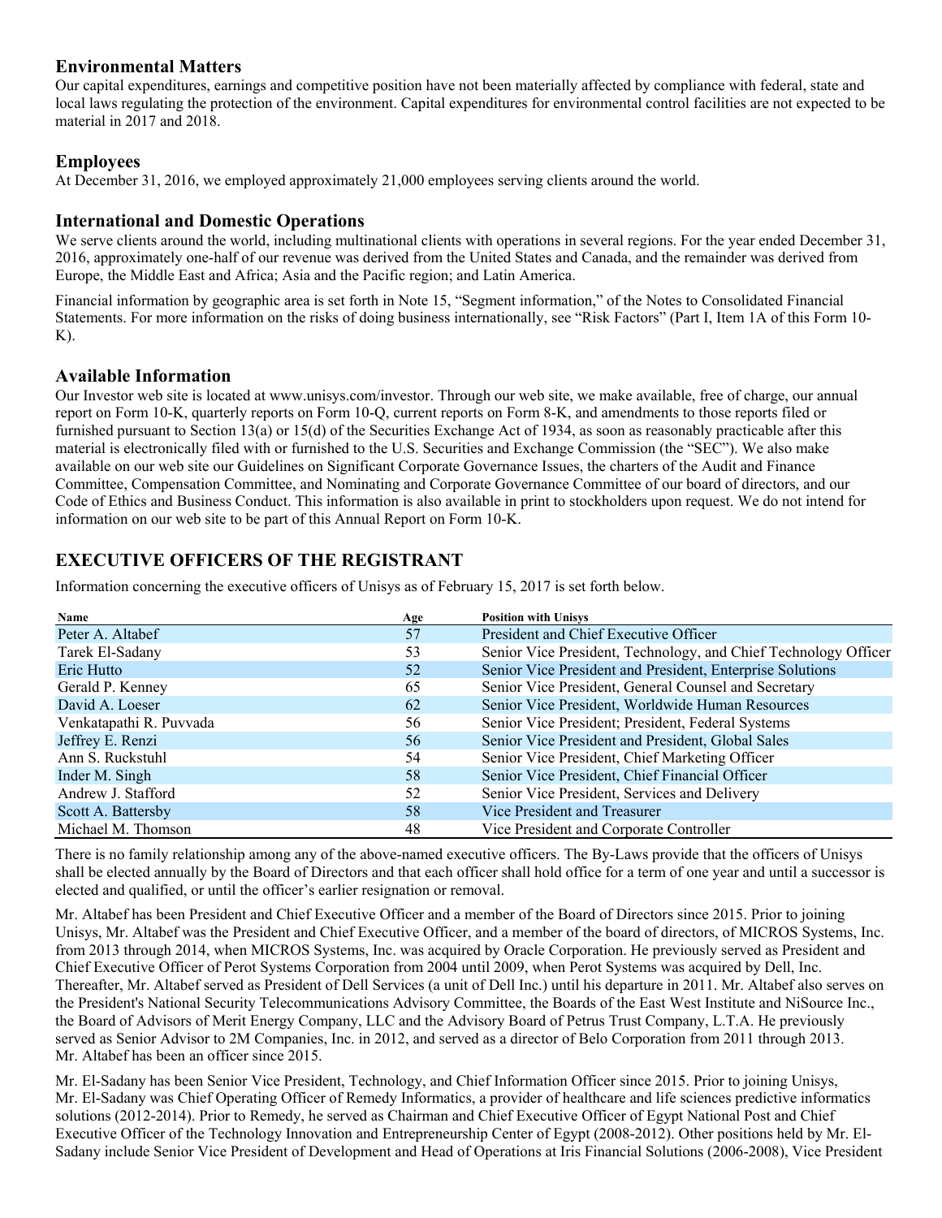## Environmental Matters

Our capital expenditures, earnings and competitive position have not been materially affected by compliance with federal, state and local laws regulating the protection of the environment. Capital expenditures for environmental control facilities are not expected to be material in 2017 and 2018.

## Employees

At December 31, 2016, we employed approximately 21,000 employees serving clients around the world.

## International and Domestic Operations

We serve clients around the world, including multinational clients with operations in several regions. For the year ended December 31, 2016, approximately one-half of our revenue was derived from the United States and Canada, and the remainder was derived from Europe, the Middle East and Africa; Asia and the Pacific region; and Latin America.

Financial information by geographic area is set forth in Note 15, "Segment information," of the Notes to Consolidated Financial Statements. For more information on the risks of doing business internationally, see "Risk Factors" (Part I, Item 1A of this Form 10-K).

## Available Information

Our Investor web site is located at www.unisys.com/investor. Through our web site, we make available, free of charge, our annual report on Form 10-K, quarterly reports on Form 10-Q, current reports on Form 8-K, and amendments to those reports filed or furnished pursuant to Section 13(a) or 15(d) of the Securities Exchange Act of 1934, as soon as reasonably practicable after this material is electronically filed with or furnished to the U.S. Securities and Exchange Commission (the "SEC"). We also make available on our web site our Guidelines on Significant Corporate Governance Issues, the charters of the Audit and Finance Committee, Compensation Committee, and Nominating and Corporate Governance Committee of our board of directors, and our Code of Ethics and Business Conduct. This information is also available in print to stockholders upon request. We do not intend for information on our web site to be part of this Annual Report on Form 10-K.

## EXECUTIVE OFFICERS OF THE REGISTRANT

Information concerning the executive officers of Unisys as of February 15, 2017 is set forth below.

| Name | Age | Position with Unisys |
|---|---|---|
| Peter A. Altabef | 57 | President and Chief Executive Officer |
| Tarek El-Sadany | 53 | Senior Vice President, Technology, and Chief Technology Officer |
| Eric Hutto | 52 | Senior Vice President and President, Enterprise Solutions |
| Gerald P. Kenney | 65 | Senior Vice President, General Counsel and Secretary |
| David A. Loeser | 62 | Senior Vice President, Worldwide Human Resources |
| Venkatapathi R. Puvvada | 56 | Senior Vice President; President, Federal Systems |
| Jeffrey E. Renzi | 56 | Senior Vice President and President, Global Sales |
| Ann S. Ruckstuhl | 54 | Senior Vice President, Chief Marketing Officer |
| Inder M. Singh | 58 | Senior Vice President, Chief Financial Officer |
| Andrew J. Stafford | 52 | Senior Vice President, Services and Delivery |
| Scott A. Battersby | 58 | Vice President and Treasurer |
| Michael M. Thomson | 48 | Vice President and Corporate Controller |

There is no family relationship among any of the above-named executive officers. The By-Laws provide that the officers of Unisys shall be elected annually by the Board of Directors and that each officer shall hold office for a term of one year and until a successor is elected and qualified, or until the officer's earlier resignation or removal.

Mr. Altabef has been President and Chief Executive Officer and a member of the Board of Directors since 2015. Prior to joining Unisys, Mr. Altabef was the President and Chief Executive Officer, and a member of the board of directors, of MICROS Systems, Inc. from 2013 through 2014, when MICROS Systems, Inc. was acquired by Oracle Corporation. He previously served as President and Chief Executive Officer of Perot Systems Corporation from 2004 until 2009, when Perot Systems was acquired by Dell, Inc. Thereafter, Mr. Altabef served as President of Dell Services (a unit of Dell Inc.) until his departure in 2011. Mr. Altabef also serves on the President's National Security Telecommunications Advisory Committee, the Boards of the East West Institute and NiSource Inc., the Board of Advisors of Merit Energy Company, LLC and the Advisory Board of Petrus Trust Company, L.T.A. He previously served as Senior Advisor to 2M Companies, Inc. in 2012, and served as a director of Belo Corporation from 2011 through 2013. Mr. Altabef has been an officer since 2015.

Mr. El-Sadany has been Senior Vice President, Technology, and Chief Information Officer since 2015. Prior to joining Unisys, Mr. El-Sadany was Chief Operating Officer of Remedy Informatics, a provider of healthcare and life sciences predictive informatics solutions (2012-2014). Prior to Remedy, he served as Chairman and Chief Executive Officer of Egypt National Post and Chief Executive Officer of the Technology Innovation and Entrepreneurship Center of Egypt (2008-2012). Other positions held by Mr. El-Sadany include Senior Vice President of Development and Head of Operations at Iris Financial Solutions (2006-2008), Vice President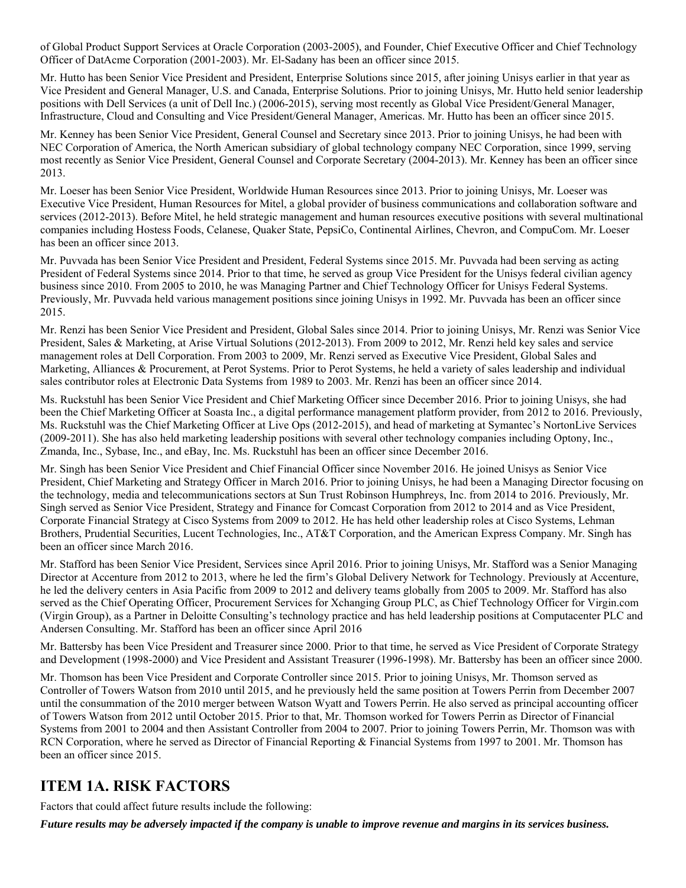of Global Product Support Services at Oracle Corporation (2003-2005), and Founder, Chief Executive Officer and Chief Technology Officer of DatAcme Corporation (2001-2003). Mr. El-Sadany has been an officer since 2015.

Mr. Hutto has been Senior Vice President and President, Enterprise Solutions since 2015, after joining Unisys earlier in that year as Vice President and General Manager, U.S. and Canada, Enterprise Solutions. Prior to joining Unisys, Mr. Hutto held senior leadership positions with Dell Services (a unit of Dell Inc.) (2006-2015), serving most recently as Global Vice President/General Manager, Infrastructure, Cloud and Consulting and Vice President/General Manager, Americas. Mr. Hutto has been an officer since 2015.

Mr. Kenney has been Senior Vice President, General Counsel and Secretary since 2013. Prior to joining Unisys, he had been with NEC Corporation of America, the North American subsidiary of global technology company NEC Corporation, since 1999, serving most recently as Senior Vice President, General Counsel and Corporate Secretary (2004-2013). Mr. Kenney has been an officer since 2013.

Mr. Loeser has been Senior Vice President, Worldwide Human Resources since 2013. Prior to joining Unisys, Mr. Loeser was Executive Vice President, Human Resources for Mitel, a global provider of business communications and collaboration software and services (2012-2013). Before Mitel, he held strategic management and human resources executive positions with several multinational companies including Hostess Foods, Celanese, Quaker State, PepsiCo, Continental Airlines, Chevron, and CompuCom. Mr. Loeser has been an officer since 2013.

Mr. Puvvada has been Senior Vice President and President, Federal Systems since 2015. Mr. Puvvada had been serving as acting President of Federal Systems since 2014. Prior to that time, he served as group Vice President for the Unisys federal civilian agency business since 2010. From 2005 to 2010, he was Managing Partner and Chief Technology Officer for Unisys Federal Systems. Previously, Mr. Puvvada held various management positions since joining Unisys in 1992. Mr. Puvvada has been an officer since 2015.

Mr. Renzi has been Senior Vice President and President, Global Sales since 2014. Prior to joining Unisys, Mr. Renzi was Senior Vice President, Sales & Marketing, at Arise Virtual Solutions (2012-2013). From 2009 to 2012, Mr. Renzi held key sales and service management roles at Dell Corporation. From 2003 to 2009, Mr. Renzi served as Executive Vice President, Global Sales and Marketing, Alliances & Procurement, at Perot Systems. Prior to Perot Systems, he held a variety of sales leadership and individual sales contributor roles at Electronic Data Systems from 1989 to 2003. Mr. Renzi has been an officer since 2014.

Ms. Ruckstuhl has been Senior Vice President and Chief Marketing Officer since December 2016. Prior to joining Unisys, she had been the Chief Marketing Officer at Soasta Inc., a digital performance management platform provider, from 2012 to 2016. Previously, Ms. Ruckstuhl was the Chief Marketing Officer at Live Ops (2012-2015), and head of marketing at Symantec's NortonLive Services (2009-2011). She has also held marketing leadership positions with several other technology companies including Optony, Inc., Zmanda, Inc., Sybase, Inc., and eBay, Inc. Ms. Ruckstuhl has been an officer since December 2016.

Mr. Singh has been Senior Vice President and Chief Financial Officer since November 2016. He joined Unisys as Senior Vice President, Chief Marketing and Strategy Officer in March 2016. Prior to joining Unisys, he had been a Managing Director focusing on the technology, media and telecommunications sectors at Sun Trust Robinson Humphreys, Inc. from 2014 to 2016. Previously, Mr. Singh served as Senior Vice President, Strategy and Finance for Comcast Corporation from 2012 to 2014 and as Vice President, Corporate Financial Strategy at Cisco Systems from 2009 to 2012. He has held other leadership roles at Cisco Systems, Lehman Brothers, Prudential Securities, Lucent Technologies, Inc., AT&T Corporation, and the American Express Company. Mr. Singh has been an officer since March 2016.

Mr. Stafford has been Senior Vice President, Services since April 2016. Prior to joining Unisys, Mr. Stafford was a Senior Managing Director at Accenture from 2012 to 2013, where he led the firm's Global Delivery Network for Technology. Previously at Accenture, he led the delivery centers in Asia Pacific from 2009 to 2012 and delivery teams globally from 2005 to 2009. Mr. Stafford has also served as the Chief Operating Officer, Procurement Services for Xchanging Group PLC, as Chief Technology Officer for Virgin.com (Virgin Group), as a Partner in Deloitte Consulting's technology practice and has held leadership positions at Computacenter PLC and Andersen Consulting. Mr. Stafford has been an officer since April 2016

Mr. Battersby has been Vice President and Treasurer since 2000. Prior to that time, he served as Vice President of Corporate Strategy and Development (1998-2000) and Vice President and Assistant Treasurer (1996-1998). Mr. Battersby has been an officer since 2000.

Mr. Thomson has been Vice President and Corporate Controller since 2015. Prior to joining Unisys, Mr. Thomson served as Controller of Towers Watson from 2010 until 2015, and he previously held the same position at Towers Perrin from December 2007 until the consummation of the 2010 merger between Watson Wyatt and Towers Perrin. He also served as principal accounting officer of Towers Watson from 2012 until October 2015. Prior to that, Mr. Thomson worked for Towers Perrin as Director of Financial Systems from 2001 to 2004 and then Assistant Controller from 2004 to 2007. Prior to joining Towers Perrin, Mr. Thomson was with RCN Corporation, where he served as Director of Financial Reporting & Financial Systems from 1997 to 2001. Mr. Thomson has been an officer since 2015.

# ITEM 1A. RISK FACTORS

Factors that could affect future results include the following:

***Future results may be adversely impacted if the company is unable to improve revenue and margins in its services business.***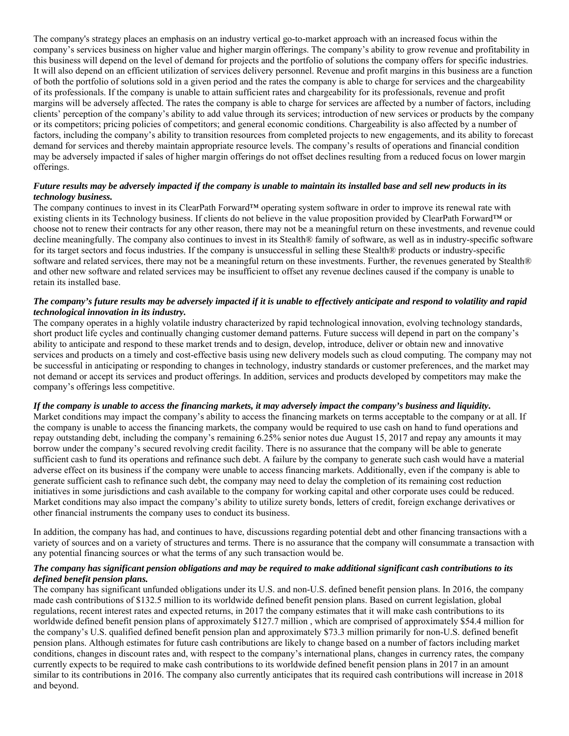The company's strategy places an emphasis on an industry vertical go-to-market approach with an increased focus within the company's services business on higher value and higher margin offerings. The company's ability to grow revenue and profitability in this business will depend on the level of demand for projects and the portfolio of solutions the company offers for specific industries. It will also depend on an efficient utilization of services delivery personnel. Revenue and profit margins in this business are a function of both the portfolio of solutions sold in a given period and the rates the company is able to charge for services and the chargeability of its professionals. If the company is unable to attain sufficient rates and chargeability for its professionals, revenue and profit margins will be adversely affected. The rates the company is able to charge for services are affected by a number of factors, including clients' perception of the company's ability to add value through its services; introduction of new services or products by the company or its competitors; pricing policies of competitors; and general economic conditions. Chargeability is also affected by a number of factors, including the company's ability to transition resources from completed projects to new engagements, and its ability to forecast demand for services and thereby maintain appropriate resource levels. The company's results of operations and financial condition may be adversely impacted if sales of higher margin offerings do not offset declines resulting from a reduced focus on lower margin offerings.

***Future results may be adversely impacted if the company is unable to maintain its installed base and sell new products in its technology business.***

The company continues to invest in its ClearPath Forward™ operating system software in order to improve its renewal rate with existing clients in its Technology business. If clients do not believe in the value proposition provided by ClearPath Forward™ or choose not to renew their contracts for any other reason, there may not be a meaningful return on these investments, and revenue could decline meaningfully. The company also continues to invest in its Stealth® family of software, as well as in industry-specific software for its target sectors and focus industries. If the company is unsuccessful in selling these Stealth® products or industry-specific software and related services, there may not be a meaningful return on these investments. Further, the revenues generated by Stealth® and other new software and related services may be insufficient to offset any revenue declines caused if the company is unable to retain its installed base.

***The company's future results may be adversely impacted if it is unable to effectively anticipate and respond to volatility and rapid technological innovation in its industry.***

The company operates in a highly volatile industry characterized by rapid technological innovation, evolving technology standards, short product life cycles and continually changing customer demand patterns. Future success will depend in part on the company's ability to anticipate and respond to these market trends and to design, develop, introduce, deliver or obtain new and innovative services and products on a timely and cost-effective basis using new delivery models such as cloud computing. The company may not be successful in anticipating or responding to changes in technology, industry standards or customer preferences, and the market may not demand or accept its services and product offerings. In addition, services and products developed by competitors may make the company's offerings less competitive.

***If the company is unable to access the financing markets, it may adversely impact the company's business and liquidity.***

Market conditions may impact the company's ability to access the financing markets on terms acceptable to the company or at all. If the company is unable to access the financing markets, the company would be required to use cash on hand to fund operations and repay outstanding debt, including the company's remaining 6.25% senior notes due August 15, 2017 and repay any amounts it may borrow under the company's secured revolving credit facility. There is no assurance that the company will be able to generate sufficient cash to fund its operations and refinance such debt. A failure by the company to generate such cash would have a material adverse effect on its business if the company were unable to access financing markets. Additionally, even if the company is able to generate sufficient cash to refinance such debt, the company may need to delay the completion of its remaining cost reduction initiatives in some jurisdictions and cash available to the company for working capital and other corporate uses could be reduced. Market conditions may also impact the company's ability to utilize surety bonds, letters of credit, foreign exchange derivatives or other financial instruments the company uses to conduct its business.

In addition, the company has had, and continues to have, discussions regarding potential debt and other financing transactions with a variety of sources and on a variety of structures and terms. There is no assurance that the company will consummate a transaction with any potential financing sources or what the terms of any such transaction would be.

***The company has significant pension obligations and may be required to make additional significant cash contributions to its defined benefit pension plans.***

The company has significant unfunded obligations under its U.S. and non-U.S. defined benefit pension plans. In 2016, the company made cash contributions of $132.5 million to its worldwide defined benefit pension plans. Based on current legislation, global regulations, recent interest rates and expected returns, in 2017 the company estimates that it will make cash contributions to its worldwide defined benefit pension plans of approximately $127.7 million , which are comprised of approximately $54.4 million for the company's U.S. qualified defined benefit pension plan and approximately $73.3 million primarily for non-U.S. defined benefit pension plans. Although estimates for future cash contributions are likely to change based on a number of factors including market conditions, changes in discount rates and, with respect to the company's international plans, changes in currency rates, the company currently expects to be required to make cash contributions to its worldwide defined benefit pension plans in 2017 in an amount similar to its contributions in 2016. The company also currently anticipates that its required cash contributions will increase in 2018 and beyond.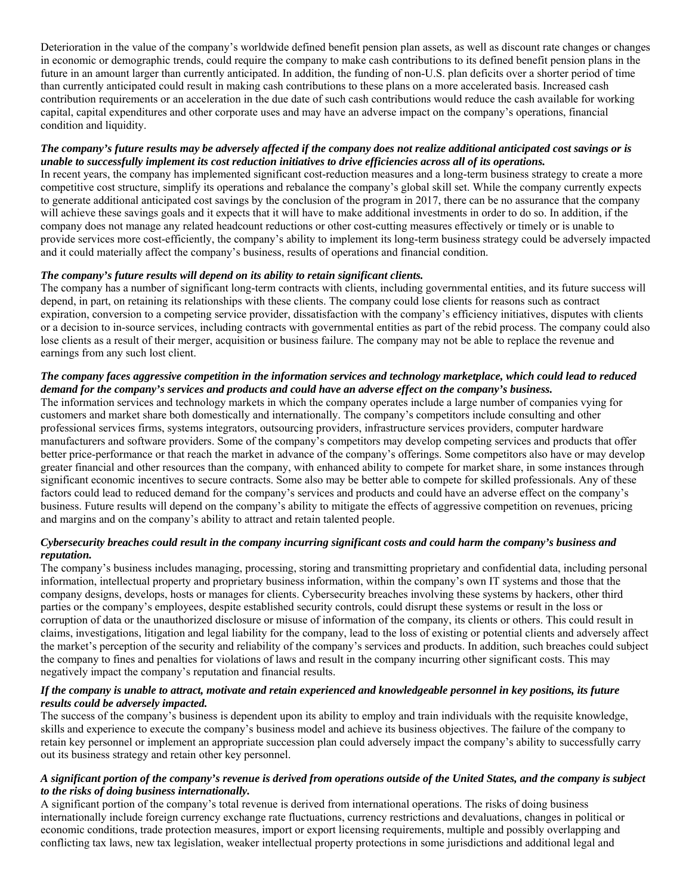Deterioration in the value of the company's worldwide defined benefit pension plan assets, as well as discount rate changes or changes in economic or demographic trends, could require the company to make cash contributions to its defined benefit pension plans in the future in an amount larger than currently anticipated. In addition, the funding of non-U.S. plan deficits over a shorter period of time than currently anticipated could result in making cash contributions to these plans on a more accelerated basis. Increased cash contribution requirements or an acceleration in the due date of such cash contributions would reduce the cash available for working capital, capital expenditures and other corporate uses and may have an adverse impact on the company's operations, financial condition and liquidity.

***The company's future results may be adversely affected if the company does not realize additional anticipated cost savings or is unable to successfully implement its cost reduction initiatives to drive efficiencies across all of its operations.***

In recent years, the company has implemented significant cost-reduction measures and a long-term business strategy to create a more competitive cost structure, simplify its operations and rebalance the company's global skill set. While the company currently expects to generate additional anticipated cost savings by the conclusion of the program in 2017, there can be no assurance that the company will achieve these savings goals and it expects that it will have to make additional investments in order to do so. In addition, if the company does not manage any related headcount reductions or other cost-cutting measures effectively or timely or is unable to provide services more cost-efficiently, the company's ability to implement its long-term business strategy could be adversely impacted and it could materially affect the company's business, results of operations and financial condition.

***The company's future results will depend on its ability to retain significant clients.***

The company has a number of significant long-term contracts with clients, including governmental entities, and its future success will depend, in part, on retaining its relationships with these clients. The company could lose clients for reasons such as contract expiration, conversion to a competing service provider, dissatisfaction with the company's efficiency initiatives, disputes with clients or a decision to in-source services, including contracts with governmental entities as part of the rebid process. The company could also lose clients as a result of their merger, acquisition or business failure. The company may not be able to replace the revenue and earnings from any such lost client.

***The company faces aggressive competition in the information services and technology marketplace, which could lead to reduced demand for the company's services and products and could have an adverse effect on the company's business.***

The information services and technology markets in which the company operates include a large number of companies vying for customers and market share both domestically and internationally. The company's competitors include consulting and other professional services firms, systems integrators, outsourcing providers, infrastructure services providers, computer hardware manufacturers and software providers. Some of the company's competitors may develop competing services and products that offer better price-performance or that reach the market in advance of the company's offerings. Some competitors also have or may develop greater financial and other resources than the company, with enhanced ability to compete for market share, in some instances through significant economic incentives to secure contracts. Some also may be better able to compete for skilled professionals. Any of these factors could lead to reduced demand for the company's services and products and could have an adverse effect on the company's business. Future results will depend on the company's ability to mitigate the effects of aggressive competition on revenues, pricing and margins and on the company's ability to attract and retain talented people.

***Cybersecurity breaches could result in the company incurring significant costs and could harm the company's business and reputation.***

The company's business includes managing, processing, storing and transmitting proprietary and confidential data, including personal information, intellectual property and proprietary business information, within the company's own IT systems and those that the company designs, develops, hosts or manages for clients. Cybersecurity breaches involving these systems by hackers, other third parties or the company's employees, despite established security controls, could disrupt these systems or result in the loss or corruption of data or the unauthorized disclosure or misuse of information of the company, its clients or others. This could result in claims, investigations, litigation and legal liability for the company, lead to the loss of existing or potential clients and adversely affect the market's perception of the security and reliability of the company's services and products. In addition, such breaches could subject the company to fines and penalties for violations of laws and result in the company incurring other significant costs. This may negatively impact the company's reputation and financial results.

***If the company is unable to attract, motivate and retain experienced and knowledgeable personnel in key positions, its future results could be adversely impacted.***

The success of the company's business is dependent upon its ability to employ and train individuals with the requisite knowledge, skills and experience to execute the company's business model and achieve its business objectives. The failure of the company to retain key personnel or implement an appropriate succession plan could adversely impact the company's ability to successfully carry out its business strategy and retain other key personnel.

***A significant portion of the company's revenue is derived from operations outside of the United States, and the company is subject to the risks of doing business internationally.***

A significant portion of the company's total revenue is derived from international operations. The risks of doing business internationally include foreign currency exchange rate fluctuations, currency restrictions and devaluations, changes in political or economic conditions, trade protection measures, import or export licensing requirements, multiple and possibly overlapping and conflicting tax laws, new tax legislation, weaker intellectual property protections in some jurisdictions and additional legal and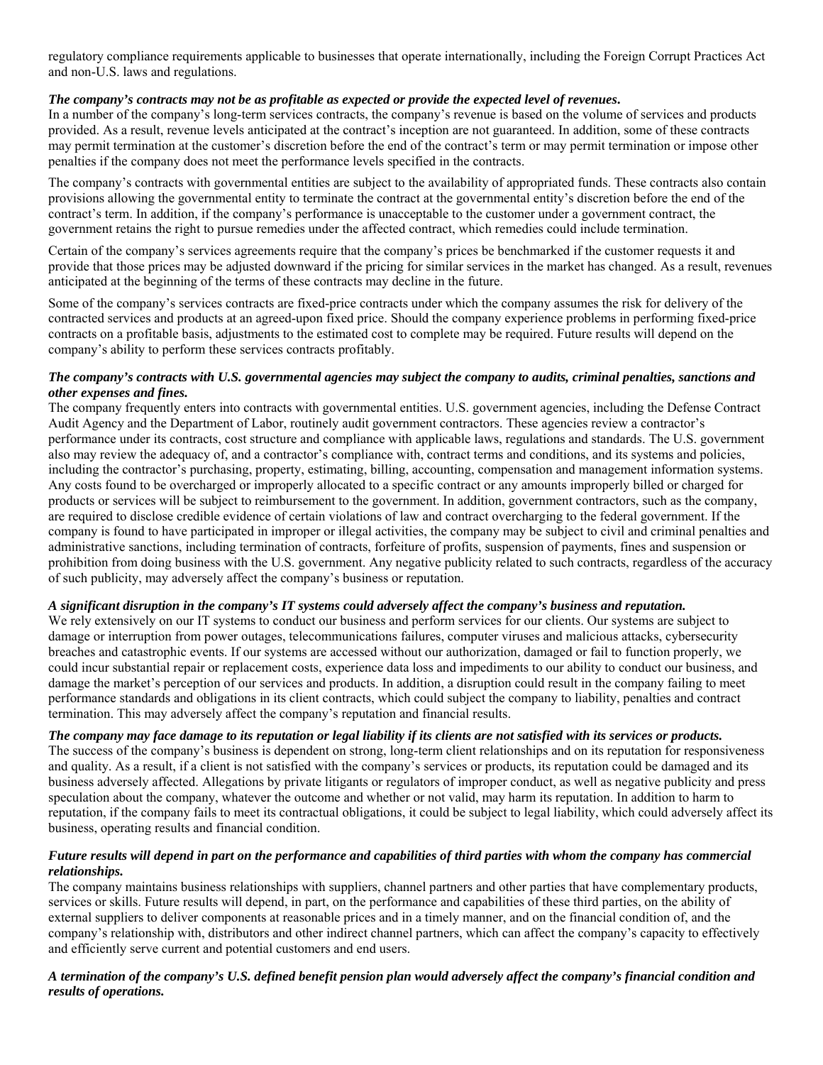regulatory compliance requirements applicable to businesses that operate internationally, including the Foreign Corrupt Practices Act and non-U.S. laws and regulations.

***The company's contracts may not be as profitable as expected or provide the expected level of revenues.***

In a number of the company's long-term services contracts, the company's revenue is based on the volume of services and products provided. As a result, revenue levels anticipated at the contract's inception are not guaranteed. In addition, some of these contracts may permit termination at the customer's discretion before the end of the contract's term or may permit termination or impose other penalties if the company does not meet the performance levels specified in the contracts.

The company's contracts with governmental entities are subject to the availability of appropriated funds. These contracts also contain provisions allowing the governmental entity to terminate the contract at the governmental entity's discretion before the end of the contract's term. In addition, if the company's performance is unacceptable to the customer under a government contract, the government retains the right to pursue remedies under the affected contract, which remedies could include termination.

Certain of the company's services agreements require that the company's prices be benchmarked if the customer requests it and provide that those prices may be adjusted downward if the pricing for similar services in the market has changed. As a result, revenues anticipated at the beginning of the terms of these contracts may decline in the future.

Some of the company's services contracts are fixed-price contracts under which the company assumes the risk for delivery of the contracted services and products at an agreed-upon fixed price. Should the company experience problems in performing fixed-price contracts on a profitable basis, adjustments to the estimated cost to complete may be required. Future results will depend on the company's ability to perform these services contracts profitably.

***The company's contracts with U.S. governmental agencies may subject the company to audits, criminal penalties, sanctions and other expenses and fines.***

The company frequently enters into contracts with governmental entities. U.S. government agencies, including the Defense Contract Audit Agency and the Department of Labor, routinely audit government contractors. These agencies review a contractor's performance under its contracts, cost structure and compliance with applicable laws, regulations and standards. The U.S. government also may review the adequacy of, and a contractor's compliance with, contract terms and conditions, and its systems and policies, including the contractor's purchasing, property, estimating, billing, accounting, compensation and management information systems. Any costs found to be overcharged or improperly allocated to a specific contract or any amounts improperly billed or charged for products or services will be subject to reimbursement to the government. In addition, government contractors, such as the company, are required to disclose credible evidence of certain violations of law and contract overcharging to the federal government. If the company is found to have participated in improper or illegal activities, the company may be subject to civil and criminal penalties and administrative sanctions, including termination of contracts, forfeiture of profits, suspension of payments, fines and suspension or prohibition from doing business with the U.S. government. Any negative publicity related to such contracts, regardless of the accuracy of such publicity, may adversely affect the company's business or reputation.

***A significant disruption in the company's IT systems could adversely affect the company's business and reputation.***

We rely extensively on our IT systems to conduct our business and perform services for our clients. Our systems are subject to damage or interruption from power outages, telecommunications failures, computer viruses and malicious attacks, cybersecurity breaches and catastrophic events. If our systems are accessed without our authorization, damaged or fail to function properly, we could incur substantial repair or replacement costs, experience data loss and impediments to our ability to conduct our business, and damage the market's perception of our services and products. In addition, a disruption could result in the company failing to meet performance standards and obligations in its client contracts, which could subject the company to liability, penalties and contract termination. This may adversely affect the company's reputation and financial results.

***The company may face damage to its reputation or legal liability if its clients are not satisfied with its services or products.***

The success of the company's business is dependent on strong, long-term client relationships and on its reputation for responsiveness and quality. As a result, if a client is not satisfied with the company's services or products, its reputation could be damaged and its business adversely affected. Allegations by private litigants or regulators of improper conduct, as well as negative publicity and press speculation about the company, whatever the outcome and whether or not valid, may harm its reputation. In addition to harm to reputation, if the company fails to meet its contractual obligations, it could be subject to legal liability, which could adversely affect its business, operating results and financial condition.

***Future results will depend in part on the performance and capabilities of third parties with whom the company has commercial relationships.***

The company maintains business relationships with suppliers, channel partners and other parties that have complementary products, services or skills. Future results will depend, in part, on the performance and capabilities of these third parties, on the ability of external suppliers to deliver components at reasonable prices and in a timely manner, and on the financial condition of, and the company's relationship with, distributors and other indirect channel partners, which can affect the company's capacity to effectively and efficiently serve current and potential customers and end users.

***A termination of the company's U.S. defined benefit pension plan would adversely affect the company's financial condition and results of operations.***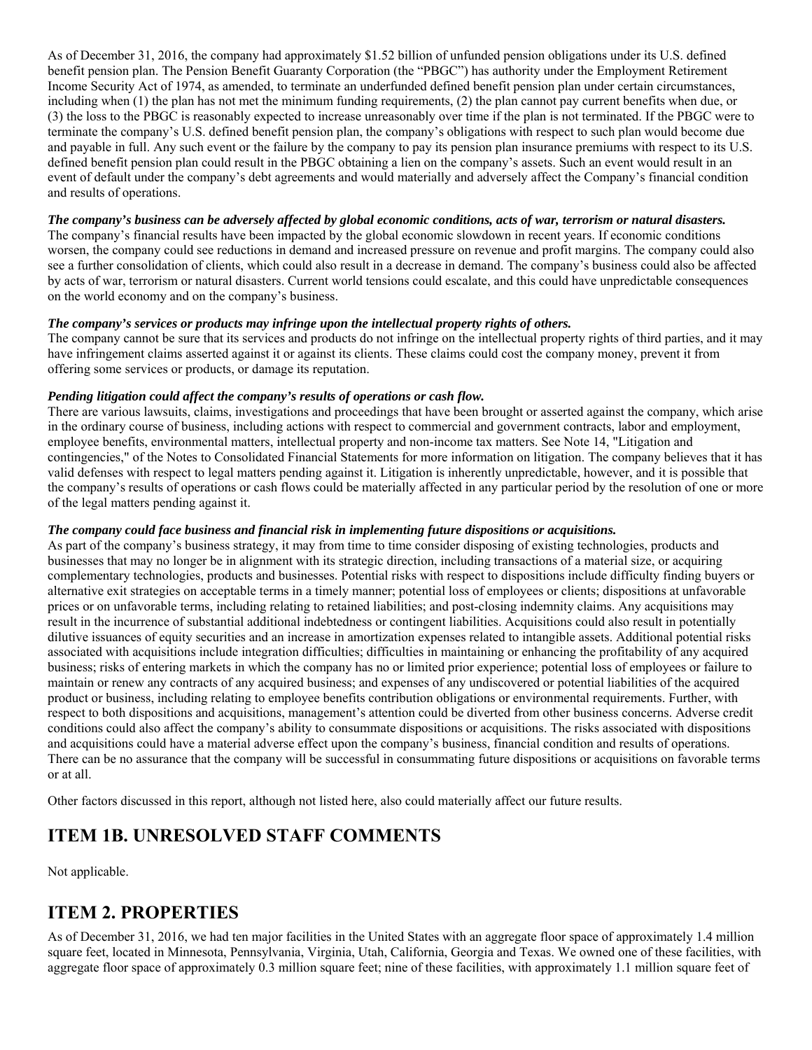As of December 31, 2016, the company had approximately $1.52 billion of unfunded pension obligations under its U.S. defined benefit pension plan. The Pension Benefit Guaranty Corporation (the "PBGC") has authority under the Employment Retirement Income Security Act of 1974, as amended, to terminate an underfunded defined benefit pension plan under certain circumstances, including when (1) the plan has not met the minimum funding requirements, (2) the plan cannot pay current benefits when due, or (3) the loss to the PBGC is reasonably expected to increase unreasonably over time if the plan is not terminated. If the PBGC were to terminate the company's U.S. defined benefit pension plan, the company's obligations with respect to such plan would become due and payable in full. Any such event or the failure by the company to pay its pension plan insurance premiums with respect to its U.S. defined benefit pension plan could result in the PBGC obtaining a lien on the company's assets. Such an event would result in an event of default under the company's debt agreements and would materially and adversely affect the Company's financial condition and results of operations.

***The company's business can be adversely affected by global economic conditions, acts of war, terrorism or natural disasters.***
The company's financial results have been impacted by the global economic slowdown in recent years. If economic conditions worsen, the company could see reductions in demand and increased pressure on revenue and profit margins. The company could also see a further consolidation of clients, which could also result in a decrease in demand. The company's business could also be affected by acts of war, terrorism or natural disasters. Current world tensions could escalate, and this could have unpredictable consequences on the world economy and on the company's business.

***The company's services or products may infringe upon the intellectual property rights of others.***
The company cannot be sure that its services and products do not infringe on the intellectual property rights of third parties, and it may have infringement claims asserted against it or against its clients. These claims could cost the company money, prevent it from offering some services or products, or damage its reputation.

***Pending litigation could affect the company's results of operations or cash flow.***
There are various lawsuits, claims, investigations and proceedings that have been brought or asserted against the company, which arise in the ordinary course of business, including actions with respect to commercial and government contracts, labor and employment, employee benefits, environmental matters, intellectual property and non-income tax matters. See Note 14, "Litigation and contingencies," of the Notes to Consolidated Financial Statements for more information on litigation. The company believes that it has valid defenses with respect to legal matters pending against it. Litigation is inherently unpredictable, however, and it is possible that the company's results of operations or cash flows could be materially affected in any particular period by the resolution of one or more of the legal matters pending against it.

***The company could face business and financial risk in implementing future dispositions or acquisitions.***
As part of the company's business strategy, it may from time to time consider disposing of existing technologies, products and businesses that may no longer be in alignment with its strategic direction, including transactions of a material size, or acquiring complementary technologies, products and businesses. Potential risks with respect to dispositions include difficulty finding buyers or alternative exit strategies on acceptable terms in a timely manner; potential loss of employees or clients; dispositions at unfavorable prices or on unfavorable terms, including relating to retained liabilities; and post-closing indemnity claims. Any acquisitions may result in the incurrence of substantial additional indebtedness or contingent liabilities. Acquisitions could also result in potentially dilutive issuances of equity securities and an increase in amortization expenses related to intangible assets. Additional potential risks associated with acquisitions include integration difficulties; difficulties in maintaining or enhancing the profitability of any acquired business; risks of entering markets in which the company has no or limited prior experience; potential loss of employees or failure to maintain or renew any contracts of any acquired business; and expenses of any undiscovered or potential liabilities of the acquired product or business, including relating to employee benefits contribution obligations or environmental requirements. Further, with respect to both dispositions and acquisitions, management's attention could be diverted from other business concerns. Adverse credit conditions could also affect the company's ability to consummate dispositions or acquisitions. The risks associated with dispositions and acquisitions could have a material adverse effect upon the company's business, financial condition and results of operations. There can be no assurance that the company will be successful in consummating future dispositions or acquisitions on favorable terms or at all.

Other factors discussed in this report, although not listed here, also could materially affect our future results.

# ITEM 1B. UNRESOLVED STAFF COMMENTS

Not applicable.

# ITEM 2. PROPERTIES

As of December 31, 2016, we had ten major facilities in the United States with an aggregate floor space of approximately 1.4 million square feet, located in Minnesota, Pennsylvania, Virginia, Utah, California, Georgia and Texas. We owned one of these facilities, with aggregate floor space of approximately 0.3 million square feet; nine of these facilities, with approximately 1.1 million square feet of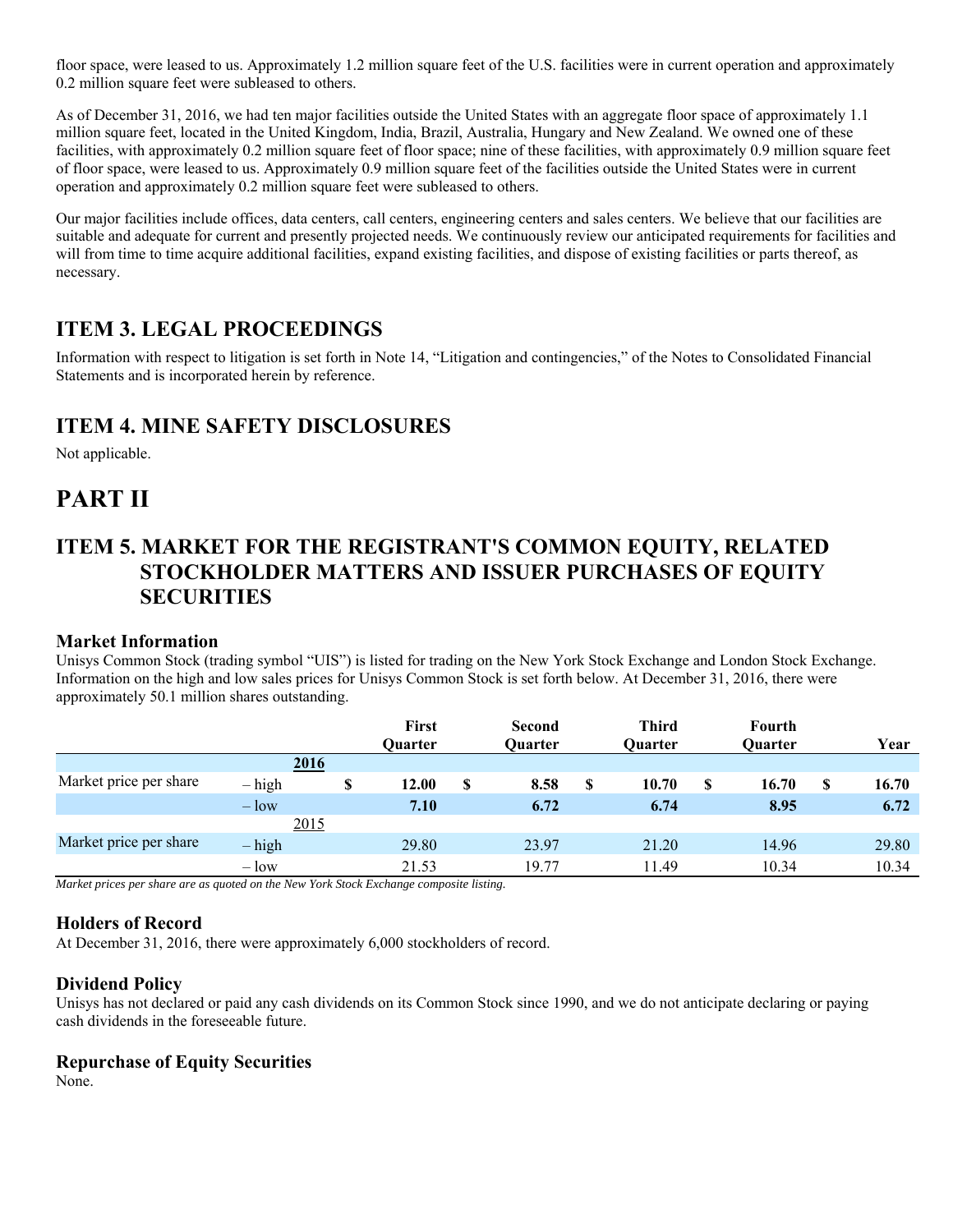floor space, were leased to us. Approximately 1.2 million square feet of the U.S. facilities were in current operation and approximately 0.2 million square feet were subleased to others.

As of December 31, 2016, we had ten major facilities outside the United States with an aggregate floor space of approximately 1.1 million square feet, located in the United Kingdom, India, Brazil, Australia, Hungary and New Zealand. We owned one of these facilities, with approximately 0.2 million square feet of floor space; nine of these facilities, with approximately 0.9 million square feet of floor space, were leased to us. Approximately 0.9 million square feet of the facilities outside the United States were in current operation and approximately 0.2 million square feet were subleased to others.

Our major facilities include offices, data centers, call centers, engineering centers and sales centers. We believe that our facilities are suitable and adequate for current and presently projected needs. We continuously review our anticipated requirements for facilities and will from time to time acquire additional facilities, expand existing facilities, and dispose of existing facilities or parts thereof, as necessary.

## ITEM 3. LEGAL PROCEEDINGS

Information with respect to litigation is set forth in Note 14, "Litigation and contingencies," of the Notes to Consolidated Financial Statements and is incorporated herein by reference.

## ITEM 4. MINE SAFETY DISCLOSURES

Not applicable.

# PART II

## ITEM 5. MARKET FOR THE REGISTRANT'S COMMON EQUITY, RELATED STOCKHOLDER MATTERS AND ISSUER PURCHASES OF EQUITY SECURITIES

### Market Information

Unisys Common Stock (trading symbol "UIS") is listed for trading on the New York Stock Exchange and London Stock Exchange. Information on the high and low sales prices for Unisys Common Stock is set forth below. At December 31, 2016, there were approximately 50.1 million shares outstanding.

| | | First Quarter | Second Quarter | Third Quarter | Fourth Quarter | Year |
|---|---|---|---|---|---|---|
| | **2016** | | | | | |
| Market price per share | – high | **$ 12.00** | **$ 8.58** | **$ 10.70** | **$ 16.70** | **$ 16.70** |
| | – low | **7.10** | **6.72** | **6.74** | **8.95** | **6.72** |
| | 2015 | | | | | |
| Market price per share | – high | 29.80 | 23.97 | 21.20 | 14.96 | 29.80 |
| | – low | 21.53 | 19.77 | 11.49 | 10.34 | 10.34 |

*Market prices per share are as quoted on the New York Stock Exchange composite listing.*

### Holders of Record

At December 31, 2016, there were approximately 6,000 stockholders of record.

### Dividend Policy

Unisys has not declared or paid any cash dividends on its Common Stock since 1990, and we do not anticipate declaring or paying cash dividends in the foreseeable future.

### Repurchase of Equity Securities

None.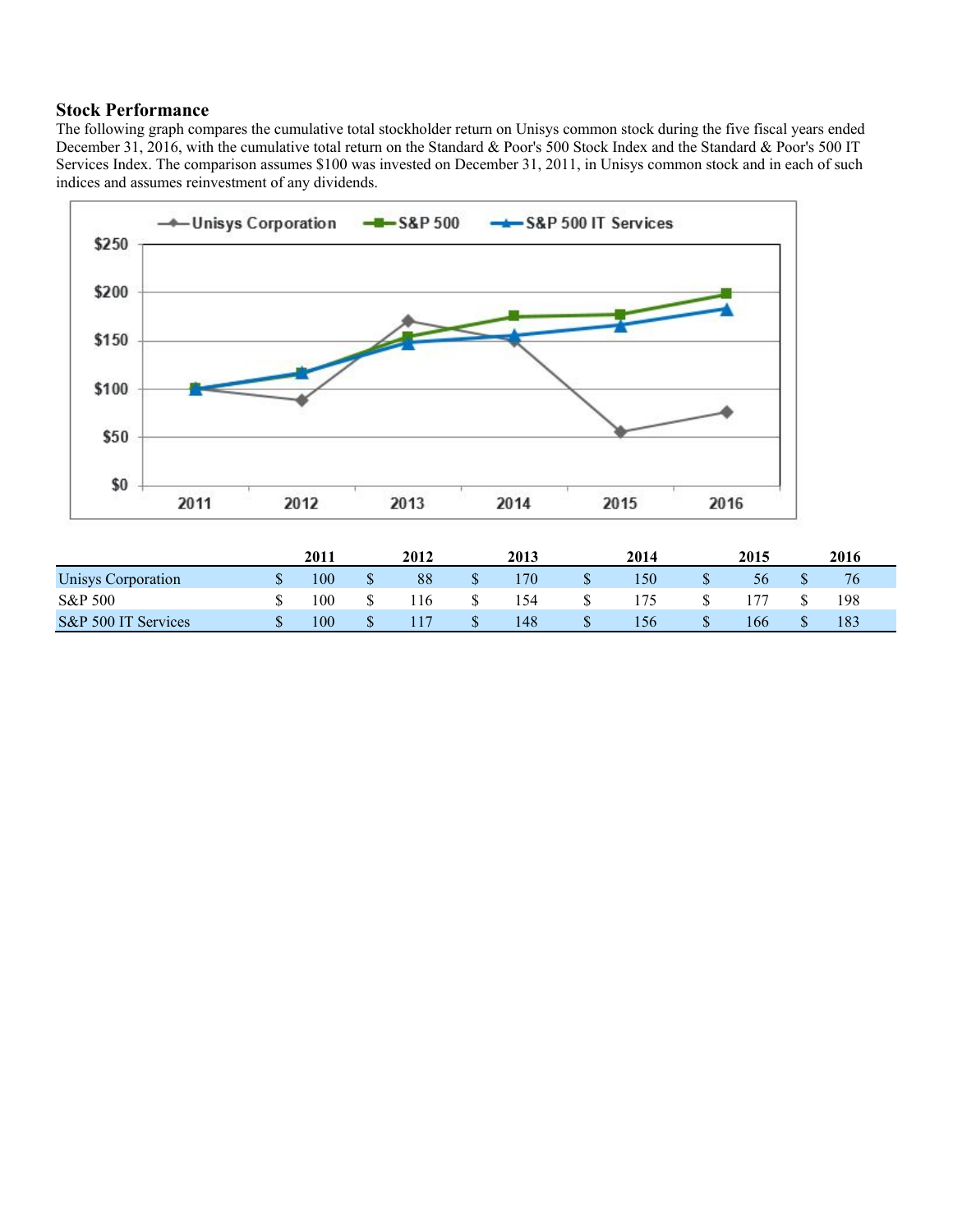### Stock Performance

The following graph compares the cumulative total stockholder return on Unisys common stock during the five fiscal years ended December 31, 2016, with the cumulative total return on the Standard & Poor's 500 Stock Index and the Standard & Poor's 500 IT Services Index. The comparison assumes $100 was invested on December 31, 2011, in Unisys common stock and in each of such indices and assumes reinvestment of any dividends.

| | 2011 | 2012 | 2013 | 2014 | 2015 | 2016 |
|---|---|---|---|---|---|---|
| Unisys Corporation | $ 100 | $ 88 | $ 170 | $ 150 | $ 56 | $ 76 |
| S&P 500 | $ 100 | $ 116 | $ 154 | $ 175 | $ 177 | $ 198 |
| S&P 500 IT Services | $ 100 | $ 117 | $ 148 | $ 156 | $ 166 | $ 183 |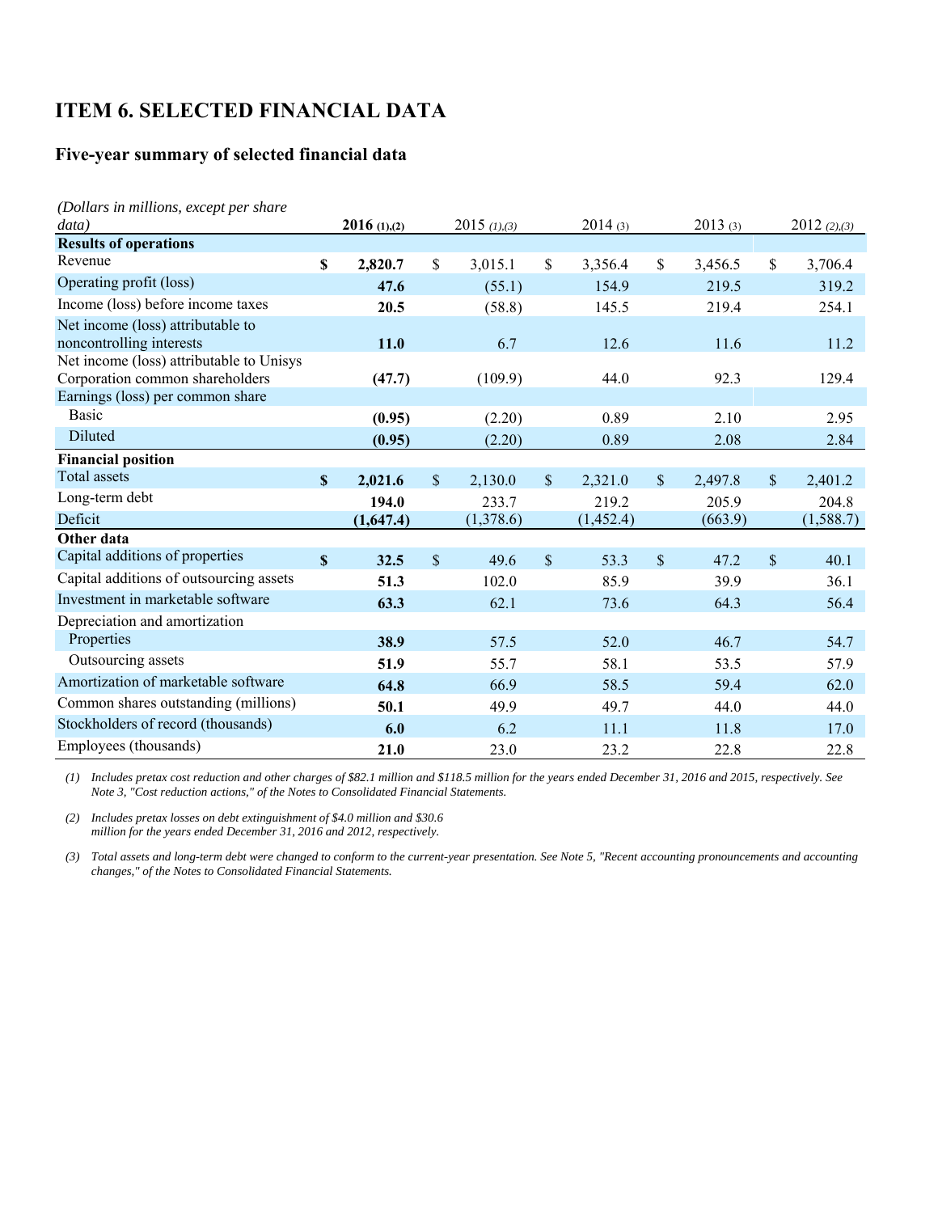# ITEM 6. SELECTED FINANCIAL DATA

## Five-year summary of selected financial data

| *(Dollars in millions, except per share data)* | **2016 (1),(2)** | 2015 *(1),(3)* | 2014 (3) | 2013 (3) | 2012 *(2),(3)* |
|---|---|---|---|---|---|
| **Results of operations** | | | | | |
| Revenue | **$ 2,820.7** | $ 3,015.1 | $ 3,356.4 | $ 3,456.5 | $ 3,706.4 |
| Operating profit (loss) | **47.6** | (55.1) | 154.9 | 219.5 | 319.2 |
| Income (loss) before income taxes | **20.5** | (58.8) | 145.5 | 219.4 | 254.1 |
| Net income (loss) attributable to noncontrolling interests | **11.0** | 6.7 | 12.6 | 11.6 | 11.2 |
| Net income (loss) attributable to Unisys Corporation common shareholders | **(47.7)** | (109.9) | 44.0 | 92.3 | 129.4 |
| Earnings (loss) per common share | | | | | |
| Basic | **(0.95)** | (2.20) | 0.89 | 2.10 | 2.95 |
| Diluted | **(0.95)** | (2.20) | 0.89 | 2.08 | 2.84 |
| **Financial position** | | | | | |
| Total assets | **$ 2,021.6** | $ 2,130.0 | $ 2,321.0 | $ 2,497.8 | $ 2,401.2 |
| Long-term debt | **194.0** | 233.7 | 219.2 | 205.9 | 204.8 |
| Deficit | **(1,647.4)** | (1,378.6) | (1,452.4) | (663.9) | (1,588.7) |
| **Other data** | | | | | |
| Capital additions of properties | **$ 32.5** | $ 49.6 | $ 53.3 | $ 47.2 | $ 40.1 |
| Capital additions of outsourcing assets | **51.3** | 102.0 | 85.9 | 39.9 | 36.1 |
| Investment in marketable software | **63.3** | 62.1 | 73.6 | 64.3 | 56.4 |
| Depreciation and amortization | | | | | |
| Properties | **38.9** | 57.5 | 52.0 | 46.7 | 54.7 |
| Outsourcing assets | **51.9** | 55.7 | 58.1 | 53.5 | 57.9 |
| Amortization of marketable software | **64.8** | 66.9 | 58.5 | 59.4 | 62.0 |
| Common shares outstanding (millions) | **50.1** | 49.9 | 49.7 | 44.0 | 44.0 |
| Stockholders of record (thousands) | **6.0** | 6.2 | 11.1 | 11.8 | 17.0 |
| Employees (thousands) | **21.0** | 23.0 | 23.2 | 22.8 | 22.8 |

*(1) Includes pretax cost reduction and other charges of $82.1 million and $118.5 million for the years ended December 31, 2016 and 2015, respectively. See Note 3, "Cost reduction actions," of the Notes to Consolidated Financial Statements.*

*(2) Includes pretax losses on debt extinguishment of $4.0 million and $30.6 million for the years ended December 31, 2016 and 2012, respectively.*

*(3) Total assets and long-term debt were changed to conform to the current-year presentation. See Note 5, "Recent accounting pronouncements and accounting changes," of the Notes to Consolidated Financial Statements.*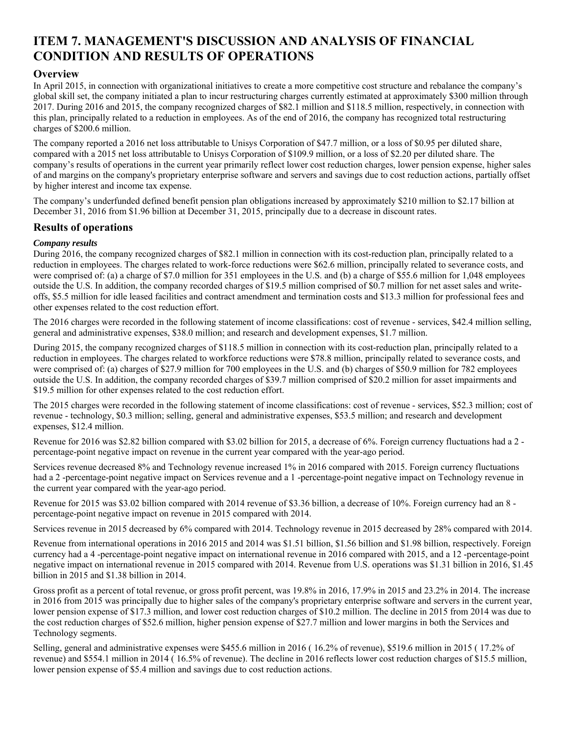# ITEM 7. MANAGEMENT'S DISCUSSION AND ANALYSIS OF FINANCIAL CONDITION AND RESULTS OF OPERATIONS

## Overview

In April 2015, in connection with organizational initiatives to create a more competitive cost structure and rebalance the company's global skill set, the company initiated a plan to incur restructuring charges currently estimated at approximately $300 million through 2017. During 2016 and 2015, the company recognized charges of $82.1 million and $118.5 million, respectively, in connection with this plan, principally related to a reduction in employees. As of the end of 2016, the company has recognized total restructuring charges of $200.6 million.

The company reported a 2016 net loss attributable to Unisys Corporation of $47.7 million, or a loss of $0.95 per diluted share, compared with a 2015 net loss attributable to Unisys Corporation of $109.9 million, or a loss of $2.20 per diluted share. The company's results of operations in the current year primarily reflect lower cost reduction charges, lower pension expense, higher sales of and margins on the company's proprietary enterprise software and servers and savings due to cost reduction actions, partially offset by higher interest and income tax expense.

The company's underfunded defined benefit pension plan obligations increased by approximately $210 million to $2.17 billion at December 31, 2016 from $1.96 billion at December 31, 2015, principally due to a decrease in discount rates.

## Results of operations

### *Company results*

During 2016, the company recognized charges of $82.1 million in connection with its cost-reduction plan, principally related to a reduction in employees. The charges related to work-force reductions were $62.6 million, principally related to severance costs, and were comprised of: (a) a charge of $7.0 million for 351 employees in the U.S. and (b) a charge of $55.6 million for 1,048 employees outside the U.S. In addition, the company recorded charges of $19.5 million comprised of $0.7 million for net asset sales and write-offs, $5.5 million for idle leased facilities and contract amendment and termination costs and $13.3 million for professional fees and other expenses related to the cost reduction effort.

The 2016 charges were recorded in the following statement of income classifications: cost of revenue - services, $42.4 million selling, general and administrative expenses, $38.0 million; and research and development expenses, $1.7 million.

During 2015, the company recognized charges of $118.5 million in connection with its cost-reduction plan, principally related to a reduction in employees. The charges related to workforce reductions were $78.8 million, principally related to severance costs, and were comprised of: (a) charges of $27.9 million for 700 employees in the U.S. and (b) charges of $50.9 million for 782 employees outside the U.S. In addition, the company recorded charges of $39.7 million comprised of $20.2 million for asset impairments and $19.5 million for other expenses related to the cost reduction effort.

The 2015 charges were recorded in the following statement of income classifications: cost of revenue - services, $52.3 million; cost of revenue - technology, $0.3 million; selling, general and administrative expenses, $53.5 million; and research and development expenses, $12.4 million.

Revenue for 2016 was $2.82 billion compared with $3.02 billion for 2015, a decrease of 6%. Foreign currency fluctuations had a 2 -percentage-point negative impact on revenue in the current year compared with the year-ago period.

Services revenue decreased 8% and Technology revenue increased 1% in 2016 compared with 2015. Foreign currency fluctuations had a 2 -percentage-point negative impact on Services revenue and a 1 -percentage-point negative impact on Technology revenue in the current year compared with the year-ago period.

Revenue for 2015 was $3.02 billion compared with 2014 revenue of $3.36 billion, a decrease of 10%. Foreign currency had an 8 -percentage-point negative impact on revenue in 2015 compared with 2014.

Services revenue in 2015 decreased by 6% compared with 2014. Technology revenue in 2015 decreased by 28% compared with 2014.

Revenue from international operations in 2016 2015 and 2014 was $1.51 billion, $1.56 billion and $1.98 billion, respectively. Foreign currency had a 4 -percentage-point negative impact on international revenue in 2016 compared with 2015, and a 12 -percentage-point negative impact on international revenue in 2015 compared with 2014. Revenue from U.S. operations was $1.31 billion in 2016, $1.45 billion in 2015 and $1.38 billion in 2014.

Gross profit as a percent of total revenue, or gross profit percent, was 19.8% in 2016, 17.9% in 2015 and 23.2% in 2014. The increase in 2016 from 2015 was principally due to higher sales of the company's proprietary enterprise software and servers in the current year, lower pension expense of $17.3 million, and lower cost reduction charges of $10.2 million. The decline in 2015 from 2014 was due to the cost reduction charges of $52.6 million, higher pension expense of $27.7 million and lower margins in both the Services and Technology segments.

Selling, general and administrative expenses were $455.6 million in 2016 ( 16.2% of revenue), $519.6 million in 2015 ( 17.2% of revenue) and $554.1 million in 2014 ( 16.5% of revenue). The decline in 2016 reflects lower cost reduction charges of $15.5 million, lower pension expense of $5.4 million and savings due to cost reduction actions.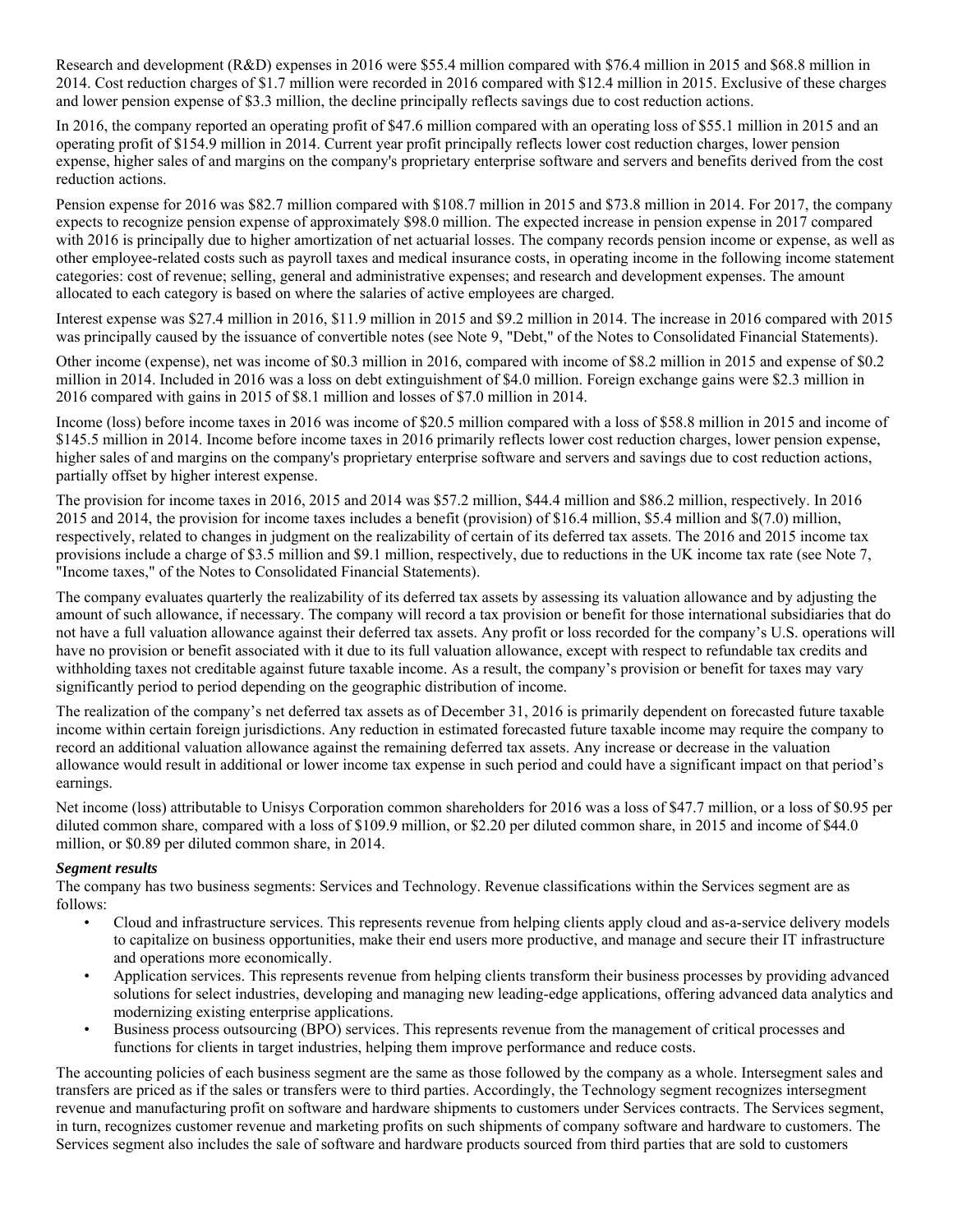Research and development (R&D) expenses in 2016 were $55.4 million compared with $76.4 million in 2015 and $68.8 million in 2014. Cost reduction charges of $1.7 million were recorded in 2016 compared with $12.4 million in 2015. Exclusive of these charges and lower pension expense of $3.3 million, the decline principally reflects savings due to cost reduction actions.

In 2016, the company reported an operating profit of $47.6 million compared with an operating loss of $55.1 million in 2015 and an operating profit of $154.9 million in 2014. Current year profit principally reflects lower cost reduction charges, lower pension expense, higher sales of and margins on the company's proprietary enterprise software and servers and benefits derived from the cost reduction actions.

Pension expense for 2016 was $82.7 million compared with $108.7 million in 2015 and $73.8 million in 2014. For 2017, the company expects to recognize pension expense of approximately $98.0 million. The expected increase in pension expense in 2017 compared with 2016 is principally due to higher amortization of net actuarial losses. The company records pension income or expense, as well as other employee-related costs such as payroll taxes and medical insurance costs, in operating income in the following income statement categories: cost of revenue; selling, general and administrative expenses; and research and development expenses. The amount allocated to each category is based on where the salaries of active employees are charged.

Interest expense was $27.4 million in 2016, $11.9 million in 2015 and $9.2 million in 2014. The increase in 2016 compared with 2015 was principally caused by the issuance of convertible notes (see Note 9, "Debt," of the Notes to Consolidated Financial Statements).

Other income (expense), net was income of $0.3 million in 2016, compared with income of $8.2 million in 2015 and expense of $0.2 million in 2014. Included in 2016 was a loss on debt extinguishment of $4.0 million. Foreign exchange gains were $2.3 million in 2016 compared with gains in 2015 of $8.1 million and losses of $7.0 million in 2014.

Income (loss) before income taxes in 2016 was income of $20.5 million compared with a loss of $58.8 million in 2015 and income of $145.5 million in 2014. Income before income taxes in 2016 primarily reflects lower cost reduction charges, lower pension expense, higher sales of and margins on the company's proprietary enterprise software and servers and savings due to cost reduction actions, partially offset by higher interest expense.

The provision for income taxes in 2016, 2015 and 2014 was $57.2 million, $44.4 million and $86.2 million, respectively. In 2016 2015 and 2014, the provision for income taxes includes a benefit (provision) of $16.4 million, $5.4 million and $(7.0) million, respectively, related to changes in judgment on the realizability of certain of its deferred tax assets. The 2016 and 2015 income tax provisions include a charge of $3.5 million and $9.1 million, respectively, due to reductions in the UK income tax rate (see Note 7, "Income taxes," of the Notes to Consolidated Financial Statements).

The company evaluates quarterly the realizability of its deferred tax assets by assessing its valuation allowance and by adjusting the amount of such allowance, if necessary. The company will record a tax provision or benefit for those international subsidiaries that do not have a full valuation allowance against their deferred tax assets. Any profit or loss recorded for the company's U.S. operations will have no provision or benefit associated with it due to its full valuation allowance, except with respect to refundable tax credits and withholding taxes not creditable against future taxable income. As a result, the company's provision or benefit for taxes may vary significantly period to period depending on the geographic distribution of income.

The realization of the company's net deferred tax assets as of December 31, 2016 is primarily dependent on forecasted future taxable income within certain foreign jurisdictions. Any reduction in estimated forecasted future taxable income may require the company to record an additional valuation allowance against the remaining deferred tax assets. Any increase or decrease in the valuation allowance would result in additional or lower income tax expense in such period and could have a significant impact on that period's earnings.

Net income (loss) attributable to Unisys Corporation common shareholders for 2016 was a loss of $47.7 million, or a loss of $0.95 per diluted common share, compared with a loss of $109.9 million, or $2.20 per diluted common share, in 2015 and income of $44.0 million, or $0.89 per diluted common share, in 2014.

***Segment results***

The company has two business segments: Services and Technology. Revenue classifications within the Services segment are as follows:

- Cloud and infrastructure services. This represents revenue from helping clients apply cloud and as-a-service delivery models to capitalize on business opportunities, make their end users more productive, and manage and secure their IT infrastructure and operations more economically.
- Application services. This represents revenue from helping clients transform their business processes by providing advanced solutions for select industries, developing and managing new leading-edge applications, offering advanced data analytics and modernizing existing enterprise applications.
- Business process outsourcing (BPO) services. This represents revenue from the management of critical processes and functions for clients in target industries, helping them improve performance and reduce costs.

The accounting policies of each business segment are the same as those followed by the company as a whole. Intersegment sales and transfers are priced as if the sales or transfers were to third parties. Accordingly, the Technology segment recognizes intersegment revenue and manufacturing profit on software and hardware shipments to customers under Services contracts. The Services segment, in turn, recognizes customer revenue and marketing profits on such shipments of company software and hardware to customers. The Services segment also includes the sale of software and hardware products sourced from third parties that are sold to customers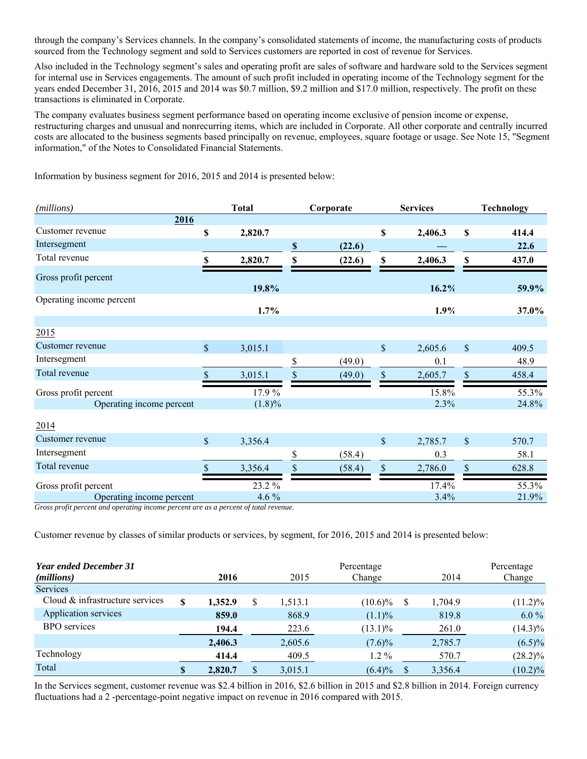through the company's Services channels. In the company's consolidated statements of income, the manufacturing costs of products sourced from the Technology segment and sold to Services customers are reported in cost of revenue for Services.

Also included in the Technology segment's sales and operating profit are sales of software and hardware sold to the Services segment for internal use in Services engagements. The amount of such profit included in operating income of the Technology segment for the years ended December 31, 2016, 2015 and 2014 was $0.7 million, $9.2 million and $17.0 million, respectively. The profit on these transactions is eliminated in Corporate.

The company evaluates business segment performance based on operating income exclusive of pension income or expense, restructuring charges and unusual and nonrecurring items, which are included in Corporate. All other corporate and centrally incurred costs are allocated to the business segments based principally on revenue, employees, square footage or usage. See Note 15, "Segment information," of the Notes to Consolidated Financial Statements.

Information by business segment for 2016, 2015 and 2014 is presented below:

| *(millions)* | Total | Corporate | Services | Technology |
|---|---|---|---|---|
| **2016** | | | | |
| Customer revenue | **$ 2,820.7** | | **$ 2,406.3** | **$ 414.4** |
| Intersegment | | **$ (22.6)** | **—** | **22.6** |
| Total revenue | **$ 2,820.7** | **$ (22.6)** | **$ 2,406.3** | **$ 437.0** |
| Gross profit percent | **19.8%** | | **16.2%** | **59.9%** |
| Operating income percent | **1.7%** | | **1.9%** | **37.0%** |
| 2015 | | | | |
| Customer revenue | $ 3,015.1 | | $ 2,605.6 | $ 409.5 |
| Intersegment | | $ (49.0) | 0.1 | 48.9 |
| Total revenue | $ 3,015.1 | $ (49.0) | $ 2,605.7 | $ 458.4 |
| Gross profit percent | 17.9 % | | 15.8% | 55.3% |
| Operating income percent | (1.8)% | | 2.3% | 24.8% |
| 2014 | | | | |
| Customer revenue | $ 3,356.4 | | $ 2,785.7 | $ 570.7 |
| Intersegment | | $ (58.4) | 0.3 | 58.1 |
| Total revenue | $ 3,356.4 | $ (58.4) | $ 2,786.0 | $ 628.8 |
| Gross profit percent | 23.2 % | | 17.4% | 55.3% |
| Operating income percent | 4.6 % | | 3.4% | 21.9% |

*Gross profit percent and operating income percent are as a percent of total revenue.*

Customer revenue by classes of similar products or services, by segment, for 2016, 2015 and 2014 is presented below:

| ***Year ended December 31*** ***(millions)*** | **2016** | 2015 | Percentage Change | 2014 | Percentage Change |
|---|---|---|---|---|---|
| Services | | | | | |
| Cloud & infrastructure services | **$ 1,352.9** | $ 1,513.1 | (10.6)% | $ 1,704.9 | (11.2)% |
| Application services | **859.0** | 868.9 | (1.1)% | 819.8 | 6.0 % |
| BPO services | **194.4** | 223.6 | (13.1)% | 261.0 | (14.3)% |
| | **2,406.3** | 2,605.6 | (7.6)% | 2,785.7 | (6.5)% |
| Technology | **414.4** | 409.5 | 1.2 % | 570.7 | (28.2)% |
| Total | **$ 2,820.7** | $ 3,015.1 | (6.4)% | $ 3,356.4 | (10.2)% |

In the Services segment, customer revenue was $2.4 billion in 2016, $2.6 billion in 2015 and $2.8 billion in 2014. Foreign currency fluctuations had a 2 -percentage-point negative impact on revenue in 2016 compared with 2015.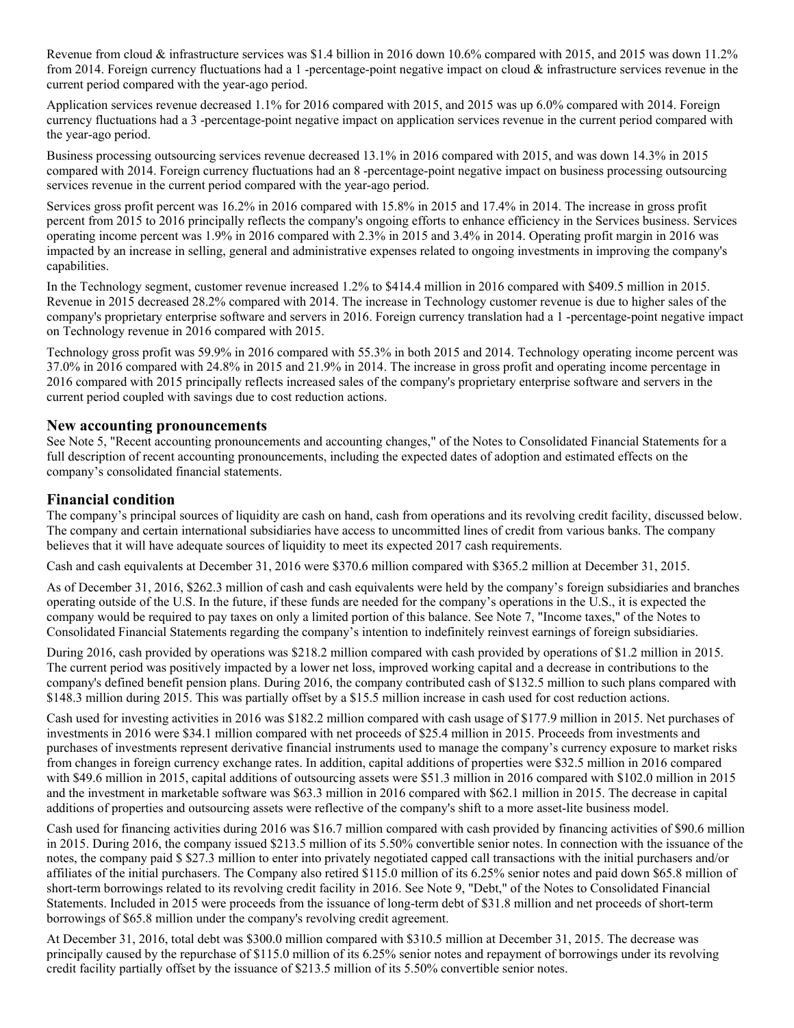Revenue from cloud & infrastructure services was $1.4 billion in 2016 down 10.6% compared with 2015, and 2015 was down 11.2% from 2014. Foreign currency fluctuations had a 1 -percentage-point negative impact on cloud & infrastructure services revenue in the current period compared with the year-ago period.

Application services revenue decreased 1.1% for 2016 compared with 2015, and 2015 was up 6.0% compared with 2014. Foreign currency fluctuations had a 3 -percentage-point negative impact on application services revenue in the current period compared with the year-ago period.

Business processing outsourcing services revenue decreased 13.1% in 2016 compared with 2015, and was down 14.3% in 2015 compared with 2014. Foreign currency fluctuations had an 8 -percentage-point negative impact on business processing outsourcing services revenue in the current period compared with the year-ago period.

Services gross profit percent was 16.2% in 2016 compared with 15.8% in 2015 and 17.4% in 2014. The increase in gross profit percent from 2015 to 2016 principally reflects the company's ongoing efforts to enhance efficiency in the Services business. Services operating income percent was 1.9% in 2016 compared with 2.3% in 2015 and 3.4% in 2014. Operating profit margin in 2016 was impacted by an increase in selling, general and administrative expenses related to ongoing investments in improving the company's capabilities.

In the Technology segment, customer revenue increased 1.2% to $414.4 million in 2016 compared with $409.5 million in 2015. Revenue in 2015 decreased 28.2% compared with 2014. The increase in Technology customer revenue is due to higher sales of the company's proprietary enterprise software and servers in 2016. Foreign currency translation had a 1 -percentage-point negative impact on Technology revenue in 2016 compared with 2015.

Technology gross profit was 59.9% in 2016 compared with 55.3% in both 2015 and 2014. Technology operating income percent was 37.0% in 2016 compared with 24.8% in 2015 and 21.9% in 2014. The increase in gross profit and operating income percentage in 2016 compared with 2015 principally reflects increased sales of the company's proprietary enterprise software and servers in the current period coupled with savings due to cost reduction actions.

## New accounting pronouncements

See Note 5, "Recent accounting pronouncements and accounting changes," of the Notes to Consolidated Financial Statements for a full description of recent accounting pronouncements, including the expected dates of adoption and estimated effects on the company's consolidated financial statements.

## Financial condition

The company's principal sources of liquidity are cash on hand, cash from operations and its revolving credit facility, discussed below. The company and certain international subsidiaries have access to uncommitted lines of credit from various banks. The company believes that it will have adequate sources of liquidity to meet its expected 2017 cash requirements.

Cash and cash equivalents at December 31, 2016 were $370.6 million compared with $365.2 million at December 31, 2015.

As of December 31, 2016, $262.3 million of cash and cash equivalents were held by the company's foreign subsidiaries and branches operating outside of the U.S. In the future, if these funds are needed for the company's operations in the U.S., it is expected the company would be required to pay taxes on only a limited portion of this balance. See Note 7, "Income taxes," of the Notes to Consolidated Financial Statements regarding the company's intention to indefinitely reinvest earnings of foreign subsidiaries.

During 2016, cash provided by operations was $218.2 million compared with cash provided by operations of $1.2 million in 2015. The current period was positively impacted by a lower net loss, improved working capital and a decrease in contributions to the company's defined benefit pension plans. During 2016, the company contributed cash of $132.5 million to such plans compared with $148.3 million during 2015. This was partially offset by a $15.5 million increase in cash used for cost reduction actions.

Cash used for investing activities in 2016 was $182.2 million compared with cash usage of $177.9 million in 2015. Net purchases of investments in 2016 were $34.1 million compared with net proceeds of $25.4 million in 2015. Proceeds from investments and purchases of investments represent derivative financial instruments used to manage the company's currency exposure to market risks from changes in foreign currency exchange rates. In addition, capital additions of properties were $32.5 million in 2016 compared with $49.6 million in 2015, capital additions of outsourcing assets were $51.3 million in 2016 compared with $102.0 million in 2015 and the investment in marketable software was $63.3 million in 2016 compared with $62.1 million in 2015. The decrease in capital additions of properties and outsourcing assets were reflective of the company's shift to a more asset-lite business model.

Cash used for financing activities during 2016 was $16.7 million compared with cash provided by financing activities of $90.6 million in 2015. During 2016, the company issued $213.5 million of its 5.50% convertible senior notes. In connection with the issuance of the notes, the company paid $ $27.3 million to enter into privately negotiated capped call transactions with the initial purchasers and/or affiliates of the initial purchasers. The Company also retired $115.0 million of its 6.25% senior notes and paid down $65.8 million of short-term borrowings related to its revolving credit facility in 2016. See Note 9, "Debt," of the Notes to Consolidated Financial Statements. Included in 2015 were proceeds from the issuance of long-term debt of $31.8 million and net proceeds of short-term borrowings of $65.8 million under the company's revolving credit agreement.

At December 31, 2016, total debt was $300.0 million compared with $310.5 million at December 31, 2015. The decrease was principally caused by the repurchase of $115.0 million of its 6.25% senior notes and repayment of borrowings under its revolving credit facility partially offset by the issuance of $213.5 million of its 5.50% convertible senior notes.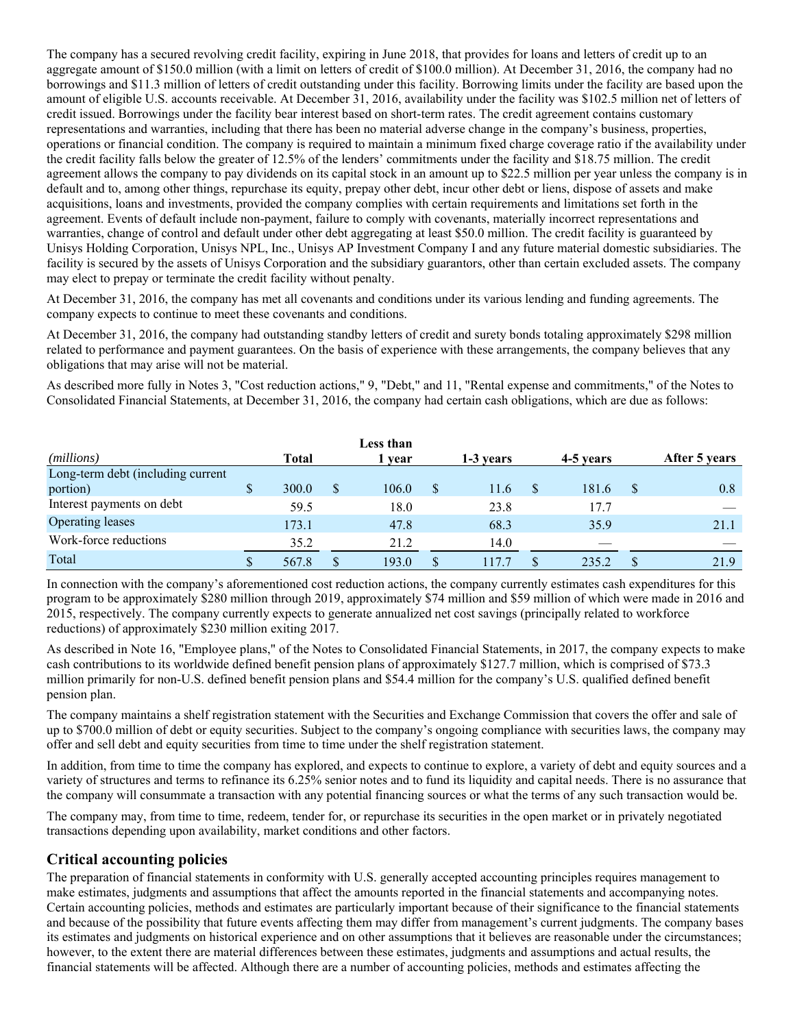The company has a secured revolving credit facility, expiring in June 2018, that provides for loans and letters of credit up to an aggregate amount of $150.0 million (with a limit on letters of credit of $100.0 million). At December 31, 2016, the company had no borrowings and $11.3 million of letters of credit outstanding under this facility. Borrowing limits under the facility are based upon the amount of eligible U.S. accounts receivable. At December 31, 2016, availability under the facility was $102.5 million net of letters of credit issued. Borrowings under the facility bear interest based on short-term rates. The credit agreement contains customary representations and warranties, including that there has been no material adverse change in the company's business, properties, operations or financial condition. The company is required to maintain a minimum fixed charge coverage ratio if the availability under the credit facility falls below the greater of 12.5% of the lenders' commitments under the facility and $18.75 million. The credit agreement allows the company to pay dividends on its capital stock in an amount up to $22.5 million per year unless the company is in default and to, among other things, repurchase its equity, prepay other debt, incur other debt or liens, dispose of assets and make acquisitions, loans and investments, provided the company complies with certain requirements and limitations set forth in the agreement. Events of default include non-payment, failure to comply with covenants, materially incorrect representations and warranties, change of control and default under other debt aggregating at least $50.0 million. The credit facility is guaranteed by Unisys Holding Corporation, Unisys NPL, Inc., Unisys AP Investment Company I and any future material domestic subsidiaries. The facility is secured by the assets of Unisys Corporation and the subsidiary guarantors, other than certain excluded assets. The company may elect to prepay or terminate the credit facility without penalty.

At December 31, 2016, the company has met all covenants and conditions under its various lending and funding agreements. The company expects to continue to meet these covenants and conditions.

At December 31, 2016, the company had outstanding standby letters of credit and surety bonds totaling approximately $298 million related to performance and payment guarantees. On the basis of experience with these arrangements, the company believes that any obligations that may arise will not be material.

As described more fully in Notes 3, "Cost reduction actions," 9, "Debt," and 11, "Rental expense and commitments," of the Notes to Consolidated Financial Statements, at December 31, 2016, the company had certain cash obligations, which are due as follows:

| *(millions)* | Total | Less than 1 year | 1-3 years | 4-5 years | After 5 years |
|---|---|---|---|---|---|
| Long-term debt (including current portion) | $ 300.0 | $ 106.0 | $ 11.6 | $ 181.6 | $ 0.8 |
| Interest payments on debt | 59.5 | 18.0 | 23.8 | 17.7 | — |
| Operating leases | 173.1 | 47.8 | 68.3 | 35.9 | 21.1 |
| Work-force reductions | 35.2 | 21.2 | 14.0 | — | — |
| Total | $ 567.8 | $ 193.0 | $ 117.7 | $ 235.2 | $ 21.9 |

In connection with the company's aforementioned cost reduction actions, the company currently estimates cash expenditures for this program to be approximately $280 million through 2019, approximately $74 million and $59 million of which were made in 2016 and 2015, respectively. The company currently expects to generate annualized net cost savings (principally related to workforce reductions) of approximately $230 million exiting 2017.

As described in Note 16, "Employee plans," of the Notes to Consolidated Financial Statements, in 2017, the company expects to make cash contributions to its worldwide defined benefit pension plans of approximately $127.7 million, which is comprised of $73.3 million primarily for non-U.S. defined benefit pension plans and $54.4 million for the company's U.S. qualified defined benefit pension plan.

The company maintains a shelf registration statement with the Securities and Exchange Commission that covers the offer and sale of up to $700.0 million of debt or equity securities. Subject to the company's ongoing compliance with securities laws, the company may offer and sell debt and equity securities from time to time under the shelf registration statement.

In addition, from time to time the company has explored, and expects to continue to explore, a variety of debt and equity sources and a variety of structures and terms to refinance its 6.25% senior notes and to fund its liquidity and capital needs. There is no assurance that the company will consummate a transaction with any potential financing sources or what the terms of any such transaction would be.

The company may, from time to time, redeem, tender for, or repurchase its securities in the open market or in privately negotiated transactions depending upon availability, market conditions and other factors.

## Critical accounting policies

The preparation of financial statements in conformity with U.S. generally accepted accounting principles requires management to make estimates, judgments and assumptions that affect the amounts reported in the financial statements and accompanying notes. Certain accounting policies, methods and estimates are particularly important because of their significance to the financial statements and because of the possibility that future events affecting them may differ from management's current judgments. The company bases its estimates and judgments on historical experience and on other assumptions that it believes are reasonable under the circumstances; however, to the extent there are material differences between these estimates, judgments and assumptions and actual results, the financial statements will be affected. Although there are a number of accounting policies, methods and estimates affecting the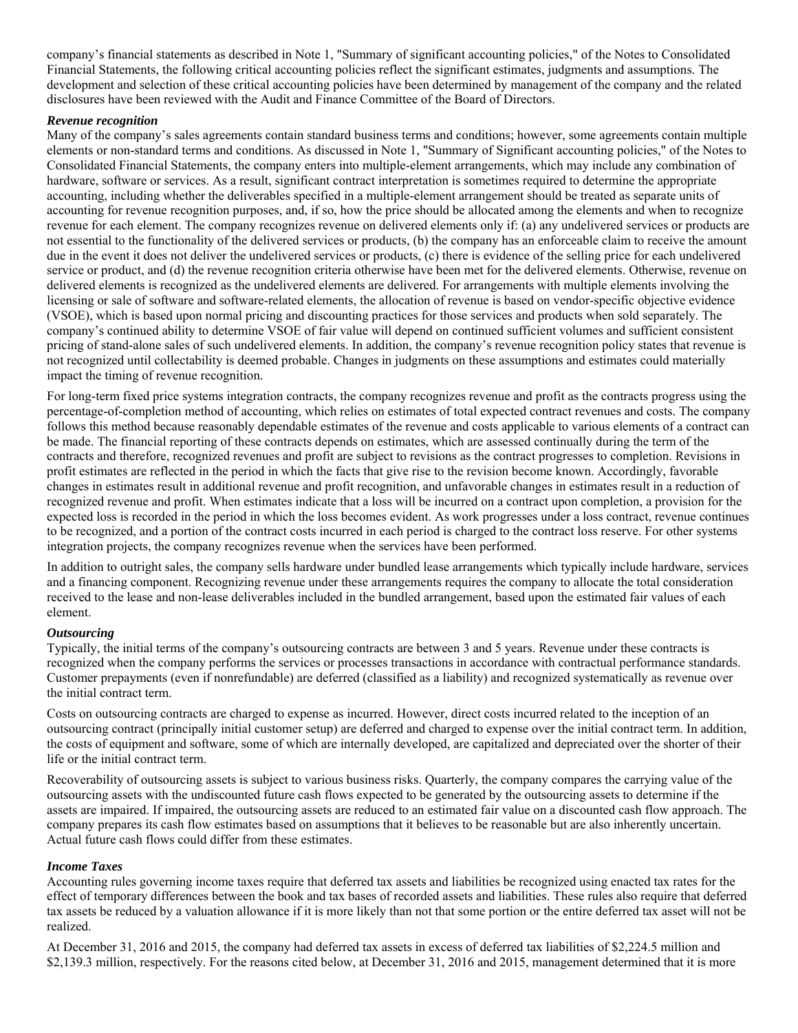company's financial statements as described in Note 1, "Summary of significant accounting policies," of the Notes to Consolidated Financial Statements, the following critical accounting policies reflect the significant estimates, judgments and assumptions. The development and selection of these critical accounting policies have been determined by management of the company and the related disclosures have been reviewed with the Audit and Finance Committee of the Board of Directors.

***Revenue recognition***

Many of the company's sales agreements contain standard business terms and conditions; however, some agreements contain multiple elements or non-standard terms and conditions. As discussed in Note 1, "Summary of Significant accounting policies," of the Notes to Consolidated Financial Statements, the company enters into multiple-element arrangements, which may include any combination of hardware, software or services. As a result, significant contract interpretation is sometimes required to determine the appropriate accounting, including whether the deliverables specified in a multiple-element arrangement should be treated as separate units of accounting for revenue recognition purposes, and, if so, how the price should be allocated among the elements and when to recognize revenue for each element. The company recognizes revenue on delivered elements only if: (a) any undelivered services or products are not essential to the functionality of the delivered services or products, (b) the company has an enforceable claim to receive the amount due in the event it does not deliver the undelivered services or products, (c) there is evidence of the selling price for each undelivered service or product, and (d) the revenue recognition criteria otherwise have been met for the delivered elements. Otherwise, revenue on delivered elements is recognized as the undelivered elements are delivered. For arrangements with multiple elements involving the licensing or sale of software and software-related elements, the allocation of revenue is based on vendor-specific objective evidence (VSOE), which is based upon normal pricing and discounting practices for those services and products when sold separately. The company's continued ability to determine VSOE of fair value will depend on continued sufficient volumes and sufficient consistent pricing of stand-alone sales of such undelivered elements. In addition, the company's revenue recognition policy states that revenue is not recognized until collectability is deemed probable. Changes in judgments on these assumptions and estimates could materially impact the timing of revenue recognition.

For long-term fixed price systems integration contracts, the company recognizes revenue and profit as the contracts progress using the percentage-of-completion method of accounting, which relies on estimates of total expected contract revenues and costs. The company follows this method because reasonably dependable estimates of the revenue and costs applicable to various elements of a contract can be made. The financial reporting of these contracts depends on estimates, which are assessed continually during the term of the contracts and therefore, recognized revenues and profit are subject to revisions as the contract progresses to completion. Revisions in profit estimates are reflected in the period in which the facts that give rise to the revision become known. Accordingly, favorable changes in estimates result in additional revenue and profit recognition, and unfavorable changes in estimates result in a reduction of recognized revenue and profit. When estimates indicate that a loss will be incurred on a contract upon completion, a provision for the expected loss is recorded in the period in which the loss becomes evident. As work progresses under a loss contract, revenue continues to be recognized, and a portion of the contract costs incurred in each period is charged to the contract loss reserve. For other systems integration projects, the company recognizes revenue when the services have been performed.

In addition to outright sales, the company sells hardware under bundled lease arrangements which typically include hardware, services and a financing component. Recognizing revenue under these arrangements requires the company to allocate the total consideration received to the lease and non-lease deliverables included in the bundled arrangement, based upon the estimated fair values of each element.

***Outsourcing***

Typically, the initial terms of the company's outsourcing contracts are between 3 and 5 years. Revenue under these contracts is recognized when the company performs the services or processes transactions in accordance with contractual performance standards. Customer prepayments (even if nonrefundable) are deferred (classified as a liability) and recognized systematically as revenue over the initial contract term.

Costs on outsourcing contracts are charged to expense as incurred. However, direct costs incurred related to the inception of an outsourcing contract (principally initial customer setup) are deferred and charged to expense over the initial contract term. In addition, the costs of equipment and software, some of which are internally developed, are capitalized and depreciated over the shorter of their life or the initial contract term.

Recoverability of outsourcing assets is subject to various business risks. Quarterly, the company compares the carrying value of the outsourcing assets with the undiscounted future cash flows expected to be generated by the outsourcing assets to determine if the assets are impaired. If impaired, the outsourcing assets are reduced to an estimated fair value on a discounted cash flow approach. The company prepares its cash flow estimates based on assumptions that it believes to be reasonable but are also inherently uncertain. Actual future cash flows could differ from these estimates.

***Income Taxes***

Accounting rules governing income taxes require that deferred tax assets and liabilities be recognized using enacted tax rates for the effect of temporary differences between the book and tax bases of recorded assets and liabilities. These rules also require that deferred tax assets be reduced by a valuation allowance if it is more likely than not that some portion or the entire deferred tax asset will not be realized.

At December 31, 2016 and 2015, the company had deferred tax assets in excess of deferred tax liabilities of $2,224.5 million and $2,139.3 million, respectively. For the reasons cited below, at December 31, 2016 and 2015, management determined that it is more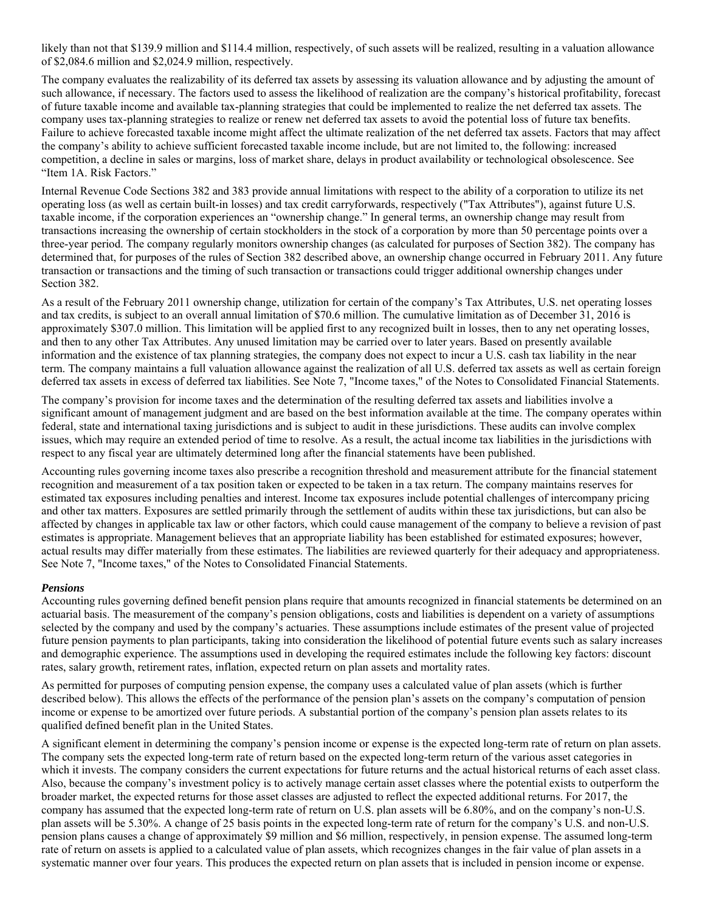likely than not that $139.9 million and $114.4 million, respectively, of such assets will be realized, resulting in a valuation allowance of $2,084.6 million and $2,024.9 million, respectively.

The company evaluates the realizability of its deferred tax assets by assessing its valuation allowance and by adjusting the amount of such allowance, if necessary. The factors used to assess the likelihood of realization are the company's historical profitability, forecast of future taxable income and available tax-planning strategies that could be implemented to realize the net deferred tax assets. The company uses tax-planning strategies to realize or renew net deferred tax assets to avoid the potential loss of future tax benefits. Failure to achieve forecasted taxable income might affect the ultimate realization of the net deferred tax assets. Factors that may affect the company's ability to achieve sufficient forecasted taxable income include, but are not limited to, the following: increased competition, a decline in sales or margins, loss of market share, delays in product availability or technological obsolescence. See "Item 1A. Risk Factors."

Internal Revenue Code Sections 382 and 383 provide annual limitations with respect to the ability of a corporation to utilize its net operating loss (as well as certain built-in losses) and tax credit carryforwards, respectively ("Tax Attributes"), against future U.S. taxable income, if the corporation experiences an "ownership change." In general terms, an ownership change may result from transactions increasing the ownership of certain stockholders in the stock of a corporation by more than 50 percentage points over a three-year period. The company regularly monitors ownership changes (as calculated for purposes of Section 382). The company has determined that, for purposes of the rules of Section 382 described above, an ownership change occurred in February 2011. Any future transaction or transactions and the timing of such transaction or transactions could trigger additional ownership changes under Section 382.

As a result of the February 2011 ownership change, utilization for certain of the company's Tax Attributes, U.S. net operating losses and tax credits, is subject to an overall annual limitation of $70.6 million. The cumulative limitation as of December 31, 2016 is approximately $307.0 million. This limitation will be applied first to any recognized built in losses, then to any net operating losses, and then to any other Tax Attributes. Any unused limitation may be carried over to later years. Based on presently available information and the existence of tax planning strategies, the company does not expect to incur a U.S. cash tax liability in the near term. The company maintains a full valuation allowance against the realization of all U.S. deferred tax assets as well as certain foreign deferred tax assets in excess of deferred tax liabilities. See Note 7, "Income taxes," of the Notes to Consolidated Financial Statements.

The company's provision for income taxes and the determination of the resulting deferred tax assets and liabilities involve a significant amount of management judgment and are based on the best information available at the time. The company operates within federal, state and international taxing jurisdictions and is subject to audit in these jurisdictions. These audits can involve complex issues, which may require an extended period of time to resolve. As a result, the actual income tax liabilities in the jurisdictions with respect to any fiscal year are ultimately determined long after the financial statements have been published.

Accounting rules governing income taxes also prescribe a recognition threshold and measurement attribute for the financial statement recognition and measurement of a tax position taken or expected to be taken in a tax return. The company maintains reserves for estimated tax exposures including penalties and interest. Income tax exposures include potential challenges of intercompany pricing and other tax matters. Exposures are settled primarily through the settlement of audits within these tax jurisdictions, but can also be affected by changes in applicable tax law or other factors, which could cause management of the company to believe a revision of past estimates is appropriate. Management believes that an appropriate liability has been established for estimated exposures; however, actual results may differ materially from these estimates. The liabilities are reviewed quarterly for their adequacy and appropriateness. See Note 7, "Income taxes," of the Notes to Consolidated Financial Statements.

***Pensions***

Accounting rules governing defined benefit pension plans require that amounts recognized in financial statements be determined on an actuarial basis. The measurement of the company's pension obligations, costs and liabilities is dependent on a variety of assumptions selected by the company and used by the company's actuaries. These assumptions include estimates of the present value of projected future pension payments to plan participants, taking into consideration the likelihood of potential future events such as salary increases and demographic experience. The assumptions used in developing the required estimates include the following key factors: discount rates, salary growth, retirement rates, inflation, expected return on plan assets and mortality rates.

As permitted for purposes of computing pension expense, the company uses a calculated value of plan assets (which is further described below). This allows the effects of the performance of the pension plan's assets on the company's computation of pension income or expense to be amortized over future periods. A substantial portion of the company's pension plan assets relates to its qualified defined benefit plan in the United States.

A significant element in determining the company's pension income or expense is the expected long-term rate of return on plan assets. The company sets the expected long-term rate of return based on the expected long-term return of the various asset categories in which it invests. The company considers the current expectations for future returns and the actual historical returns of each asset class. Also, because the company's investment policy is to actively manage certain asset classes where the potential exists to outperform the broader market, the expected returns for those asset classes are adjusted to reflect the expected additional returns. For 2017, the company has assumed that the expected long-term rate of return on U.S. plan assets will be 6.80%, and on the company's non-U.S. plan assets will be 5.30%. A change of 25 basis points in the expected long-term rate of return for the company's U.S. and non-U.S. pension plans causes a change of approximately $9 million and $6 million, respectively, in pension expense. The assumed long-term rate of return on assets is applied to a calculated value of plan assets, which recognizes changes in the fair value of plan assets in a systematic manner over four years. This produces the expected return on plan assets that is included in pension income or expense.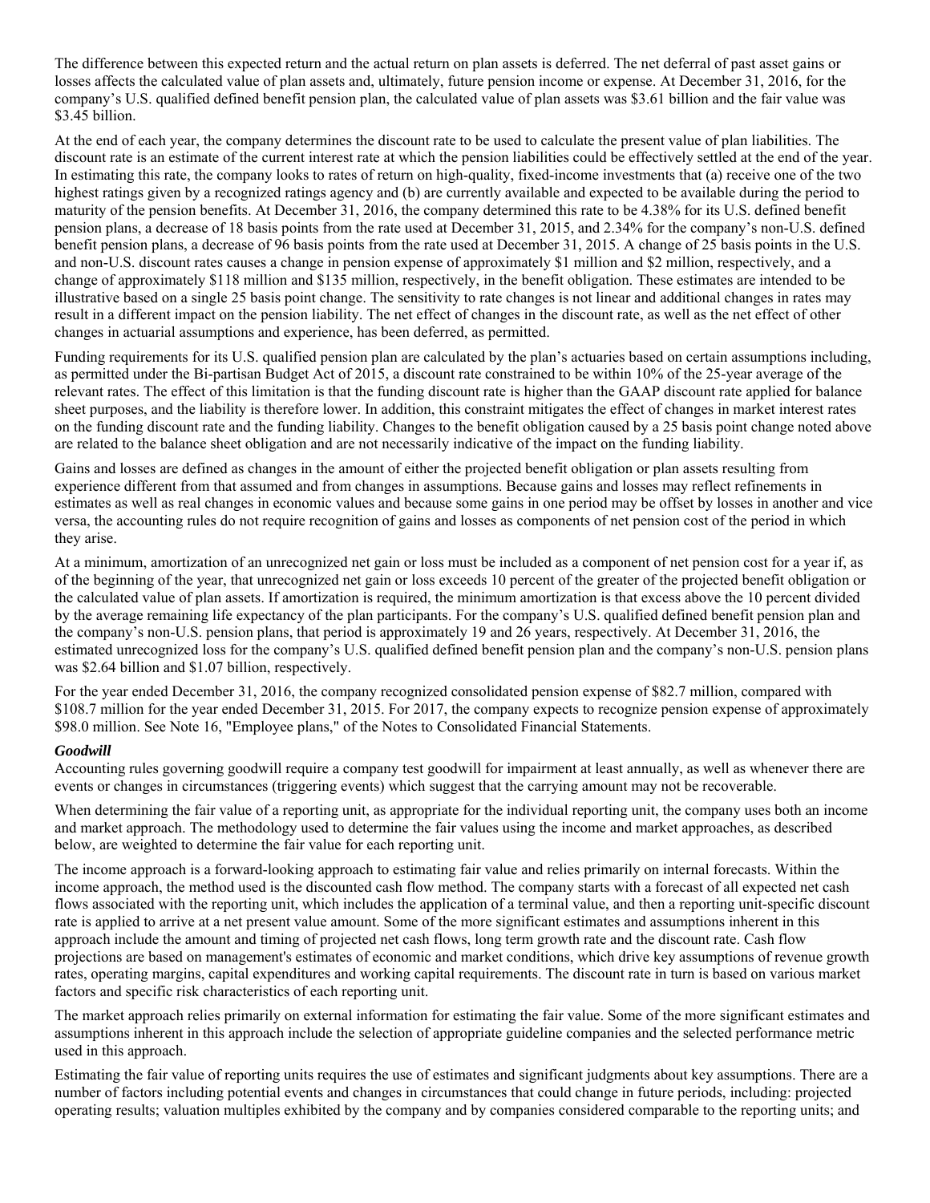The difference between this expected return and the actual return on plan assets is deferred. The net deferral of past asset gains or losses affects the calculated value of plan assets and, ultimately, future pension income or expense. At December 31, 2016, for the company's U.S. qualified defined benefit pension plan, the calculated value of plan assets was $3.61 billion and the fair value was $3.45 billion.

At the end of each year, the company determines the discount rate to be used to calculate the present value of plan liabilities. The discount rate is an estimate of the current interest rate at which the pension liabilities could be effectively settled at the end of the year. In estimating this rate, the company looks to rates of return on high-quality, fixed-income investments that (a) receive one of the two highest ratings given by a recognized ratings agency and (b) are currently available and expected to be available during the period to maturity of the pension benefits. At December 31, 2016, the company determined this rate to be 4.38% for its U.S. defined benefit pension plans, a decrease of 18 basis points from the rate used at December 31, 2015, and 2.34% for the company's non-U.S. defined benefit pension plans, a decrease of 96 basis points from the rate used at December 31, 2015. A change of 25 basis points in the U.S. and non-U.S. discount rates causes a change in pension expense of approximately $1 million and $2 million, respectively, and a change of approximately $118 million and $135 million, respectively, in the benefit obligation. These estimates are intended to be illustrative based on a single 25 basis point change. The sensitivity to rate changes is not linear and additional changes in rates may result in a different impact on the pension liability. The net effect of changes in the discount rate, as well as the net effect of other changes in actuarial assumptions and experience, has been deferred, as permitted.

Funding requirements for its U.S. qualified pension plan are calculated by the plan's actuaries based on certain assumptions including, as permitted under the Bi-partisan Budget Act of 2015, a discount rate constrained to be within 10% of the 25-year average of the relevant rates. The effect of this limitation is that the funding discount rate is higher than the GAAP discount rate applied for balance sheet purposes, and the liability is therefore lower. In addition, this constraint mitigates the effect of changes in market interest rates on the funding discount rate and the funding liability. Changes to the benefit obligation caused by a 25 basis point change noted above are related to the balance sheet obligation and are not necessarily indicative of the impact on the funding liability.

Gains and losses are defined as changes in the amount of either the projected benefit obligation or plan assets resulting from experience different from that assumed and from changes in assumptions. Because gains and losses may reflect refinements in estimates as well as real changes in economic values and because some gains in one period may be offset by losses in another and vice versa, the accounting rules do not require recognition of gains and losses as components of net pension cost of the period in which they arise.

At a minimum, amortization of an unrecognized net gain or loss must be included as a component of net pension cost for a year if, as of the beginning of the year, that unrecognized net gain or loss exceeds 10 percent of the greater of the projected benefit obligation or the calculated value of plan assets. If amortization is required, the minimum amortization is that excess above the 10 percent divided by the average remaining life expectancy of the plan participants. For the company's U.S. qualified defined benefit pension plan and the company's non-U.S. pension plans, that period is approximately 19 and 26 years, respectively. At December 31, 2016, the estimated unrecognized loss for the company's U.S. qualified defined benefit pension plan and the company's non-U.S. pension plans was $2.64 billion and $1.07 billion, respectively.

For the year ended December 31, 2016, the company recognized consolidated pension expense of $82.7 million, compared with $108.7 million for the year ended December 31, 2015. For 2017, the company expects to recognize pension expense of approximately $98.0 million. See Note 16, "Employee plans," of the Notes to Consolidated Financial Statements.

***Goodwill***

Accounting rules governing goodwill require a company test goodwill for impairment at least annually, as well as whenever there are events or changes in circumstances (triggering events) which suggest that the carrying amount may not be recoverable.

When determining the fair value of a reporting unit, as appropriate for the individual reporting unit, the company uses both an income and market approach. The methodology used to determine the fair values using the income and market approaches, as described below, are weighted to determine the fair value for each reporting unit.

The income approach is a forward-looking approach to estimating fair value and relies primarily on internal forecasts. Within the income approach, the method used is the discounted cash flow method. The company starts with a forecast of all expected net cash flows associated with the reporting unit, which includes the application of a terminal value, and then a reporting unit-specific discount rate is applied to arrive at a net present value amount. Some of the more significant estimates and assumptions inherent in this approach include the amount and timing of projected net cash flows, long term growth rate and the discount rate. Cash flow projections are based on management's estimates of economic and market conditions, which drive key assumptions of revenue growth rates, operating margins, capital expenditures and working capital requirements. The discount rate in turn is based on various market factors and specific risk characteristics of each reporting unit.

The market approach relies primarily on external information for estimating the fair value. Some of the more significant estimates and assumptions inherent in this approach include the selection of appropriate guideline companies and the selected performance metric used in this approach.

Estimating the fair value of reporting units requires the use of estimates and significant judgments about key assumptions. There are a number of factors including potential events and changes in circumstances that could change in future periods, including: projected operating results; valuation multiples exhibited by the company and by companies considered comparable to the reporting units; and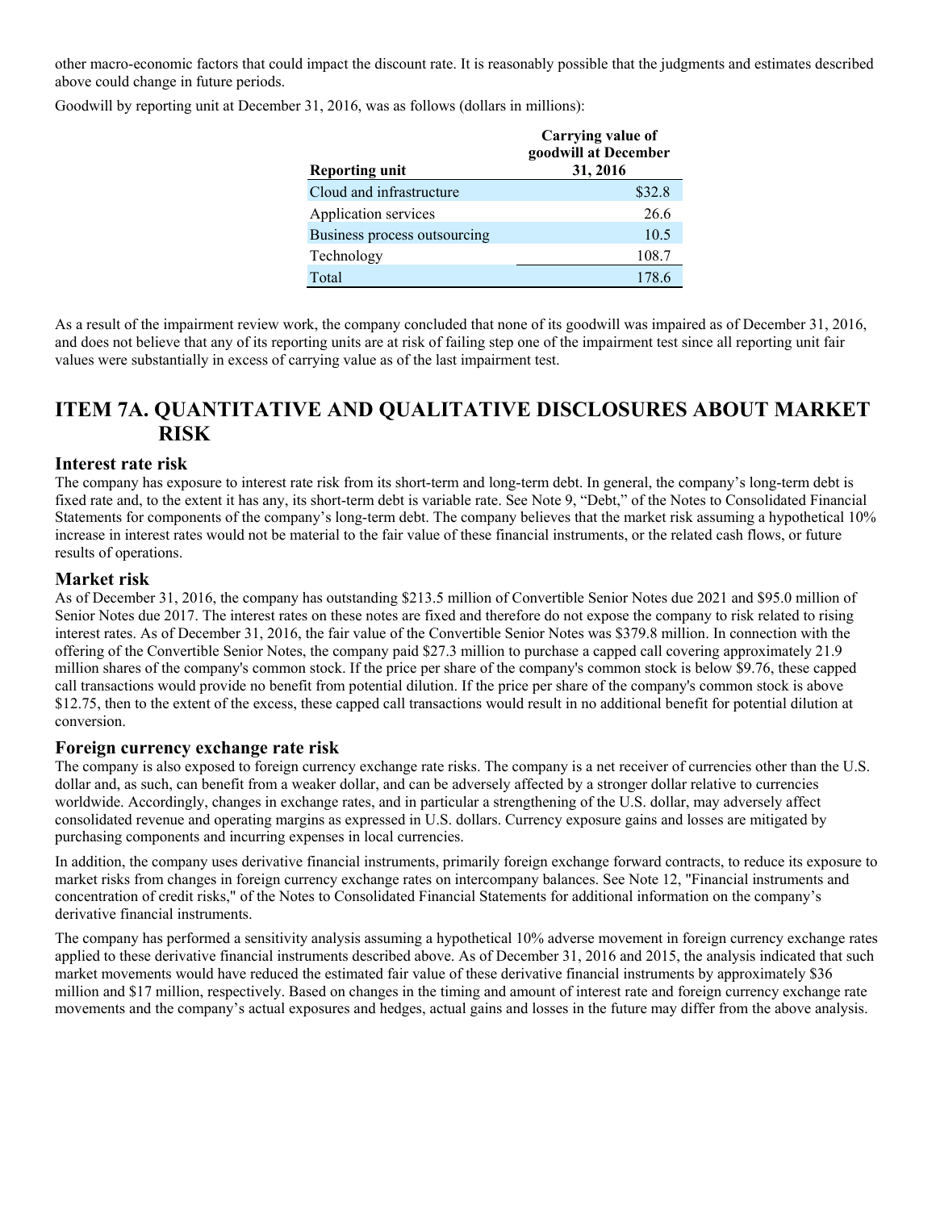other macro-economic factors that could impact the discount rate. It is reasonably possible that the judgments and estimates described above could change in future periods.

Goodwill by reporting unit at December 31, 2016, was as follows (dollars in millions):

| Reporting unit | Carrying value of goodwill at December 31, 2016 |
|---|---|
| Cloud and infrastructure | $32.8 |
| Application services | 26.6 |
| Business process outsourcing | 10.5 |
| Technology | 108.7 |
| Total | 178.6 |

As a result of the impairment review work, the company concluded that none of its goodwill was impaired as of December 31, 2016, and does not believe that any of its reporting units are at risk of failing step one of the impairment test since all reporting unit fair values were substantially in excess of carrying value as of the last impairment test.

# ITEM 7A. QUANTITATIVE AND QUALITATIVE DISCLOSURES ABOUT MARKET RISK

## Interest rate risk

The company has exposure to interest rate risk from its short-term and long-term debt. In general, the company's long-term debt is fixed rate and, to the extent it has any, its short-term debt is variable rate. See Note 9, "Debt," of the Notes to Consolidated Financial Statements for components of the company's long-term debt. The company believes that the market risk assuming a hypothetical 10% increase in interest rates would not be material to the fair value of these financial instruments, or the related cash flows, or future results of operations.

## Market risk

As of December 31, 2016, the company has outstanding $213.5 million of Convertible Senior Notes due 2021 and $95.0 million of Senior Notes due 2017. The interest rates on these notes are fixed and therefore do not expose the company to risk related to rising interest rates. As of December 31, 2016, the fair value of the Convertible Senior Notes was $379.8 million. In connection with the offering of the Convertible Senior Notes, the company paid $27.3 million to purchase a capped call covering approximately 21.9 million shares of the company's common stock. If the price per share of the company's common stock is below $9.76, these capped call transactions would provide no benefit from potential dilution. If the price per share of the company's common stock is above $12.75, then to the extent of the excess, these capped call transactions would result in no additional benefit for potential dilution at conversion.

## Foreign currency exchange rate risk

The company is also exposed to foreign currency exchange rate risks. The company is a net receiver of currencies other than the U.S. dollar and, as such, can benefit from a weaker dollar, and can be adversely affected by a stronger dollar relative to currencies worldwide. Accordingly, changes in exchange rates, and in particular a strengthening of the U.S. dollar, may adversely affect consolidated revenue and operating margins as expressed in U.S. dollars. Currency exposure gains and losses are mitigated by purchasing components and incurring expenses in local currencies.

In addition, the company uses derivative financial instruments, primarily foreign exchange forward contracts, to reduce its exposure to market risks from changes in foreign currency exchange rates on intercompany balances. See Note 12, "Financial instruments and concentration of credit risks," of the Notes to Consolidated Financial Statements for additional information on the company's derivative financial instruments.

The company has performed a sensitivity analysis assuming a hypothetical 10% adverse movement in foreign currency exchange rates applied to these derivative financial instruments described above. As of December 31, 2016 and 2015, the analysis indicated that such market movements would have reduced the estimated fair value of these derivative financial instruments by approximately $36 million and $17 million, respectively. Based on changes in the timing and amount of interest rate and foreign currency exchange rate movements and the company's actual exposures and hedges, actual gains and losses in the future may differ from the above analysis.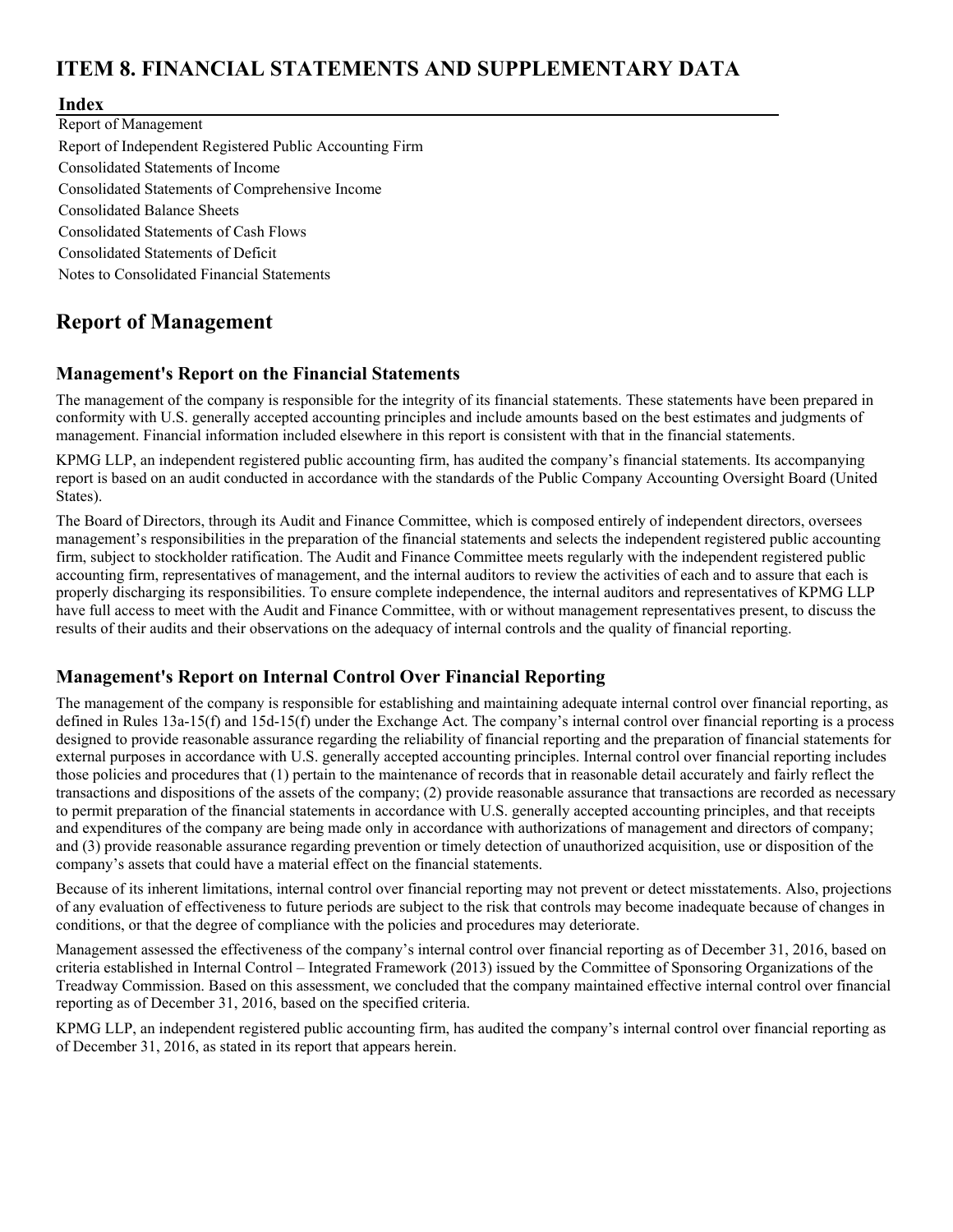# ITEM 8. FINANCIAL STATEMENTS AND SUPPLEMENTARY DATA

**Index**

Report of Management
Report of Independent Registered Public Accounting Firm
Consolidated Statements of Income
Consolidated Statements of Comprehensive Income
Consolidated Balance Sheets
Consolidated Statements of Cash Flows
Consolidated Statements of Deficit
Notes to Consolidated Financial Statements

## Report of Management

### Management's Report on the Financial Statements

The management of the company is responsible for the integrity of its financial statements. These statements have been prepared in conformity with U.S. generally accepted accounting principles and include amounts based on the best estimates and judgments of management. Financial information included elsewhere in this report is consistent with that in the financial statements.

KPMG LLP, an independent registered public accounting firm, has audited the company's financial statements. Its accompanying report is based on an audit conducted in accordance with the standards of the Public Company Accounting Oversight Board (United States).

The Board of Directors, through its Audit and Finance Committee, which is composed entirely of independent directors, oversees management's responsibilities in the preparation of the financial statements and selects the independent registered public accounting firm, subject to stockholder ratification. The Audit and Finance Committee meets regularly with the independent registered public accounting firm, representatives of management, and the internal auditors to review the activities of each and to assure that each is properly discharging its responsibilities. To ensure complete independence, the internal auditors and representatives of KPMG LLP have full access to meet with the Audit and Finance Committee, with or without management representatives present, to discuss the results of their audits and their observations on the adequacy of internal controls and the quality of financial reporting.

### Management's Report on Internal Control Over Financial Reporting

The management of the company is responsible for establishing and maintaining adequate internal control over financial reporting, as defined in Rules 13a-15(f) and 15d-15(f) under the Exchange Act. The company's internal control over financial reporting is a process designed to provide reasonable assurance regarding the reliability of financial reporting and the preparation of financial statements for external purposes in accordance with U.S. generally accepted accounting principles. Internal control over financial reporting includes those policies and procedures that (1) pertain to the maintenance of records that in reasonable detail accurately and fairly reflect the transactions and dispositions of the assets of the company; (2) provide reasonable assurance that transactions are recorded as necessary to permit preparation of the financial statements in accordance with U.S. generally accepted accounting principles, and that receipts and expenditures of the company are being made only in accordance with authorizations of management and directors of company; and (3) provide reasonable assurance regarding prevention or timely detection of unauthorized acquisition, use or disposition of the company's assets that could have a material effect on the financial statements.

Because of its inherent limitations, internal control over financial reporting may not prevent or detect misstatements. Also, projections of any evaluation of effectiveness to future periods are subject to the risk that controls may become inadequate because of changes in conditions, or that the degree of compliance with the policies and procedures may deteriorate.

Management assessed the effectiveness of the company's internal control over financial reporting as of December 31, 2016, based on criteria established in Internal Control – Integrated Framework (2013) issued by the Committee of Sponsoring Organizations of the Treadway Commission. Based on this assessment, we concluded that the company maintained effective internal control over financial reporting as of December 31, 2016, based on the specified criteria.

KPMG LLP, an independent registered public accounting firm, has audited the company's internal control over financial reporting as of December 31, 2016, as stated in its report that appears herein.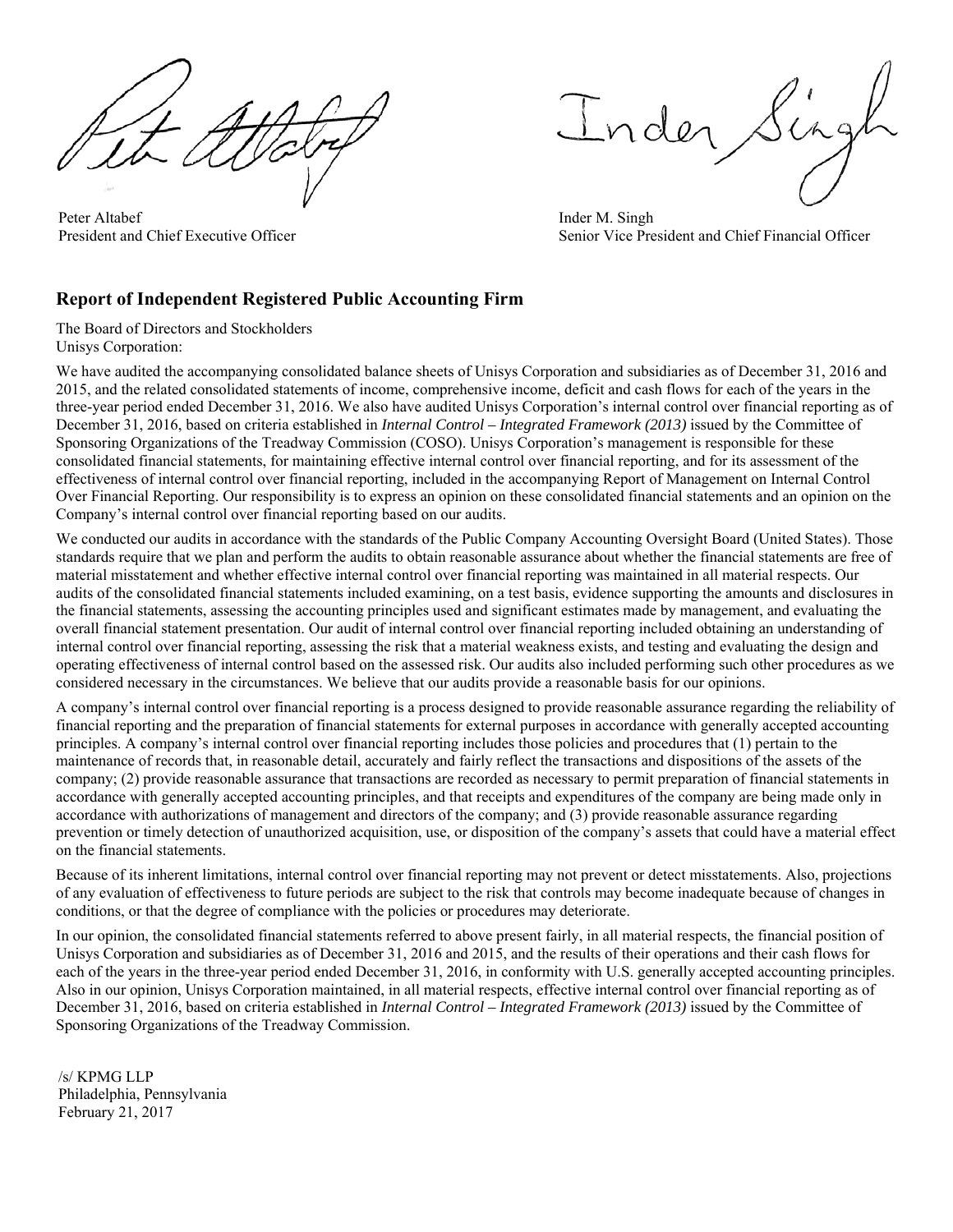Peter Altabef
President and Chief Executive Officer

Inder M. Singh
Senior Vice President and Chief Financial Officer

## Report of Independent Registered Public Accounting Firm

The Board of Directors and Stockholders
Unisys Corporation:

We have audited the accompanying consolidated balance sheets of Unisys Corporation and subsidiaries as of December 31, 2016 and 2015, and the related consolidated statements of income, comprehensive income, deficit and cash flows for each of the years in the three-year period ended December 31, 2016. We also have audited Unisys Corporation's internal control over financial reporting as of December 31, 2016, based on criteria established in *Internal Control – Integrated Framework (2013)* issued by the Committee of Sponsoring Organizations of the Treadway Commission (COSO). Unisys Corporation's management is responsible for these consolidated financial statements, for maintaining effective internal control over financial reporting, and for its assessment of the effectiveness of internal control over financial reporting, included in the accompanying Report of Management on Internal Control Over Financial Reporting. Our responsibility is to express an opinion on these consolidated financial statements and an opinion on the Company's internal control over financial reporting based on our audits.

We conducted our audits in accordance with the standards of the Public Company Accounting Oversight Board (United States). Those standards require that we plan and perform the audits to obtain reasonable assurance about whether the financial statements are free of material misstatement and whether effective internal control over financial reporting was maintained in all material respects. Our audits of the consolidated financial statements included examining, on a test basis, evidence supporting the amounts and disclosures in the financial statements, assessing the accounting principles used and significant estimates made by management, and evaluating the overall financial statement presentation. Our audit of internal control over financial reporting included obtaining an understanding of internal control over financial reporting, assessing the risk that a material weakness exists, and testing and evaluating the design and operating effectiveness of internal control based on the assessed risk. Our audits also included performing such other procedures as we considered necessary in the circumstances. We believe that our audits provide a reasonable basis for our opinions.

A company's internal control over financial reporting is a process designed to provide reasonable assurance regarding the reliability of financial reporting and the preparation of financial statements for external purposes in accordance with generally accepted accounting principles. A company's internal control over financial reporting includes those policies and procedures that (1) pertain to the maintenance of records that, in reasonable detail, accurately and fairly reflect the transactions and dispositions of the assets of the company; (2) provide reasonable assurance that transactions are recorded as necessary to permit preparation of financial statements in accordance with generally accepted accounting principles, and that receipts and expenditures of the company are being made only in accordance with authorizations of management and directors of the company; and (3) provide reasonable assurance regarding prevention or timely detection of unauthorized acquisition, use, or disposition of the company's assets that could have a material effect on the financial statements.

Because of its inherent limitations, internal control over financial reporting may not prevent or detect misstatements. Also, projections of any evaluation of effectiveness to future periods are subject to the risk that controls may become inadequate because of changes in conditions, or that the degree of compliance with the policies or procedures may deteriorate.

In our opinion, the consolidated financial statements referred to above present fairly, in all material respects, the financial position of Unisys Corporation and subsidiaries as of December 31, 2016 and 2015, and the results of their operations and their cash flows for each of the years in the three-year period ended December 31, 2016, in conformity with U.S. generally accepted accounting principles. Also in our opinion, Unisys Corporation maintained, in all material respects, effective internal control over financial reporting as of December 31, 2016, based on criteria established in *Internal Control – Integrated Framework (2013)* issued by the Committee of Sponsoring Organizations of the Treadway Commission.

/s/ KPMG LLP
Philadelphia, Pennsylvania
February 21, 2017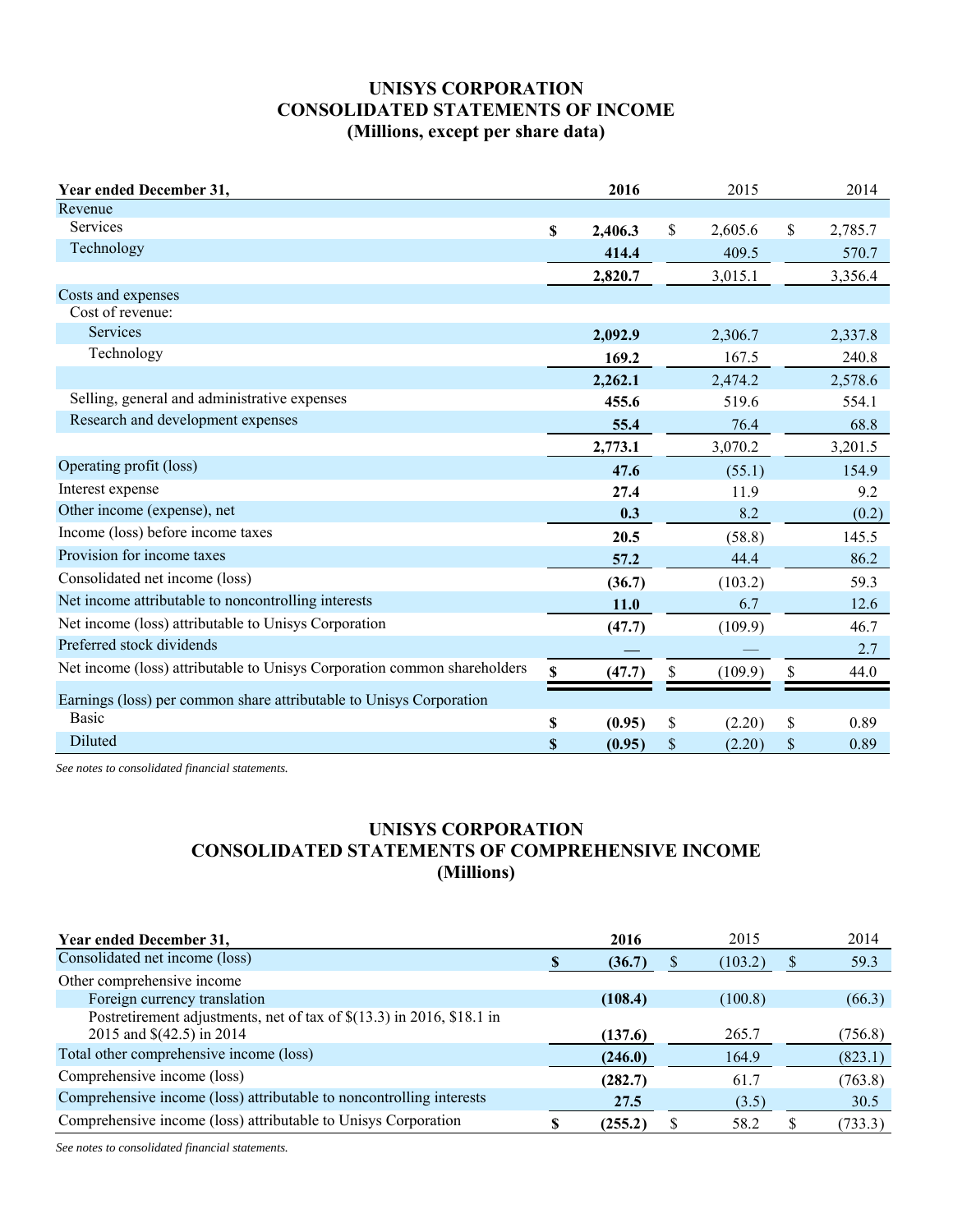# UNISYS CORPORATION
# CONSOLIDATED STATEMENTS OF INCOME
# (Millions, except per share data)

| Year ended December 31, | 2016 | 2015 | 2014 |
|---|---|---|---|
| Revenue | | | |
| Services | $ 2,406.3 | $ 2,605.6 | $ 2,785.7 |
| Technology | 414.4 | 409.5 | 570.7 |
| | 2,820.7 | 3,015.1 | 3,356.4 |
| Costs and expenses | | | |
| Cost of revenue: | | | |
| Services | 2,092.9 | 2,306.7 | 2,337.8 |
| Technology | 169.2 | 167.5 | 240.8 |
| | 2,262.1 | 2,474.2 | 2,578.6 |
| Selling, general and administrative expenses | 455.6 | 519.6 | 554.1 |
| Research and development expenses | 55.4 | 76.4 | 68.8 |
| | 2,773.1 | 3,070.2 | 3,201.5 |
| Operating profit (loss) | 47.6 | (55.1) | 154.9 |
| Interest expense | 27.4 | 11.9 | 9.2 |
| Other income (expense), net | 0.3 | 8.2 | (0.2) |
| Income (loss) before income taxes | 20.5 | (58.8) | 145.5 |
| Provision for income taxes | 57.2 | 44.4 | 86.2 |
| Consolidated net income (loss) | (36.7) | (103.2) | 59.3 |
| Net income attributable to noncontrolling interests | 11.0 | 6.7 | 12.6 |
| Net income (loss) attributable to Unisys Corporation | (47.7) | (109.9) | 46.7 |
| Preferred stock dividends | — | — | 2.7 |
| Net income (loss) attributable to Unisys Corporation common shareholders | $ (47.7) | $ (109.9) | $ 44.0 |
| Earnings (loss) per common share attributable to Unisys Corporation | | | |
| Basic | $ (0.95) | $ (2.20) | $ 0.89 |
| Diluted | $ (0.95) | $ (2.20) | $ 0.89 |

*See notes to consolidated financial statements.*

# UNISYS CORPORATION
# CONSOLIDATED STATEMENTS OF COMPREHENSIVE INCOME
# (Millions)

| Year ended December 31, | 2016 | 2015 | 2014 |
|---|---|---|---|
| Consolidated net income (loss) | $ (36.7) | $ (103.2) | $ 59.3 |
| Other comprehensive income | | | |
| Foreign currency translation | (108.4) | (100.8) | (66.3) |
| Postretirement adjustments, net of tax of $(13.3) in 2016, $18.1 in 2015 and $(42.5) in 2014 | (137.6) | 265.7 | (756.8) |
| Total other comprehensive income (loss) | (246.0) | 164.9 | (823.1) |
| Comprehensive income (loss) | (282.7) | 61.7 | (763.8) |
| Comprehensive income (loss) attributable to noncontrolling interests | 27.5 | (3.5) | 30.5 |
| Comprehensive income (loss) attributable to Unisys Corporation | $ (255.2) | $ 58.2 | $ (733.3) |

*See notes to consolidated financial statements.*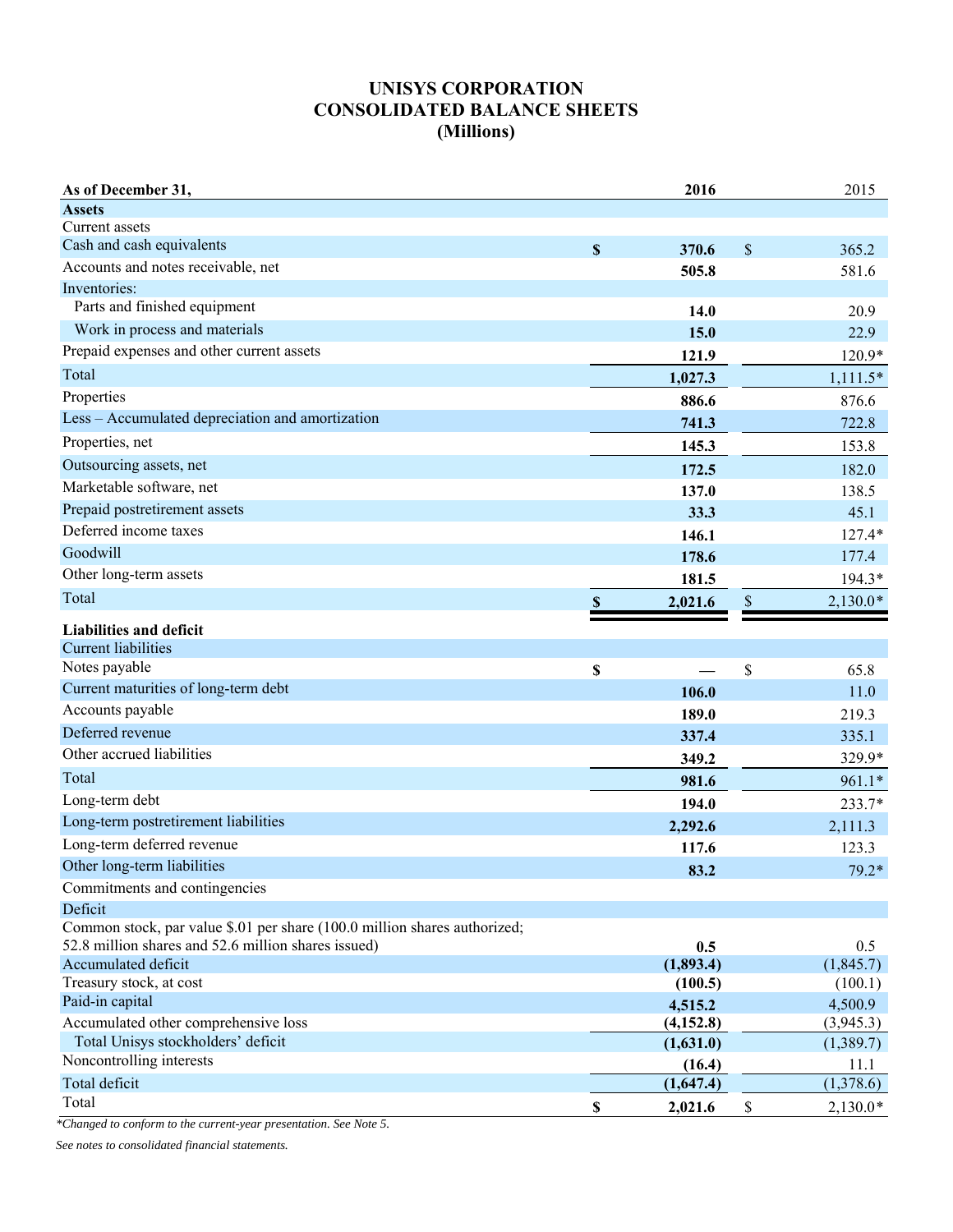# UNISYS CORPORATION
# CONSOLIDATED BALANCE SHEETS
# (Millions)

| As of December 31, | 2016 | 2015 |
|---|---|---|
| **Assets** | | |
| Current assets | | |
| Cash and cash equivalents | **$ 370.6** | $ 365.2 |
| Accounts and notes receivable, net | **505.8** | 581.6 |
| Inventories: | | |
| Parts and finished equipment | **14.0** | 20.9 |
| Work in process and materials | **15.0** | 22.9 |
| Prepaid expenses and other current assets | **121.9** | 120.9* |
| Total | **1,027.3** | 1,111.5* |
| Properties | **886.6** | 876.6 |
| Less – Accumulated depreciation and amortization | **741.3** | 722.8 |
| Properties, net | **145.3** | 153.8 |
| Outsourcing assets, net | **172.5** | 182.0 |
| Marketable software, net | **137.0** | 138.5 |
| Prepaid postretirement assets | **33.3** | 45.1 |
| Deferred income taxes | **146.1** | 127.4* |
| Goodwill | **178.6** | 177.4 |
| Other long-term assets | **181.5** | 194.3* |
| Total | **$ 2,021.6** | $ 2,130.0* |
| **Liabilities and deficit** | | |
| Current liabilities | | |
| Notes payable | **$ —** | $ 65.8 |
| Current maturities of long-term debt | **106.0** | 11.0 |
| Accounts payable | **189.0** | 219.3 |
| Deferred revenue | **337.4** | 335.1 |
| Other accrued liabilities | **349.2** | 329.9* |
| Total | **981.6** | 961.1* |
| Long-term debt | **194.0** | 233.7* |
| Long-term postretirement liabilities | **2,292.6** | 2,111.3 |
| Long-term deferred revenue | **117.6** | 123.3 |
| Other long-term liabilities | **83.2** | 79.2* |
| Commitments and contingencies | | |
| Deficit | | |
| Common stock, par value $.01 per share (100.0 million shares authorized; 52.8 million shares and 52.6 million shares issued) | **0.5** | 0.5 |
| Accumulated deficit | **(1,893.4)** | (1,845.7) |
| Treasury stock, at cost | **(100.5)** | (100.1) |
| Paid-in capital | **4,515.2** | 4,500.9 |
| Accumulated other comprehensive loss | **(4,152.8)** | (3,945.3) |
| Total Unisys stockholders' deficit | **(1,631.0)** | (1,389.7) |
| Noncontrolling interests | **(16.4)** | 11.1 |
| Total deficit | **(1,647.4)** | (1,378.6) |
| Total | **$ 2,021.6** | $ 2,130.0* |

*\*Changed to conform to the current-year presentation. See Note 5.*

*See notes to consolidated financial statements.*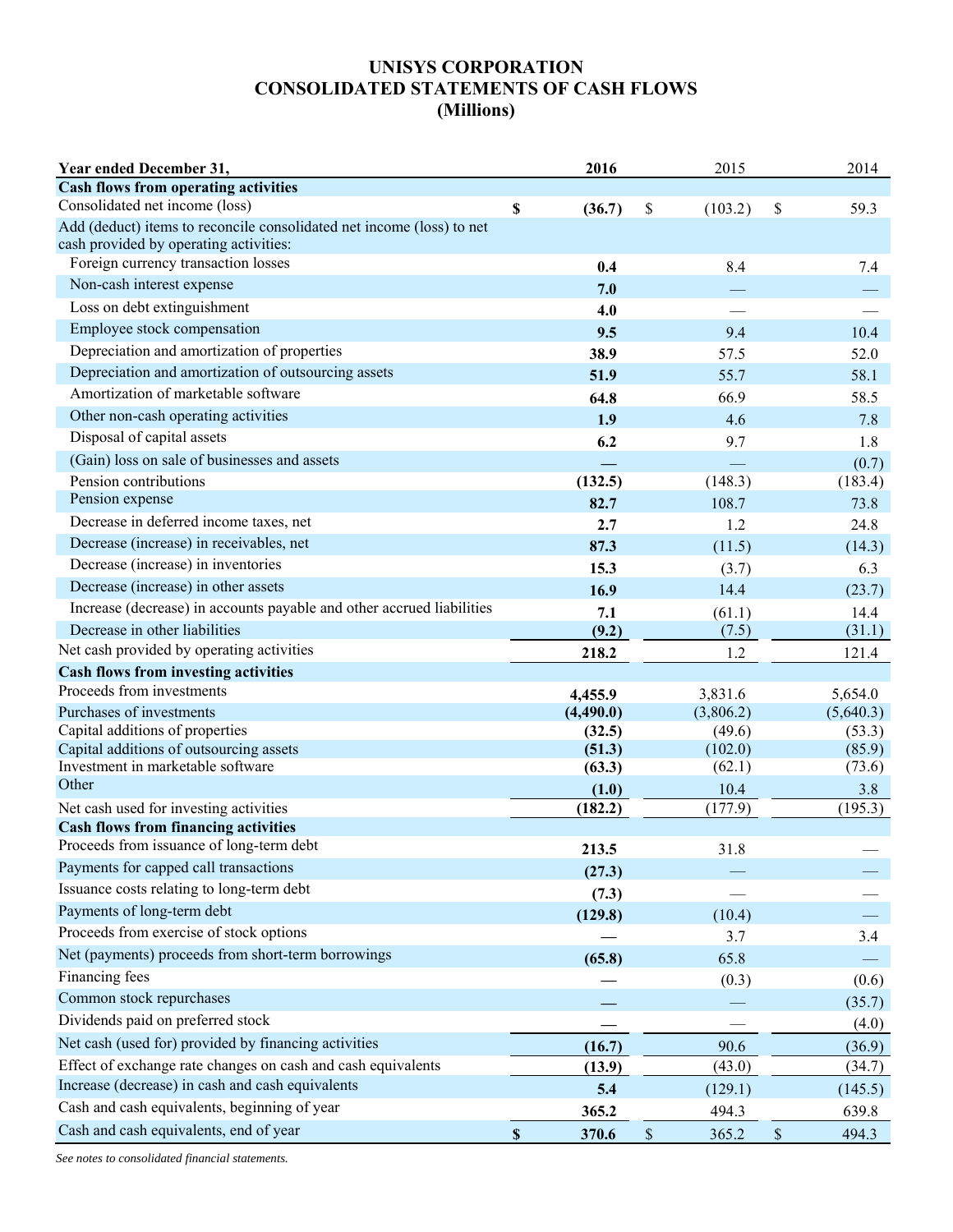# UNISYS CORPORATION
# CONSOLIDATED STATEMENTS OF CASH FLOWS
# (Millions)

| Year ended December 31, | 2016 | 2015 | 2014 |
|---|---|---|---|
| **Cash flows from operating activities** | | | |
| Consolidated net income (loss) | $ (36.7) | $ (103.2) | $ 59.3 |
| Add (deduct) items to reconcile consolidated net income (loss) to net cash provided by operating activities: | | | |
| Foreign currency transaction losses | 0.4 | 8.4 | 7.4 |
| Non-cash interest expense | 7.0 | — | — |
| Loss on debt extinguishment | 4.0 | — | — |
| Employee stock compensation | 9.5 | 9.4 | 10.4 |
| Depreciation and amortization of properties | 38.9 | 57.5 | 52.0 |
| Depreciation and amortization of outsourcing assets | 51.9 | 55.7 | 58.1 |
| Amortization of marketable software | 64.8 | 66.9 | 58.5 |
| Other non-cash operating activities | 1.9 | 4.6 | 7.8 |
| Disposal of capital assets | 6.2 | 9.7 | 1.8 |
| (Gain) loss on sale of businesses and assets | — | — | (0.7) |
| Pension contributions | (132.5) | (148.3) | (183.4) |
| Pension expense | 82.7 | 108.7 | 73.8 |
| Decrease in deferred income taxes, net | 2.7 | 1.2 | 24.8 |
| Decrease (increase) in receivables, net | 87.3 | (11.5) | (14.3) |
| Decrease (increase) in inventories | 15.3 | (3.7) | 6.3 |
| Decrease (increase) in other assets | 16.9 | 14.4 | (23.7) |
| Increase (decrease) in accounts payable and other accrued liabilities | 7.1 | (61.1) | 14.4 |
| Decrease in other liabilities | (9.2) | (7.5) | (31.1) |
| Net cash provided by operating activities | 218.2 | 1.2 | 121.4 |
| **Cash flows from investing activities** | | | |
| Proceeds from investments | 4,455.9 | 3,831.6 | 5,654.0 |
| Purchases of investments | (4,490.0) | (3,806.2) | (5,640.3) |
| Capital additions of properties | (32.5) | (49.6) | (53.3) |
| Capital additions of outsourcing assets | (51.3) | (102.0) | (85.9) |
| Investment in marketable software | (63.3) | (62.1) | (73.6) |
| Other | (1.0) | 10.4 | 3.8 |
| Net cash used for investing activities | (182.2) | (177.9) | (195.3) |
| **Cash flows from financing activities** | | | |
| Proceeds from issuance of long-term debt | 213.5 | 31.8 | — |
| Payments for capped call transactions | (27.3) | — | — |
| Issuance costs relating to long-term debt | (7.3) | — | — |
| Payments of long-term debt | (129.8) | (10.4) | — |
| Proceeds from exercise of stock options | — | 3.7 | 3.4 |
| Net (payments) proceeds from short-term borrowings | (65.8) | 65.8 | — |
| Financing fees | — | (0.3) | (0.6) |
| Common stock repurchases | — | — | (35.7) |
| Dividends paid on preferred stock | — | — | (4.0) |
| Net cash (used for) provided by financing activities | (16.7) | 90.6 | (36.9) |
| Effect of exchange rate changes on cash and cash equivalents | (13.9) | (43.0) | (34.7) |
| Increase (decrease) in cash and cash equivalents | 5.4 | (129.1) | (145.5) |
| Cash and cash equivalents, beginning of year | 365.2 | 494.3 | 639.8 |
| Cash and cash equivalents, end of year | $ 370.6 | $ 365.2 | $ 494.3 |

*See notes to consolidated financial statements.*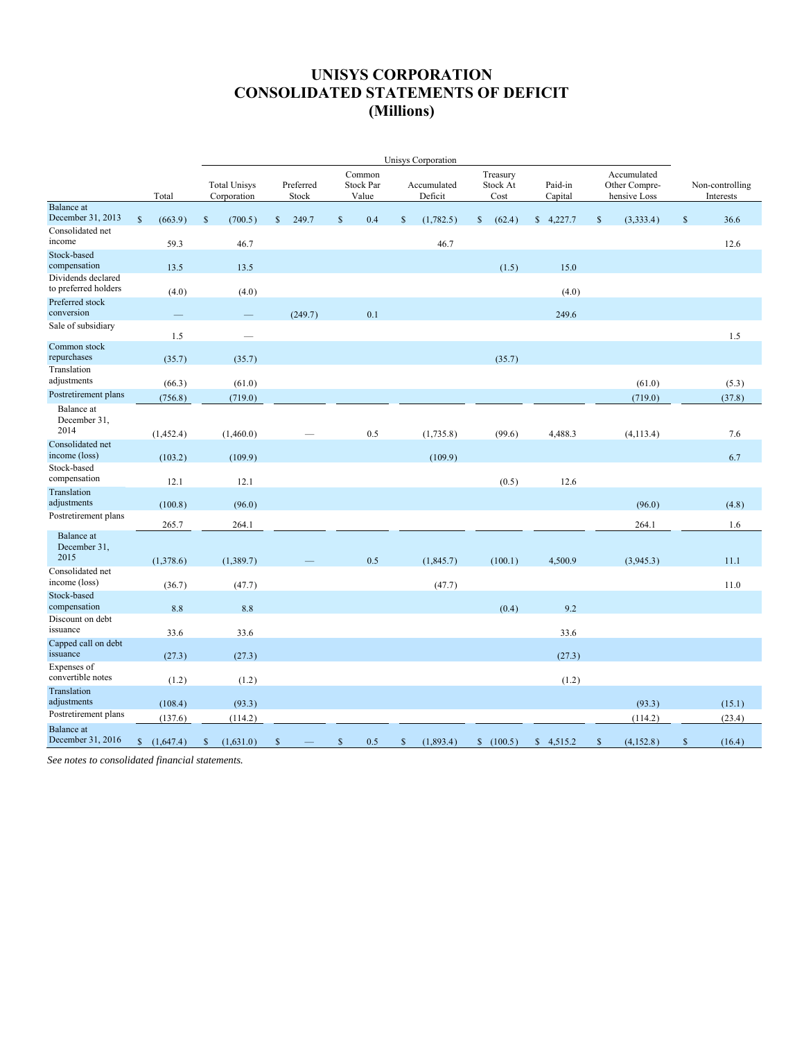# UNISYS CORPORATION
# CONSOLIDATED STATEMENTS OF DEFICIT
# (Millions)

| | Total | Unisys Corporation | | | | | | | Non-controlling Interests |
|---|---|---|---|---|---|---|---|---|---|
| | | Total Unisys Corporation | Preferred Stock | Common Stock Par Value | Accumulated Deficit | Treasury Stock At Cost | Paid-in Capital | Accumulated Other Compre-hensive Loss | |
| Balance at December 31, 2013 | $ (663.9) | $ (700.5) | $ 249.7 | $ 0.4 | $ (1,782.5) | $ (62.4) | $ 4,227.7 | $ (3,333.4) | $ 36.6 |
| Consolidated net income | 59.3 | 46.7 | | | 46.7 | | | | 12.6 |
| Stock-based compensation | 13.5 | 13.5 | | | | (1.5) | 15.0 | | |
| Dividends declared to preferred holders | (4.0) | (4.0) | | | | | (4.0) | | |
| Preferred stock conversion | — | — | (249.7) | 0.1 | | | 249.6 | | |
| Sale of subsidiary | 1.5 | — | | | | | | | 1.5 |
| Common stock repurchases | (35.7) | (35.7) | | | | (35.7) | | | |
| Translation adjustments | (66.3) | (61.0) | | | | | | (61.0) | (5.3) |
| Postretirement plans | (756.8) | (719.0) | | | | | | (719.0) | (37.8) |
| Balance at December 31, 2014 | (1,452.4) | (1,460.0) | — | 0.5 | (1,735.8) | (99.6) | 4,488.3 | (4,113.4) | 7.6 |
| Consolidated net income (loss) | (103.2) | (109.9) | | | (109.9) | | | | 6.7 |
| Stock-based compensation | 12.1 | 12.1 | | | | (0.5) | 12.6 | | |
| Translation adjustments | (100.8) | (96.0) | | | | | | (96.0) | (4.8) |
| Postretirement plans | 265.7 | 264.1 | | | | | | 264.1 | 1.6 |
| Balance at December 31, 2015 | (1,378.6) | (1,389.7) | — | 0.5 | (1,845.7) | (100.1) | 4,500.9 | (3,945.3) | 11.1 |
| Consolidated net income (loss) | (36.7) | (47.7) | | | (47.7) | | | | 11.0 |
| Stock-based compensation | 8.8 | 8.8 | | | | (0.4) | 9.2 | | |
| Discount on debt issuance | 33.6 | 33.6 | | | | | 33.6 | | |
| Capped call on debt issuance | (27.3) | (27.3) | | | | | (27.3) | | |
| Expenses of convertible notes | (1.2) | (1.2) | | | | | (1.2) | | |
| Translation adjustments | (108.4) | (93.3) | | | | | | (93.3) | (15.1) |
| Postretirement plans | (137.6) | (114.2) | | | | | | (114.2) | (23.4) |
| Balance at December 31, 2016 | $ (1,647.4) | $ (1,631.0) | $ — | $ 0.5 | $ (1,893.4) | $ (100.5) | $ 4,515.2 | $ (4,152.8) | $ (16.4) |

*See notes to consolidated financial statements.*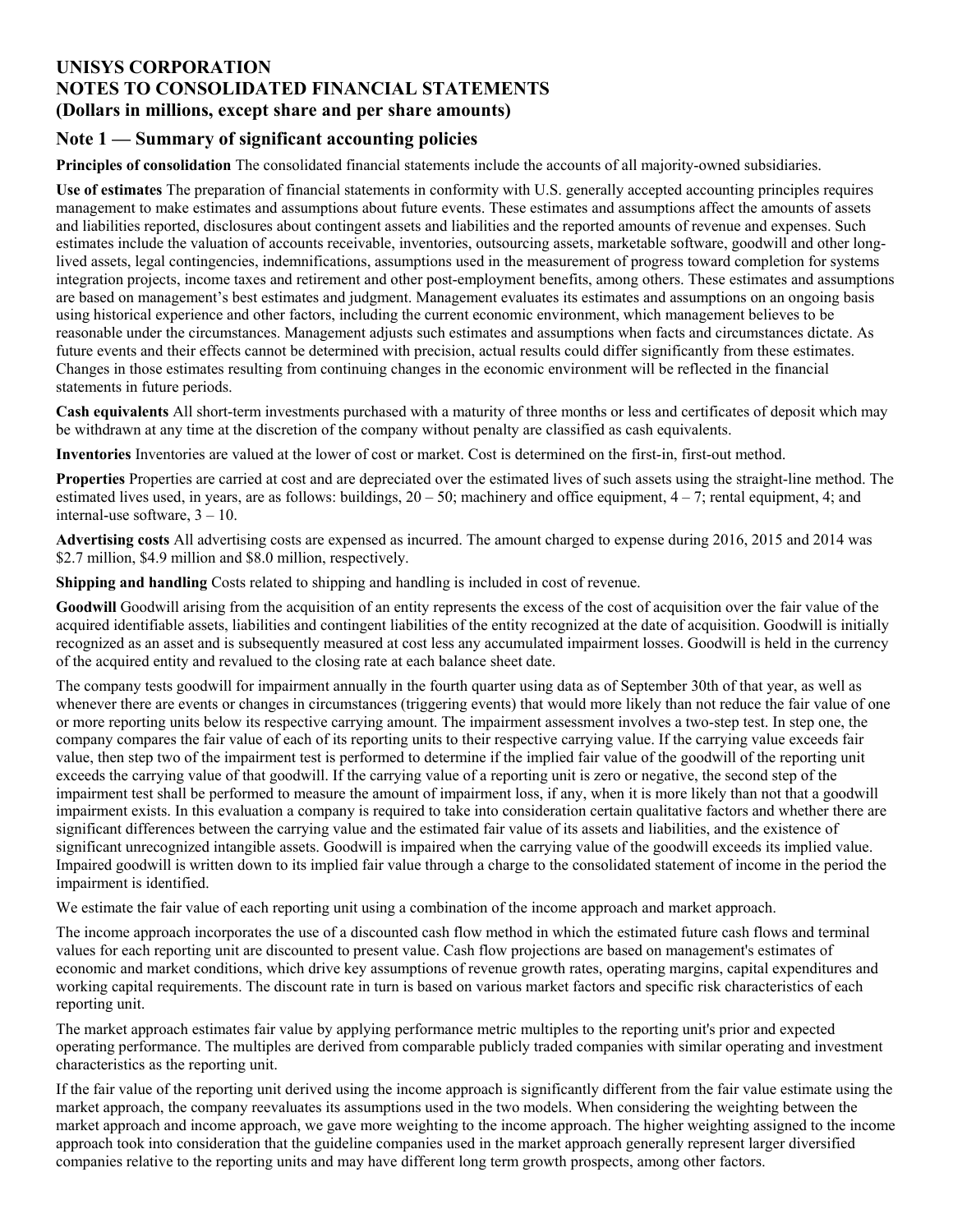# UNISYS CORPORATION
# NOTES TO CONSOLIDATED FINANCIAL STATEMENTS
# (Dollars in millions, except share and per share amounts)

## Note 1 — Summary of significant accounting policies

**Principles of consolidation** The consolidated financial statements include the accounts of all majority-owned subsidiaries.

**Use of estimates** The preparation of financial statements in conformity with U.S. generally accepted accounting principles requires management to make estimates and assumptions about future events. These estimates and assumptions affect the amounts of assets and liabilities reported, disclosures about contingent assets and liabilities and the reported amounts of revenue and expenses. Such estimates include the valuation of accounts receivable, inventories, outsourcing assets, marketable software, goodwill and other long-lived assets, legal contingencies, indemnifications, assumptions used in the measurement of progress toward completion for systems integration projects, income taxes and retirement and other post-employment benefits, among others. These estimates and assumptions are based on management's best estimates and judgment. Management evaluates its estimates and assumptions on an ongoing basis using historical experience and other factors, including the current economic environment, which management believes to be reasonable under the circumstances. Management adjusts such estimates and assumptions when facts and circumstances dictate. As future events and their effects cannot be determined with precision, actual results could differ significantly from these estimates. Changes in those estimates resulting from continuing changes in the economic environment will be reflected in the financial statements in future periods.

**Cash equivalents** All short-term investments purchased with a maturity of three months or less and certificates of deposit which may be withdrawn at any time at the discretion of the company without penalty are classified as cash equivalents.

**Inventories** Inventories are valued at the lower of cost or market. Cost is determined on the first-in, first-out method.

**Properties** Properties are carried at cost and are depreciated over the estimated lives of such assets using the straight-line method. The estimated lives used, in years, are as follows: buildings, 20 – 50; machinery and office equipment, 4 – 7; rental equipment, 4; and internal-use software, 3 – 10.

**Advertising costs** All advertising costs are expensed as incurred. The amount charged to expense during 2016, 2015 and 2014 was $2.7 million, $4.9 million and $8.0 million, respectively.

**Shipping and handling** Costs related to shipping and handling is included in cost of revenue.

**Goodwill** Goodwill arising from the acquisition of an entity represents the excess of the cost of acquisition over the fair value of the acquired identifiable assets, liabilities and contingent liabilities of the entity recognized at the date of acquisition. Goodwill is initially recognized as an asset and is subsequently measured at cost less any accumulated impairment losses. Goodwill is held in the currency of the acquired entity and revalued to the closing rate at each balance sheet date.

The company tests goodwill for impairment annually in the fourth quarter using data as of September 30th of that year, as well as whenever there are events or changes in circumstances (triggering events) that would more likely than not reduce the fair value of one or more reporting units below its respective carrying amount. The impairment assessment involves a two-step test. In step one, the company compares the fair value of each of its reporting units to their respective carrying value. If the carrying value exceeds fair value, then step two of the impairment test is performed to determine if the implied fair value of the goodwill of the reporting unit exceeds the carrying value of that goodwill. If the carrying value of a reporting unit is zero or negative, the second step of the impairment test shall be performed to measure the amount of impairment loss, if any, when it is more likely than not that a goodwill impairment exists. In this evaluation a company is required to take into consideration certain qualitative factors and whether there are significant differences between the carrying value and the estimated fair value of its assets and liabilities, and the existence of significant unrecognized intangible assets. Goodwill is impaired when the carrying value of the goodwill exceeds its implied value. Impaired goodwill is written down to its implied fair value through a charge to the consolidated statement of income in the period the impairment is identified.

We estimate the fair value of each reporting unit using a combination of the income approach and market approach.

The income approach incorporates the use of a discounted cash flow method in which the estimated future cash flows and terminal values for each reporting unit are discounted to present value. Cash flow projections are based on management's estimates of economic and market conditions, which drive key assumptions of revenue growth rates, operating margins, capital expenditures and working capital requirements. The discount rate in turn is based on various market factors and specific risk characteristics of each reporting unit.

The market approach estimates fair value by applying performance metric multiples to the reporting unit's prior and expected operating performance. The multiples are derived from comparable publicly traded companies with similar operating and investment characteristics as the reporting unit.

If the fair value of the reporting unit derived using the income approach is significantly different from the fair value estimate using the market approach, the company reevaluates its assumptions used in the two models. When considering the weighting between the market approach and income approach, we gave more weighting to the income approach. The higher weighting assigned to the income approach took into consideration that the guideline companies used in the market approach generally represent larger diversified companies relative to the reporting units and may have different long term growth prospects, among other factors.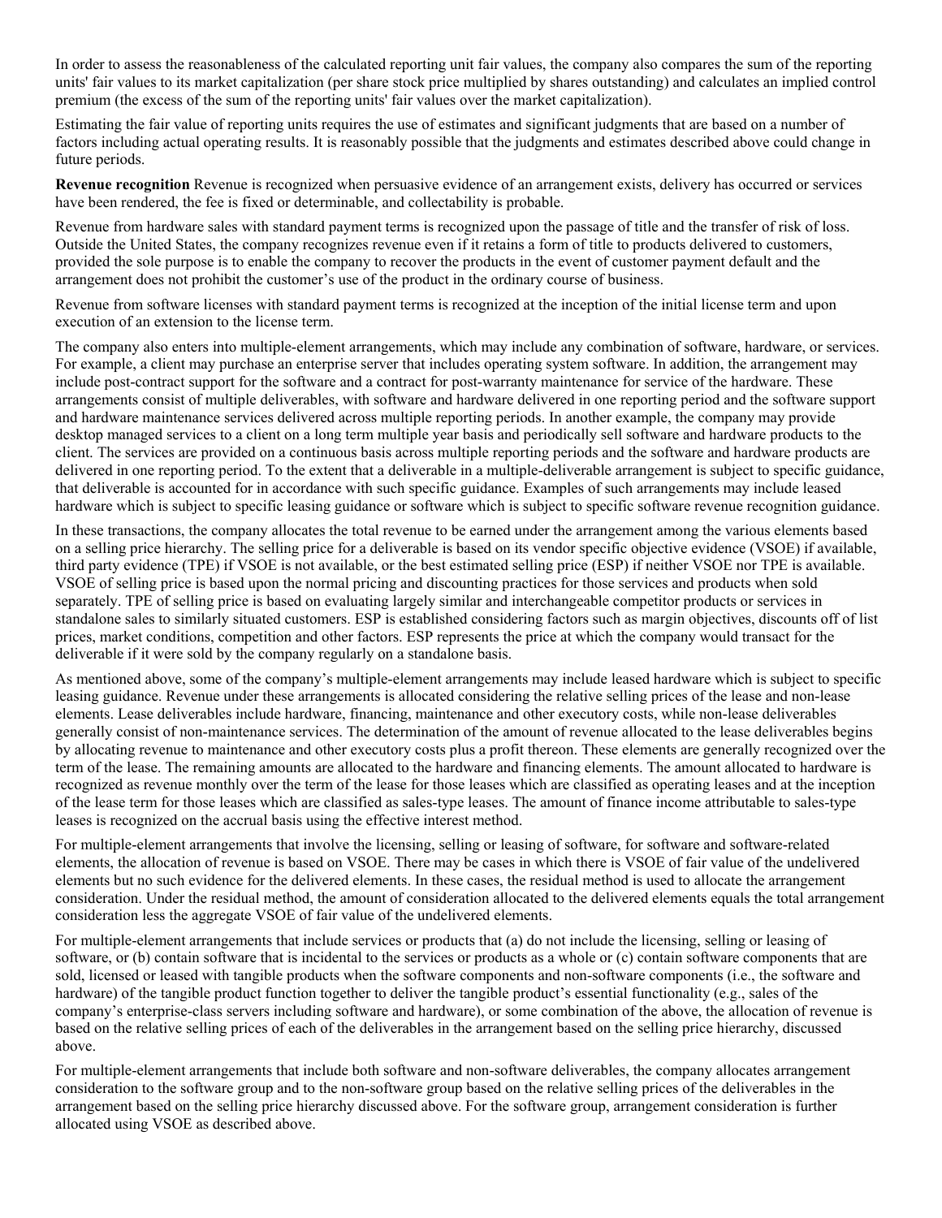In order to assess the reasonableness of the calculated reporting unit fair values, the company also compares the sum of the reporting units' fair values to its market capitalization (per share stock price multiplied by shares outstanding) and calculates an implied control premium (the excess of the sum of the reporting units' fair values over the market capitalization).

Estimating the fair value of reporting units requires the use of estimates and significant judgments that are based on a number of factors including actual operating results. It is reasonably possible that the judgments and estimates described above could change in future periods.

**Revenue recognition** Revenue is recognized when persuasive evidence of an arrangement exists, delivery has occurred or services have been rendered, the fee is fixed or determinable, and collectability is probable.

Revenue from hardware sales with standard payment terms is recognized upon the passage of title and the transfer of risk of loss. Outside the United States, the company recognizes revenue even if it retains a form of title to products delivered to customers, provided the sole purpose is to enable the company to recover the products in the event of customer payment default and the arrangement does not prohibit the customer's use of the product in the ordinary course of business.

Revenue from software licenses with standard payment terms is recognized at the inception of the initial license term and upon execution of an extension to the license term.

The company also enters into multiple-element arrangements, which may include any combination of software, hardware, or services. For example, a client may purchase an enterprise server that includes operating system software. In addition, the arrangement may include post-contract support for the software and a contract for post-warranty maintenance for service of the hardware. These arrangements consist of multiple deliverables, with software and hardware delivered in one reporting period and the software support and hardware maintenance services delivered across multiple reporting periods. In another example, the company may provide desktop managed services to a client on a long term multiple year basis and periodically sell software and hardware products to the client. The services are provided on a continuous basis across multiple reporting periods and the software and hardware products are delivered in one reporting period. To the extent that a deliverable in a multiple-deliverable arrangement is subject to specific guidance, that deliverable is accounted for in accordance with such specific guidance. Examples of such arrangements may include leased hardware which is subject to specific leasing guidance or software which is subject to specific software revenue recognition guidance.

In these transactions, the company allocates the total revenue to be earned under the arrangement among the various elements based on a selling price hierarchy. The selling price for a deliverable is based on its vendor specific objective evidence (VSOE) if available, third party evidence (TPE) if VSOE is not available, or the best estimated selling price (ESP) if neither VSOE nor TPE is available. VSOE of selling price is based upon the normal pricing and discounting practices for those services and products when sold separately. TPE of selling price is based on evaluating largely similar and interchangeable competitor products or services in standalone sales to similarly situated customers. ESP is established considering factors such as margin objectives, discounts off of list prices, market conditions, competition and other factors. ESP represents the price at which the company would transact for the deliverable if it were sold by the company regularly on a standalone basis.

As mentioned above, some of the company's multiple-element arrangements may include leased hardware which is subject to specific leasing guidance. Revenue under these arrangements is allocated considering the relative selling prices of the lease and non-lease elements. Lease deliverables include hardware, financing, maintenance and other executory costs, while non-lease deliverables generally consist of non-maintenance services. The determination of the amount of revenue allocated to the lease deliverables begins by allocating revenue to maintenance and other executory costs plus a profit thereon. These elements are generally recognized over the term of the lease. The remaining amounts are allocated to the hardware and financing elements. The amount allocated to hardware is recognized as revenue monthly over the term of the lease for those leases which are classified as operating leases and at the inception of the lease term for those leases which are classified as sales-type leases. The amount of finance income attributable to sales-type leases is recognized on the accrual basis using the effective interest method.

For multiple-element arrangements that involve the licensing, selling or leasing of software, for software and software-related elements, the allocation of revenue is based on VSOE. There may be cases in which there is VSOE of fair value of the undelivered elements but no such evidence for the delivered elements. In these cases, the residual method is used to allocate the arrangement consideration. Under the residual method, the amount of consideration allocated to the delivered elements equals the total arrangement consideration less the aggregate VSOE of fair value of the undelivered elements.

For multiple-element arrangements that include services or products that (a) do not include the licensing, selling or leasing of software, or (b) contain software that is incidental to the services or products as a whole or (c) contain software components that are sold, licensed or leased with tangible products when the software components and non-software components (i.e., the software and hardware) of the tangible product function together to deliver the tangible product's essential functionality (e.g., sales of the company's enterprise-class servers including software and hardware), or some combination of the above, the allocation of revenue is based on the relative selling prices of each of the deliverables in the arrangement based on the selling price hierarchy, discussed above.

For multiple-element arrangements that include both software and non-software deliverables, the company allocates arrangement consideration to the software group and to the non-software group based on the relative selling prices of the deliverables in the arrangement based on the selling price hierarchy discussed above. For the software group, arrangement consideration is further allocated using VSOE as described above.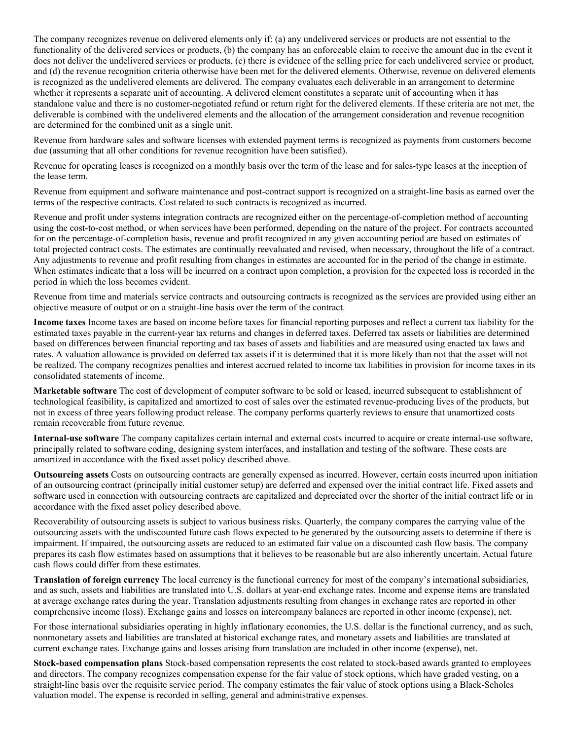The company recognizes revenue on delivered elements only if: (a) any undelivered services or products are not essential to the functionality of the delivered services or products, (b) the company has an enforceable claim to receive the amount due in the event it does not deliver the undelivered services or products, (c) there is evidence of the selling price for each undelivered service or product, and (d) the revenue recognition criteria otherwise have been met for the delivered elements. Otherwise, revenue on delivered elements is recognized as the undelivered elements are delivered. The company evaluates each deliverable in an arrangement to determine whether it represents a separate unit of accounting. A delivered element constitutes a separate unit of accounting when it has standalone value and there is no customer-negotiated refund or return right for the delivered elements. If these criteria are not met, the deliverable is combined with the undelivered elements and the allocation of the arrangement consideration and revenue recognition are determined for the combined unit as a single unit.

Revenue from hardware sales and software licenses with extended payment terms is recognized as payments from customers become due (assuming that all other conditions for revenue recognition have been satisfied).

Revenue for operating leases is recognized on a monthly basis over the term of the lease and for sales-type leases at the inception of the lease term.

Revenue from equipment and software maintenance and post-contract support is recognized on a straight-line basis as earned over the terms of the respective contracts. Cost related to such contracts is recognized as incurred.

Revenue and profit under systems integration contracts are recognized either on the percentage-of-completion method of accounting using the cost-to-cost method, or when services have been performed, depending on the nature of the project. For contracts accounted for on the percentage-of-completion basis, revenue and profit recognized in any given accounting period are based on estimates of total projected contract costs. The estimates are continually reevaluated and revised, when necessary, throughout the life of a contract. Any adjustments to revenue and profit resulting from changes in estimates are accounted for in the period of the change in estimate. When estimates indicate that a loss will be incurred on a contract upon completion, a provision for the expected loss is recorded in the period in which the loss becomes evident.

Revenue from time and materials service contracts and outsourcing contracts is recognized as the services are provided using either an objective measure of output or on a straight-line basis over the term of the contract.

**Income taxes** Income taxes are based on income before taxes for financial reporting purposes and reflect a current tax liability for the estimated taxes payable in the current-year tax returns and changes in deferred taxes. Deferred tax assets or liabilities are determined based on differences between financial reporting and tax bases of assets and liabilities and are measured using enacted tax laws and rates. A valuation allowance is provided on deferred tax assets if it is determined that it is more likely than not that the asset will not be realized. The company recognizes penalties and interest accrued related to income tax liabilities in provision for income taxes in its consolidated statements of income.

**Marketable software** The cost of development of computer software to be sold or leased, incurred subsequent to establishment of technological feasibility, is capitalized and amortized to cost of sales over the estimated revenue-producing lives of the products, but not in excess of three years following product release. The company performs quarterly reviews to ensure that unamortized costs remain recoverable from future revenue.

**Internal-use software** The company capitalizes certain internal and external costs incurred to acquire or create internal-use software, principally related to software coding, designing system interfaces, and installation and testing of the software. These costs are amortized in accordance with the fixed asset policy described above.

**Outsourcing assets** Costs on outsourcing contracts are generally expensed as incurred. However, certain costs incurred upon initiation of an outsourcing contract (principally initial customer setup) are deferred and expensed over the initial contract life. Fixed assets and software used in connection with outsourcing contracts are capitalized and depreciated over the shorter of the initial contract life or in accordance with the fixed asset policy described above.

Recoverability of outsourcing assets is subject to various business risks. Quarterly, the company compares the carrying value of the outsourcing assets with the undiscounted future cash flows expected to be generated by the outsourcing assets to determine if there is impairment. If impaired, the outsourcing assets are reduced to an estimated fair value on a discounted cash flow basis. The company prepares its cash flow estimates based on assumptions that it believes to be reasonable but are also inherently uncertain. Actual future cash flows could differ from these estimates.

**Translation of foreign currency** The local currency is the functional currency for most of the company's international subsidiaries, and as such, assets and liabilities are translated into U.S. dollars at year-end exchange rates. Income and expense items are translated at average exchange rates during the year. Translation adjustments resulting from changes in exchange rates are reported in other comprehensive income (loss). Exchange gains and losses on intercompany balances are reported in other income (expense), net.

For those international subsidiaries operating in highly inflationary economies, the U.S. dollar is the functional currency, and as such, nonmonetary assets and liabilities are translated at historical exchange rates, and monetary assets and liabilities are translated at current exchange rates. Exchange gains and losses arising from translation are included in other income (expense), net.

**Stock-based compensation plans** Stock-based compensation represents the cost related to stock-based awards granted to employees and directors. The company recognizes compensation expense for the fair value of stock options, which have graded vesting, on a straight-line basis over the requisite service period. The company estimates the fair value of stock options using a Black-Scholes valuation model. The expense is recorded in selling, general and administrative expenses.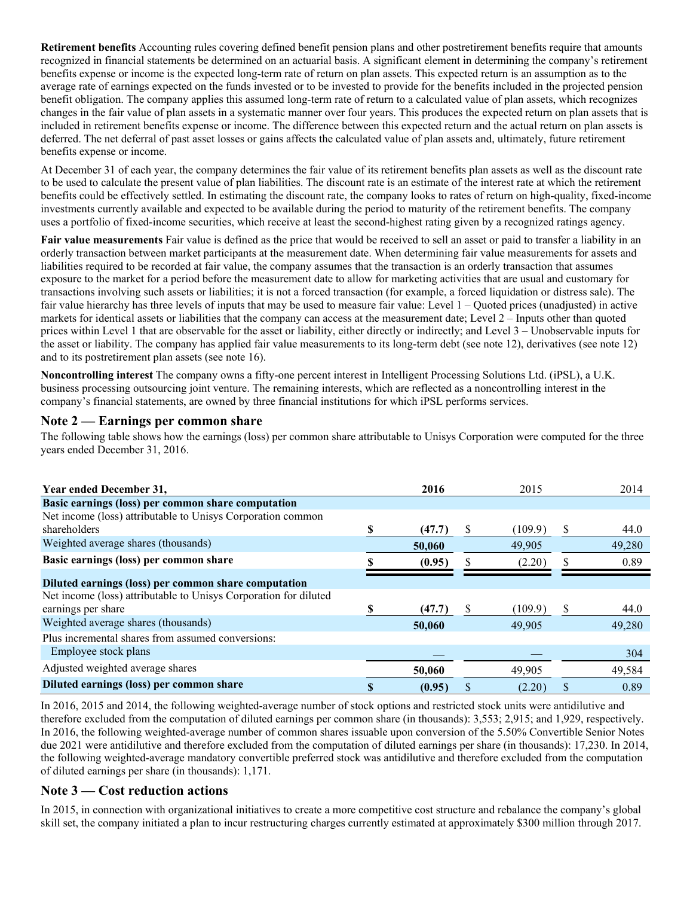**Retirement benefits** Accounting rules covering defined benefit pension plans and other postretirement benefits require that amounts recognized in financial statements be determined on an actuarial basis. A significant element in determining the company's retirement benefits expense or income is the expected long-term rate of return on plan assets. This expected return is an assumption as to the average rate of earnings expected on the funds invested or to be invested to provide for the benefits included in the projected pension benefit obligation. The company applies this assumed long-term rate of return to a calculated value of plan assets, which recognizes changes in the fair value of plan assets in a systematic manner over four years. This produces the expected return on plan assets that is included in retirement benefits expense or income. The difference between this expected return and the actual return on plan assets is deferred. The net deferral of past asset losses or gains affects the calculated value of plan assets and, ultimately, future retirement benefits expense or income.

At December 31 of each year, the company determines the fair value of its retirement benefits plan assets as well as the discount rate to be used to calculate the present value of plan liabilities. The discount rate is an estimate of the interest rate at which the retirement benefits could be effectively settled. In estimating the discount rate, the company looks to rates of return on high-quality, fixed-income investments currently available and expected to be available during the period to maturity of the retirement benefits. The company uses a portfolio of fixed-income securities, which receive at least the second-highest rating given by a recognized ratings agency.

**Fair value measurements** Fair value is defined as the price that would be received to sell an asset or paid to transfer a liability in an orderly transaction between market participants at the measurement date. When determining fair value measurements for assets and liabilities required to be recorded at fair value, the company assumes that the transaction is an orderly transaction that assumes exposure to the market for a period before the measurement date to allow for marketing activities that are usual and customary for transactions involving such assets or liabilities; it is not a forced transaction (for example, a forced liquidation or distress sale). The fair value hierarchy has three levels of inputs that may be used to measure fair value: Level 1 – Quoted prices (unadjusted) in active markets for identical assets or liabilities that the company can access at the measurement date; Level 2 – Inputs other than quoted prices within Level 1 that are observable for the asset or liability, either directly or indirectly; and Level 3 – Unobservable inputs for the asset or liability. The company has applied fair value measurements to its long-term debt (see note 12), derivatives (see note 12) and to its postretirement plan assets (see note 16).

**Noncontrolling interest** The company owns a fifty-one percent interest in Intelligent Processing Solutions Ltd. (iPSL), a U.K. business processing outsourcing joint venture. The remaining interests, which are reflected as a noncontrolling interest in the company's financial statements, are owned by three financial institutions for which iPSL performs services.

## Note 2 — Earnings per common share

The following table shows how the earnings (loss) per common share attributable to Unisys Corporation were computed for the three years ended December 31, 2016.

| Year ended December 31, | 2016 | 2015 | 2014 |
|---|---|---|---|
| **Basic earnings (loss) per common share computation** | | | |
| Net income (loss) attributable to Unisys Corporation common shareholders | $ (47.7) | $ (109.9) | $ 44.0 |
| Weighted average shares (thousands) | 50,060 | 49,905 | 49,280 |
| **Basic earnings (loss) per common share** | $ (0.95) | $ (2.20) | $ 0.89 |
| **Diluted earnings (loss) per common share computation** | | | |
| Net income (loss) attributable to Unisys Corporation for diluted earnings per share | $ (47.7) | $ (109.9) | $ 44.0 |
| Weighted average shares (thousands) | 50,060 | 49,905 | 49,280 |
| Plus incremental shares from assumed conversions: | | | |
| Employee stock plans | — | — | 304 |
| Adjusted weighted average shares | 50,060 | 49,905 | 49,584 |
| **Diluted earnings (loss) per common share** | $ (0.95) | $ (2.20) | $ 0.89 |

In 2016, 2015 and 2014, the following weighted-average number of stock options and restricted stock units were antidilutive and therefore excluded from the computation of diluted earnings per common share (in thousands): 3,553; 2,915; and 1,929, respectively. In 2016, the following weighted-average number of common shares issuable upon conversion of the 5.50% Convertible Senior Notes due 2021 were antidilutive and therefore excluded from the computation of diluted earnings per share (in thousands): 17,230. In 2014, the following weighted-average mandatory convertible preferred stock was antidilutive and therefore excluded from the computation of diluted earnings per share (in thousands): 1,171.

## Note 3 — Cost reduction actions

In 2015, in connection with organizational initiatives to create a more competitive cost structure and rebalance the company's global skill set, the company initiated a plan to incur restructuring charges currently estimated at approximately $300 million through 2017.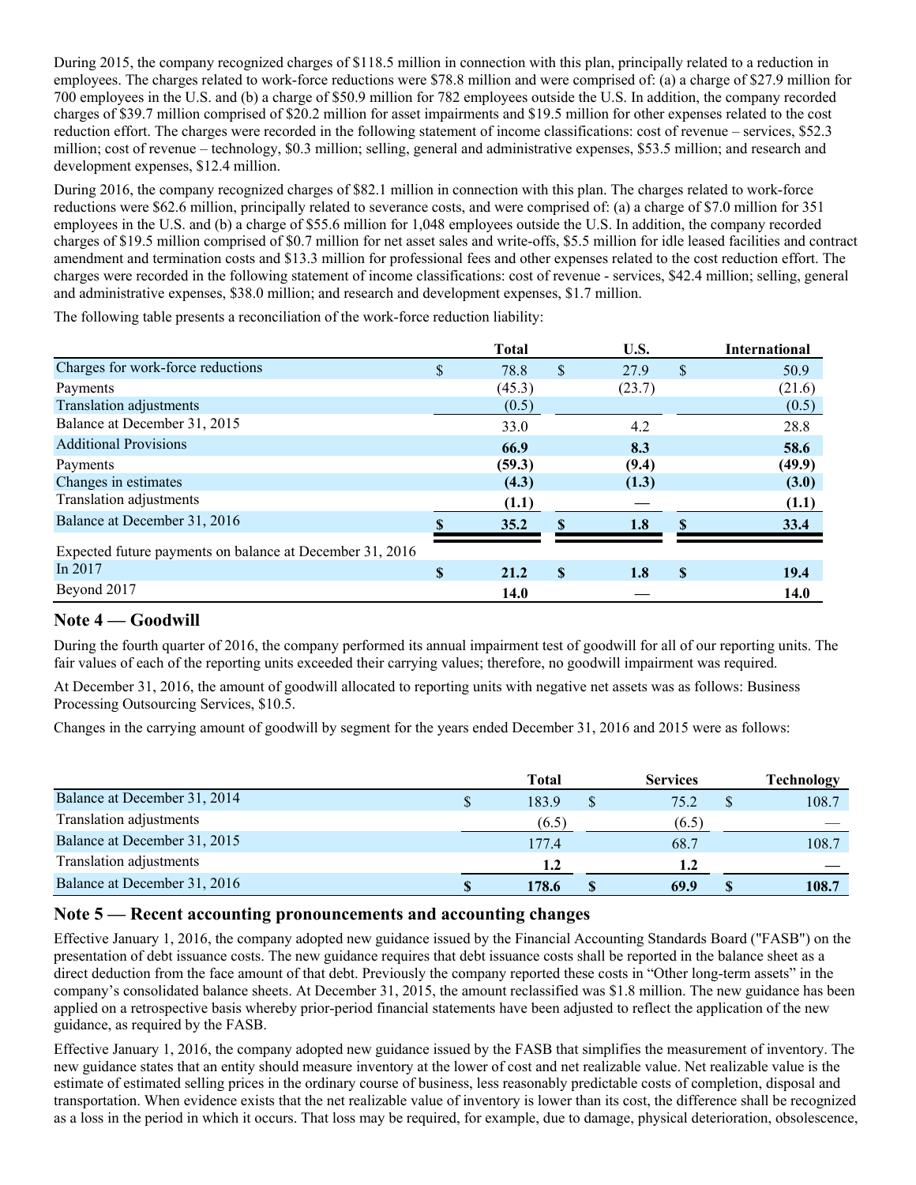During 2015, the company recognized charges of $118.5 million in connection with this plan, principally related to a reduction in employees. The charges related to work-force reductions were $78.8 million and were comprised of: (a) a charge of $27.9 million for 700 employees in the U.S. and (b) a charge of $50.9 million for 782 employees outside the U.S. In addition, the company recorded charges of $39.7 million comprised of $20.2 million for asset impairments and $19.5 million for other expenses related to the cost reduction effort. The charges were recorded in the following statement of income classifications: cost of revenue – services, $52.3 million; cost of revenue – technology, $0.3 million; selling, general and administrative expenses, $53.5 million; and research and development expenses, $12.4 million.

During 2016, the company recognized charges of $82.1 million in connection with this plan. The charges related to work-force reductions were $62.6 million, principally related to severance costs, and were comprised of: (a) a charge of $7.0 million for 351 employees in the U.S. and (b) a charge of $55.6 million for 1,048 employees outside the U.S. In addition, the company recorded charges of $19.5 million comprised of $0.7 million for net asset sales and write-offs, $5.5 million for idle leased facilities and contract amendment and termination costs and $13.3 million for professional fees and other expenses related to the cost reduction effort. The charges were recorded in the following statement of income classifications: cost of revenue - services, $42.4 million; selling, general and administrative expenses, $38.0 million; and research and development expenses, $1.7 million.

The following table presents a reconciliation of the work-force reduction liability:

| | Total | U.S. | International |
|---|---|---|---|
| Charges for work-force reductions | $ 78.8 | $ 27.9 | $ 50.9 |
| Payments | (45.3) | (23.7) | (21.6) |
| Translation adjustments | (0.5) | | (0.5) |
| Balance at December 31, 2015 | 33.0 | 4.2 | 28.8 |
| Additional Provisions | **66.9** | **8.3** | **58.6** |
| Payments | **(59.3)** | **(9.4)** | **(49.9)** |
| Changes in estimates | **(4.3)** | **(1.3)** | **(3.0)** |
| Translation adjustments | **(1.1)** | **—** | **(1.1)** |
| Balance at December 31, 2016 | **$ 35.2** | **$ 1.8** | **$ 33.4** |
| Expected future payments on balance at December 31, 2016 | | | |
| In 2017 | **$ 21.2** | **$ 1.8** | **$ 19.4** |
| Beyond 2017 | **14.0** | **—** | **14.0** |

## Note 4 — Goodwill

During the fourth quarter of 2016, the company performed its annual impairment test of goodwill for all of our reporting units. The fair values of each of the reporting units exceeded their carrying values; therefore, no goodwill impairment was required.

At December 31, 2016, the amount of goodwill allocated to reporting units with negative net assets was as follows: Business Processing Outsourcing Services, $10.5.

Changes in the carrying amount of goodwill by segment for the years ended December 31, 2016 and 2015 were as follows:

| | Total | Services | Technology |
|---|---|---|---|
| Balance at December 31, 2014 | $ 183.9 | $ 75.2 | $ 108.7 |
| Translation adjustments | (6.5) | (6.5) | — |
| Balance at December 31, 2015 | 177.4 | 68.7 | 108.7 |
| Translation adjustments | **1.2** | **1.2** | **—** |
| Balance at December 31, 2016 | **$ 178.6** | **$ 69.9** | **$ 108.7** |

## Note 5 — Recent accounting pronouncements and accounting changes

Effective January 1, 2016, the company adopted new guidance issued by the Financial Accounting Standards Board ("FASB") on the presentation of debt issuance costs. The new guidance requires that debt issuance costs shall be reported in the balance sheet as a direct deduction from the face amount of that debt. Previously the company reported these costs in "Other long-term assets" in the company's consolidated balance sheets. At December 31, 2015, the amount reclassified was $1.8 million. The new guidance has been applied on a retrospective basis whereby prior-period financial statements have been adjusted to reflect the application of the new guidance, as required by the FASB.

Effective January 1, 2016, the company adopted new guidance issued by the FASB that simplifies the measurement of inventory. The new guidance states that an entity should measure inventory at the lower of cost and net realizable value. Net realizable value is the estimate of estimated selling prices in the ordinary course of business, less reasonably predictable costs of completion, disposal and transportation. When evidence exists that the net realizable value of inventory is lower than its cost, the difference shall be recognized as a loss in the period in which it occurs. That loss may be required, for example, due to damage, physical deterioration, obsolescence,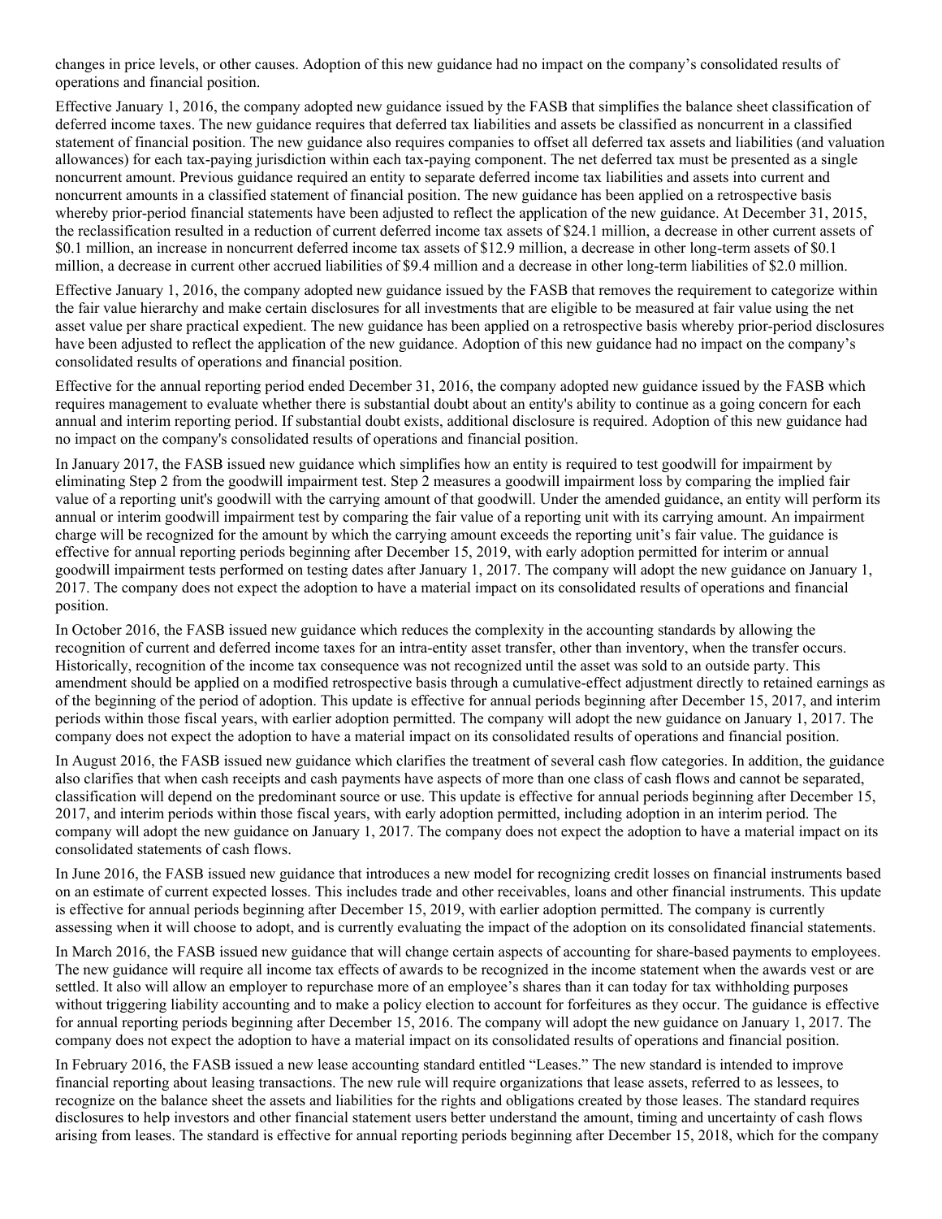changes in price levels, or other causes. Adoption of this new guidance had no impact on the company's consolidated results of operations and financial position.

Effective January 1, 2016, the company adopted new guidance issued by the FASB that simplifies the balance sheet classification of deferred income taxes. The new guidance requires that deferred tax liabilities and assets be classified as noncurrent in a classified statement of financial position. The new guidance also requires companies to offset all deferred tax assets and liabilities (and valuation allowances) for each tax-paying jurisdiction within each tax-paying component. The net deferred tax must be presented as a single noncurrent amount. Previous guidance required an entity to separate deferred income tax liabilities and assets into current and noncurrent amounts in a classified statement of financial position. The new guidance has been applied on a retrospective basis whereby prior-period financial statements have been adjusted to reflect the application of the new guidance. At December 31, 2015, the reclassification resulted in a reduction of current deferred income tax assets of $24.1 million, a decrease in other current assets of $0.1 million, an increase in noncurrent deferred income tax assets of $12.9 million, a decrease in other long-term assets of $0.1 million, a decrease in current other accrued liabilities of $9.4 million and a decrease in other long-term liabilities of $2.0 million.

Effective January 1, 2016, the company adopted new guidance issued by the FASB that removes the requirement to categorize within the fair value hierarchy and make certain disclosures for all investments that are eligible to be measured at fair value using the net asset value per share practical expedient. The new guidance has been applied on a retrospective basis whereby prior-period disclosures have been adjusted to reflect the application of the new guidance. Adoption of this new guidance had no impact on the company's consolidated results of operations and financial position.

Effective for the annual reporting period ended December 31, 2016, the company adopted new guidance issued by the FASB which requires management to evaluate whether there is substantial doubt about an entity's ability to continue as a going concern for each annual and interim reporting period. If substantial doubt exists, additional disclosure is required. Adoption of this new guidance had no impact on the company's consolidated results of operations and financial position.

In January 2017, the FASB issued new guidance which simplifies how an entity is required to test goodwill for impairment by eliminating Step 2 from the goodwill impairment test. Step 2 measures a goodwill impairment loss by comparing the implied fair value of a reporting unit's goodwill with the carrying amount of that goodwill. Under the amended guidance, an entity will perform its annual or interim goodwill impairment test by comparing the fair value of a reporting unit with its carrying amount. An impairment charge will be recognized for the amount by which the carrying amount exceeds the reporting unit's fair value. The guidance is effective for annual reporting periods beginning after December 15, 2019, with early adoption permitted for interim or annual goodwill impairment tests performed on testing dates after January 1, 2017. The company will adopt the new guidance on January 1, 2017. The company does not expect the adoption to have a material impact on its consolidated results of operations and financial position.

In October 2016, the FASB issued new guidance which reduces the complexity in the accounting standards by allowing the recognition of current and deferred income taxes for an intra-entity asset transfer, other than inventory, when the transfer occurs. Historically, recognition of the income tax consequence was not recognized until the asset was sold to an outside party. This amendment should be applied on a modified retrospective basis through a cumulative-effect adjustment directly to retained earnings as of the beginning of the period of adoption. This update is effective for annual periods beginning after December 15, 2017, and interim periods within those fiscal years, with earlier adoption permitted. The company will adopt the new guidance on January 1, 2017. The company does not expect the adoption to have a material impact on its consolidated results of operations and financial position.

In August 2016, the FASB issued new guidance which clarifies the treatment of several cash flow categories. In addition, the guidance also clarifies that when cash receipts and cash payments have aspects of more than one class of cash flows and cannot be separated, classification will depend on the predominant source or use. This update is effective for annual periods beginning after December 15, 2017, and interim periods within those fiscal years, with early adoption permitted, including adoption in an interim period. The company will adopt the new guidance on January 1, 2017. The company does not expect the adoption to have a material impact on its consolidated statements of cash flows.

In June 2016, the FASB issued new guidance that introduces a new model for recognizing credit losses on financial instruments based on an estimate of current expected losses. This includes trade and other receivables, loans and other financial instruments. This update is effective for annual periods beginning after December 15, 2019, with earlier adoption permitted. The company is currently assessing when it will choose to adopt, and is currently evaluating the impact of the adoption on its consolidated financial statements.

In March 2016, the FASB issued new guidance that will change certain aspects of accounting for share-based payments to employees. The new guidance will require all income tax effects of awards to be recognized in the income statement when the awards vest or are settled. It also will allow an employer to repurchase more of an employee's shares than it can today for tax withholding purposes without triggering liability accounting and to make a policy election to account for forfeitures as they occur. The guidance is effective for annual reporting periods beginning after December 15, 2016. The company will adopt the new guidance on January 1, 2017. The company does not expect the adoption to have a material impact on its consolidated results of operations and financial position.

In February 2016, the FASB issued a new lease accounting standard entitled "Leases." The new standard is intended to improve financial reporting about leasing transactions. The new rule will require organizations that lease assets, referred to as lessees, to recognize on the balance sheet the assets and liabilities for the rights and obligations created by those leases. The standard requires disclosures to help investors and other financial statement users better understand the amount, timing and uncertainty of cash flows arising from leases. The standard is effective for annual reporting periods beginning after December 15, 2018, which for the company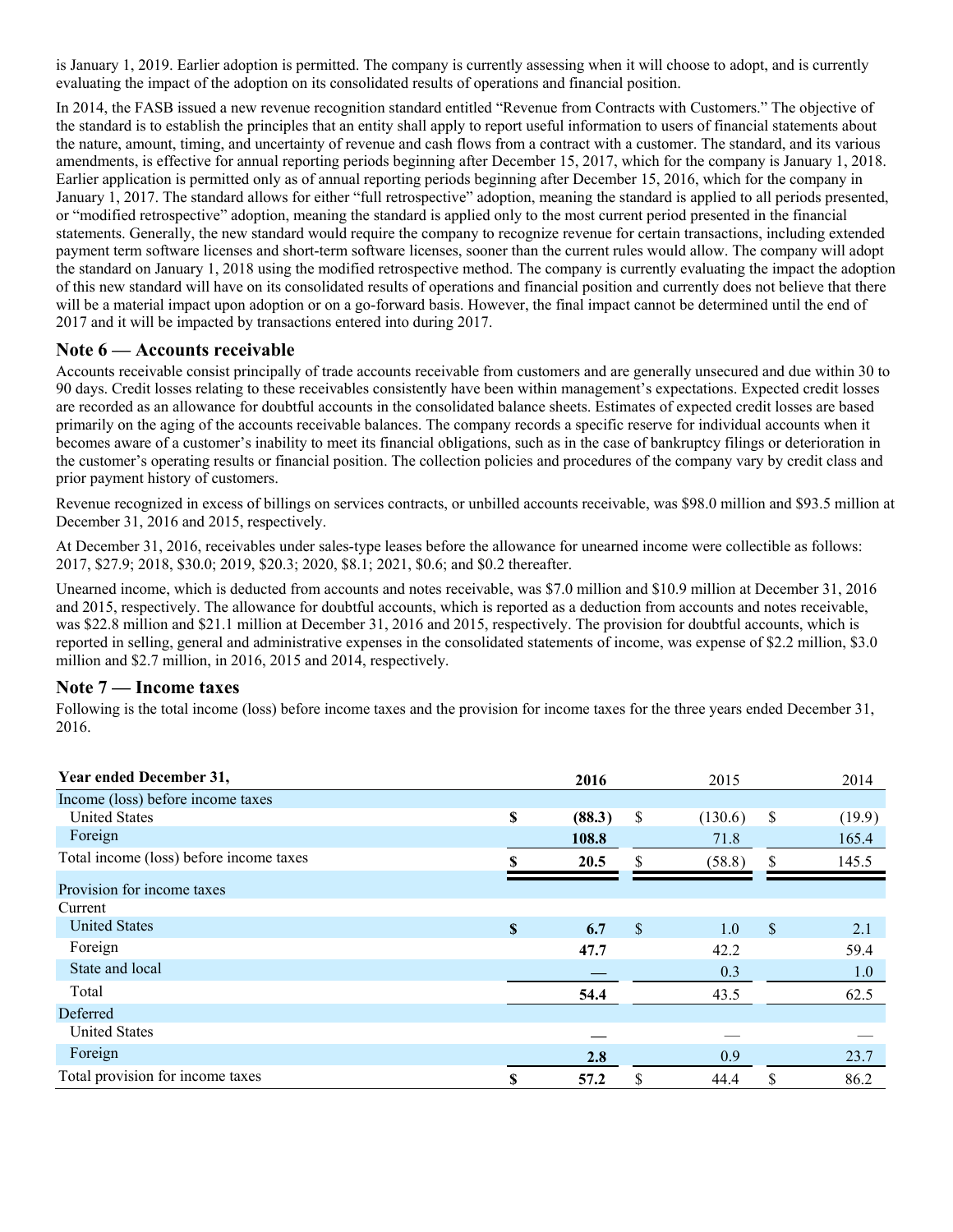is January 1, 2019. Earlier adoption is permitted. The company is currently assessing when it will choose to adopt, and is currently evaluating the impact of the adoption on its consolidated results of operations and financial position.

In 2014, the FASB issued a new revenue recognition standard entitled "Revenue from Contracts with Customers." The objective of the standard is to establish the principles that an entity shall apply to report useful information to users of financial statements about the nature, amount, timing, and uncertainty of revenue and cash flows from a contract with a customer. The standard, and its various amendments, is effective for annual reporting periods beginning after December 15, 2017, which for the company is January 1, 2018. Earlier application is permitted only as of annual reporting periods beginning after December 15, 2016, which for the company in January 1, 2017. The standard allows for either "full retrospective" adoption, meaning the standard is applied to all periods presented, or "modified retrospective" adoption, meaning the standard is applied only to the most current period presented in the financial statements. Generally, the new standard would require the company to recognize revenue for certain transactions, including extended payment term software licenses and short-term software licenses, sooner than the current rules would allow. The company will adopt the standard on January 1, 2018 using the modified retrospective method. The company is currently evaluating the impact the adoption of this new standard will have on its consolidated results of operations and financial position and currently does not believe that there will be a material impact upon adoption or on a go-forward basis. However, the final impact cannot be determined until the end of 2017 and it will be impacted by transactions entered into during 2017.

## Note 6 — Accounts receivable

Accounts receivable consist principally of trade accounts receivable from customers and are generally unsecured and due within 30 to 90 days. Credit losses relating to these receivables consistently have been within management's expectations. Expected credit losses are recorded as an allowance for doubtful accounts in the consolidated balance sheets. Estimates of expected credit losses are based primarily on the aging of the accounts receivable balances. The company records a specific reserve for individual accounts when it becomes aware of a customer's inability to meet its financial obligations, such as in the case of bankruptcy filings or deterioration in the customer's operating results or financial position. The collection policies and procedures of the company vary by credit class and prior payment history of customers.

Revenue recognized in excess of billings on services contracts, or unbilled accounts receivable, was $98.0 million and $93.5 million at December 31, 2016 and 2015, respectively.

At December 31, 2016, receivables under sales-type leases before the allowance for unearned income were collectible as follows: 2017, $27.9; 2018, $30.0; 2019, $20.3; 2020, $8.1; 2021, $0.6; and $0.2 thereafter.

Unearned income, which is deducted from accounts and notes receivable, was $7.0 million and $10.9 million at December 31, 2016 and 2015, respectively. The allowance for doubtful accounts, which is reported as a deduction from accounts and notes receivable, was $22.8 million and $21.1 million at December 31, 2016 and 2015, respectively. The provision for doubtful accounts, which is reported in selling, general and administrative expenses in the consolidated statements of income, was expense of $2.2 million, $3.0 million and $2.7 million, in 2016, 2015 and 2014, respectively.

## Note 7 — Income taxes

Following is the total income (loss) before income taxes and the provision for income taxes for the three years ended December 31, 2016.

| Year ended December 31, | 2016 | 2015 | 2014 |
|---|---|---|---|
| Income (loss) before income taxes | | | |
| United States | $ (88.3) | $ (130.6) | $ (19.9) |
| Foreign | 108.8 | 71.8 | 165.4 |
| Total income (loss) before income taxes | $ 20.5 | $ (58.8) | $ 145.5 |
| Provision for income taxes | | | |
| Current | | | |
| United States | $ 6.7 | $ 1.0 | $ 2.1 |
| Foreign | 47.7 | 42.2 | 59.4 |
| State and local | — | 0.3 | 1.0 |
| Total | 54.4 | 43.5 | 62.5 |
| Deferred | | | |
| United States | — | — | — |
| Foreign | 2.8 | 0.9 | 23.7 |
| Total provision for income taxes | $ 57.2 | $ 44.4 | $ 86.2 |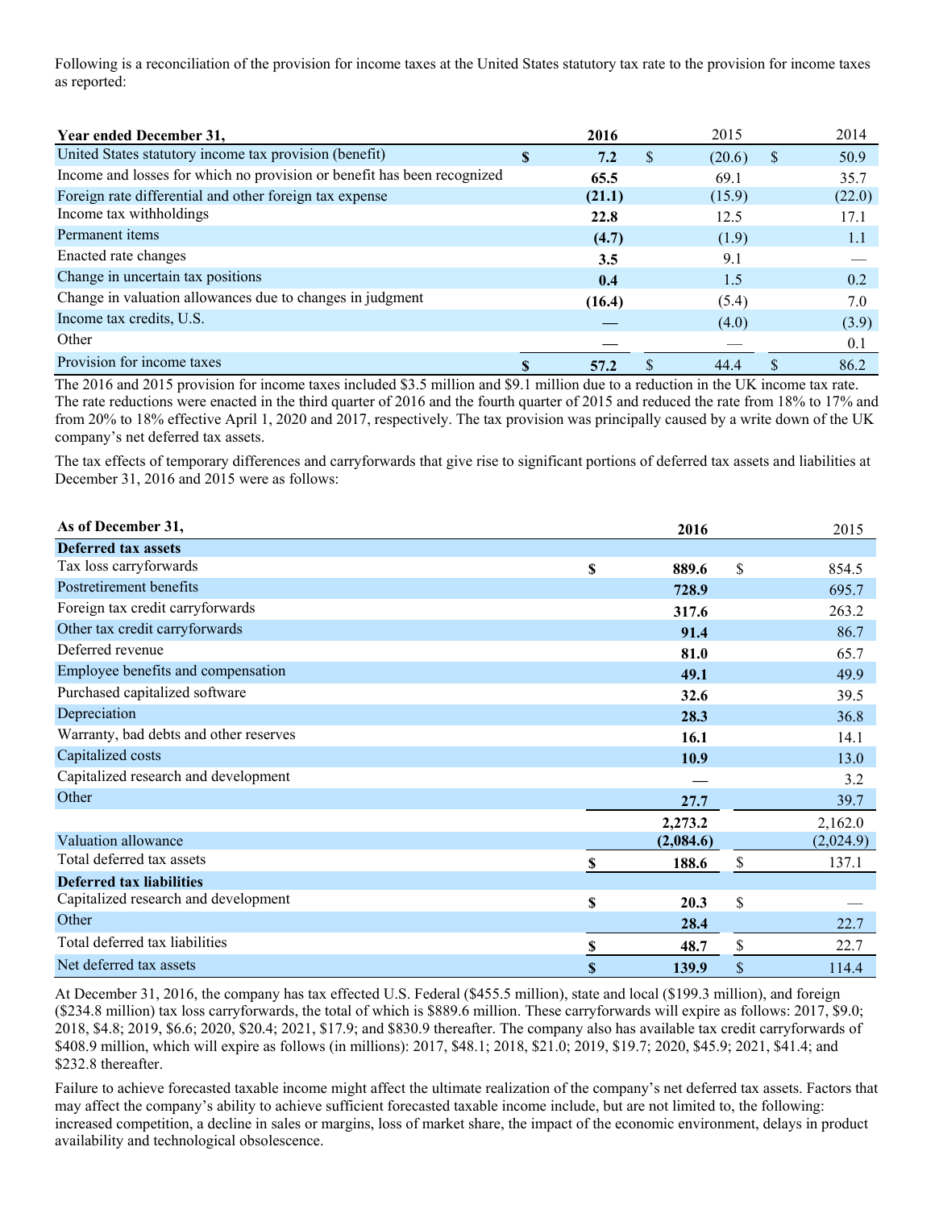Following is a reconciliation of the provision for income taxes at the United States statutory tax rate to the provision for income taxes as reported:

| Year ended December 31, | 2016 | 2015 | 2014 |
|---|---|---|---|
| United States statutory income tax provision (benefit) | $ 7.2 | $ (20.6) | $ 50.9 |
| Income and losses for which no provision or benefit has been recognized | 65.5 | 69.1 | 35.7 |
| Foreign rate differential and other foreign tax expense | (21.1) | (15.9) | (22.0) |
| Income tax withholdings | 22.8 | 12.5 | 17.1 |
| Permanent items | (4.7) | (1.9) | 1.1 |
| Enacted rate changes | 3.5 | 9.1 | — |
| Change in uncertain tax positions | 0.4 | 1.5 | 0.2 |
| Change in valuation allowances due to changes in judgment | (16.4) | (5.4) | 7.0 |
| Income tax credits, U.S. | — | (4.0) | (3.9) |
| Other | — | — | 0.1 |
| Provision for income taxes | $ 57.2 | $ 44.4 | $ 86.2 |

The 2016 and 2015 provision for income taxes included $3.5 million and $9.1 million due to a reduction in the UK income tax rate. The rate reductions were enacted in the third quarter of 2016 and the fourth quarter of 2015 and reduced the rate from 18% to 17% and from 20% to 18% effective April 1, 2020 and 2017, respectively. The tax provision was principally caused by a write down of the UK company's net deferred tax assets.

The tax effects of temporary differences and carryforwards that give rise to significant portions of deferred tax assets and liabilities at December 31, 2016 and 2015 were as follows:

| As of December 31, | 2016 | 2015 |
|---|---|---|
| **Deferred tax assets** | | |
| Tax loss carryforwards | $ 889.6 | $ 854.5 |
| Postretirement benefits | 728.9 | 695.7 |
| Foreign tax credit carryforwards | 317.6 | 263.2 |
| Other tax credit carryforwards | 91.4 | 86.7 |
| Deferred revenue | 81.0 | 65.7 |
| Employee benefits and compensation | 49.1 | 49.9 |
| Purchased capitalized software | 32.6 | 39.5 |
| Depreciation | 28.3 | 36.8 |
| Warranty, bad debts and other reserves | 16.1 | 14.1 |
| Capitalized costs | 10.9 | 13.0 |
| Capitalized research and development | — | 3.2 |
| Other | 27.7 | 39.7 |
| | 2,273.2 | 2,162.0 |
| Valuation allowance | (2,084.6) | (2,024.9) |
| Total deferred tax assets | $ 188.6 | $ 137.1 |
| **Deferred tax liabilities** | | |
| Capitalized research and development | $ 20.3 | $ — |
| Other | 28.4 | 22.7 |
| Total deferred tax liabilities | $ 48.7 | $ 22.7 |
| Net deferred tax assets | $ 139.9 | $ 114.4 |

At December 31, 2016, the company has tax effected U.S. Federal ($455.5 million), state and local ($199.3 million), and foreign ($234.8 million) tax loss carryforwards, the total of which is $889.6 million. These carryforwards will expire as follows: 2017, $9.0; 2018, $4.8; 2019, $6.6; 2020, $20.4; 2021, $17.9; and $830.9 thereafter. The company also has available tax credit carryforwards of $408.9 million, which will expire as follows (in millions): 2017, $48.1; 2018, $21.0; 2019, $19.7; 2020, $45.9; 2021, $41.4; and $232.8 thereafter.

Failure to achieve forecasted taxable income might affect the ultimate realization of the company's net deferred tax assets. Factors that may affect the company's ability to achieve sufficient forecasted taxable income include, but are not limited to, the following: increased competition, a decline in sales or margins, loss of market share, the impact of the economic environment, delays in product availability and technological obsolescence.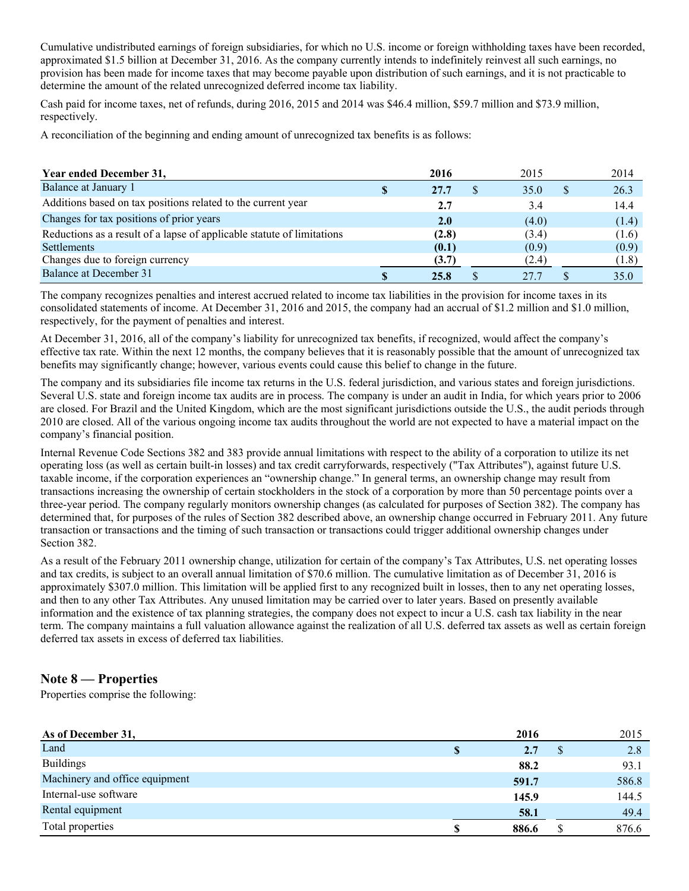Cumulative undistributed earnings of foreign subsidiaries, for which no U.S. income or foreign withholding taxes have been recorded, approximated $1.5 billion at December 31, 2016. As the company currently intends to indefinitely reinvest all such earnings, no provision has been made for income taxes that may become payable upon distribution of such earnings, and it is not practicable to determine the amount of the related unrecognized deferred income tax liability.

Cash paid for income taxes, net of refunds, during 2016, 2015 and 2014 was $46.4 million, $59.7 million and $73.9 million, respectively.

A reconciliation of the beginning and ending amount of unrecognized tax benefits is as follows:

| Year ended December 31, | 2016 | 2015 | 2014 |
|---|---|---|---|
| Balance at January 1 | **$ 27.7** | $ 35.0 | $ 26.3 |
| Additions based on tax positions related to the current year | **2.7** | 3.4 | 14.4 |
| Changes for tax positions of prior years | **2.0** | (4.0) | (1.4) |
| Reductions as a result of a lapse of applicable statute of limitations | **(2.8)** | (3.4) | (1.6) |
| Settlements | **(0.1)** | (0.9) | (0.9) |
| Changes due to foreign currency | **(3.7)** | (2.4) | (1.8) |
| Balance at December 31 | **$ 25.8** | $ 27.7 | $ 35.0 |

The company recognizes penalties and interest accrued related to income tax liabilities in the provision for income taxes in its consolidated statements of income. At December 31, 2016 and 2015, the company had an accrual of $1.2 million and $1.0 million, respectively, for the payment of penalties and interest.

At December 31, 2016, all of the company's liability for unrecognized tax benefits, if recognized, would affect the company's effective tax rate. Within the next 12 months, the company believes that it is reasonably possible that the amount of unrecognized tax benefits may significantly change; however, various events could cause this belief to change in the future.

The company and its subsidiaries file income tax returns in the U.S. federal jurisdiction, and various states and foreign jurisdictions. Several U.S. state and foreign income tax audits are in process. The company is under an audit in India, for which years prior to 2006 are closed. For Brazil and the United Kingdom, which are the most significant jurisdictions outside the U.S., the audit periods through 2010 are closed. All of the various ongoing income tax audits throughout the world are not expected to have a material impact on the company's financial position.

Internal Revenue Code Sections 382 and 383 provide annual limitations with respect to the ability of a corporation to utilize its net operating loss (as well as certain built-in losses) and tax credit carryforwards, respectively ("Tax Attributes"), against future U.S. taxable income, if the corporation experiences an "ownership change." In general terms, an ownership change may result from transactions increasing the ownership of certain stockholders in the stock of a corporation by more than 50 percentage points over a three-year period. The company regularly monitors ownership changes (as calculated for purposes of Section 382). The company has determined that, for purposes of the rules of Section 382 described above, an ownership change occurred in February 2011. Any future transaction or transactions and the timing of such transaction or transactions could trigger additional ownership changes under Section 382.

As a result of the February 2011 ownership change, utilization for certain of the company's Tax Attributes, U.S. net operating losses and tax credits, is subject to an overall annual limitation of $70.6 million. The cumulative limitation as of December 31, 2016 is approximately $307.0 million. This limitation will be applied first to any recognized built in losses, then to any net operating losses, and then to any other Tax Attributes. Any unused limitation may be carried over to later years. Based on presently available information and the existence of tax planning strategies, the company does not expect to incur a U.S. cash tax liability in the near term. The company maintains a full valuation allowance against the realization of all U.S. deferred tax assets as well as certain foreign deferred tax assets in excess of deferred tax liabilities.

## Note 8 — Properties

Properties comprise the following:

| As of December 31, | 2016 | 2015 |
|---|---|---|
| Land | **$ 2.7** | $ 2.8 |
| Buildings | **88.2** | 93.1 |
| Machinery and office equipment | **591.7** | 586.8 |
| Internal-use software | **145.9** | 144.5 |
| Rental equipment | **58.1** | 49.4 |
| Total properties | **$ 886.6** | $ 876.6 |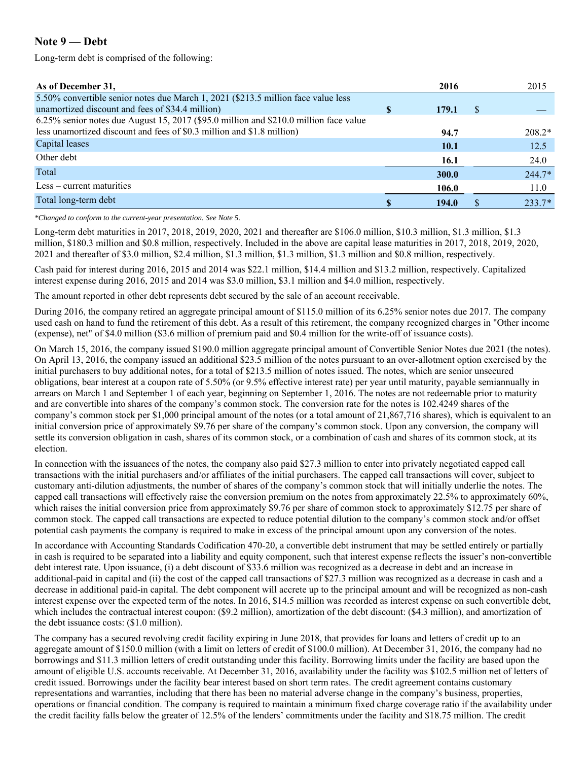## Note 9 — Debt

Long-term debt is comprised of the following:

| As of December 31, | 2016 | 2015 |
|---|---|---|
| 5.50% convertible senior notes due March 1, 2021 ($213.5 million face value less unamortized discount and fees of $34.4 million) | $ 179.1 | $ — |
| 6.25% senior notes due August 15, 2017 ($95.0 million and $210.0 million face value less unamortized discount and fees of $0.3 million and $1.8 million) | 94.7 | 208.2* |
| Capital leases | 10.1 | 12.5 |
| Other debt | 16.1 | 24.0 |
| Total | 300.0 | 244.7* |
| Less – current maturities | 106.0 | 11.0 |
| Total long-term debt | $ 194.0 | $ 233.7* |

*Changed to conform to the current-year presentation. See Note 5.*

Long-term debt maturities in 2017, 2018, 2019, 2020, 2021 and thereafter are $106.0 million, $10.3 million, $1.3 million, $1.3 million, $180.3 million and $0.8 million, respectively. Included in the above are capital lease maturities in 2017, 2018, 2019, 2020, 2021 and thereafter of $3.0 million, $2.4 million, $1.3 million, $1.3 million, $1.3 million and $0.8 million, respectively.

Cash paid for interest during 2016, 2015 and 2014 was $22.1 million, $14.4 million and $13.2 million, respectively. Capitalized interest expense during 2016, 2015 and 2014 was $3.0 million, $3.1 million and $4.0 million, respectively.

The amount reported in other debt represents debt secured by the sale of an account receivable.

During 2016, the company retired an aggregate principal amount of $115.0 million of its 6.25% senior notes due 2017. The company used cash on hand to fund the retirement of this debt. As a result of this retirement, the company recognized charges in "Other income (expense), net" of $4.0 million ($3.6 million of premium paid and $0.4 million for the write-off of issuance costs).

On March 15, 2016, the company issued $190.0 million aggregate principal amount of Convertible Senior Notes due 2021 (the notes). On April 13, 2016, the company issued an additional $23.5 million of the notes pursuant to an over-allotment option exercised by the initial purchasers to buy additional notes, for a total of $213.5 million of notes issued. The notes, which are senior unsecured obligations, bear interest at a coupon rate of 5.50% (or 9.5% effective interest rate) per year until maturity, payable semiannually in arrears on March 1 and September 1 of each year, beginning on September 1, 2016. The notes are not redeemable prior to maturity and are convertible into shares of the company's common stock. The conversion rate for the notes is 102.4249 shares of the company's common stock per $1,000 principal amount of the notes (or a total amount of 21,867,716 shares), which is equivalent to an initial conversion price of approximately $9.76 per share of the company's common stock. Upon any conversion, the company will settle its conversion obligation in cash, shares of its common stock, or a combination of cash and shares of its common stock, at its election.

In connection with the issuances of the notes, the company also paid $27.3 million to enter into privately negotiated capped call transactions with the initial purchasers and/or affiliates of the initial purchasers. The capped call transactions will cover, subject to customary anti-dilution adjustments, the number of shares of the company's common stock that will initially underlie the notes. The capped call transactions will effectively raise the conversion premium on the notes from approximately 22.5% to approximately 60%, which raises the initial conversion price from approximately $9.76 per share of common stock to approximately $12.75 per share of common stock. The capped call transactions are expected to reduce potential dilution to the company's common stock and/or offset potential cash payments the company is required to make in excess of the principal amount upon any conversion of the notes.

In accordance with Accounting Standards Codification 470-20, a convertible debt instrument that may be settled entirely or partially in cash is required to be separated into a liability and equity component, such that interest expense reflects the issuer's non-convertible debt interest rate. Upon issuance, (i) a debt discount of $33.6 million was recognized as a decrease in debt and an increase in additional-paid in capital and (ii) the cost of the capped call transactions of $27.3 million was recognized as a decrease in cash and a decrease in additional paid-in capital. The debt component will accrete up to the principal amount and will be recognized as non-cash interest expense over the expected term of the notes. In 2016, $14.5 million was recorded as interest expense on such convertible debt, which includes the contractual interest coupon: ($9.2 million), amortization of the debt discount: ($4.3 million), and amortization of the debt issuance costs: ($1.0 million).

The company has a secured revolving credit facility expiring in June 2018, that provides for loans and letters of credit up to an aggregate amount of $150.0 million (with a limit on letters of credit of $100.0 million). At December 31, 2016, the company had no borrowings and $11.3 million letters of credit outstanding under this facility. Borrowing limits under the facility are based upon the amount of eligible U.S. accounts receivable. At December 31, 2016, availability under the facility was $102.5 million net of letters of credit issued. Borrowings under the facility bear interest based on short term rates. The credit agreement contains customary representations and warranties, including that there has been no material adverse change in the company's business, properties, operations or financial condition. The company is required to maintain a minimum fixed charge coverage ratio if the availability under the credit facility falls below the greater of 12.5% of the lenders' commitments under the facility and $18.75 million. The credit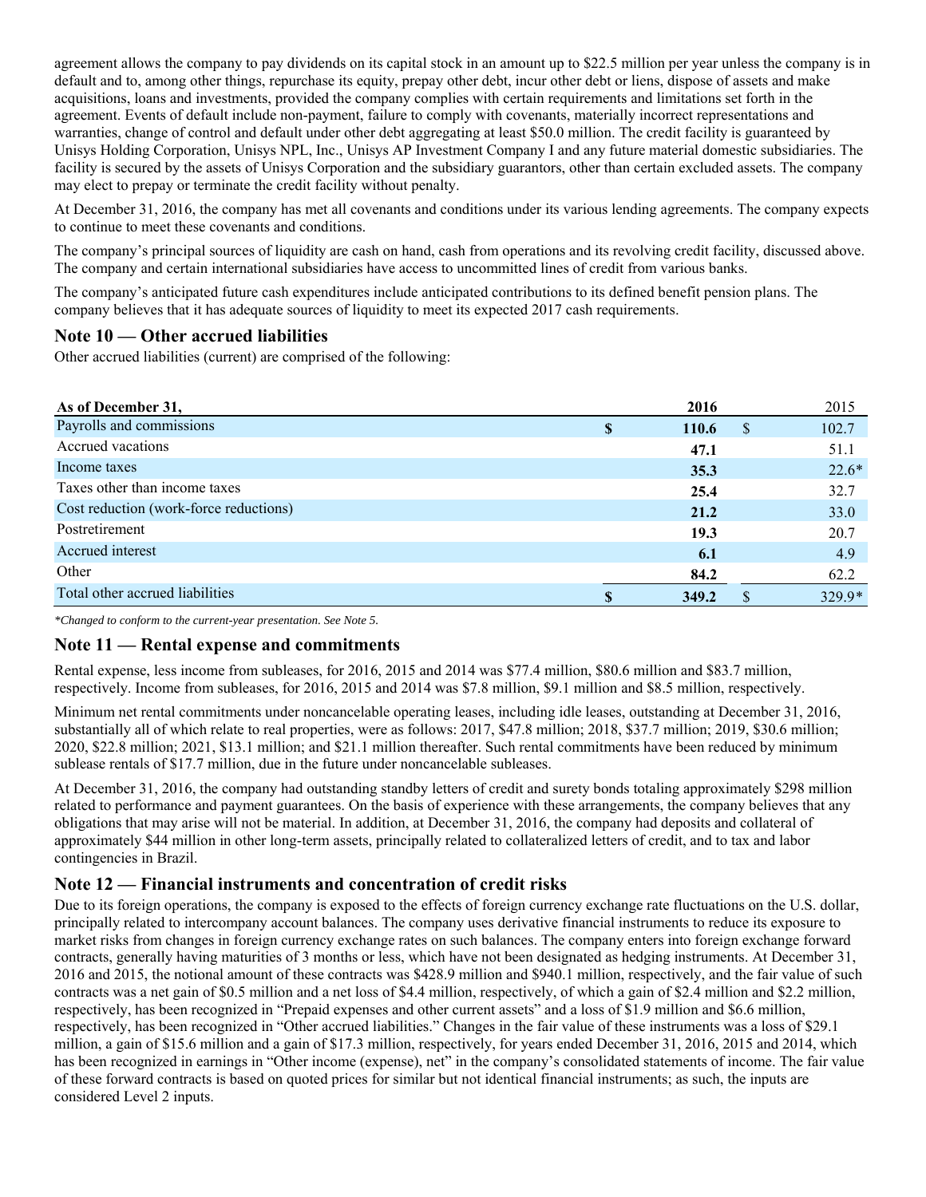agreement allows the company to pay dividends on its capital stock in an amount up to $22.5 million per year unless the company is in default and to, among other things, repurchase its equity, prepay other debt, incur other debt or liens, dispose of assets and make acquisitions, loans and investments, provided the company complies with certain requirements and limitations set forth in the agreement. Events of default include non-payment, failure to comply with covenants, materially incorrect representations and warranties, change of control and default under other debt aggregating at least $50.0 million. The credit facility is guaranteed by Unisys Holding Corporation, Unisys NPL, Inc., Unisys AP Investment Company I and any future material domestic subsidiaries. The facility is secured by the assets of Unisys Corporation and the subsidiary guarantors, other than certain excluded assets. The company may elect to prepay or terminate the credit facility without penalty.

At December 31, 2016, the company has met all covenants and conditions under its various lending agreements. The company expects to continue to meet these covenants and conditions.

The company's principal sources of liquidity are cash on hand, cash from operations and its revolving credit facility, discussed above. The company and certain international subsidiaries have access to uncommitted lines of credit from various banks.

The company's anticipated future cash expenditures include anticipated contributions to its defined benefit pension plans. The company believes that it has adequate sources of liquidity to meet its expected 2017 cash requirements.

## Note 10 — Other accrued liabilities

Other accrued liabilities (current) are comprised of the following:

| As of December 31, | | 2016 | | 2015 |
|---|---|---|---|---|
| Payrolls and commissions | $ | **110.6** | $ | 102.7 |
| Accrued vacations | | **47.1** | | 51.1 |
| Income taxes | | **35.3** | | 22.6* |
| Taxes other than income taxes | | **25.4** | | 32.7 |
| Cost reduction (work-force reductions) | | **21.2** | | 33.0 |
| Postretirement | | **19.3** | | 20.7 |
| Accrued interest | | **6.1** | | 4.9 |
| Other | | **84.2** | | 62.2 |
| Total other accrued liabilities | $ | **349.2** | $ | 329.9* |

*\*Changed to conform to the current-year presentation. See Note 5.*

## Note 11 — Rental expense and commitments

Rental expense, less income from subleases, for 2016, 2015 and 2014 was $77.4 million, $80.6 million and $83.7 million, respectively. Income from subleases, for 2016, 2015 and 2014 was $7.8 million, $9.1 million and $8.5 million, respectively.

Minimum net rental commitments under noncancelable operating leases, including idle leases, outstanding at December 31, 2016, substantially all of which relate to real properties, were as follows: 2017, $47.8 million; 2018, $37.7 million; 2019, $30.6 million; 2020, $22.8 million; 2021, $13.1 million; and $21.1 million thereafter. Such rental commitments have been reduced by minimum sublease rentals of $17.7 million, due in the future under noncancelable subleases.

At December 31, 2016, the company had outstanding standby letters of credit and surety bonds totaling approximately $298 million related to performance and payment guarantees. On the basis of experience with these arrangements, the company believes that any obligations that may arise will not be material. In addition, at December 31, 2016, the company had deposits and collateral of approximately $44 million in other long-term assets, principally related to collateralized letters of credit, and to tax and labor contingencies in Brazil.

## Note 12 — Financial instruments and concentration of credit risks

Due to its foreign operations, the company is exposed to the effects of foreign currency exchange rate fluctuations on the U.S. dollar, principally related to intercompany account balances. The company uses derivative financial instruments to reduce its exposure to market risks from changes in foreign currency exchange rates on such balances. The company enters into foreign exchange forward contracts, generally having maturities of 3 months or less, which have not been designated as hedging instruments. At December 31, 2016 and 2015, the notional amount of these contracts was $428.9 million and $940.1 million, respectively, and the fair value of such contracts was a net gain of $0.5 million and a net loss of $4.4 million, respectively, of which a gain of $2.4 million and $2.2 million, respectively, has been recognized in "Prepaid expenses and other current assets" and a loss of $1.9 million and $6.6 million, respectively, has been recognized in "Other accrued liabilities." Changes in the fair value of these instruments was a loss of $29.1 million, a gain of $15.6 million and a gain of $17.3 million, respectively, for years ended December 31, 2016, 2015 and 2014, which has been recognized in earnings in "Other income (expense), net" in the company's consolidated statements of income. The fair value of these forward contracts is based on quoted prices for similar but not identical financial instruments; as such, the inputs are considered Level 2 inputs.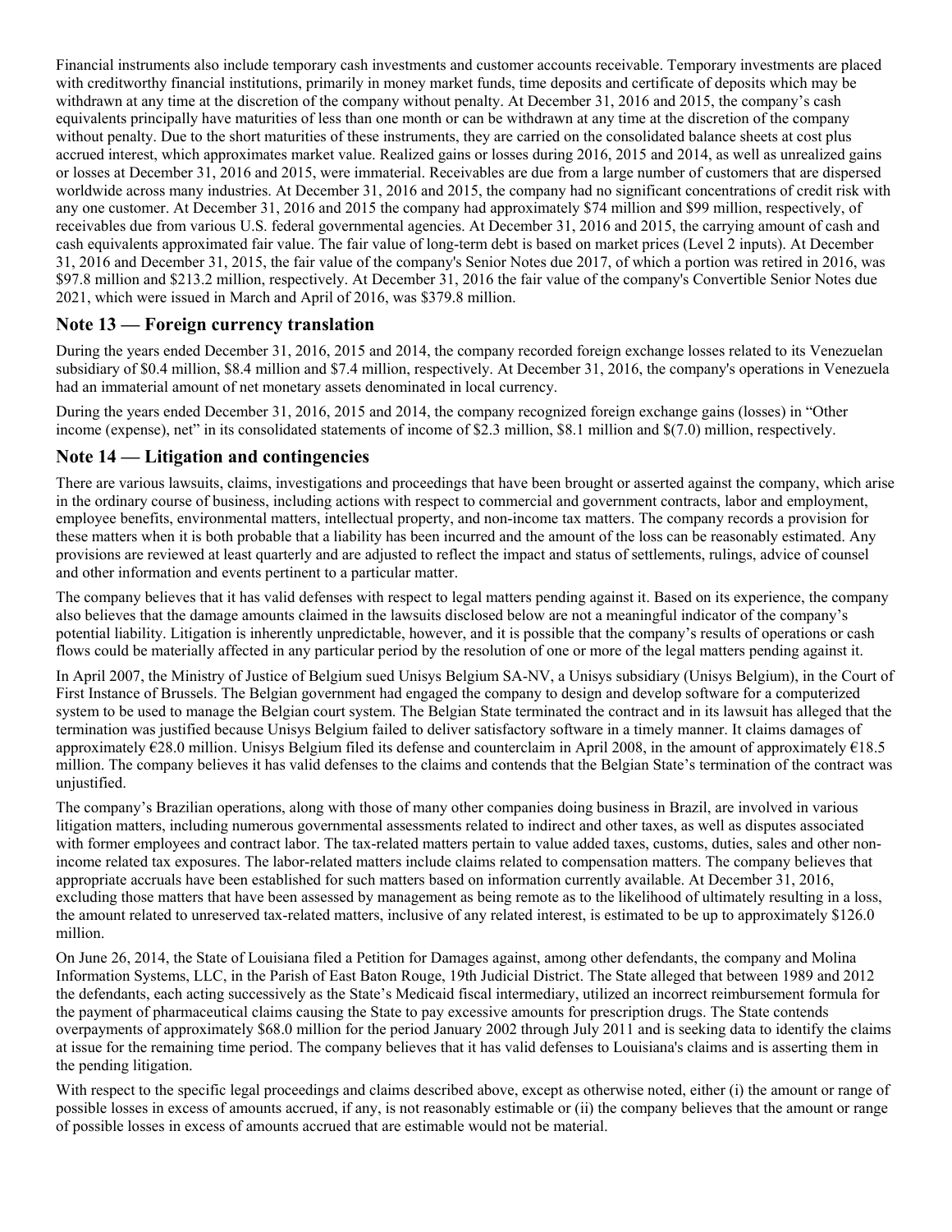Financial instruments also include temporary cash investments and customer accounts receivable. Temporary investments are placed with creditworthy financial institutions, primarily in money market funds, time deposits and certificate of deposits which may be withdrawn at any time at the discretion of the company without penalty. At December 31, 2016 and 2015, the company's cash equivalents principally have maturities of less than one month or can be withdrawn at any time at the discretion of the company without penalty. Due to the short maturities of these instruments, they are carried on the consolidated balance sheets at cost plus accrued interest, which approximates market value. Realized gains or losses during 2016, 2015 and 2014, as well as unrealized gains or losses at December 31, 2016 and 2015, were immaterial. Receivables are due from a large number of customers that are dispersed worldwide across many industries. At December 31, 2016 and 2015, the company had no significant concentrations of credit risk with any one customer. At December 31, 2016 and 2015 the company had approximately $74 million and $99 million, respectively, of receivables due from various U.S. federal governmental agencies. At December 31, 2016 and 2015, the carrying amount of cash and cash equivalents approximated fair value. The fair value of long-term debt is based on market prices (Level 2 inputs). At December 31, 2016 and December 31, 2015, the fair value of the company's Senior Notes due 2017, of which a portion was retired in 2016, was $97.8 million and $213.2 million, respectively. At December 31, 2016 the fair value of the company's Convertible Senior Notes due 2021, which were issued in March and April of 2016, was $379.8 million.

## Note 13 — Foreign currency translation

During the years ended December 31, 2016, 2015 and 2014, the company recorded foreign exchange losses related to its Venezuelan subsidiary of $0.4 million, $8.4 million and $7.4 million, respectively. At December 31, 2016, the company's operations in Venezuela had an immaterial amount of net monetary assets denominated in local currency.

During the years ended December 31, 2016, 2015 and 2014, the company recognized foreign exchange gains (losses) in "Other income (expense), net" in its consolidated statements of income of $2.3 million, $8.1 million and $(7.0) million, respectively.

## Note 14 — Litigation and contingencies

There are various lawsuits, claims, investigations and proceedings that have been brought or asserted against the company, which arise in the ordinary course of business, including actions with respect to commercial and government contracts, labor and employment, employee benefits, environmental matters, intellectual property, and non-income tax matters. The company records a provision for these matters when it is both probable that a liability has been incurred and the amount of the loss can be reasonably estimated. Any provisions are reviewed at least quarterly and are adjusted to reflect the impact and status of settlements, rulings, advice of counsel and other information and events pertinent to a particular matter.

The company believes that it has valid defenses with respect to legal matters pending against it. Based on its experience, the company also believes that the damage amounts claimed in the lawsuits disclosed below are not a meaningful indicator of the company's potential liability. Litigation is inherently unpredictable, however, and it is possible that the company's results of operations or cash flows could be materially affected in any particular period by the resolution of one or more of the legal matters pending against it.

In April 2007, the Ministry of Justice of Belgium sued Unisys Belgium SA-NV, a Unisys subsidiary (Unisys Belgium), in the Court of First Instance of Brussels. The Belgian government had engaged the company to design and develop software for a computerized system to be used to manage the Belgian court system. The Belgian State terminated the contract and in its lawsuit has alleged that the termination was justified because Unisys Belgium failed to deliver satisfactory software in a timely manner. It claims damages of approximately €28.0 million. Unisys Belgium filed its defense and counterclaim in April 2008, in the amount of approximately €18.5 million. The company believes it has valid defenses to the claims and contends that the Belgian State's termination of the contract was unjustified.

The company's Brazilian operations, along with those of many other companies doing business in Brazil, are involved in various litigation matters, including numerous governmental assessments related to indirect and other taxes, as well as disputes associated with former employees and contract labor. The tax-related matters pertain to value added taxes, customs, duties, sales and other non-income related tax exposures. The labor-related matters include claims related to compensation matters. The company believes that appropriate accruals have been established for such matters based on information currently available. At December 31, 2016, excluding those matters that have been assessed by management as being remote as to the likelihood of ultimately resulting in a loss, the amount related to unreserved tax-related matters, inclusive of any related interest, is estimated to be up to approximately $126.0 million.

On June 26, 2014, the State of Louisiana filed a Petition for Damages against, among other defendants, the company and Molina Information Systems, LLC, in the Parish of East Baton Rouge, 19th Judicial District. The State alleged that between 1989 and 2012 the defendants, each acting successively as the State's Medicaid fiscal intermediary, utilized an incorrect reimbursement formula for the payment of pharmaceutical claims causing the State to pay excessive amounts for prescription drugs. The State contends overpayments of approximately $68.0 million for the period January 2002 through July 2011 and is seeking data to identify the claims at issue for the remaining time period. The company believes that it has valid defenses to Louisiana's claims and is asserting them in the pending litigation.

With respect to the specific legal proceedings and claims described above, except as otherwise noted, either (i) the amount or range of possible losses in excess of amounts accrued, if any, is not reasonably estimable or (ii) the company believes that the amount or range of possible losses in excess of amounts accrued that are estimable would not be material.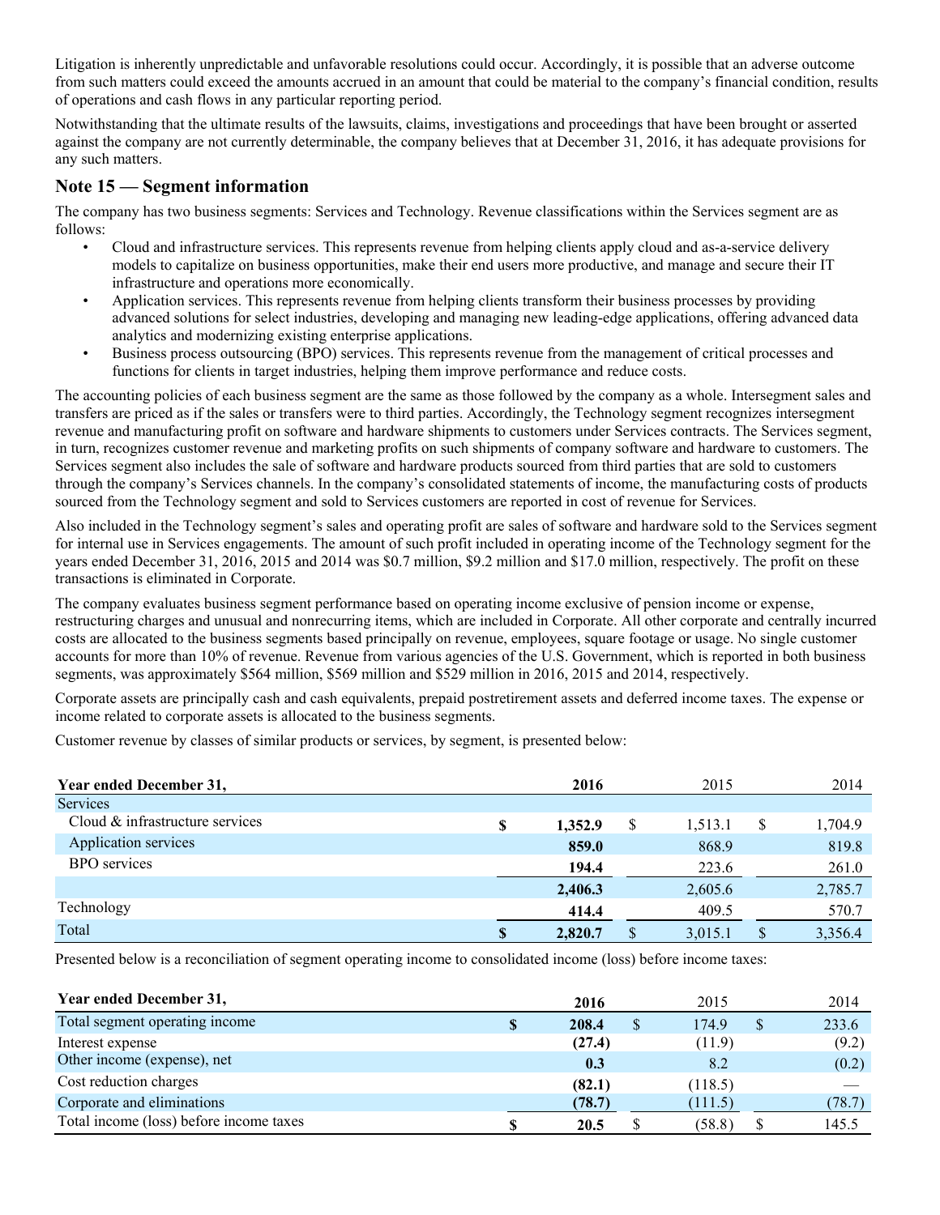Litigation is inherently unpredictable and unfavorable resolutions could occur. Accordingly, it is possible that an adverse outcome from such matters could exceed the amounts accrued in an amount that could be material to the company's financial condition, results of operations and cash flows in any particular reporting period.

Notwithstanding that the ultimate results of the lawsuits, claims, investigations and proceedings that have been brought or asserted against the company are not currently determinable, the company believes that at December 31, 2016, it has adequate provisions for any such matters.

## Note 15 — Segment information

The company has two business segments: Services and Technology. Revenue classifications within the Services segment are as follows:

- Cloud and infrastructure services. This represents revenue from helping clients apply cloud and as-a-service delivery models to capitalize on business opportunities, make their end users more productive, and manage and secure their IT infrastructure and operations more economically.
- Application services. This represents revenue from helping clients transform their business processes by providing advanced solutions for select industries, developing and managing new leading-edge applications, offering advanced data analytics and modernizing existing enterprise applications.
- Business process outsourcing (BPO) services. This represents revenue from the management of critical processes and functions for clients in target industries, helping them improve performance and reduce costs.

The accounting policies of each business segment are the same as those followed by the company as a whole. Intersegment sales and transfers are priced as if the sales or transfers were to third parties. Accordingly, the Technology segment recognizes intersegment revenue and manufacturing profit on software and hardware shipments to customers under Services contracts. The Services segment, in turn, recognizes customer revenue and marketing profits on such shipments of company software and hardware to customers. The Services segment also includes the sale of software and hardware products sourced from third parties that are sold to customers through the company's Services channels. In the company's consolidated statements of income, the manufacturing costs of products sourced from the Technology segment and sold to Services customers are reported in cost of revenue for Services.

Also included in the Technology segment's sales and operating profit are sales of software and hardware sold to the Services segment for internal use in Services engagements. The amount of such profit included in operating income of the Technology segment for the years ended December 31, 2016, 2015 and 2014 was $0.7 million, $9.2 million and $17.0 million, respectively. The profit on these transactions is eliminated in Corporate.

The company evaluates business segment performance based on operating income exclusive of pension income or expense, restructuring charges and unusual and nonrecurring items, which are included in Corporate. All other corporate and centrally incurred costs are allocated to the business segments based principally on revenue, employees, square footage or usage. No single customer accounts for more than 10% of revenue. Revenue from various agencies of the U.S. Government, which is reported in both business segments, was approximately $564 million, $569 million and $529 million in 2016, 2015 and 2014, respectively.

Corporate assets are principally cash and cash equivalents, prepaid postretirement assets and deferred income taxes. The expense or income related to corporate assets is allocated to the business segments.

Customer revenue by classes of similar products or services, by segment, is presented below:

| Year ended December 31, | 2016 | 2015 | 2014 |
|---|---|---|---|
| Services | | | |
| Cloud & infrastructure services | $ 1,352.9 | $ 1,513.1 | $ 1,704.9 |
| Application services | 859.0 | 868.9 | 819.8 |
| BPO services | 194.4 | 223.6 | 261.0 |
| | 2,406.3 | 2,605.6 | 2,785.7 |
| Technology | 414.4 | 409.5 | 570.7 |
| Total | $ 2,820.7 | $ 3,015.1 | $ 3,356.4 |

Presented below is a reconciliation of segment operating income to consolidated income (loss) before income taxes:

| Year ended December 31, | 2016 | 2015 | 2014 |
|---|---|---|---|
| Total segment operating income | $ 208.4 | $ 174.9 | $ 233.6 |
| Interest expense | (27.4) | (11.9) | (9.2) |
| Other income (expense), net | 0.3 | 8.2 | (0.2) |
| Cost reduction charges | (82.1) | (118.5) | — |
| Corporate and eliminations | (78.7) | (111.5) | (78.7) |
| Total income (loss) before income taxes | $ 20.5 | $ (58.8) | $ 145.5 |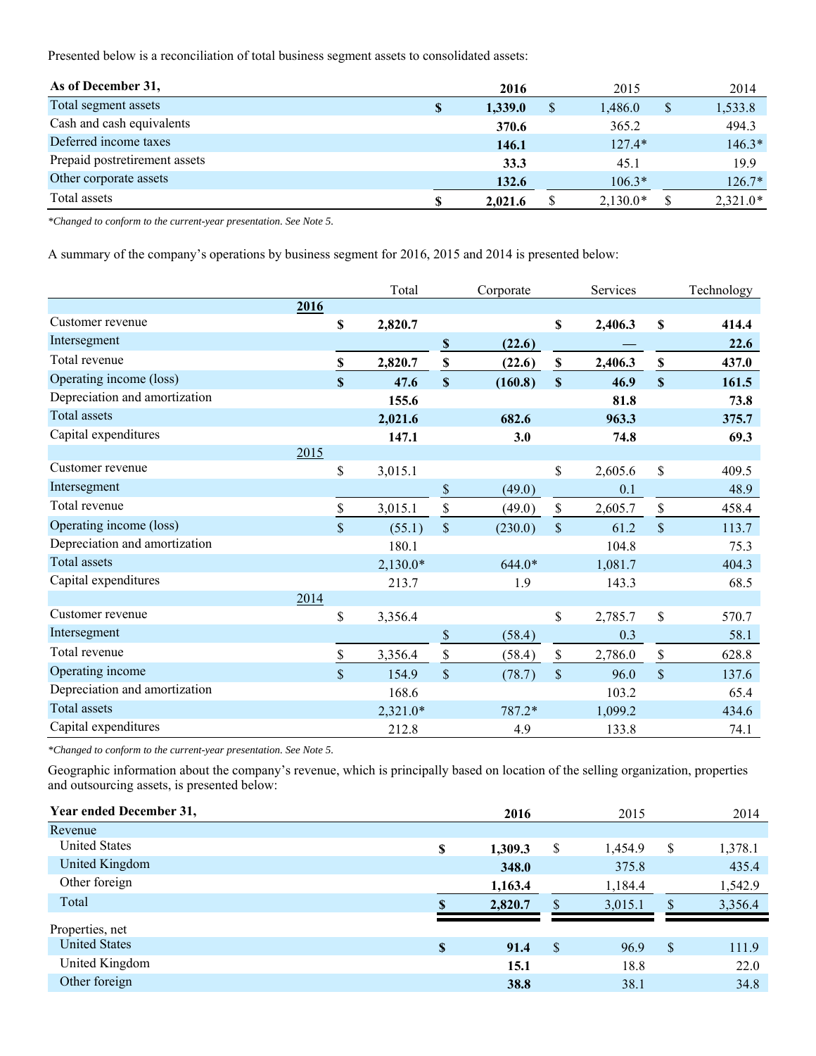Presented below is a reconciliation of total business segment assets to consolidated assets:

| As of December 31, | 2016 | 2015 | 2014 |
|---|---|---|---|
| Total segment assets | $ **1,339.0** | $ 1,486.0 | $ 1,533.8 |
| Cash and cash equivalents | **370.6** | 365.2 | 494.3 |
| Deferred income taxes | **146.1** | 127.4* | 146.3* |
| Prepaid postretirement assets | **33.3** | 45.1 | 19.9 |
| Other corporate assets | **132.6** | 106.3* | 126.7* |
| Total assets | $ **2,021.6** | $ 2,130.0* | $ 2,321.0* |

*Changed to conform to the current-year presentation. See Note 5.*

A summary of the company's operations by business segment for 2016, 2015 and 2014 is presented below:

| | Total | Corporate | Services | Technology |
|---|---|---|---|---|
| **2016** | | | | |
| Customer revenue | $ **2,820.7** | | $ **2,406.3** | $ **414.4** |
| Intersegment | | $ **(22.6)** | **—** | **22.6** |
| Total revenue | $ **2,820.7** | $ **(22.6)** | $ **2,406.3** | $ **437.0** |
| Operating income (loss) | $ **47.6** | $ **(160.8)** | $ **46.9** | $ **161.5** |
| Depreciation and amortization | **155.6** | | **81.8** | **73.8** |
| Total assets | **2,021.6** | **682.6** | **963.3** | **375.7** |
| Capital expenditures | **147.1** | **3.0** | **74.8** | **69.3** |
| 2015 | | | | |
| Customer revenue | $ 3,015.1 | | $ 2,605.6 | $ 409.5 |
| Intersegment | | $ (49.0) | 0.1 | 48.9 |
| Total revenue | $ 3,015.1 | $ (49.0) | $ 2,605.7 | $ 458.4 |
| Operating income (loss) | $ (55.1) | $ (230.0) | $ 61.2 | $ 113.7 |
| Depreciation and amortization | 180.1 | | 104.8 | 75.3 |
| Total assets | 2,130.0* | 644.0* | 1,081.7 | 404.3 |
| Capital expenditures | 213.7 | 1.9 | 143.3 | 68.5 |
| 2014 | | | | |
| Customer revenue | $ 3,356.4 | | $ 2,785.7 | $ 570.7 |
| Intersegment | | $ (58.4) | 0.3 | 58.1 |
| Total revenue | $ 3,356.4 | $ (58.4) | $ 2,786.0 | $ 628.8 |
| Operating income | $ 154.9 | $ (78.7) | $ 96.0 | $ 137.6 |
| Depreciation and amortization | 168.6 | | 103.2 | 65.4 |
| Total assets | 2,321.0* | 787.2* | 1,099.2 | 434.6 |
| Capital expenditures | 212.8 | 4.9 | 133.8 | 74.1 |

*Changed to conform to the current-year presentation. See Note 5.*

Geographic information about the company's revenue, which is principally based on location of the selling organization, properties and outsourcing assets, is presented below:

| Year ended December 31, | 2016 | 2015 | 2014 |
|---|---|---|---|
| Revenue | | | |
| United States | $ **1,309.3** | $ 1,454.9 | $ 1,378.1 |
| United Kingdom | **348.0** | 375.8 | 435.4 |
| Other foreign | **1,163.4** | 1,184.4 | 1,542.9 |
| Total | $ **2,820.7** | $ 3,015.1 | $ 3,356.4 |
| Properties, net | | | |
| United States | $ **91.4** | $ 96.9 | $ 111.9 |
| United Kingdom | **15.1** | 18.8 | 22.0 |
| Other foreign | **38.8** | 38.1 | 34.8 |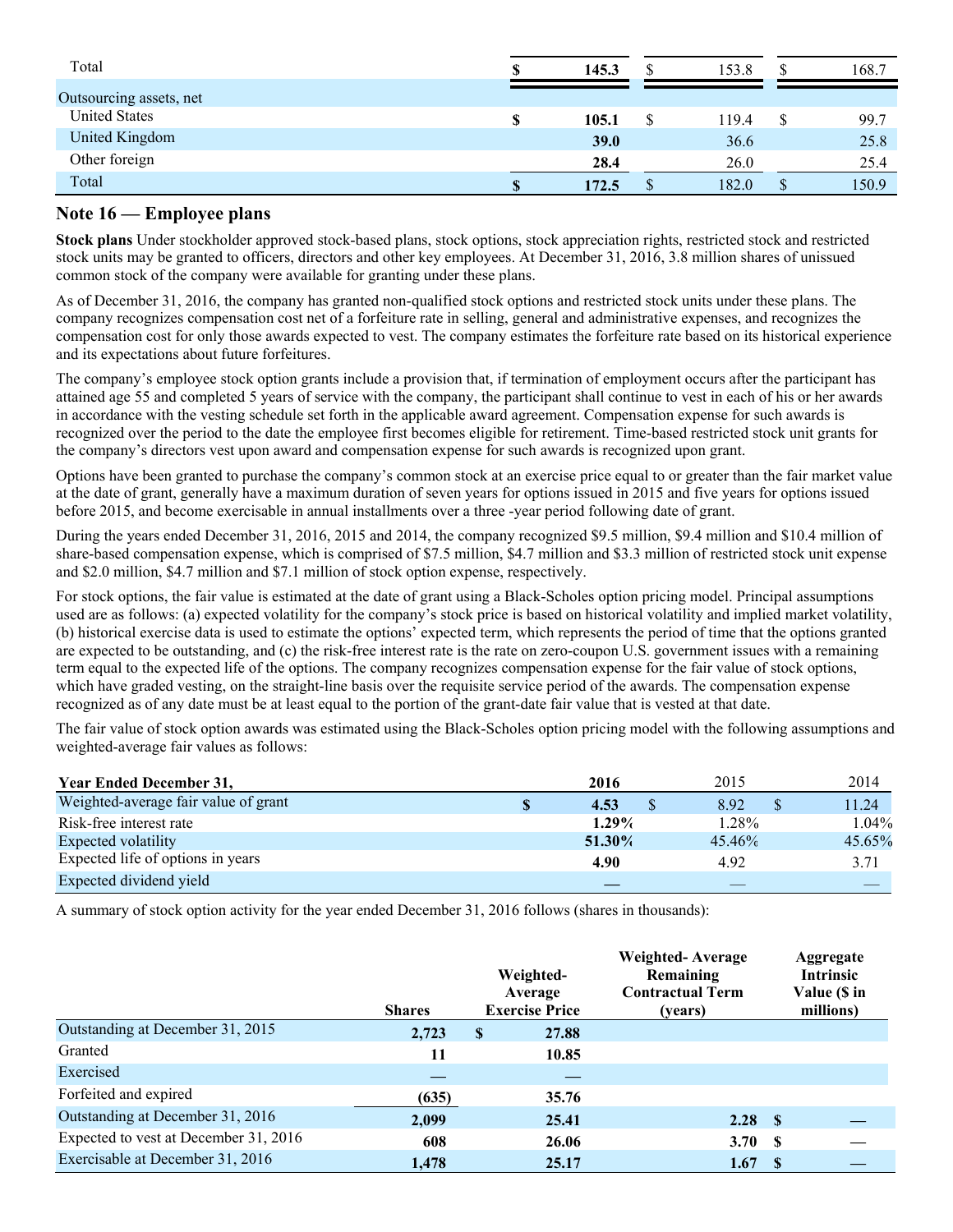| | | | |
|---|---|---|---|
| Total | **$ 145.3** | $ 153.8 | $ 168.7 |
| Outsourcing assets, net | | | |
| United States | **$ 105.1** | $ 119.4 | $ 99.7 |
| United Kingdom | **39.0** | 36.6 | 25.8 |
| Other foreign | **28.4** | 26.0 | 25.4 |
| Total | **$ 172.5** | $ 182.0 | $ 150.9 |

## Note 16 — Employee plans

**Stock plans** Under stockholder approved stock-based plans, stock options, stock appreciation rights, restricted stock and restricted stock units may be granted to officers, directors and other key employees. At December 31, 2016, 3.8 million shares of unissued common stock of the company were available for granting under these plans.

As of December 31, 2016, the company has granted non-qualified stock options and restricted stock units under these plans. The company recognizes compensation cost net of a forfeiture rate in selling, general and administrative expenses, and recognizes the compensation cost for only those awards expected to vest. The company estimates the forfeiture rate based on its historical experience and its expectations about future forfeitures.

The company's employee stock option grants include a provision that, if termination of employment occurs after the participant has attained age 55 and completed 5 years of service with the company, the participant shall continue to vest in each of his or her awards in accordance with the vesting schedule set forth in the applicable award agreement. Compensation expense for such awards is recognized over the period to the date the employee first becomes eligible for retirement. Time-based restricted stock unit grants for the company's directors vest upon award and compensation expense for such awards is recognized upon grant.

Options have been granted to purchase the company's common stock at an exercise price equal to or greater than the fair market value at the date of grant, generally have a maximum duration of seven years for options issued in 2015 and five years for options issued before 2015, and become exercisable in annual installments over a three -year period following date of grant.

During the years ended December 31, 2016, 2015 and 2014, the company recognized $9.5 million, $9.4 million and $10.4 million of share-based compensation expense, which is comprised of $7.5 million, $4.7 million and $3.3 million of restricted stock unit expense and $2.0 million, $4.7 million and $7.1 million of stock option expense, respectively.

For stock options, the fair value is estimated at the date of grant using a Black-Scholes option pricing model. Principal assumptions used are as follows: (a) expected volatility for the company's stock price is based on historical volatility and implied market volatility, (b) historical exercise data is used to estimate the options' expected term, which represents the period of time that the options granted are expected to be outstanding, and (c) the risk-free interest rate is the rate on zero-coupon U.S. government issues with a remaining term equal to the expected life of the options. The company recognizes compensation expense for the fair value of stock options, which have graded vesting, on the straight-line basis over the requisite service period of the awards. The compensation expense recognized as of any date must be at least equal to the portion of the grant-date fair value that is vested at that date.

The fair value of stock option awards was estimated using the Black-Scholes option pricing model with the following assumptions and weighted-average fair values as follows:

| Year Ended December 31, | 2016 | 2015 | 2014 |
|---|---|---|---|
| Weighted-average fair value of grant | **$ 4.53** | $ 8.92 | $ 11.24 |
| Risk-free interest rate | **1.29%** | 1.28% | 1.04% |
| Expected volatility | **51.30%** | 45.46% | 45.65% |
| Expected life of options in years | **4.90** | 4.92 | 3.71 |
| Expected dividend yield | **—** | — | — |

A summary of stock option activity for the year ended December 31, 2016 follows (shares in thousands):

| | Shares | Weighted-Average Exercise Price | Weighted- Average Remaining Contractual Term (years) | Aggregate Intrinsic Value ($ in millions) |
|---|---|---|---|---|
| Outstanding at December 31, 2015 | **2,723** | **$ 27.88** | | |
| Granted | **11** | **10.85** | | |
| Exercised | **—** | **—** | | |
| Forfeited and expired | **(635)** | **35.76** | | |
| Outstanding at December 31, 2016 | **2,099** | **25.41** | **2.28** | **$ —** |
| Expected to vest at December 31, 2016 | **608** | **26.06** | **3.70** | **$ —** |
| Exercisable at December 31, 2016 | **1,478** | **25.17** | **1.67** | **$ —** |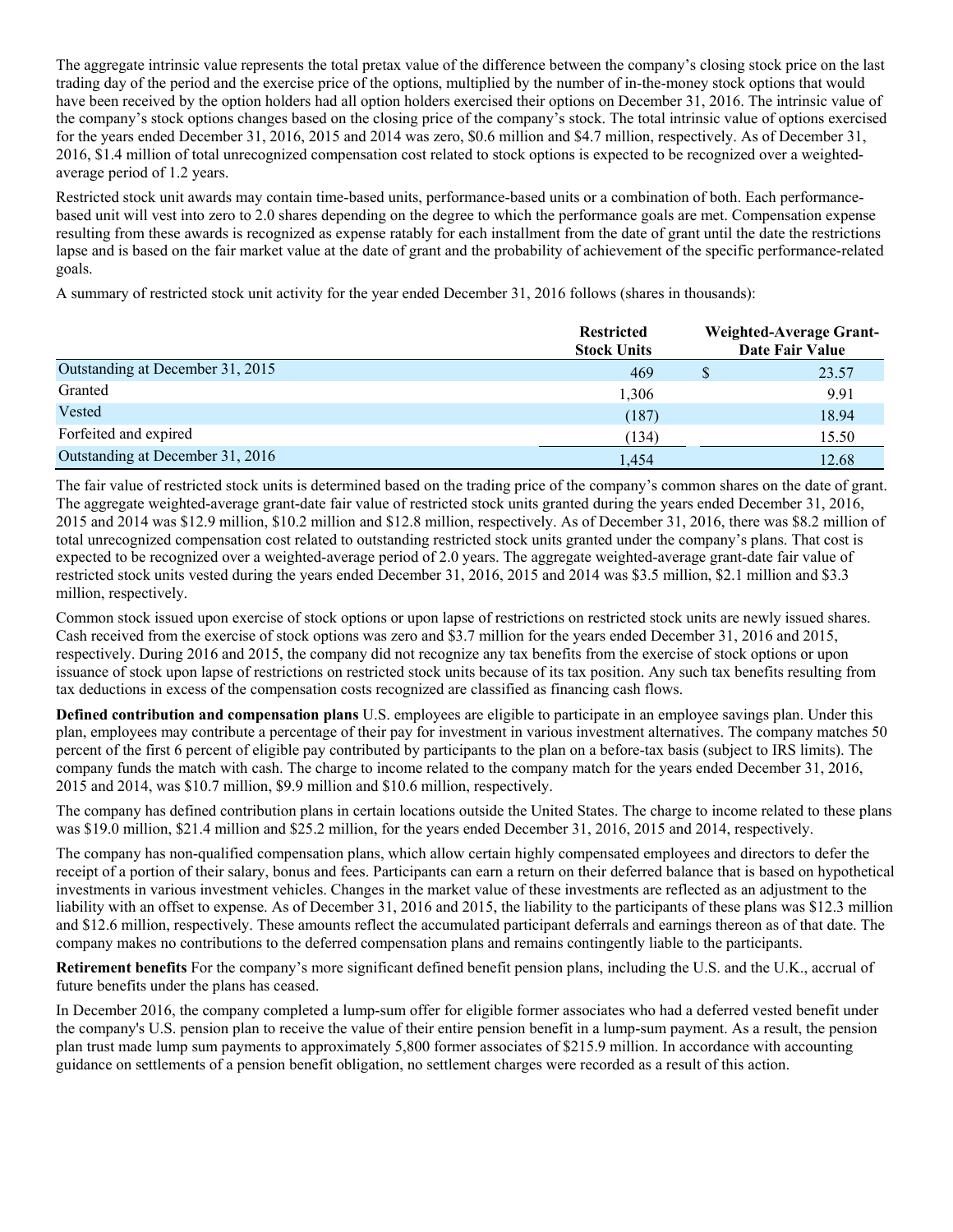The aggregate intrinsic value represents the total pretax value of the difference between the company's closing stock price on the last trading day of the period and the exercise price of the options, multiplied by the number of in-the-money stock options that would have been received by the option holders had all option holders exercised their options on December 31, 2016. The intrinsic value of the company's stock options changes based on the closing price of the company's stock. The total intrinsic value of options exercised for the years ended December 31, 2016, 2015 and 2014 was zero, \$0.6 million and \$4.7 million, respectively. As of December 31, 2016, \$1.4 million of total unrecognized compensation cost related to stock options is expected to be recognized over a weighted-average period of 1.2 years.

Restricted stock unit awards may contain time-based units, performance-based units or a combination of both. Each performance-based unit will vest into zero to 2.0 shares depending on the degree to which the performance goals are met. Compensation expense resulting from these awards is recognized as expense ratably for each installment from the date of grant until the date the restrictions lapse and is based on the fair market value at the date of grant and the probability of achievement of the specific performance-related goals.

A summary of restricted stock unit activity for the year ended December 31, 2016 follows (shares in thousands):

| | Restricted Stock Units | Weighted-Average Grant-Date Fair Value |
|---|---|---|
| Outstanding at December 31, 2015 | 469 | \$ 23.57 |
| Granted | 1,306 | 9.91 |
| Vested | (187) | 18.94 |
| Forfeited and expired | (134) | 15.50 |
| Outstanding at December 31, 2016 | 1,454 | 12.68 |

The fair value of restricted stock units is determined based on the trading price of the company's common shares on the date of grant. The aggregate weighted-average grant-date fair value of restricted stock units granted during the years ended December 31, 2016, 2015 and 2014 was \$12.9 million, \$10.2 million and \$12.8 million, respectively. As of December 31, 2016, there was \$8.2 million of total unrecognized compensation cost related to outstanding restricted stock units granted under the company's plans. That cost is expected to be recognized over a weighted-average period of 2.0 years. The aggregate weighted-average grant-date fair value of restricted stock units vested during the years ended December 31, 2016, 2015 and 2014 was \$3.5 million, \$2.1 million and \$3.3 million, respectively.

Common stock issued upon exercise of stock options or upon lapse of restrictions on restricted stock units are newly issued shares. Cash received from the exercise of stock options was zero and \$3.7 million for the years ended December 31, 2016 and 2015, respectively. During 2016 and 2015, the company did not recognize any tax benefits from the exercise of stock options or upon issuance of stock upon lapse of restrictions on restricted stock units because of its tax position. Any such tax benefits resulting from tax deductions in excess of the compensation costs recognized are classified as financing cash flows.

**Defined contribution and compensation plans** U.S. employees are eligible to participate in an employee savings plan. Under this plan, employees may contribute a percentage of their pay for investment in various investment alternatives. The company matches 50 percent of the first 6 percent of eligible pay contributed by participants to the plan on a before-tax basis (subject to IRS limits). The company funds the match with cash. The charge to income related to the company match for the years ended December 31, 2016, 2015 and 2014, was \$10.7 million, \$9.9 million and \$10.6 million, respectively.

The company has defined contribution plans in certain locations outside the United States. The charge to income related to these plans was \$19.0 million, \$21.4 million and \$25.2 million, for the years ended December 31, 2016, 2015 and 2014, respectively.

The company has non-qualified compensation plans, which allow certain highly compensated employees and directors to defer the receipt of a portion of their salary, bonus and fees. Participants can earn a return on their deferred balance that is based on hypothetical investments in various investment vehicles. Changes in the market value of these investments are reflected as an adjustment to the liability with an offset to expense. As of December 31, 2016 and 2015, the liability to the participants of these plans was \$12.3 million and \$12.6 million, respectively. These amounts reflect the accumulated participant deferrals and earnings thereon as of that date. The company makes no contributions to the deferred compensation plans and remains contingently liable to the participants.

**Retirement benefits** For the company's more significant defined benefit pension plans, including the U.S. and the U.K., accrual of future benefits under the plans has ceased.

In December 2016, the company completed a lump-sum offer for eligible former associates who had a deferred vested benefit under the company's U.S. pension plan to receive the value of their entire pension benefit in a lump-sum payment. As a result, the pension plan trust made lump sum payments to approximately 5,800 former associates of \$215.9 million. In accordance with accounting guidance on settlements of a pension benefit obligation, no settlement charges were recorded as a result of this action.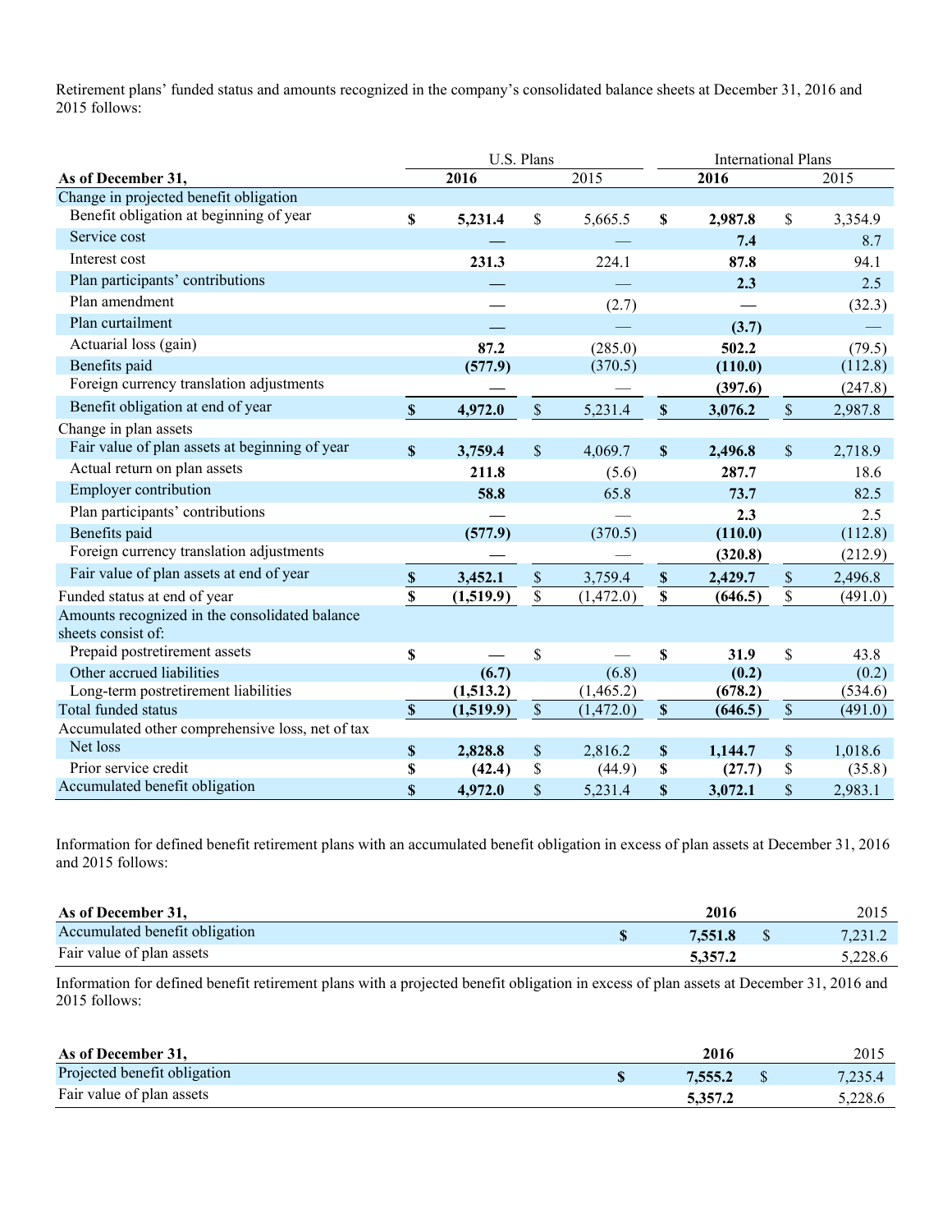Retirement plans' funded status and amounts recognized in the company's consolidated balance sheets at December 31, 2016 and 2015 follows:

| As of December 31, | U.S. Plans 2016 | U.S. Plans 2015 | International Plans 2016 | International Plans 2015 |
|---|---|---|---|---|
| Change in projected benefit obligation | | | | |
| Benefit obligation at beginning of year | $ 5,231.4 | $ 5,665.5 | $ 2,987.8 | $ 3,354.9 |
| Service cost | — | — | 7.4 | 8.7 |
| Interest cost | 231.3 | 224.1 | 87.8 | 94.1 |
| Plan participants' contributions | — | — | 2.3 | 2.5 |
| Plan amendment | — | (2.7) | — | (32.3) |
| Plan curtailment | — | — | (3.7) | — |
| Actuarial loss (gain) | 87.2 | (285.0) | 502.2 | (79.5) |
| Benefits paid | (577.9) | (370.5) | (110.0) | (112.8) |
| Foreign currency translation adjustments | — | — | (397.6) | (247.8) |
| Benefit obligation at end of year | $ 4,972.0 | $ 5,231.4 | $ 3,076.2 | $ 2,987.8 |
| Change in plan assets | | | | |
| Fair value of plan assets at beginning of year | $ 3,759.4 | $ 4,069.7 | $ 2,496.8 | $ 2,718.9 |
| Actual return on plan assets | 211.8 | (5.6) | 287.7 | 18.6 |
| Employer contribution | 58.8 | 65.8 | 73.7 | 82.5 |
| Plan participants' contributions | — | — | 2.3 | 2.5 |
| Benefits paid | (577.9) | (370.5) | (110.0) | (112.8) |
| Foreign currency translation adjustments | — | — | (320.8) | (212.9) |
| Fair value of plan assets at end of year | $ 3,452.1 | $ 3,759.4 | $ 2,429.7 | $ 2,496.8 |
| Funded status at end of year | $ (1,519.9) | $ (1,472.0) | $ (646.5) | $ (491.0) |
| Amounts recognized in the consolidated balance sheets consist of: | | | | |
| Prepaid postretirement assets | $ — | $ — | $ 31.9 | $ 43.8 |
| Other accrued liabilities | (6.7) | (6.8) | (0.2) | (0.2) |
| Long-term postretirement liabilities | (1,513.2) | (1,465.2) | (678.2) | (534.6) |
| Total funded status | $ (1,519.9) | $ (1,472.0) | $ (646.5) | $ (491.0) |
| Accumulated other comprehensive loss, net of tax | | | | |
| Net loss | $ 2,828.8 | $ 2,816.2 | $ 1,144.7 | $ 1,018.6 |
| Prior service credit | $ (42.4) | $ (44.9) | $ (27.7) | $ (35.8) |
| Accumulated benefit obligation | $ 4,972.0 | $ 5,231.4 | $ 3,072.1 | $ 2,983.1 |

Information for defined benefit retirement plans with an accumulated benefit obligation in excess of plan assets at December 31, 2016 and 2015 follows:

| As of December 31, | 2016 | 2015 |
|---|---|---|
| Accumulated benefit obligation | $ 7,551.8 | $ 7,231.2 |
| Fair value of plan assets | 5,357.2 | 5,228.6 |

Information for defined benefit retirement plans with a projected benefit obligation in excess of plan assets at December 31, 2016 and 2015 follows:

| As of December 31, | 2016 | 2015 |
|---|---|---|
| Projected benefit obligation | $ 7,555.2 | $ 7,235.4 |
| Fair value of plan assets | 5,357.2 | 5,228.6 |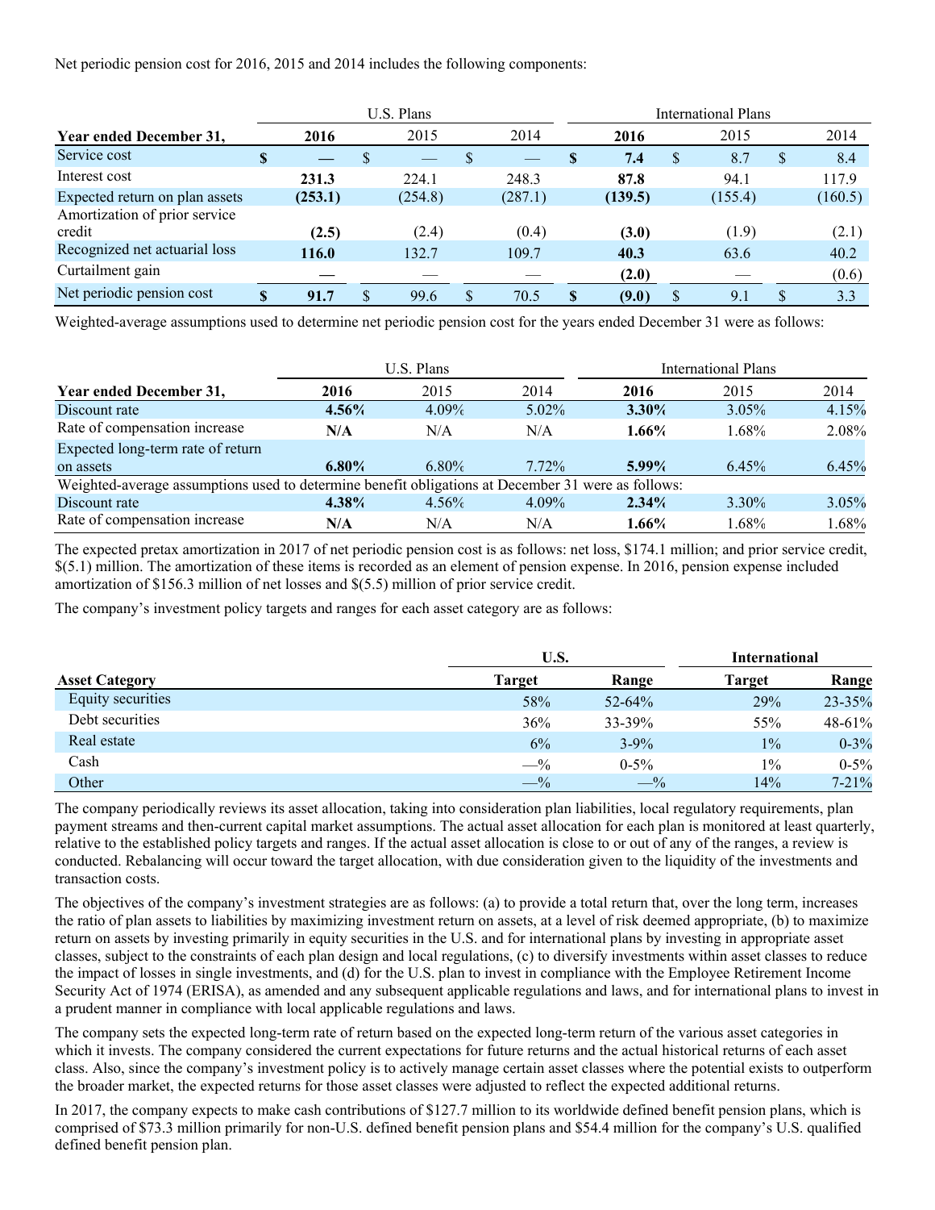Net periodic pension cost for 2016, 2015 and 2014 includes the following components:

| | U.S. Plans | | | International Plans | | |
|---|---|---|---|---|---|---|
| **Year ended December 31,** | **2016** | 2015 | 2014 | **2016** | 2015 | 2014 |
| Service cost | **$ —** | $ — | $ — | **$ 7.4** | $ 8.7 | $ 8.4 |
| Interest cost | **231.3** | 224.1 | 248.3 | **87.8** | 94.1 | 117.9 |
| Expected return on plan assets | **(253.1)** | (254.8) | (287.1) | **(139.5)** | (155.4) | (160.5) |
| Amortization of prior service credit | **(2.5)** | (2.4) | (0.4) | **(3.0)** | (1.9) | (2.1) |
| Recognized net actuarial loss | **116.0** | 132.7 | 109.7 | **40.3** | 63.6 | 40.2 |
| Curtailment gain | **—** | — | — | **(2.0)** | — | (0.6) |
| Net periodic pension cost | **$ 91.7** | $ 99.6 | $ 70.5 | **$ (9.0)** | $ 9.1 | $ 3.3 |

Weighted-average assumptions used to determine net periodic pension cost for the years ended December 31 were as follows:

| | U.S. Plans | | | International Plans | | |
|---|---|---|---|---|---|---|
| **Year ended December 31,** | **2016** | 2015 | 2014 | **2016** | 2015 | 2014 |
| Discount rate | **4.56%** | 4.09% | 5.02% | **3.30%** | 3.05% | 4.15% |
| Rate of compensation increase | **N/A** | N/A | N/A | **1.66%** | 1.68% | 2.08% |
| Expected long-term rate of return on assets | **6.80%** | 6.80% | 7.72% | **5.99%** | 6.45% | 6.45% |
| Weighted-average assumptions used to determine benefit obligations at December 31 were as follows: | | | | | | |
| Discount rate | **4.38%** | 4.56% | 4.09% | **2.34%** | 3.30% | 3.05% |
| Rate of compensation increase | **N/A** | N/A | N/A | **1.66%** | 1.68% | 1.68% |

The expected pretax amortization in 2017 of net periodic pension cost is as follows: net loss, $174.1 million; and prior service credit, $(5.1) million. The amortization of these items is recorded as an element of pension expense. In 2016, pension expense included amortization of $156.3 million of net losses and $(5.5) million of prior service credit.

The company's investment policy targets and ranges for each asset category are as follows:

| | **U.S.** | | **International** | |
|---|---|---|---|---|
| **Asset Category** | **Target** | **Range** | **Target** | **Range** |
| Equity securities | 58% | 52-64% | 29% | 23-35% |
| Debt securities | 36% | 33-39% | 55% | 48-61% |
| Real estate | 6% | 3-9% | 1% | 0-3% |
| Cash | —% | 0-5% | 1% | 0-5% |
| Other | —% | —% | 14% | 7-21% |

The company periodically reviews its asset allocation, taking into consideration plan liabilities, local regulatory requirements, plan payment streams and then-current capital market assumptions. The actual asset allocation for each plan is monitored at least quarterly, relative to the established policy targets and ranges. If the actual asset allocation is close to or out of any of the ranges, a review is conducted. Rebalancing will occur toward the target allocation, with due consideration given to the liquidity of the investments and transaction costs.

The objectives of the company's investment strategies are as follows: (a) to provide a total return that, over the long term, increases the ratio of plan assets to liabilities by maximizing investment return on assets, at a level of risk deemed appropriate, (b) to maximize return on assets by investing primarily in equity securities in the U.S. and for international plans by investing in appropriate asset classes, subject to the constraints of each plan design and local regulations, (c) to diversify investments within asset classes to reduce the impact of losses in single investments, and (d) for the U.S. plan to invest in compliance with the Employee Retirement Income Security Act of 1974 (ERISA), as amended and any subsequent applicable regulations and laws, and for international plans to invest in a prudent manner in compliance with local applicable regulations and laws.

The company sets the expected long-term rate of return based on the expected long-term return of the various asset categories in which it invests. The company considered the current expectations for future returns and the actual historical returns of each asset class. Also, since the company's investment policy is to actively manage certain asset classes where the potential exists to outperform the broader market, the expected returns for those asset classes were adjusted to reflect the expected additional returns.

In 2017, the company expects to make cash contributions of $127.7 million to its worldwide defined benefit pension plans, which is comprised of $73.3 million primarily for non-U.S. defined benefit pension plans and $54.4 million for the company's U.S. qualified defined benefit pension plan.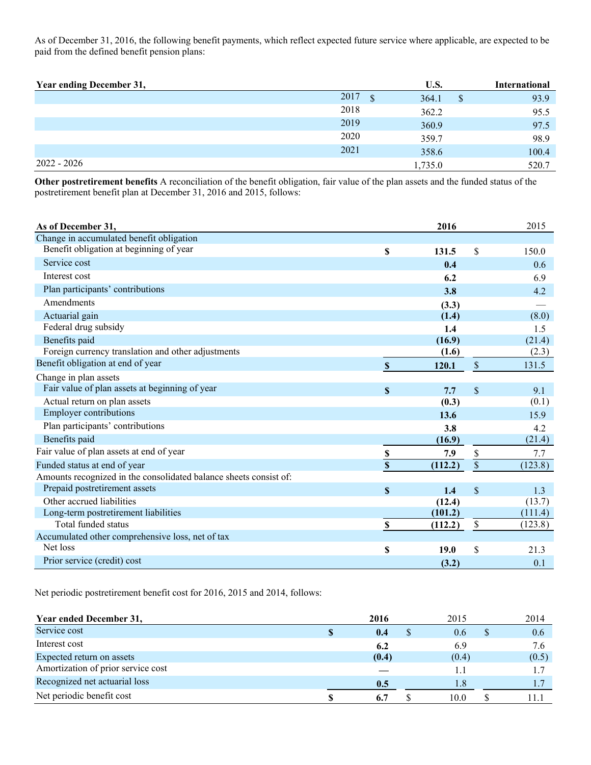As of December 31, 2016, the following benefit payments, which reflect expected future service where applicable, are expected to be paid from the defined benefit pension plans:

| Year ending December 31, | U.S. | International |
|---|---|---|
| 2017 | $ 364.1 | $ 93.9 |
| 2018 | 362.2 | 95.5 |
| 2019 | 360.9 | 97.5 |
| 2020 | 359.7 | 98.9 |
| 2021 | 358.6 | 100.4 |
| 2022 - 2026 | 1,735.0 | 520.7 |

**Other postretirement benefits** A reconciliation of the benefit obligation, fair value of the plan assets and the funded status of the postretirement benefit plan at December 31, 2016 and 2015, follows:

| As of December 31, | 2016 | 2015 |
|---|---|---|
| Change in accumulated benefit obligation | | |
| Benefit obligation at beginning of year | $ 131.5 | $ 150.0 |
| Service cost | 0.4 | 0.6 |
| Interest cost | 6.2 | 6.9 |
| Plan participants' contributions | 3.8 | 4.2 |
| Amendments | (3.3) | — |
| Actuarial gain | (1.4) | (8.0) |
| Federal drug subsidy | 1.4 | 1.5 |
| Benefits paid | (16.9) | (21.4) |
| Foreign currency translation and other adjustments | (1.6) | (2.3) |
| Benefit obligation at end of year | $ 120.1 | $ 131.5 |
| Change in plan assets | | |
| Fair value of plan assets at beginning of year | $ 7.7 | $ 9.1 |
| Actual return on plan assets | (0.3) | (0.1) |
| Employer contributions | 13.6 | 15.9 |
| Plan participants' contributions | 3.8 | 4.2 |
| Benefits paid | (16.9) | (21.4) |
| Fair value of plan assets at end of year | $ 7.9 | $ 7.7 |
| Funded status at end of year | $ (112.2) | $ (123.8) |
| Amounts recognized in the consolidated balance sheets consist of: | | |
| Prepaid postretirement assets | $ 1.4 | $ 1.3 |
| Other accrued liabilities | (12.4) | (13.7) |
| Long-term postretirement liabilities | (101.2) | (111.4) |
| Total funded status | $ (112.2) | $ (123.8) |
| Accumulated other comprehensive loss, net of tax | | |
| Net loss | $ 19.0 | $ 21.3 |
| Prior service (credit) cost | (3.2) | 0.1 |

Net periodic postretirement benefit cost for 2016, 2015 and 2014, follows:

| Year ended December 31, | 2016 | 2015 | 2014 |
|---|---|---|---|
| Service cost | $ 0.4 | $ 0.6 | $ 0.6 |
| Interest cost | 6.2 | 6.9 | 7.6 |
| Expected return on assets | (0.4) | (0.4) | (0.5) |
| Amortization of prior service cost | — | 1.1 | 1.7 |
| Recognized net actuarial loss | 0.5 | 1.8 | 1.7 |
| Net periodic benefit cost | $ 6.7 | $ 10.0 | $ 11.1 |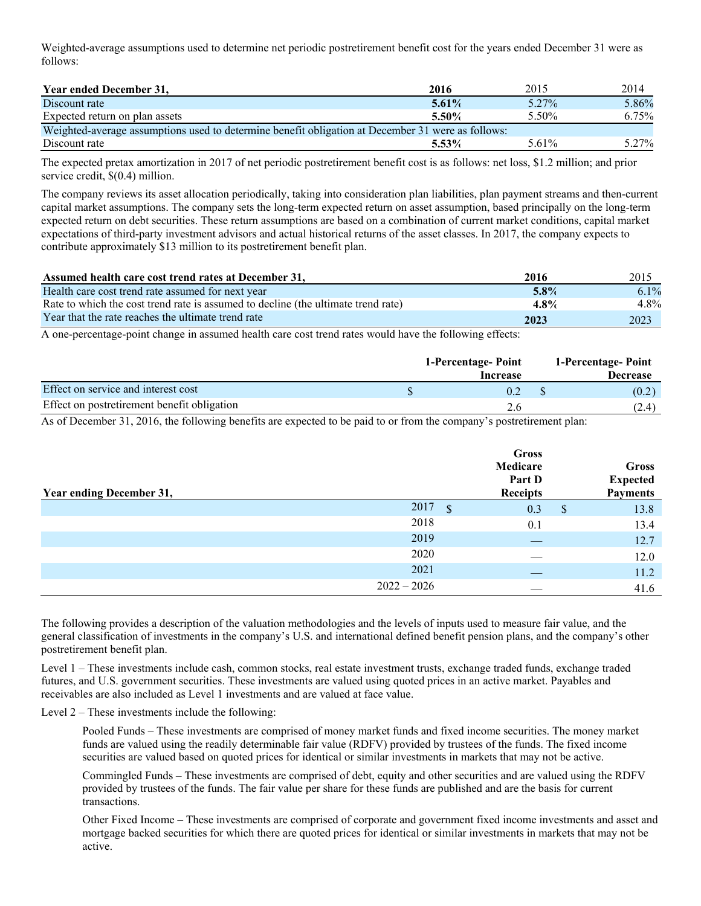Weighted-average assumptions used to determine net periodic postretirement benefit cost for the years ended December 31 were as follows:

| Year ended December 31, | 2016 | 2015 | 2014 |
|---|---|---|---|
| Discount rate | **5.61%** | 5.27% | 5.86% |
| Expected return on plan assets | **5.50%** | 5.50% | 6.75% |
| Weighted-average assumptions used to determine benefit obligation at December 31 were as follows: | | | |
| Discount rate | **5.53%** | 5.61% | 5.27% |

The expected pretax amortization in 2017 of net periodic postretirement benefit cost is as follows: net loss, $1.2 million; and prior service credit, $(0.4) million.

The company reviews its asset allocation periodically, taking into consideration plan liabilities, plan payment streams and then-current capital market assumptions. The company sets the long-term expected return on asset assumption, based principally on the long-term expected return on debt securities. These return assumptions are based on a combination of current market conditions, capital market expectations of third-party investment advisors and actual historical returns of the asset classes. In 2017, the company expects to contribute approximately $13 million to its postretirement benefit plan.

| Assumed health care cost trend rates at December 31, | 2016 | 2015 |
|---|---|---|
| Health care cost trend rate assumed for next year | **5.8%** | 6.1% |
| Rate to which the cost trend rate is assumed to decline (the ultimate trend rate) | **4.8%** | 4.8% |
| Year that the rate reaches the ultimate trend rate | **2023** | 2023 |

A one-percentage-point change in assumed health care cost trend rates would have the following effects:

| | 1-Percentage- Point Increase | 1-Percentage- Point Decrease |
|---|---|---|
| Effect on service and interest cost | $ 0.2 | $ (0.2) |
| Effect on postretirement benefit obligation | 2.6 | (2.4) |

As of December 31, 2016, the following benefits are expected to be paid to or from the company's postretirement plan:

| Year ending December 31, | Gross Medicare Part D Receipts | Gross Expected Payments |
|---|---|---|
| 2017 | $ 0.3 | $ 13.8 |
| 2018 | 0.1 | 13.4 |
| 2019 | — | 12.7 |
| 2020 | — | 12.0 |
| 2021 | — | 11.2 |
| 2022 – 2026 | — | 41.6 |

The following provides a description of the valuation methodologies and the levels of inputs used to measure fair value, and the general classification of investments in the company's U.S. and international defined benefit pension plans, and the company's other postretirement benefit plan.

Level 1 – These investments include cash, common stocks, real estate investment trusts, exchange traded funds, exchange traded futures, and U.S. government securities. These investments are valued using quoted prices in an active market. Payables and receivables are also included as Level 1 investments and are valued at face value.

Level 2 – These investments include the following:

Pooled Funds – These investments are comprised of money market funds and fixed income securities. The money market funds are valued using the readily determinable fair value (RDFV) provided by trustees of the funds. The fixed income securities are valued based on quoted prices for identical or similar investments in markets that may not be active.

Commingled Funds – These investments are comprised of debt, equity and other securities and are valued using the RDFV provided by trustees of the funds. The fair value per share for these funds are published and are the basis for current transactions.

Other Fixed Income – These investments are comprised of corporate and government fixed income investments and asset and mortgage backed securities for which there are quoted prices for identical or similar investments in markets that may not be active.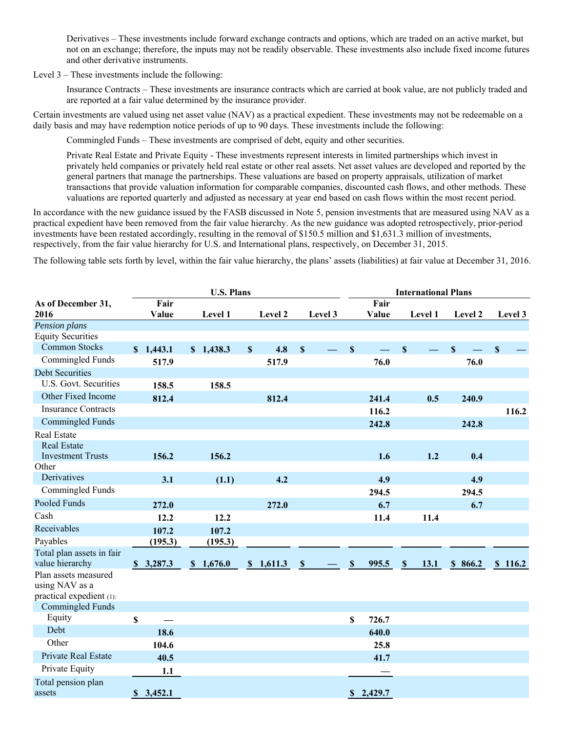Derivatives – These investments include forward exchange contracts and options, which are traded on an active market, but not on an exchange; therefore, the inputs may not be readily observable. These investments also include fixed income futures and other derivative instruments.

Level 3 – These investments include the following:

Insurance Contracts – These investments are insurance contracts which are carried at book value, are not publicly traded and are reported at a fair value determined by the insurance provider.

Certain investments are valued using net asset value (NAV) as a practical expedient. These investments may not be redeemable on a daily basis and may have redemption notice periods of up to 90 days. These investments include the following:

Commingled Funds – These investments are comprised of debt, equity and other securities.

Private Real Estate and Private Equity - These investments represent interests in limited partnerships which invest in privately held companies or privately held real estate or other real assets. Net asset values are developed and reported by the general partners that manage the partnerships. These valuations are based on property appraisals, utilization of market transactions that provide valuation information for comparable companies, discounted cash flows, and other methods. These valuations are reported quarterly and adjusted as necessary at year end based on cash flows within the most recent period.

In accordance with the new guidance issued by the FASB discussed in Note 5, pension investments that are measured using NAV as a practical expedient have been removed from the fair value hierarchy. As the new guidance was adopted retrospectively, prior-period investments have been restated accordingly, resulting in the removal of $150.5 million and $1,631.3 million of investments, respectively, from the fair value hierarchy for U.S. and International plans, respectively, on December 31, 2015.

The following table sets forth by level, within the fair value hierarchy, the plans' assets (liabilities) at fair value at December 31, 2016.

| | U.S. Plans | | | | International Plans | | | |
|---|---|---|---|---|---|---|---|---|
| As of December 31, 2016 | Fair Value | Level 1 | Level 2 | Level 3 | Fair Value | Level 1 | Level 2 | Level 3 |
| *Pension plans* | | | | | | | | |
| Equity Securities | | | | | | | | |
| Common Stocks | $ 1,443.1 | $ 1,438.3 | $ 4.8 | $ — | $ — | $ — | $ — | $ — |
| Commingled Funds | 517.9 | | 517.9 | | 76.0 | | 76.0 | |
| Debt Securities | | | | | | | | |
| U.S. Govt. Securities | 158.5 | 158.5 | | | | | | |
| Other Fixed Income | 812.4 | | 812.4 | | 241.4 | 0.5 | 240.9 | |
| Insurance Contracts | | | | | 116.2 | | | 116.2 |
| Commingled Funds | | | | | 242.8 | | 242.8 | |
| Real Estate | | | | | | | | |
| Real Estate Investment Trusts | 156.2 | 156.2 | | | 1.6 | 1.2 | 0.4 | |
| Other | | | | | | | | |
| Derivatives | 3.1 | (1.1) | 4.2 | | 4.9 | | 4.9 | |
| Commingled Funds | | | | | 294.5 | | 294.5 | |
| Pooled Funds | 272.0 | | 272.0 | | 6.7 | | 6.7 | |
| Cash | 12.2 | 12.2 | | | 11.4 | 11.4 | | |
| Receivables | 107.2 | 107.2 | | | | | | |
| Payables | (195.3) | (195.3) | | | | | | |
| Total plan assets in fair value hierarchy | $ 3,287.3 | $ 1,676.0 | $ 1,611.3 | $ — | $ 995.5 | $ 13.1 | $ 866.2 | $ 116.2 |
| Plan assets measured using NAV as a practical expedient (1): | | | | | | | | |
| Commingled Funds | | | | | | | | |
| Equity | $ — | | | | $ 726.7 | | | |
| Debt | 18.6 | | | | 640.0 | | | |
| Other | 104.6 | | | | 25.8 | | | |
| Private Real Estate | 40.5 | | | | 41.7 | | | |
| Private Equity | 1.1 | | | | — | | | |
| Total pension plan assets | $ 3,452.1 | | | | $ 2,429.7 | | | |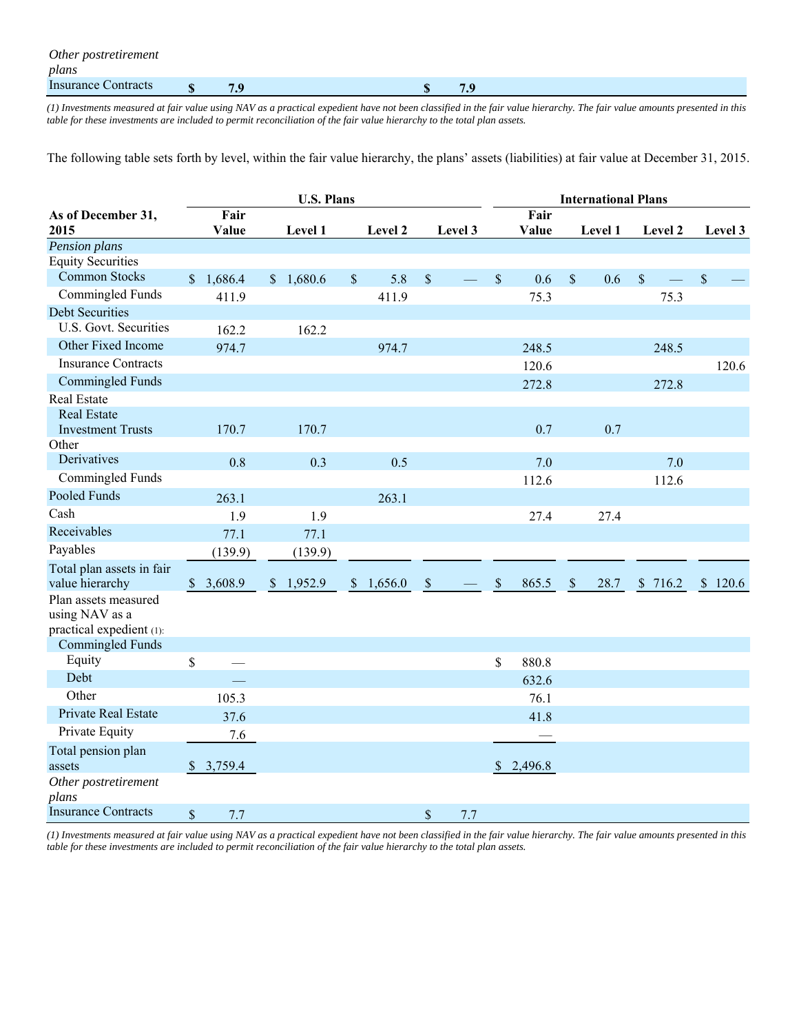| | | | | | | | | |
|---|---|---|---|---|---|---|---|---|
| *Other postretirement plans* | | | | | | | | |
| Insurance Contracts | **$ 7.9** | | | **$ 7.9** | | | | |

*(1) Investments measured at fair value using NAV as a practical expedient have not been classified in the fair value hierarchy. The fair value amounts presented in this table for these investments are included to permit reconciliation of the fair value hierarchy to the total plan assets.*

The following table sets forth by level, within the fair value hierarchy, the plans' assets (liabilities) at fair value at December 31, 2015.

| | U.S. Plans | | | | International Plans | | | |
|---|---|---|---|---|---|---|---|---|
| **As of December 31, 2015** | **Fair Value** | **Level 1** | **Level 2** | **Level 3** | **Fair Value** | **Level 1** | **Level 2** | **Level 3** |
| *Pension plans* | | | | | | | | |
| Equity Securities | | | | | | | | |
| Common Stocks | $ 1,686.4 | $ 1,680.6 | $ 5.8 | $ — | $ 0.6 | $ 0.6 | $ — | $ — |
| Commingled Funds | 411.9 | | 411.9 | | 75.3 | | 75.3 | |
| Debt Securities | | | | | | | | |
| U.S. Govt. Securities | 162.2 | 162.2 | | | | | | |
| Other Fixed Income | 974.7 | | 974.7 | | 248.5 | | 248.5 | |
| Insurance Contracts | | | | | 120.6 | | | 120.6 |
| Commingled Funds | | | | | 272.8 | | 272.8 | |
| Real Estate | | | | | | | | |
| Real Estate Investment Trusts | 170.7 | 170.7 | | | 0.7 | 0.7 | | |
| Other | | | | | | | | |
| Derivatives | 0.8 | 0.3 | 0.5 | | 7.0 | | 7.0 | |
| Commingled Funds | | | | | 112.6 | | 112.6 | |
| Pooled Funds | 263.1 | | 263.1 | | | | | |
| Cash | 1.9 | 1.9 | | | 27.4 | 27.4 | | |
| Receivables | 77.1 | 77.1 | | | | | | |
| Payables | (139.9) | (139.9) | | | | | | |
| Total plan assets in fair value hierarchy | $ 3,608.9 | $ 1,952.9 | $ 1,656.0 | $ — | $ 865.5 | $ 28.7 | $ 716.2 | $ 120.6 |
| Plan assets measured using NAV as a practical expedient (1): | | | | | | | | |
| Commingled Funds | | | | | | | | |
| Equity | $ — | | | | $ 880.8 | | | |
| Debt | — | | | | 632.6 | | | |
| Other | 105.3 | | | | 76.1 | | | |
| Private Real Estate | 37.6 | | | | 41.8 | | | |
| Private Equity | 7.6 | | | | — | | | |
| Total pension plan assets | $ 3,759.4 | | | | $ 2,496.8 | | | |
| *Other postretirement plans* | | | | | | | | |
| Insurance Contracts | $ 7.7 | | | $ 7.7 | | | | |

*(1) Investments measured at fair value using NAV as a practical expedient have not been classified in the fair value hierarchy. The fair value amounts presented in this table for these investments are included to permit reconciliation of the fair value hierarchy to the total plan assets.*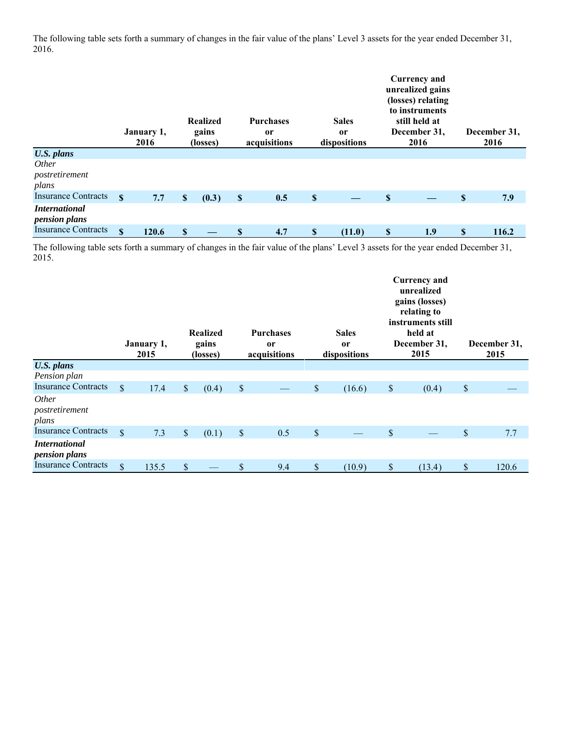The following table sets forth a summary of changes in the fair value of the plans' Level 3 assets for the year ended December 31, 2016.

| | January 1, 2016 | Realized gains (losses) | Purchases or acquisitions | Sales or dispositions | Currency and unrealized gains (losses) relating to instruments still held at December 31, 2016 | December 31, 2016 |
|---|---|---|---|---|---|---|
| ***U.S. plans*** | | | | | | |
| *Other postretirement plans* | | | | | | |
| Insurance Contracts | **$ 7.7** | **$ (0.3)** | **$ 0.5** | **$ —** | **$ —** | **$ 7.9** |
| ***International pension plans*** | | | | | | |
| Insurance Contracts | **$ 120.6** | **$ —** | **$ 4.7** | **$ (11.0)** | **$ 1.9** | **$ 116.2** |

The following table sets forth a summary of changes in the fair value of the plans' Level 3 assets for the year ended December 31, 2015.

| | January 1, 2015 | Realized gains (losses) | Purchases or acquisitions | Sales or dispositions | Currency and unrealized gains (losses) relating to instruments still held at December 31, 2015 | December 31, 2015 |
|---|---|---|---|---|---|---|
| ***U.S. plans*** | | | | | | |
| *Pension plan* | | | | | | |
| Insurance Contracts | $ 17.4 | $ (0.4) | $ — | $ (16.6) | $ (0.4) | $ — |
| *Other postretirement plans* | | | | | | |
| Insurance Contracts | $ 7.3 | $ (0.1) | $ 0.5 | $ — | $ — | $ 7.7 |
| ***International pension plans*** | | | | | | |
| Insurance Contracts | $ 135.5 | $ — | $ 9.4 | $ (10.9) | $ (13.4) | $ 120.6 |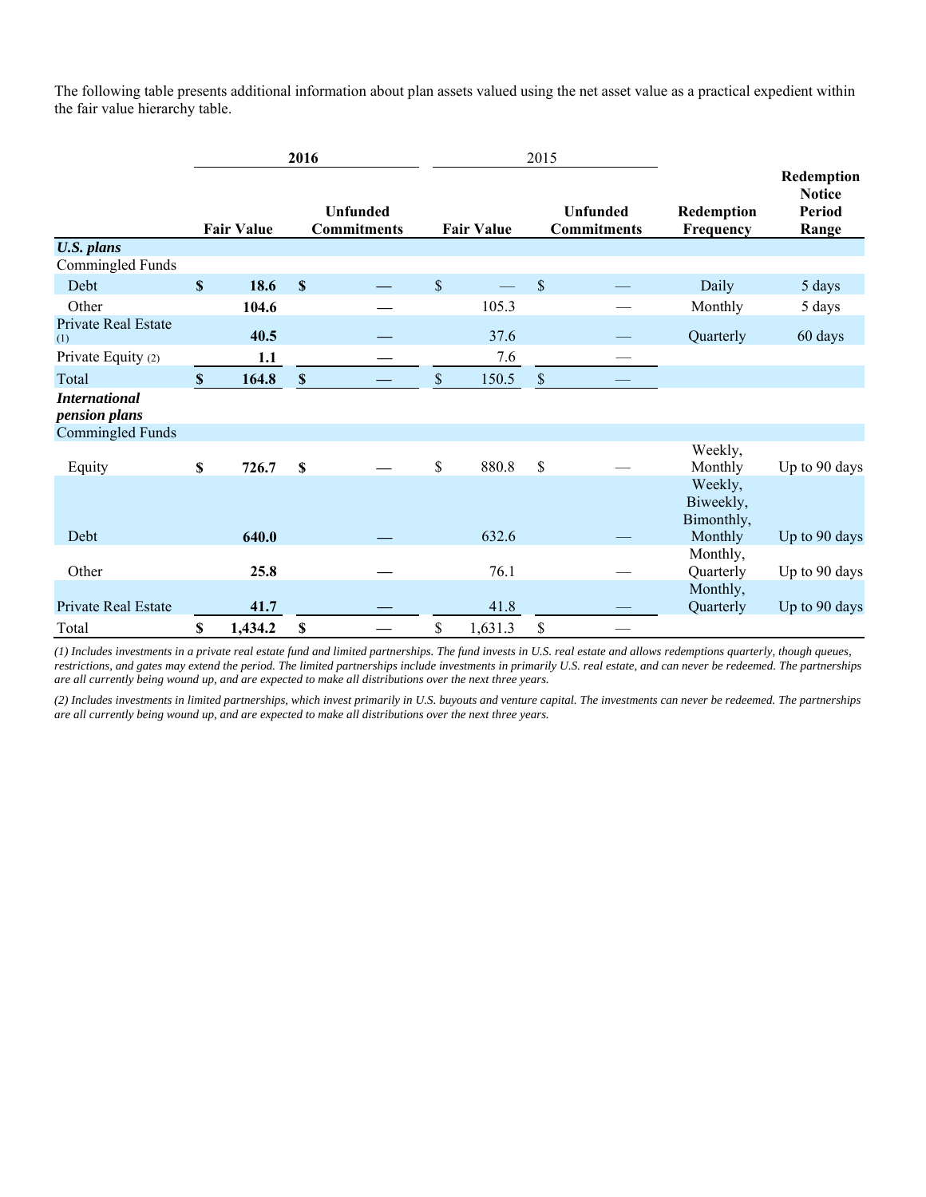The following table presents additional information about plan assets valued using the net asset value as a practical expedient within the fair value hierarchy table.

| | 2016 | | 2015 | | | |
|---|---|---|---|---|---|---|
| | **Fair Value** | **Unfunded Commitments** | **Fair Value** | **Unfunded Commitments** | **Redemption Frequency** | **Redemption Notice Period Range** |
| ***U.S. plans*** | | | | | | |
| Commingled Funds | | | | | | |
| Debt | **$ 18.6** | **$ —** | $ — | $ — | Daily | 5 days |
| Other | **104.6** | **—** | 105.3 | — | Monthly | 5 days |
| Private Real Estate (1) | **40.5** | **—** | 37.6 | — | Quarterly | 60 days |
| Private Equity (2) | **1.1** | **—** | 7.6 | — | | |
| Total | **$ 164.8** | **$ —** | $ 150.5 | $ — | | |
| ***International pension plans*** | | | | | | |
| Commingled Funds | | | | | | |
| Equity | **$ 726.7** | **$ —** | $ 880.8 | $ — | Weekly, Monthly | Up to 90 days |
| Debt | **640.0** | **—** | 632.6 | — | Weekly, Biweekly, Bimonthly, Monthly | Up to 90 days |
| Other | **25.8** | **—** | 76.1 | — | Monthly, Quarterly | Up to 90 days |
| Private Real Estate | **41.7** | **—** | 41.8 | — | Monthly, Quarterly | Up to 90 days |
| Total | **$ 1,434.2** | **$ —** | $ 1,631.3 | $ — | | |

*(1) Includes investments in a private real estate fund and limited partnerships. The fund invests in U.S. real estate and allows redemptions quarterly, though queues, restrictions, and gates may extend the period. The limited partnerships include investments in primarily U.S. real estate, and can never be redeemed. The partnerships are all currently being wound up, and are expected to make all distributions over the next three years.*

*(2) Includes investments in limited partnerships, which invest primarily in U.S. buyouts and venture capital. The investments can never be redeemed. The partnerships are all currently being wound up, and are expected to make all distributions over the next three years.*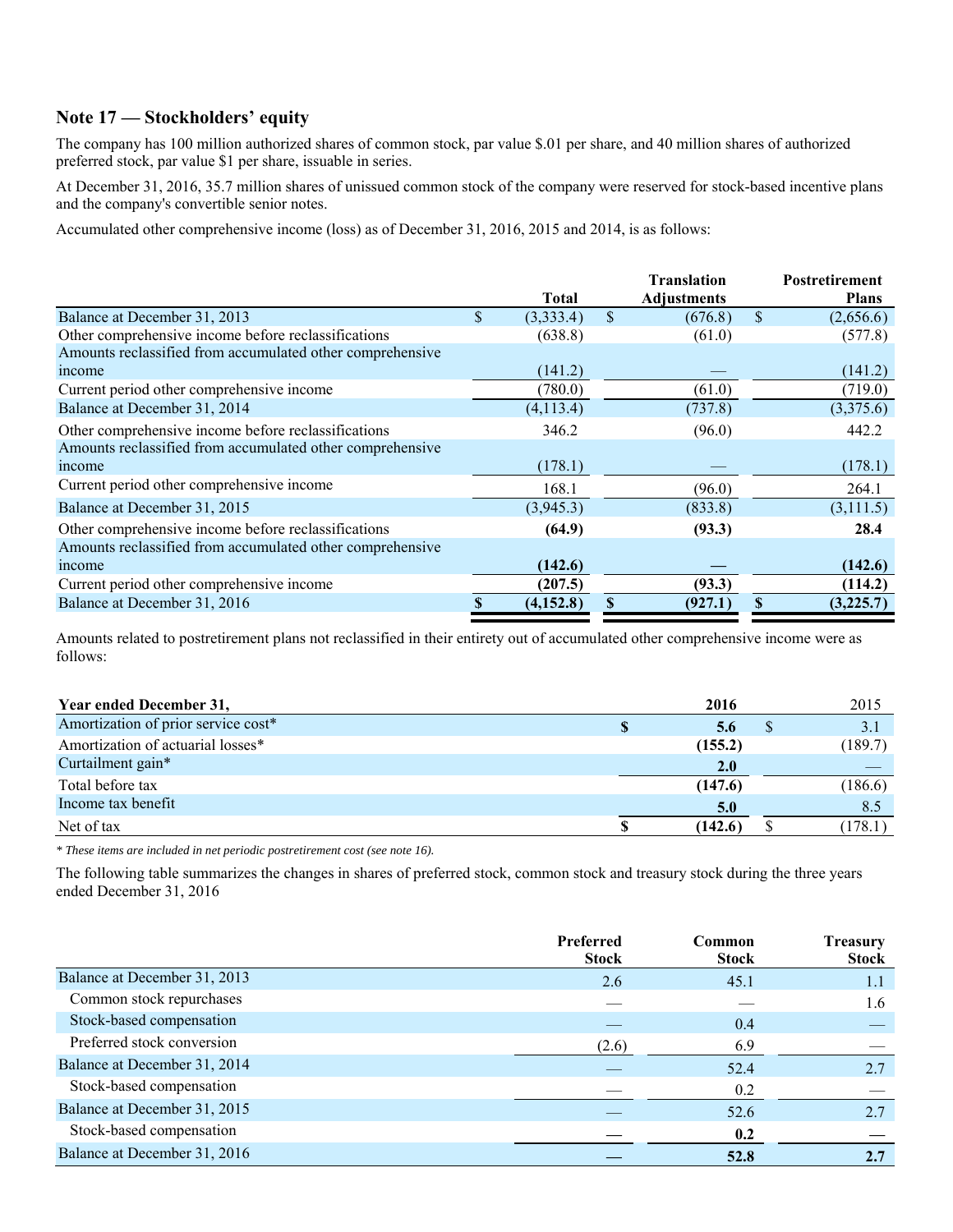## Note 17 — Stockholders' equity

The company has 100 million authorized shares of common stock, par value $.01 per share, and 40 million shares of authorized preferred stock, par value $1 per share, issuable in series.

At December 31, 2016, 35.7 million shares of unissued common stock of the company were reserved for stock-based incentive plans and the company's convertible senior notes.

Accumulated other comprehensive income (loss) as of December 31, 2016, 2015 and 2014, is as follows:

| | Total | Translation Adjustments | Postretirement Plans |
|---|---|---|---|
| Balance at December 31, 2013 | $ (3,333.4) | $ (676.8) | $ (2,656.6) |
| Other comprehensive income before reclassifications | (638.8) | (61.0) | (577.8) |
| Amounts reclassified from accumulated other comprehensive income | (141.2) | — | (141.2) |
| Current period other comprehensive income | (780.0) | (61.0) | (719.0) |
| Balance at December 31, 2014 | (4,113.4) | (737.8) | (3,375.6) |
| Other comprehensive income before reclassifications | 346.2 | (96.0) | 442.2 |
| Amounts reclassified from accumulated other comprehensive income | (178.1) | — | (178.1) |
| Current period other comprehensive income | 168.1 | (96.0) | 264.1 |
| Balance at December 31, 2015 | (3,945.3) | (833.8) | (3,111.5) |
| Other comprehensive income before reclassifications | **(64.9)** | **(93.3)** | **28.4** |
| Amounts reclassified from accumulated other comprehensive income | **(142.6)** | **—** | **(142.6)** |
| Current period other comprehensive income | **(207.5)** | **(93.3)** | **(114.2)** |
| Balance at December 31, 2016 | **$ (4,152.8)** | **$ (927.1)** | **$ (3,225.7)** |

Amounts related to postretirement plans not reclassified in their entirety out of accumulated other comprehensive income were as follows:

| Year ended December 31, | 2016 | 2015 |
|---|---|---|
| Amortization of prior service cost* | **$ 5.6** | $ 3.1 |
| Amortization of actuarial losses* | **(155.2)** | (189.7) |
| Curtailment gain* | **2.0** | — |
| Total before tax | **(147.6)** | (186.6) |
| Income tax benefit | **5.0** | 8.5 |
| Net of tax | **$ (142.6)** | $ (178.1) |

*\* These items are included in net periodic postretirement cost (see note 16).*

The following table summarizes the changes in shares of preferred stock, common stock and treasury stock during the three years ended December 31, 2016

| | Preferred Stock | Common Stock | Treasury Stock |
|---|---|---|---|
| Balance at December 31, 2013 | 2.6 | 45.1 | 1.1 |
| Common stock repurchases | — | — | 1.6 |
| Stock-based compensation | — | 0.4 | — |
| Preferred stock conversion | (2.6) | 6.9 | — |
| Balance at December 31, 2014 | — | 52.4 | 2.7 |
| Stock-based compensation | — | 0.2 | — |
| Balance at December 31, 2015 | — | 52.6 | 2.7 |
| Stock-based compensation | **—** | **0.2** | **—** |
| Balance at December 31, 2016 | **—** | **52.8** | **2.7** |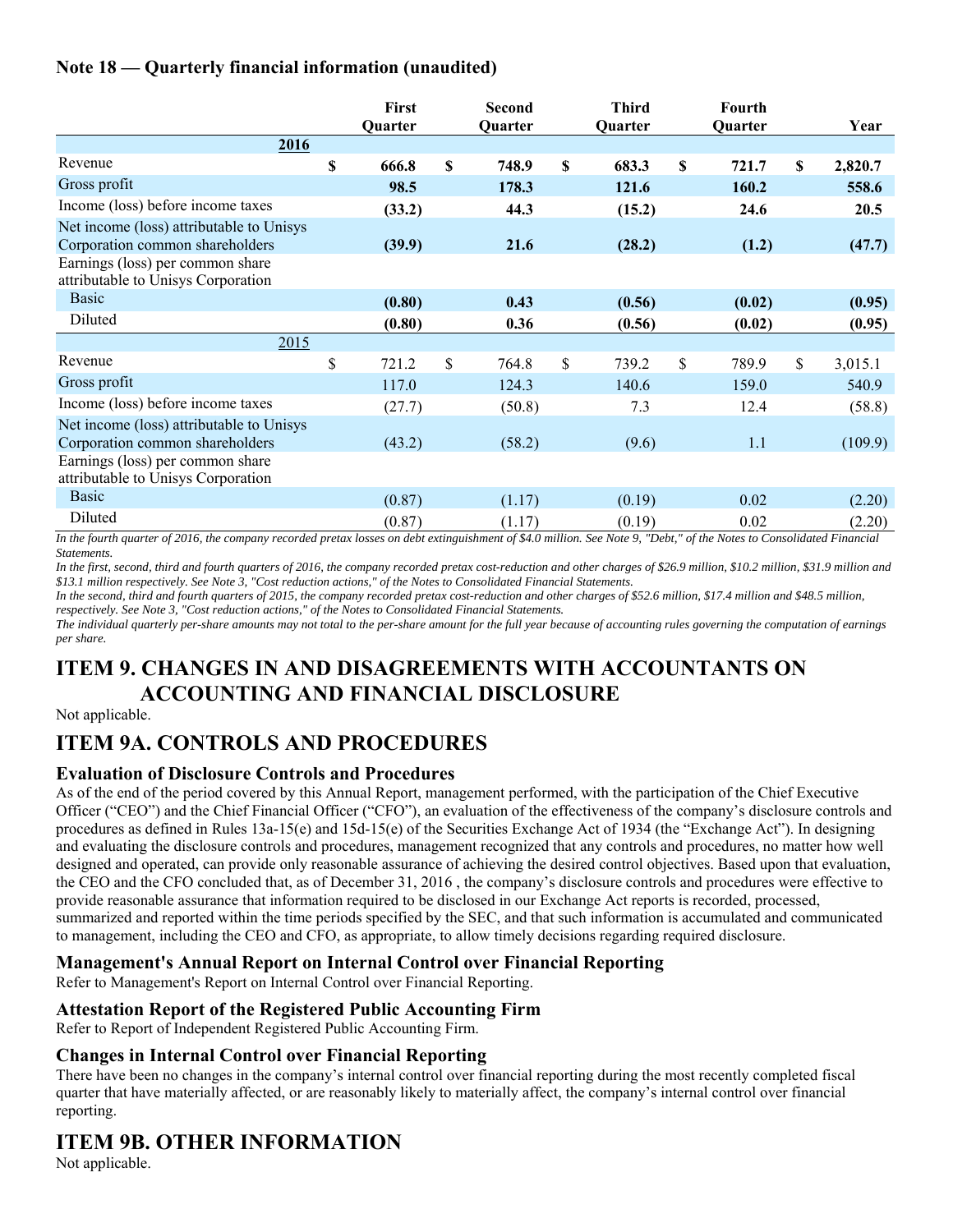## Note 18 — Quarterly financial information (unaudited)

| | First Quarter | Second Quarter | Third Quarter | Fourth Quarter | Year |
|---|---|---|---|---|---|
| **2016** | | | | | |
| Revenue | **$ 666.8** | **$ 748.9** | **$ 683.3** | **$ 721.7** | **$ 2,820.7** |
| Gross profit | **98.5** | **178.3** | **121.6** | **160.2** | **558.6** |
| Income (loss) before income taxes | **(33.2)** | **44.3** | **(15.2)** | **24.6** | **20.5** |
| Net income (loss) attributable to Unisys Corporation common shareholders | **(39.9)** | **21.6** | **(28.2)** | **(1.2)** | **(47.7)** |
| Earnings (loss) per common share attributable to Unisys Corporation | | | | | |
| Basic | **(0.80)** | **0.43** | **(0.56)** | **(0.02)** | **(0.95)** |
| Diluted | **(0.80)** | **0.36** | **(0.56)** | **(0.02)** | **(0.95)** |
| 2015 | | | | | |
| Revenue | $ 721.2 | $ 764.8 | $ 739.2 | $ 789.9 | $ 3,015.1 |
| Gross profit | 117.0 | 124.3 | 140.6 | 159.0 | 540.9 |
| Income (loss) before income taxes | (27.7) | (50.8) | 7.3 | 12.4 | (58.8) |
| Net income (loss) attributable to Unisys Corporation common shareholders | (43.2) | (58.2) | (9.6) | 1.1 | (109.9) |
| Earnings (loss) per common share attributable to Unisys Corporation | | | | | |
| Basic | (0.87) | (1.17) | (0.19) | 0.02 | (2.20) |
| Diluted | (0.87) | (1.17) | (0.19) | 0.02 | (2.20) |

*In the fourth quarter of 2016, the company recorded pretax losses on debt extinguishment of $4.0 million. See Note 9, "Debt," of the Notes to Consolidated Financial Statements.*

*In the first, second, third and fourth quarters of 2016, the company recorded pretax cost-reduction and other charges of $26.9 million, $10.2 million, $31.9 million and $13.1 million respectively. See Note 3, "Cost reduction actions," of the Notes to Consolidated Financial Statements.*

*In the second, third and fourth quarters of 2015, the company recorded pretax cost-reduction and other charges of $52.6 million, $17.4 million and $48.5 million, respectively. See Note 3, "Cost reduction actions," of the Notes to Consolidated Financial Statements.*

*The individual quarterly per-share amounts may not total to the per-share amount for the full year because of accounting rules governing the computation of earnings per share.*

# ITEM 9. CHANGES IN AND DISAGREEMENTS WITH ACCOUNTANTS ON ACCOUNTING AND FINANCIAL DISCLOSURE

Not applicable.

# ITEM 9A. CONTROLS AND PROCEDURES

### Evaluation of Disclosure Controls and Procedures

As of the end of the period covered by this Annual Report, management performed, with the participation of the Chief Executive Officer ("CEO") and the Chief Financial Officer ("CFO"), an evaluation of the effectiveness of the company's disclosure controls and procedures as defined in Rules 13a-15(e) and 15d-15(e) of the Securities Exchange Act of 1934 (the "Exchange Act"). In designing and evaluating the disclosure controls and procedures, management recognized that any controls and procedures, no matter how well designed and operated, can provide only reasonable assurance of achieving the desired control objectives. Based upon that evaluation, the CEO and the CFO concluded that, as of December 31, 2016 , the company's disclosure controls and procedures were effective to provide reasonable assurance that information required to be disclosed in our Exchange Act reports is recorded, processed, summarized and reported within the time periods specified by the SEC, and that such information is accumulated and communicated to management, including the CEO and CFO, as appropriate, to allow timely decisions regarding required disclosure.

### Management's Annual Report on Internal Control over Financial Reporting

Refer to Management's Report on Internal Control over Financial Reporting.

### Attestation Report of the Registered Public Accounting Firm

Refer to Report of Independent Registered Public Accounting Firm.

### Changes in Internal Control over Financial Reporting

There have been no changes in the company's internal control over financial reporting during the most recently completed fiscal quarter that have materially affected, or are reasonably likely to materially affect, the company's internal control over financial reporting.

# ITEM 9B. OTHER INFORMATION

Not applicable.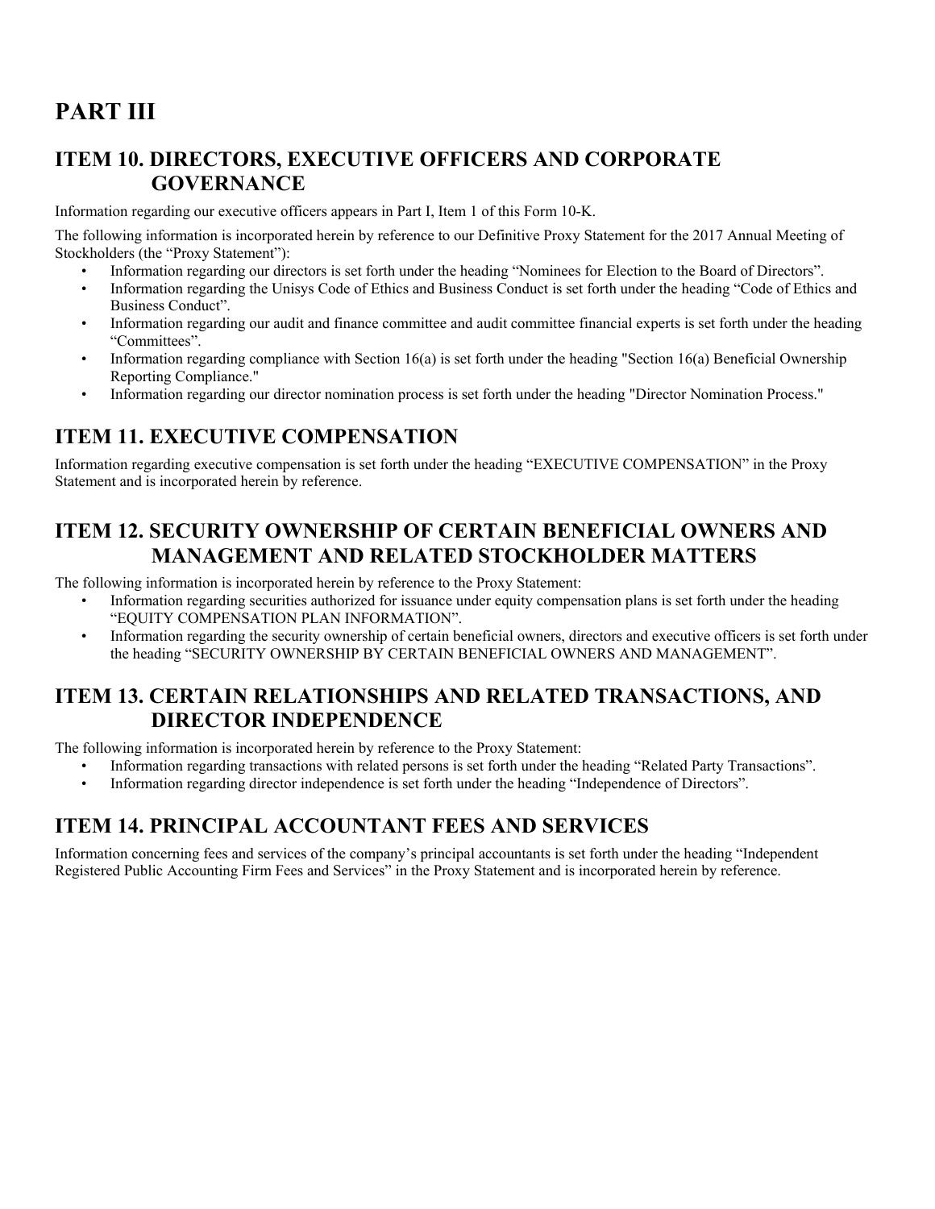# PART III

## ITEM 10. DIRECTORS, EXECUTIVE OFFICERS AND CORPORATE GOVERNANCE

Information regarding our executive officers appears in Part I, Item 1 of this Form 10-K.

The following information is incorporated herein by reference to our Definitive Proxy Statement for the 2017 Annual Meeting of Stockholders (the "Proxy Statement"):

- Information regarding our directors is set forth under the heading "Nominees for Election to the Board of Directors".
- Information regarding the Unisys Code of Ethics and Business Conduct is set forth under the heading "Code of Ethics and Business Conduct".
- Information regarding our audit and finance committee and audit committee financial experts is set forth under the heading "Committees".
- Information regarding compliance with Section 16(a) is set forth under the heading "Section 16(a) Beneficial Ownership Reporting Compliance."
- Information regarding our director nomination process is set forth under the heading "Director Nomination Process."

## ITEM 11. EXECUTIVE COMPENSATION

Information regarding executive compensation is set forth under the heading "EXECUTIVE COMPENSATION" in the Proxy Statement and is incorporated herein by reference.

## ITEM 12. SECURITY OWNERSHIP OF CERTAIN BENEFICIAL OWNERS AND MANAGEMENT AND RELATED STOCKHOLDER MATTERS

The following information is incorporated herein by reference to the Proxy Statement:

- Information regarding securities authorized for issuance under equity compensation plans is set forth under the heading "EQUITY COMPENSATION PLAN INFORMATION".
- Information regarding the security ownership of certain beneficial owners, directors and executive officers is set forth under the heading "SECURITY OWNERSHIP BY CERTAIN BENEFICIAL OWNERS AND MANAGEMENT".

## ITEM 13. CERTAIN RELATIONSHIPS AND RELATED TRANSACTIONS, AND DIRECTOR INDEPENDENCE

The following information is incorporated herein by reference to the Proxy Statement:

- Information regarding transactions with related persons is set forth under the heading "Related Party Transactions".
- Information regarding director independence is set forth under the heading "Independence of Directors".

## ITEM 14. PRINCIPAL ACCOUNTANT FEES AND SERVICES

Information concerning fees and services of the company's principal accountants is set forth under the heading "Independent Registered Public Accounting Firm Fees and Services" in the Proxy Statement and is incorporated herein by reference.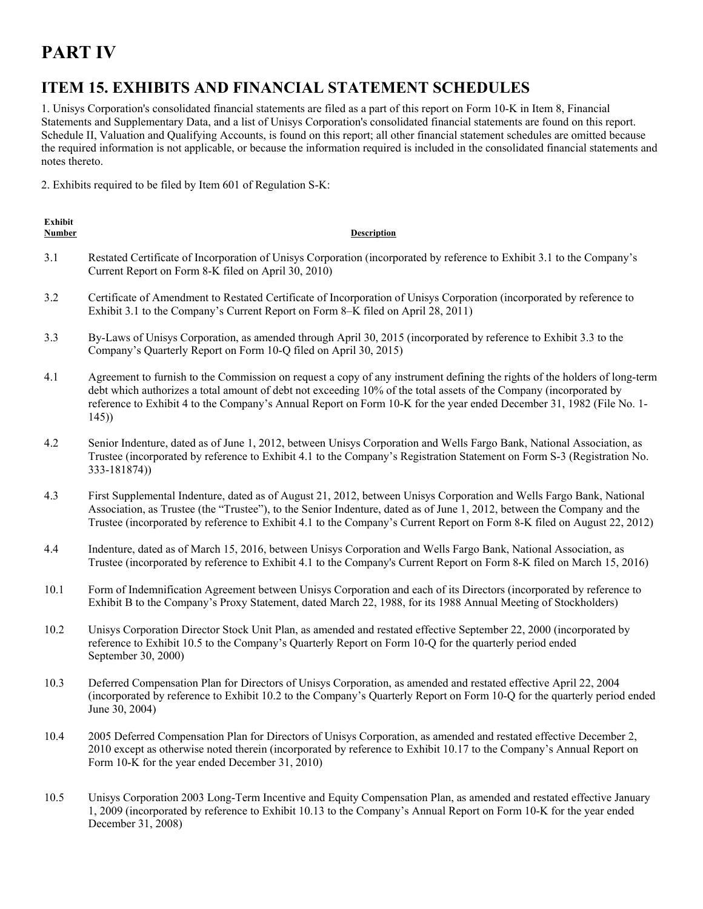# PART IV

## ITEM 15. EXHIBITS AND FINANCIAL STATEMENT SCHEDULES

1. Unisys Corporation's consolidated financial statements are filed as a part of this report on Form 10-K in Item 8, Financial Statements and Supplementary Data, and a list of Unisys Corporation's consolidated financial statements are found on this report. Schedule II, Valuation and Qualifying Accounts, is found on this report; all other financial statement schedules are omitted because the required information is not applicable, or because the information required is included in the consolidated financial statements and notes thereto.

2. Exhibits required to be filed by Item 601 of Regulation S-K:

| Exhibit Number | Description |
|---|---|
| 3.1 | Restated Certificate of Incorporation of Unisys Corporation (incorporated by reference to Exhibit 3.1 to the Company's Current Report on Form 8-K filed on April 30, 2010) |
| 3.2 | Certificate of Amendment to Restated Certificate of Incorporation of Unisys Corporation (incorporated by reference to Exhibit 3.1 to the Company's Current Report on Form 8–K filed on April 28, 2011) |
| 3.3 | By-Laws of Unisys Corporation, as amended through April 30, 2015 (incorporated by reference to Exhibit 3.3 to the Company's Quarterly Report on Form 10-Q filed on April 30, 2015) |
| 4.1 | Agreement to furnish to the Commission on request a copy of any instrument defining the rights of the holders of long-term debt which authorizes a total amount of debt not exceeding 10% of the total assets of the Company (incorporated by reference to Exhibit 4 to the Company's Annual Report on Form 10-K for the year ended December 31, 1982 (File No. 1-145)) |
| 4.2 | Senior Indenture, dated as of June 1, 2012, between Unisys Corporation and Wells Fargo Bank, National Association, as Trustee (incorporated by reference to Exhibit 4.1 to the Company's Registration Statement on Form S-3 (Registration No. 333-181874)) |
| 4.3 | First Supplemental Indenture, dated as of August 21, 2012, between Unisys Corporation and Wells Fargo Bank, National Association, as Trustee (the "Trustee"), to the Senior Indenture, dated as of June 1, 2012, between the Company and the Trustee (incorporated by reference to Exhibit 4.1 to the Company's Current Report on Form 8-K filed on August 22, 2012) |
| 4.4 | Indenture, dated as of March 15, 2016, between Unisys Corporation and Wells Fargo Bank, National Association, as Trustee (incorporated by reference to Exhibit 4.1 to the Company's Current Report on Form 8-K filed on March 15, 2016) |
| 10.1 | Form of Indemnification Agreement between Unisys Corporation and each of its Directors (incorporated by reference to Exhibit B to the Company's Proxy Statement, dated March 22, 1988, for its 1988 Annual Meeting of Stockholders) |
| 10.2 | Unisys Corporation Director Stock Unit Plan, as amended and restated effective September 22, 2000 (incorporated by reference to Exhibit 10.5 to the Company's Quarterly Report on Form 10-Q for the quarterly period ended September 30, 2000) |
| 10.3 | Deferred Compensation Plan for Directors of Unisys Corporation, as amended and restated effective April 22, 2004 (incorporated by reference to Exhibit 10.2 to the Company's Quarterly Report on Form 10-Q for the quarterly period ended June 30, 2004) |
| 10.4 | 2005 Deferred Compensation Plan for Directors of Unisys Corporation, as amended and restated effective December 2, 2010 except as otherwise noted therein (incorporated by reference to Exhibit 10.17 to the Company's Annual Report on Form 10-K for the year ended December 31, 2010) |
| 10.5 | Unisys Corporation 2003 Long-Term Incentive and Equity Compensation Plan, as amended and restated effective January 1, 2009 (incorporated by reference to Exhibit 10.13 to the Company's Annual Report on Form 10-K for the year ended December 31, 2008) |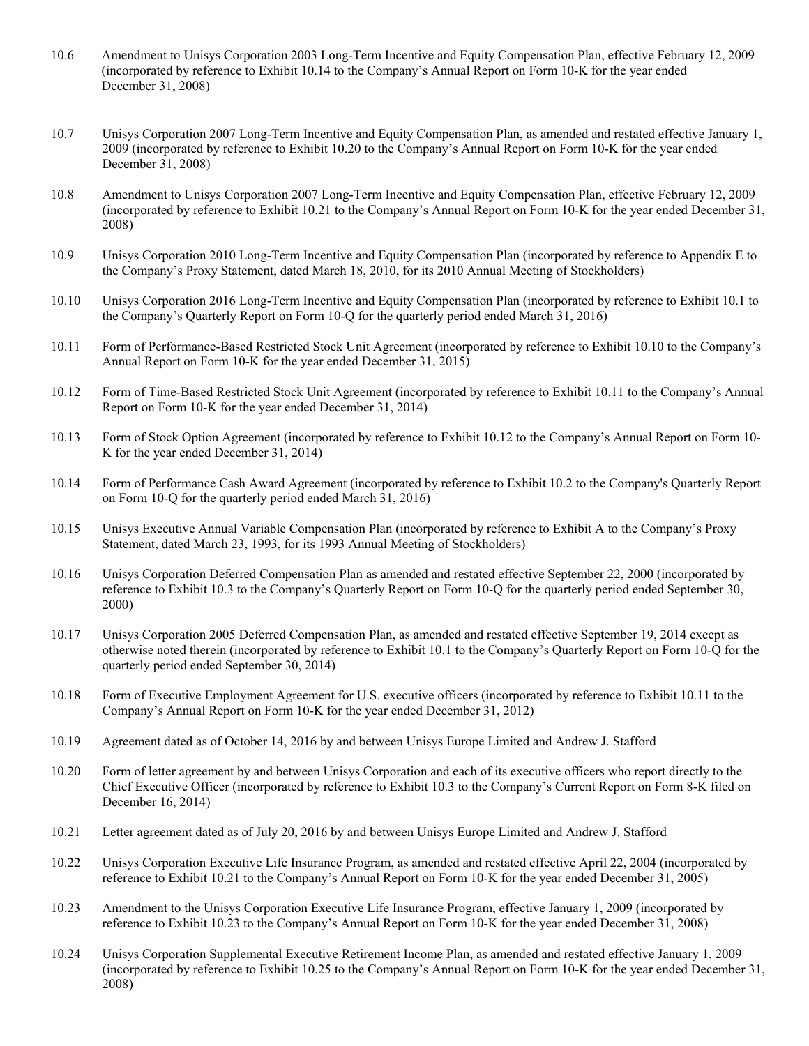10.6 Amendment to Unisys Corporation 2003 Long-Term Incentive and Equity Compensation Plan, effective February 12, 2009 (incorporated by reference to Exhibit 10.14 to the Company's Annual Report on Form 10-K for the year ended December 31, 2008)

10.7 Unisys Corporation 2007 Long-Term Incentive and Equity Compensation Plan, as amended and restated effective January 1, 2009 (incorporated by reference to Exhibit 10.20 to the Company's Annual Report on Form 10-K for the year ended December 31, 2008)

10.8 Amendment to Unisys Corporation 2007 Long-Term Incentive and Equity Compensation Plan, effective February 12, 2009 (incorporated by reference to Exhibit 10.21 to the Company's Annual Report on Form 10-K for the year ended December 31, 2008)

10.9 Unisys Corporation 2010 Long-Term Incentive and Equity Compensation Plan (incorporated by reference to Appendix E to the Company's Proxy Statement, dated March 18, 2010, for its 2010 Annual Meeting of Stockholders)

10.10 Unisys Corporation 2016 Long-Term Incentive and Equity Compensation Plan (incorporated by reference to Exhibit 10.1 to the Company's Quarterly Report on Form 10-Q for the quarterly period ended March 31, 2016)

10.11 Form of Performance-Based Restricted Stock Unit Agreement (incorporated by reference to Exhibit 10.10 to the Company's Annual Report on Form 10-K for the year ended December 31, 2015)

10.12 Form of Time-Based Restricted Stock Unit Agreement (incorporated by reference to Exhibit 10.11 to the Company's Annual Report on Form 10-K for the year ended December 31, 2014)

10.13 Form of Stock Option Agreement (incorporated by reference to Exhibit 10.12 to the Company's Annual Report on Form 10-K for the year ended December 31, 2014)

10.14 Form of Performance Cash Award Agreement (incorporated by reference to Exhibit 10.2 to the Company's Quarterly Report on Form 10-Q for the quarterly period ended March 31, 2016)

10.15 Unisys Executive Annual Variable Compensation Plan (incorporated by reference to Exhibit A to the Company's Proxy Statement, dated March 23, 1993, for its 1993 Annual Meeting of Stockholders)

10.16 Unisys Corporation Deferred Compensation Plan as amended and restated effective September 22, 2000 (incorporated by reference to Exhibit 10.3 to the Company's Quarterly Report on Form 10-Q for the quarterly period ended September 30, 2000)

10.17 Unisys Corporation 2005 Deferred Compensation Plan, as amended and restated effective September 19, 2014 except as otherwise noted therein (incorporated by reference to Exhibit 10.1 to the Company's Quarterly Report on Form 10-Q for the quarterly period ended September 30, 2014)

10.18 Form of Executive Employment Agreement for U.S. executive officers (incorporated by reference to Exhibit 10.11 to the Company's Annual Report on Form 10-K for the year ended December 31, 2012)

10.19 Agreement dated as of October 14, 2016 by and between Unisys Europe Limited and Andrew J. Stafford

10.20 Form of letter agreement by and between Unisys Corporation and each of its executive officers who report directly to the Chief Executive Officer (incorporated by reference to Exhibit 10.3 to the Company's Current Report on Form 8-K filed on December 16, 2014)

10.21 Letter agreement dated as of July 20, 2016 by and between Unisys Europe Limited and Andrew J. Stafford

10.22 Unisys Corporation Executive Life Insurance Program, as amended and restated effective April 22, 2004 (incorporated by reference to Exhibit 10.21 to the Company's Annual Report on Form 10-K for the year ended December 31, 2005)

10.23 Amendment to the Unisys Corporation Executive Life Insurance Program, effective January 1, 2009 (incorporated by reference to Exhibit 10.23 to the Company's Annual Report on Form 10-K for the year ended December 31, 2008)

10.24 Unisys Corporation Supplemental Executive Retirement Income Plan, as amended and restated effective January 1, 2009 (incorporated by reference to Exhibit 10.25 to the Company's Annual Report on Form 10-K for the year ended December 31, 2008)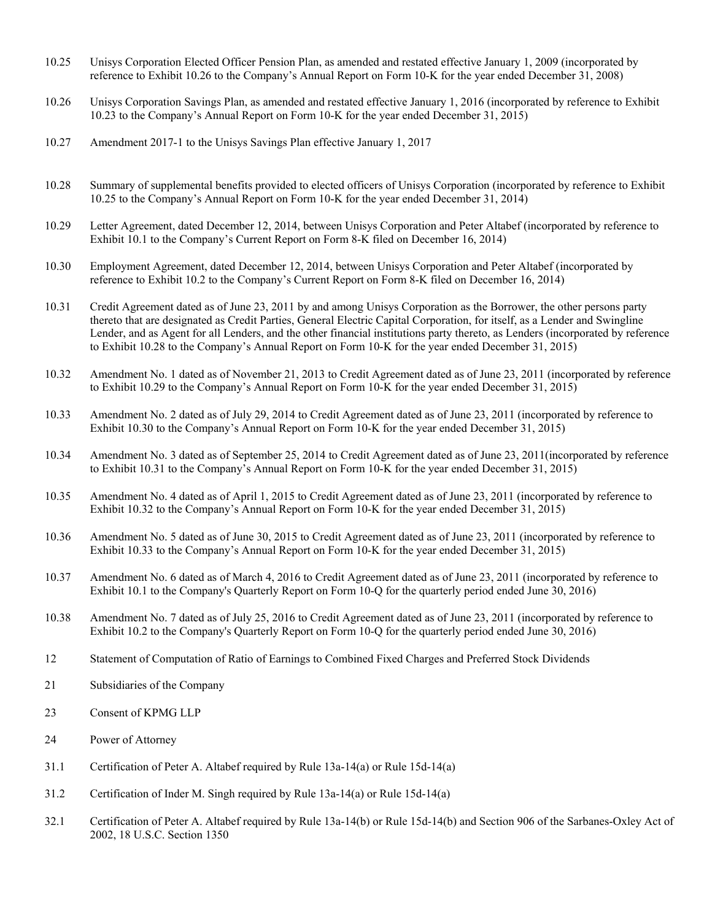| | |
|---|---|
| 10.25 | Unisys Corporation Elected Officer Pension Plan, as amended and restated effective January 1, 2009 (incorporated by reference to Exhibit 10.26 to the Company's Annual Report on Form 10-K for the year ended December 31, 2008) |
| 10.26 | Unisys Corporation Savings Plan, as amended and restated effective January 1, 2016 (incorporated by reference to Exhibit 10.23 to the Company's Annual Report on Form 10-K for the year ended December 31, 2015) |
| 10.27 | Amendment 2017-1 to the Unisys Savings Plan effective January 1, 2017 |
| 10.28 | Summary of supplemental benefits provided to elected officers of Unisys Corporation (incorporated by reference to Exhibit 10.25 to the Company's Annual Report on Form 10-K for the year ended December 31, 2014) |
| 10.29 | Letter Agreement, dated December 12, 2014, between Unisys Corporation and Peter Altabef (incorporated by reference to Exhibit 10.1 to the Company's Current Report on Form 8-K filed on December 16, 2014) |
| 10.30 | Employment Agreement, dated December 12, 2014, between Unisys Corporation and Peter Altabef (incorporated by reference to Exhibit 10.2 to the Company's Current Report on Form 8-K filed on December 16, 2014) |
| 10.31 | Credit Agreement dated as of June 23, 2011 by and among Unisys Corporation as the Borrower, the other persons party thereto that are designated as Credit Parties, General Electric Capital Corporation, for itself, as a Lender and Swingline Lender, and as Agent for all Lenders, and the other financial institutions party thereto, as Lenders (incorporated by reference to Exhibit 10.28 to the Company's Annual Report on Form 10-K for the year ended December 31, 2015) |
| 10.32 | Amendment No. 1 dated as of November 21, 2013 to Credit Agreement dated as of June 23, 2011 (incorporated by reference to Exhibit 10.29 to the Company's Annual Report on Form 10-K for the year ended December 31, 2015) |
| 10.33 | Amendment No. 2 dated as of July 29, 2014 to Credit Agreement dated as of June 23, 2011 (incorporated by reference to Exhibit 10.30 to the Company's Annual Report on Form 10-K for the year ended December 31, 2015) |
| 10.34 | Amendment No. 3 dated as of September 25, 2014 to Credit Agreement dated as of June 23, 2011(incorporated by reference to Exhibit 10.31 to the Company's Annual Report on Form 10-K for the year ended December 31, 2015) |
| 10.35 | Amendment No. 4 dated as of April 1, 2015 to Credit Agreement dated as of June 23, 2011 (incorporated by reference to Exhibit 10.32 to the Company's Annual Report on Form 10-K for the year ended December 31, 2015) |
| 10.36 | Amendment No. 5 dated as of June 30, 2015 to Credit Agreement dated as of June 23, 2011 (incorporated by reference to Exhibit 10.33 to the Company's Annual Report on Form 10-K for the year ended December 31, 2015) |
| 10.37 | Amendment No. 6 dated as of March 4, 2016 to Credit Agreement dated as of June 23, 2011 (incorporated by reference to Exhibit 10.1 to the Company's Quarterly Report on Form 10-Q for the quarterly period ended June 30, 2016) |
| 10.38 | Amendment No. 7 dated as of July 25, 2016 to Credit Agreement dated as of June 23, 2011 (incorporated by reference to Exhibit 10.2 to the Company's Quarterly Report on Form 10-Q for the quarterly period ended June 30, 2016) |
| 12 | Statement of Computation of Ratio of Earnings to Combined Fixed Charges and Preferred Stock Dividends |
| 21 | Subsidiaries of the Company |
| 23 | Consent of KPMG LLP |
| 24 | Power of Attorney |
| 31.1 | Certification of Peter A. Altabef required by Rule 13a-14(a) or Rule 15d-14(a) |
| 31.2 | Certification of Inder M. Singh required by Rule 13a-14(a) or Rule 15d-14(a) |
| 32.1 | Certification of Peter A. Altabef required by Rule 13a-14(b) or Rule 15d-14(b) and Section 906 of the Sarbanes-Oxley Act of 2002, 18 U.S.C. Section 1350 |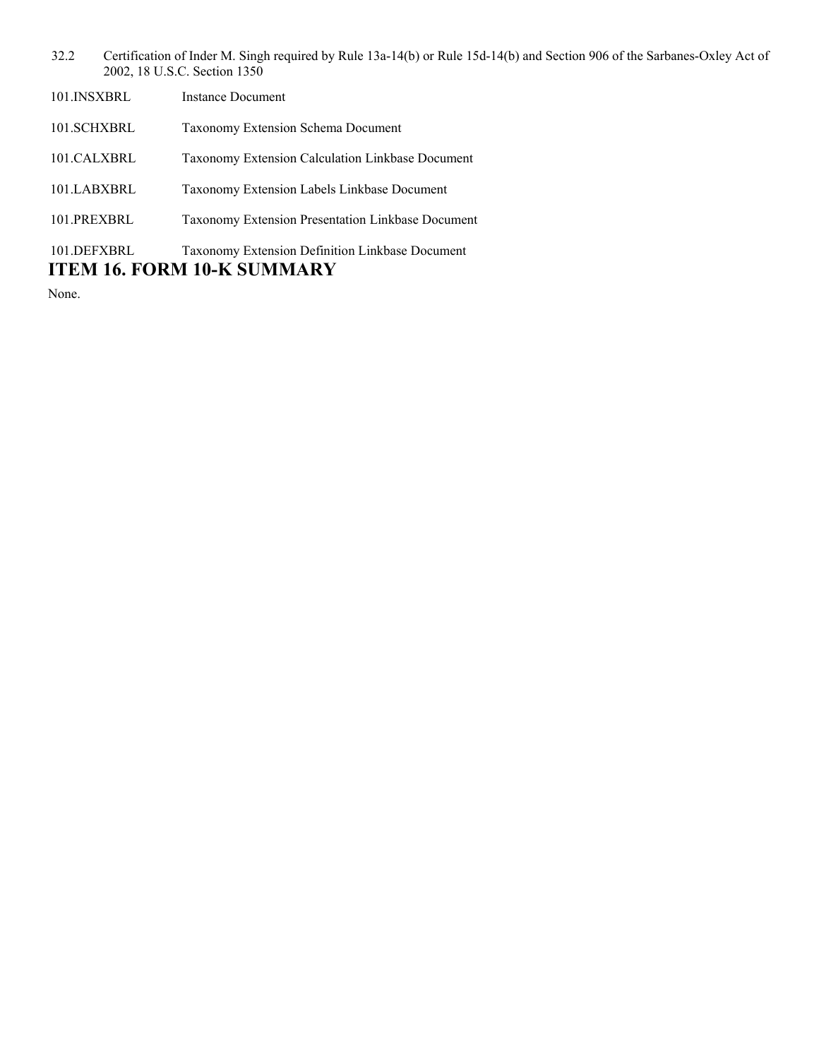| | |
|---|---|
| 32.2 | Certification of Inder M. Singh required by Rule 13a-14(b) or Rule 15d-14(b) and Section 906 of the Sarbanes-Oxley Act of 2002, 18 U.S.C. Section 1350 |
| 101.INSXBRL | Instance Document |
| 101.SCHXBRL | Taxonomy Extension Schema Document |
| 101.CALXBRL | Taxonomy Extension Calculation Linkbase Document |
| 101.LABXBRL | Taxonomy Extension Labels Linkbase Document |
| 101.PREXBRL | Taxonomy Extension Presentation Linkbase Document |
| 101.DEFXBRL | Taxonomy Extension Definition Linkbase Document |

## ITEM 16. FORM 10-K SUMMARY

None.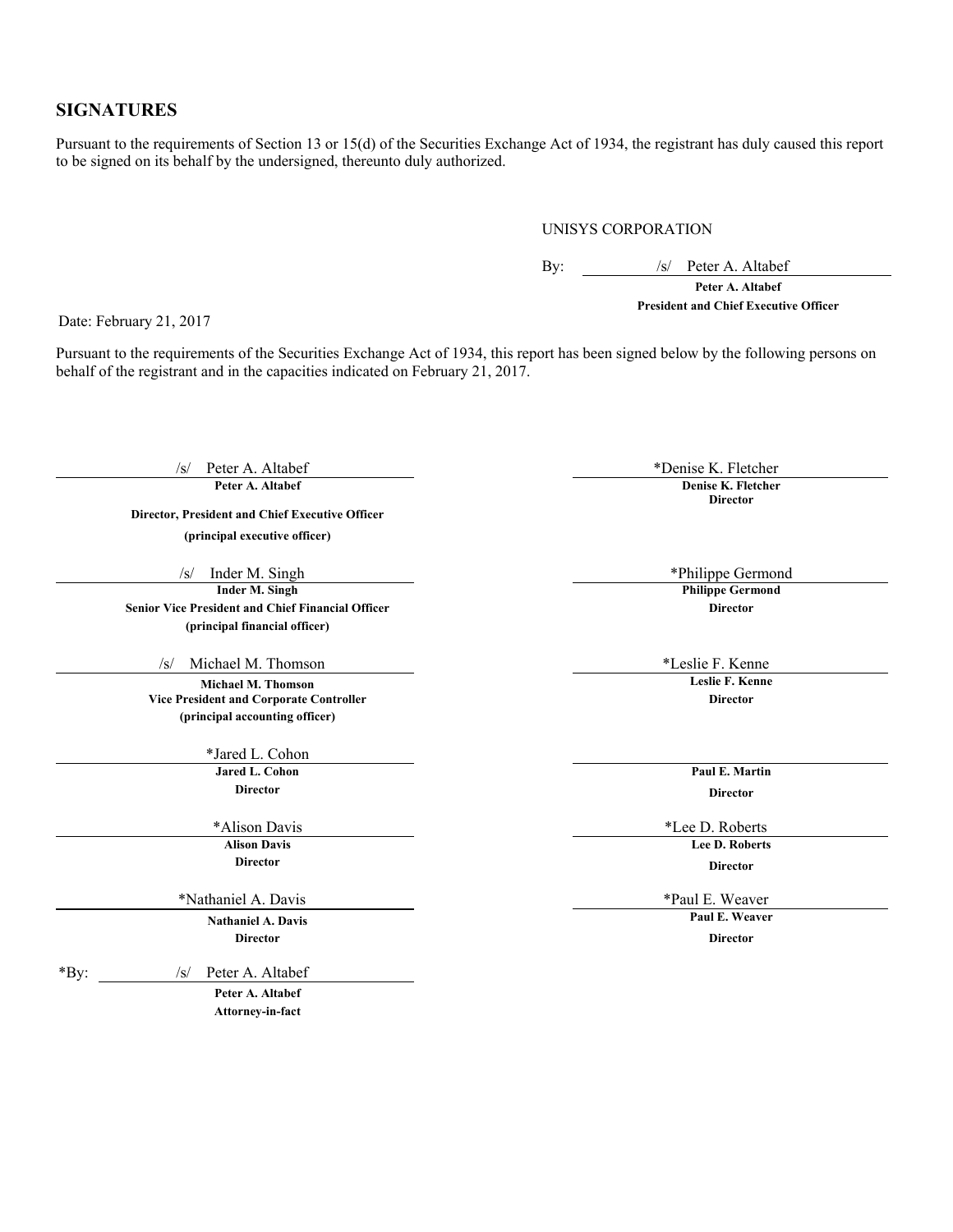## SIGNATURES

Pursuant to the requirements of Section 13 or 15(d) of the Securities Exchange Act of 1934, the registrant has duly caused this report to be signed on its behalf by the undersigned, thereunto duly authorized.

UNISYS CORPORATION

By: /s/ Peter A. Altabef
**Peter A. Altabef**
**President and Chief Executive Officer**

Date: February 21, 2017

Pursuant to the requirements of the Securities Exchange Act of 1934, this report has been signed below by the following persons on behalf of the registrant and in the capacities indicated on February 21, 2017.

/s/ Peter A. Altabef
**Peter A. Altabef**
**Director, President and Chief Executive Officer**
**(principal executive officer)**

/s/ Inder M. Singh
**Inder M. Singh**
**Senior Vice President and Chief Financial Officer**
**(principal financial officer)**

/s/ Michael M. Thomson
**Michael M. Thomson**
**Vice President and Corporate Controller**
**(principal accounting officer)**

*Jared L. Cohon
**Jared L. Cohon**
**Director**

*Alison Davis
**Alison Davis**
**Director**

*Nathaniel A. Davis
**Nathaniel A. Davis**
**Director**

*Denise K. Fletcher
**Denise K. Fletcher**
**Director**

*Philippe Germond
**Philippe Germond**
**Director**

*Leslie F. Kenne
**Leslie F. Kenne**
**Director**

**Paul E. Martin**
**Director**

*Lee D. Roberts
**Lee D. Roberts**
**Director**

*Paul E. Weaver
**Paul E. Weaver**
**Director**

*By: /s/ Peter A. Altabef
**Peter A. Altabef**
**Attorney-in-fact**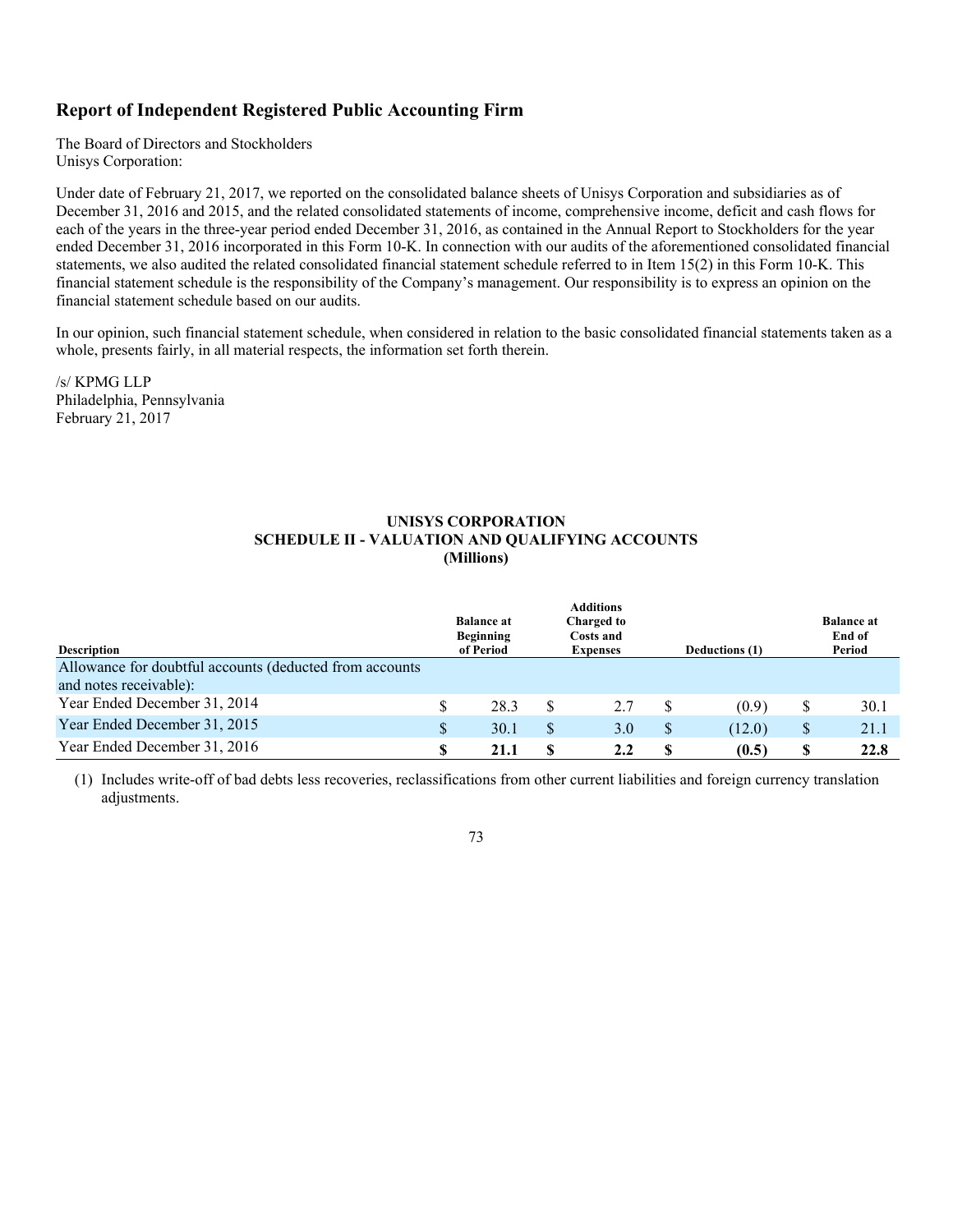## Report of Independent Registered Public Accounting Firm

The Board of Directors and Stockholders
Unisys Corporation:

Under date of February 21, 2017, we reported on the consolidated balance sheets of Unisys Corporation and subsidiaries as of December 31, 2016 and 2015, and the related consolidated statements of income, comprehensive income, deficit and cash flows for each of the years in the three-year period ended December 31, 2016, as contained in the Annual Report to Stockholders for the year ended December 31, 2016 incorporated in this Form 10-K. In connection with our audits of the aforementioned consolidated financial statements, we also audited the related consolidated financial statement schedule referred to in Item 15(2) in this Form 10-K. This financial statement schedule is the responsibility of the Company's management. Our responsibility is to express an opinion on the financial statement schedule based on our audits.

In our opinion, such financial statement schedule, when considered in relation to the basic consolidated financial statements taken as a whole, presents fairly, in all material respects, the information set forth therein.

/s/ KPMG LLP
Philadelphia, Pennsylvania
February 21, 2017

**UNISYS CORPORATION**
**SCHEDULE II - VALUATION AND QUALIFYING ACCOUNTS**
**(Millions)**

| Description | Balance at Beginning of Period | Additions Charged to Costs and Expenses | Deductions (1) | Balance at End of Period |
|---|---|---|---|---|
| Allowance for doubtful accounts (deducted from accounts and notes receivable): | | | | |
| Year Ended December 31, 2014 | $ 28.3 | $ 2.7 | $ (0.9) | $ 30.1 |
| Year Ended December 31, 2015 | $ 30.1 | $ 3.0 | $ (12.0) | $ 21.1 |
| Year Ended December 31, 2016 | **$ 21.1** | **$ 2.2** | **$ (0.5)** | **$ 22.8** |

(1) Includes write-off of bad debts less recoveries, reclassifications from other current liabilities and foreign currency translation adjustments.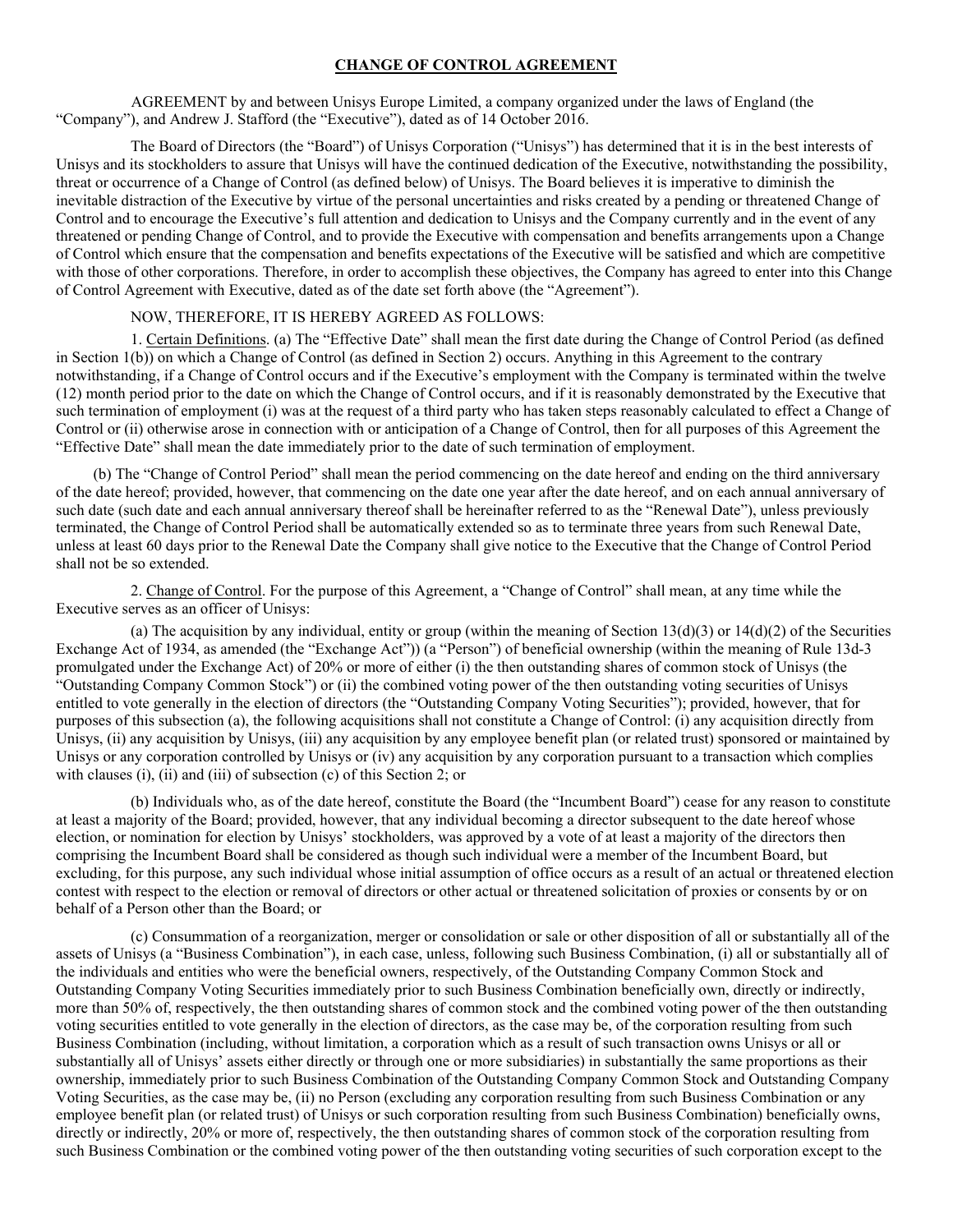# CHANGE OF CONTROL AGREEMENT

AGREEMENT by and between Unisys Europe Limited, a company organized under the laws of England (the "Company"), and Andrew J. Stafford (the "Executive"), dated as of 14 October 2016.

The Board of Directors (the "Board") of Unisys Corporation ("Unisys") has determined that it is in the best interests of Unisys and its stockholders to assure that Unisys will have the continued dedication of the Executive, notwithstanding the possibility, threat or occurrence of a Change of Control (as defined below) of Unisys. The Board believes it is imperative to diminish the inevitable distraction of the Executive by virtue of the personal uncertainties and risks created by a pending or threatened Change of Control and to encourage the Executive's full attention and dedication to Unisys and the Company currently and in the event of any threatened or pending Change of Control, and to provide the Executive with compensation and benefits arrangements upon a Change of Control which ensure that the compensation and benefits expectations of the Executive will be satisfied and which are competitive with those of other corporations. Therefore, in order to accomplish these objectives, the Company has agreed to enter into this Change of Control Agreement with Executive, dated as of the date set forth above (the "Agreement").

NOW, THEREFORE, IT IS HEREBY AGREED AS FOLLOWS:

1. Certain Definitions. (a) The "Effective Date" shall mean the first date during the Change of Control Period (as defined in Section 1(b)) on which a Change of Control (as defined in Section 2) occurs. Anything in this Agreement to the contrary notwithstanding, if a Change of Control occurs and if the Executive's employment with the Company is terminated within the twelve (12) month period prior to the date on which the Change of Control occurs, and if it is reasonably demonstrated by the Executive that such termination of employment (i) was at the request of a third party who has taken steps reasonably calculated to effect a Change of Control or (ii) otherwise arose in connection with or anticipation of a Change of Control, then for all purposes of this Agreement the "Effective Date" shall mean the date immediately prior to the date of such termination of employment.

(b) The "Change of Control Period" shall mean the period commencing on the date hereof and ending on the third anniversary of the date hereof; provided, however, that commencing on the date one year after the date hereof, and on each annual anniversary of such date (such date and each annual anniversary thereof shall be hereinafter referred to as the "Renewal Date"), unless previously terminated, the Change of Control Period shall be automatically extended so as to terminate three years from such Renewal Date, unless at least 60 days prior to the Renewal Date the Company shall give notice to the Executive that the Change of Control Period shall not be so extended.

2. Change of Control. For the purpose of this Agreement, a "Change of Control" shall mean, at any time while the Executive serves as an officer of Unisys:

(a) The acquisition by any individual, entity or group (within the meaning of Section 13(d)(3) or 14(d)(2) of the Securities Exchange Act of 1934, as amended (the "Exchange Act")) (a "Person") of beneficial ownership (within the meaning of Rule 13d-3 promulgated under the Exchange Act) of 20% or more of either (i) the then outstanding shares of common stock of Unisys (the "Outstanding Company Common Stock") or (ii) the combined voting power of the then outstanding voting securities of Unisys entitled to vote generally in the election of directors (the "Outstanding Company Voting Securities"); provided, however, that for purposes of this subsection (a), the following acquisitions shall not constitute a Change of Control: (i) any acquisition directly from Unisys, (ii) any acquisition by Unisys, (iii) any acquisition by any employee benefit plan (or related trust) sponsored or maintained by Unisys or any corporation controlled by Unisys or (iv) any acquisition by any corporation pursuant to a transaction which complies with clauses (i), (ii) and (iii) of subsection (c) of this Section 2; or

(b) Individuals who, as of the date hereof, constitute the Board (the "Incumbent Board") cease for any reason to constitute at least a majority of the Board; provided, however, that any individual becoming a director subsequent to the date hereof whose election, or nomination for election by Unisys' stockholders, was approved by a vote of at least a majority of the directors then comprising the Incumbent Board shall be considered as though such individual were a member of the Incumbent Board, but excluding, for this purpose, any such individual whose initial assumption of office occurs as a result of an actual or threatened election contest with respect to the election or removal of directors or other actual or threatened solicitation of proxies or consents by or on behalf of a Person other than the Board; or

(c) Consummation of a reorganization, merger or consolidation or sale or other disposition of all or substantially all of the assets of Unisys (a "Business Combination"), in each case, unless, following such Business Combination, (i) all or substantially all of the individuals and entities who were the beneficial owners, respectively, of the Outstanding Company Common Stock and Outstanding Company Voting Securities immediately prior to such Business Combination beneficially own, directly or indirectly, more than 50% of, respectively, the then outstanding shares of common stock and the combined voting power of the then outstanding voting securities entitled to vote generally in the election of directors, as the case may be, of the corporation resulting from such Business Combination (including, without limitation, a corporation which as a result of such transaction owns Unisys or all or substantially all of Unisys' assets either directly or through one or more subsidiaries) in substantially the same proportions as their ownership, immediately prior to such Business Combination of the Outstanding Company Common Stock and Outstanding Company Voting Securities, as the case may be, (ii) no Person (excluding any corporation resulting from such Business Combination or any employee benefit plan (or related trust) of Unisys or such corporation resulting from such Business Combination) beneficially owns, directly or indirectly, 20% or more of, respectively, the then outstanding shares of common stock of the corporation resulting from such Business Combination or the combined voting power of the then outstanding voting securities of such corporation except to the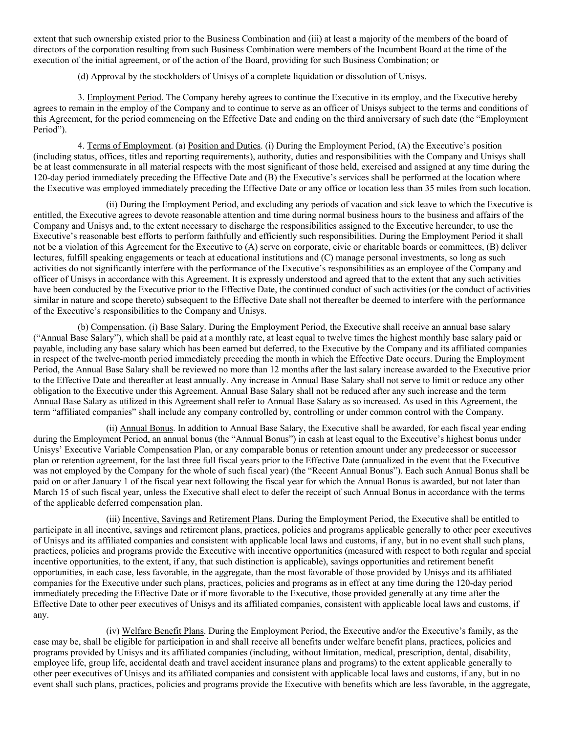extent that such ownership existed prior to the Business Combination and (iii) at least a majority of the members of the board of directors of the corporation resulting from such Business Combination were members of the Incumbent Board at the time of the execution of the initial agreement, or of the action of the Board, providing for such Business Combination; or

(d) Approval by the stockholders of Unisys of a complete liquidation or dissolution of Unisys.

3. Employment Period. The Company hereby agrees to continue the Executive in its employ, and the Executive hereby agrees to remain in the employ of the Company and to continue to serve as an officer of Unisys subject to the terms and conditions of this Agreement, for the period commencing on the Effective Date and ending on the third anniversary of such date (the "Employment Period").

4. Terms of Employment. (a) Position and Duties. (i) During the Employment Period, (A) the Executive's position (including status, offices, titles and reporting requirements), authority, duties and responsibilities with the Company and Unisys shall be at least commensurate in all material respects with the most significant of those held, exercised and assigned at any time during the 120-day period immediately preceding the Effective Date and (B) the Executive's services shall be performed at the location where the Executive was employed immediately preceding the Effective Date or any office or location less than 35 miles from such location.

(ii) During the Employment Period, and excluding any periods of vacation and sick leave to which the Executive is entitled, the Executive agrees to devote reasonable attention and time during normal business hours to the business and affairs of the Company and Unisys and, to the extent necessary to discharge the responsibilities assigned to the Executive hereunder, to use the Executive's reasonable best efforts to perform faithfully and efficiently such responsibilities. During the Employment Period it shall not be a violation of this Agreement for the Executive to (A) serve on corporate, civic or charitable boards or committees, (B) deliver lectures, fulfill speaking engagements or teach at educational institutions and (C) manage personal investments, so long as such activities do not significantly interfere with the performance of the Executive's responsibilities as an employee of the Company and officer of Unisys in accordance with this Agreement. It is expressly understood and agreed that to the extent that any such activities have been conducted by the Executive prior to the Effective Date, the continued conduct of such activities (or the conduct of activities similar in nature and scope thereto) subsequent to the Effective Date shall not thereafter be deemed to interfere with the performance of the Executive's responsibilities to the Company and Unisys.

(b) Compensation. (i) Base Salary. During the Employment Period, the Executive shall receive an annual base salary ("Annual Base Salary"), which shall be paid at a monthly rate, at least equal to twelve times the highest monthly base salary paid or payable, including any base salary which has been earned but deferred, to the Executive by the Company and its affiliated companies in respect of the twelve-month period immediately preceding the month in which the Effective Date occurs. During the Employment Period, the Annual Base Salary shall be reviewed no more than 12 months after the last salary increase awarded to the Executive prior to the Effective Date and thereafter at least annually. Any increase in Annual Base Salary shall not serve to limit or reduce any other obligation to the Executive under this Agreement. Annual Base Salary shall not be reduced after any such increase and the term Annual Base Salary as utilized in this Agreement shall refer to Annual Base Salary as so increased. As used in this Agreement, the term "affiliated companies" shall include any company controlled by, controlling or under common control with the Company.

(ii) Annual Bonus. In addition to Annual Base Salary, the Executive shall be awarded, for each fiscal year ending during the Employment Period, an annual bonus (the "Annual Bonus") in cash at least equal to the Executive's highest bonus under Unisys' Executive Variable Compensation Plan, or any comparable bonus or retention amount under any predecessor or successor plan or retention agreement, for the last three full fiscal years prior to the Effective Date (annualized in the event that the Executive was not employed by the Company for the whole of such fiscal year) (the "Recent Annual Bonus"). Each such Annual Bonus shall be paid on or after January 1 of the fiscal year next following the fiscal year for which the Annual Bonus is awarded, but not later than March 15 of such fiscal year, unless the Executive shall elect to defer the receipt of such Annual Bonus in accordance with the terms of the applicable deferred compensation plan.

(iii) Incentive, Savings and Retirement Plans. During the Employment Period, the Executive shall be entitled to participate in all incentive, savings and retirement plans, practices, policies and programs applicable generally to other peer executives of Unisys and its affiliated companies and consistent with applicable local laws and customs, if any, but in no event shall such plans, practices, policies and programs provide the Executive with incentive opportunities (measured with respect to both regular and special incentive opportunities, to the extent, if any, that such distinction is applicable), savings opportunities and retirement benefit opportunities, in each case, less favorable, in the aggregate, than the most favorable of those provided by Unisys and its affiliated companies for the Executive under such plans, practices, policies and programs as in effect at any time during the 120-day period immediately preceding the Effective Date or if more favorable to the Executive, those provided generally at any time after the Effective Date to other peer executives of Unisys and its affiliated companies, consistent with applicable local laws and customs, if any.

(iv) Welfare Benefit Plans. During the Employment Period, the Executive and/or the Executive's family, as the case may be, shall be eligible for participation in and shall receive all benefits under welfare benefit plans, practices, policies and programs provided by Unisys and its affiliated companies (including, without limitation, medical, prescription, dental, disability, employee life, group life, accidental death and travel accident insurance plans and programs) to the extent applicable generally to other peer executives of Unisys and its affiliated companies and consistent with applicable local laws and customs, if any, but in no event shall such plans, practices, policies and programs provide the Executive with benefits which are less favorable, in the aggregate,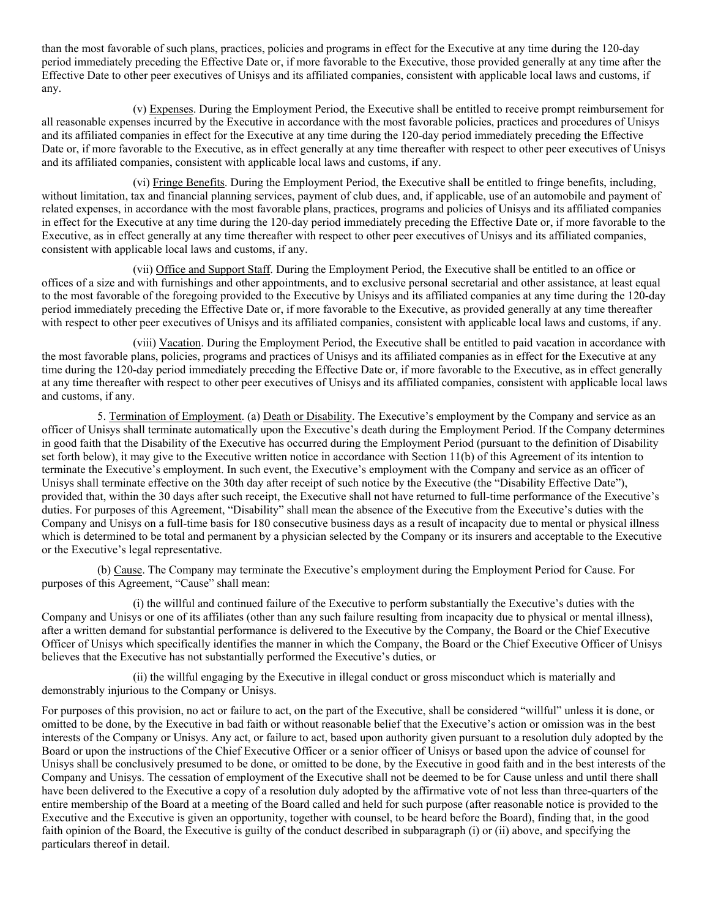than the most favorable of such plans, practices, policies and programs in effect for the Executive at any time during the 120-day period immediately preceding the Effective Date or, if more favorable to the Executive, those provided generally at any time after the Effective Date to other peer executives of Unisys and its affiliated companies, consistent with applicable local laws and customs, if any.

(v) Expenses. During the Employment Period, the Executive shall be entitled to receive prompt reimbursement for all reasonable expenses incurred by the Executive in accordance with the most favorable policies, practices and procedures of Unisys and its affiliated companies in effect for the Executive at any time during the 120-day period immediately preceding the Effective Date or, if more favorable to the Executive, as in effect generally at any time thereafter with respect to other peer executives of Unisys and its affiliated companies, consistent with applicable local laws and customs, if any.

(vi) Fringe Benefits. During the Employment Period, the Executive shall be entitled to fringe benefits, including, without limitation, tax and financial planning services, payment of club dues, and, if applicable, use of an automobile and payment of related expenses, in accordance with the most favorable plans, practices, programs and policies of Unisys and its affiliated companies in effect for the Executive at any time during the 120-day period immediately preceding the Effective Date or, if more favorable to the Executive, as in effect generally at any time thereafter with respect to other peer executives of Unisys and its affiliated companies, consistent with applicable local laws and customs, if any.

(vii) Office and Support Staff. During the Employment Period, the Executive shall be entitled to an office or offices of a size and with furnishings and other appointments, and to exclusive personal secretarial and other assistance, at least equal to the most favorable of the foregoing provided to the Executive by Unisys and its affiliated companies at any time during the 120-day period immediately preceding the Effective Date or, if more favorable to the Executive, as provided generally at any time thereafter with respect to other peer executives of Unisys and its affiliated companies, consistent with applicable local laws and customs, if any.

(viii) Vacation. During the Employment Period, the Executive shall be entitled to paid vacation in accordance with the most favorable plans, policies, programs and practices of Unisys and its affiliated companies as in effect for the Executive at any time during the 120-day period immediately preceding the Effective Date or, if more favorable to the Executive, as in effect generally at any time thereafter with respect to other peer executives of Unisys and its affiliated companies, consistent with applicable local laws and customs, if any.

5. Termination of Employment. (a) Death or Disability. The Executive's employment by the Company and service as an officer of Unisys shall terminate automatically upon the Executive's death during the Employment Period. If the Company determines in good faith that the Disability of the Executive has occurred during the Employment Period (pursuant to the definition of Disability set forth below), it may give to the Executive written notice in accordance with Section 11(b) of this Agreement of its intention to terminate the Executive's employment. In such event, the Executive's employment with the Company and service as an officer of Unisys shall terminate effective on the 30th day after receipt of such notice by the Executive (the "Disability Effective Date"), provided that, within the 30 days after such receipt, the Executive shall not have returned to full-time performance of the Executive's duties. For purposes of this Agreement, "Disability" shall mean the absence of the Executive from the Executive's duties with the Company and Unisys on a full-time basis for 180 consecutive business days as a result of incapacity due to mental or physical illness which is determined to be total and permanent by a physician selected by the Company or its insurers and acceptable to the Executive or the Executive's legal representative.

(b) Cause. The Company may terminate the Executive's employment during the Employment Period for Cause. For purposes of this Agreement, "Cause" shall mean:

(i) the willful and continued failure of the Executive to perform substantially the Executive's duties with the Company and Unisys or one of its affiliates (other than any such failure resulting from incapacity due to physical or mental illness), after a written demand for substantial performance is delivered to the Executive by the Company, the Board or the Chief Executive Officer of Unisys which specifically identifies the manner in which the Company, the Board or the Chief Executive Officer of Unisys believes that the Executive has not substantially performed the Executive's duties, or

(ii) the willful engaging by the Executive in illegal conduct or gross misconduct which is materially and demonstrably injurious to the Company or Unisys.

For purposes of this provision, no act or failure to act, on the part of the Executive, shall be considered "willful" unless it is done, or omitted to be done, by the Executive in bad faith or without reasonable belief that the Executive's action or omission was in the best interests of the Company or Unisys. Any act, or failure to act, based upon authority given pursuant to a resolution duly adopted by the Board or upon the instructions of the Chief Executive Officer or a senior officer of Unisys or based upon the advice of counsel for Unisys shall be conclusively presumed to be done, or omitted to be done, by the Executive in good faith and in the best interests of the Company and Unisys. The cessation of employment of the Executive shall not be deemed to be for Cause unless and until there shall have been delivered to the Executive a copy of a resolution duly adopted by the affirmative vote of not less than three-quarters of the entire membership of the Board at a meeting of the Board called and held for such purpose (after reasonable notice is provided to the Executive and the Executive is given an opportunity, together with counsel, to be heard before the Board), finding that, in the good faith opinion of the Board, the Executive is guilty of the conduct described in subparagraph (i) or (ii) above, and specifying the particulars thereof in detail.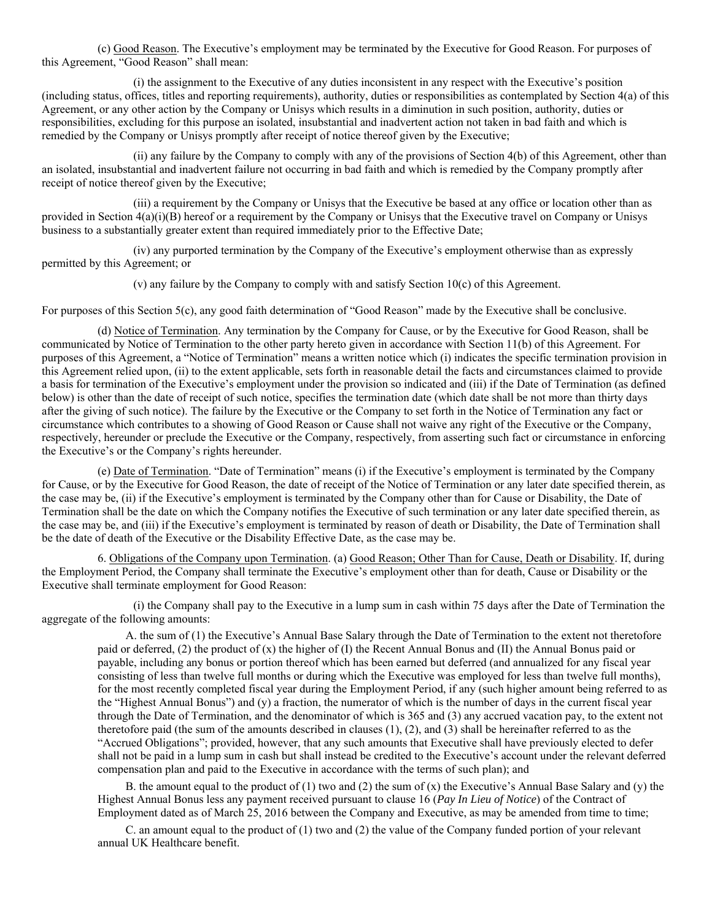(c) Good Reason. The Executive's employment may be terminated by the Executive for Good Reason. For purposes of this Agreement, "Good Reason" shall mean:

(i) the assignment to the Executive of any duties inconsistent in any respect with the Executive's position (including status, offices, titles and reporting requirements), authority, duties or responsibilities as contemplated by Section 4(a) of this Agreement, or any other action by the Company or Unisys which results in a diminution in such position, authority, duties or responsibilities, excluding for this purpose an isolated, insubstantial and inadvertent action not taken in bad faith and which is remedied by the Company or Unisys promptly after receipt of notice thereof given by the Executive;

(ii) any failure by the Company to comply with any of the provisions of Section 4(b) of this Agreement, other than an isolated, insubstantial and inadvertent failure not occurring in bad faith and which is remedied by the Company promptly after receipt of notice thereof given by the Executive;

(iii) a requirement by the Company or Unisys that the Executive be based at any office or location other than as provided in Section 4(a)(i)(B) hereof or a requirement by the Company or Unisys that the Executive travel on Company or Unisys business to a substantially greater extent than required immediately prior to the Effective Date;

(iv) any purported termination by the Company of the Executive's employment otherwise than as expressly permitted by this Agreement; or

(v) any failure by the Company to comply with and satisfy Section 10(c) of this Agreement.

For purposes of this Section 5(c), any good faith determination of "Good Reason" made by the Executive shall be conclusive.

(d) Notice of Termination. Any termination by the Company for Cause, or by the Executive for Good Reason, shall be communicated by Notice of Termination to the other party hereto given in accordance with Section 11(b) of this Agreement. For purposes of this Agreement, a "Notice of Termination" means a written notice which (i) indicates the specific termination provision in this Agreement relied upon, (ii) to the extent applicable, sets forth in reasonable detail the facts and circumstances claimed to provide a basis for termination of the Executive's employment under the provision so indicated and (iii) if the Date of Termination (as defined below) is other than the date of receipt of such notice, specifies the termination date (which date shall be not more than thirty days after the giving of such notice). The failure by the Executive or the Company to set forth in the Notice of Termination any fact or circumstance which contributes to a showing of Good Reason or Cause shall not waive any right of the Executive or the Company, respectively, hereunder or preclude the Executive or the Company, respectively, from asserting such fact or circumstance in enforcing the Executive's or the Company's rights hereunder.

(e) Date of Termination. "Date of Termination" means (i) if the Executive's employment is terminated by the Company for Cause, or by the Executive for Good Reason, the date of receipt of the Notice of Termination or any later date specified therein, as the case may be, (ii) if the Executive's employment is terminated by the Company other than for Cause or Disability, the Date of Termination shall be the date on which the Company notifies the Executive of such termination or any later date specified therein, as the case may be, and (iii) if the Executive's employment is terminated by reason of death or Disability, the Date of Termination shall be the date of death of the Executive or the Disability Effective Date, as the case may be.

6. Obligations of the Company upon Termination. (a) Good Reason; Other Than for Cause, Death or Disability. If, during the Employment Period, the Company shall terminate the Executive's employment other than for death, Cause or Disability or the Executive shall terminate employment for Good Reason:

(i) the Company shall pay to the Executive in a lump sum in cash within 75 days after the Date of Termination the aggregate of the following amounts:

A. the sum of (1) the Executive's Annual Base Salary through the Date of Termination to the extent not theretofore paid or deferred, (2) the product of (x) the higher of (I) the Recent Annual Bonus and (II) the Annual Bonus paid or payable, including any bonus or portion thereof which has been earned but deferred (and annualized for any fiscal year consisting of less than twelve full months or during which the Executive was employed for less than twelve full months), for the most recently completed fiscal year during the Employment Period, if any (such higher amount being referred to as the "Highest Annual Bonus") and (y) a fraction, the numerator of which is the number of days in the current fiscal year through the Date of Termination, and the denominator of which is 365 and (3) any accrued vacation pay, to the extent not theretofore paid (the sum of the amounts described in clauses (1), (2), and (3) shall be hereinafter referred to as the "Accrued Obligations"; provided, however, that any such amounts that Executive shall have previously elected to defer shall not be paid in a lump sum in cash but shall instead be credited to the Executive's account under the relevant deferred compensation plan and paid to the Executive in accordance with the terms of such plan); and

B. the amount equal to the product of (1) two and (2) the sum of (x) the Executive's Annual Base Salary and (y) the Highest Annual Bonus less any payment received pursuant to clause 16 (*Pay In Lieu of Notice*) of the Contract of Employment dated as of March 25, 2016 between the Company and Executive, as may be amended from time to time;

C. an amount equal to the product of (1) two and (2) the value of the Company funded portion of your relevant annual UK Healthcare benefit.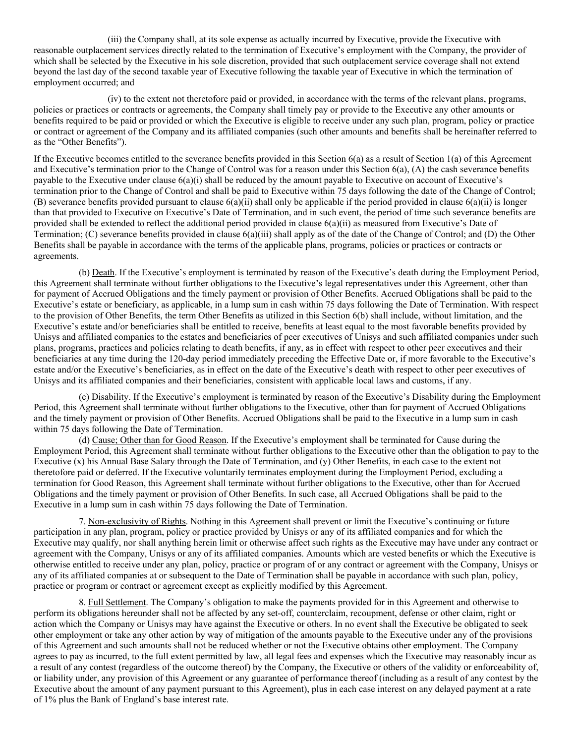(iii) the Company shall, at its sole expense as actually incurred by Executive, provide the Executive with reasonable outplacement services directly related to the termination of Executive's employment with the Company, the provider of which shall be selected by the Executive in his sole discretion, provided that such outplacement service coverage shall not extend beyond the last day of the second taxable year of Executive following the taxable year of Executive in which the termination of employment occurred; and

(iv) to the extent not theretofore paid or provided, in accordance with the terms of the relevant plans, programs, policies or practices or contracts or agreements, the Company shall timely pay or provide to the Executive any other amounts or benefits required to be paid or provided or which the Executive is eligible to receive under any such plan, program, policy or practice or contract or agreement of the Company and its affiliated companies (such other amounts and benefits shall be hereinafter referred to as the "Other Benefits").

If the Executive becomes entitled to the severance benefits provided in this Section 6(a) as a result of Section 1(a) of this Agreement and Executive's termination prior to the Change of Control was for a reason under this Section 6(a), (A) the cash severance benefits payable to the Executive under clause 6(a)(i) shall be reduced by the amount payable to Executive on account of Executive's termination prior to the Change of Control and shall be paid to Executive within 75 days following the date of the Change of Control; (B) severance benefits provided pursuant to clause 6(a)(ii) shall only be applicable if the period provided in clause 6(a)(ii) is longer than that provided to Executive on Executive's Date of Termination, and in such event, the period of time such severance benefits are provided shall be extended to reflect the additional period provided in clause 6(a)(ii) as measured from Executive's Date of Termination; (C) severance benefits provided in clause 6(a)(iii) shall apply as of the date of the Change of Control; and (D) the Other Benefits shall be payable in accordance with the terms of the applicable plans, programs, policies or practices or contracts or agreements.

(b) Death. If the Executive's employment is terminated by reason of the Executive's death during the Employment Period, this Agreement shall terminate without further obligations to the Executive's legal representatives under this Agreement, other than for payment of Accrued Obligations and the timely payment or provision of Other Benefits. Accrued Obligations shall be paid to the Executive's estate or beneficiary, as applicable, in a lump sum in cash within 75 days following the Date of Termination. With respect to the provision of Other Benefits, the term Other Benefits as utilized in this Section 6(b) shall include, without limitation, and the Executive's estate and/or beneficiaries shall be entitled to receive, benefits at least equal to the most favorable benefits provided by Unisys and affiliated companies to the estates and beneficiaries of peer executives of Unisys and such affiliated companies under such plans, programs, practices and policies relating to death benefits, if any, as in effect with respect to other peer executives and their beneficiaries at any time during the 120-day period immediately preceding the Effective Date or, if more favorable to the Executive's estate and/or the Executive's beneficiaries, as in effect on the date of the Executive's death with respect to other peer executives of Unisys and its affiliated companies and their beneficiaries, consistent with applicable local laws and customs, if any.

(c) Disability. If the Executive's employment is terminated by reason of the Executive's Disability during the Employment Period, this Agreement shall terminate without further obligations to the Executive, other than for payment of Accrued Obligations and the timely payment or provision of Other Benefits. Accrued Obligations shall be paid to the Executive in a lump sum in cash within 75 days following the Date of Termination.

(d) Cause; Other than for Good Reason. If the Executive's employment shall be terminated for Cause during the Employment Period, this Agreement shall terminate without further obligations to the Executive other than the obligation to pay to the Executive (x) his Annual Base Salary through the Date of Termination, and (y) Other Benefits, in each case to the extent not theretofore paid or deferred. If the Executive voluntarily terminates employment during the Employment Period, excluding a termination for Good Reason, this Agreement shall terminate without further obligations to the Executive, other than for Accrued Obligations and the timely payment or provision of Other Benefits. In such case, all Accrued Obligations shall be paid to the Executive in a lump sum in cash within 75 days following the Date of Termination.

7. Non-exclusivity of Rights. Nothing in this Agreement shall prevent or limit the Executive's continuing or future participation in any plan, program, policy or practice provided by Unisys or any of its affiliated companies and for which the Executive may qualify, nor shall anything herein limit or otherwise affect such rights as the Executive may have under any contract or agreement with the Company, Unisys or any of its affiliated companies. Amounts which are vested benefits or which the Executive is otherwise entitled to receive under any plan, policy, practice or program of or any contract or agreement with the Company, Unisys or any of its affiliated companies at or subsequent to the Date of Termination shall be payable in accordance with such plan, policy, practice or program or contract or agreement except as explicitly modified by this Agreement.

8. Full Settlement. The Company's obligation to make the payments provided for in this Agreement and otherwise to perform its obligations hereunder shall not be affected by any set-off, counterclaim, recoupment, defense or other claim, right or action which the Company or Unisys may have against the Executive or others. In no event shall the Executive be obligated to seek other employment or take any other action by way of mitigation of the amounts payable to the Executive under any of the provisions of this Agreement and such amounts shall not be reduced whether or not the Executive obtains other employment. The Company agrees to pay as incurred, to the full extent permitted by law, all legal fees and expenses which the Executive may reasonably incur as a result of any contest (regardless of the outcome thereof) by the Company, the Executive or others of the validity or enforceability of, or liability under, any provision of this Agreement or any guarantee of performance thereof (including as a result of any contest by the Executive about the amount of any payment pursuant to this Agreement), plus in each case interest on any delayed payment at a rate of 1% plus the Bank of England's base interest rate.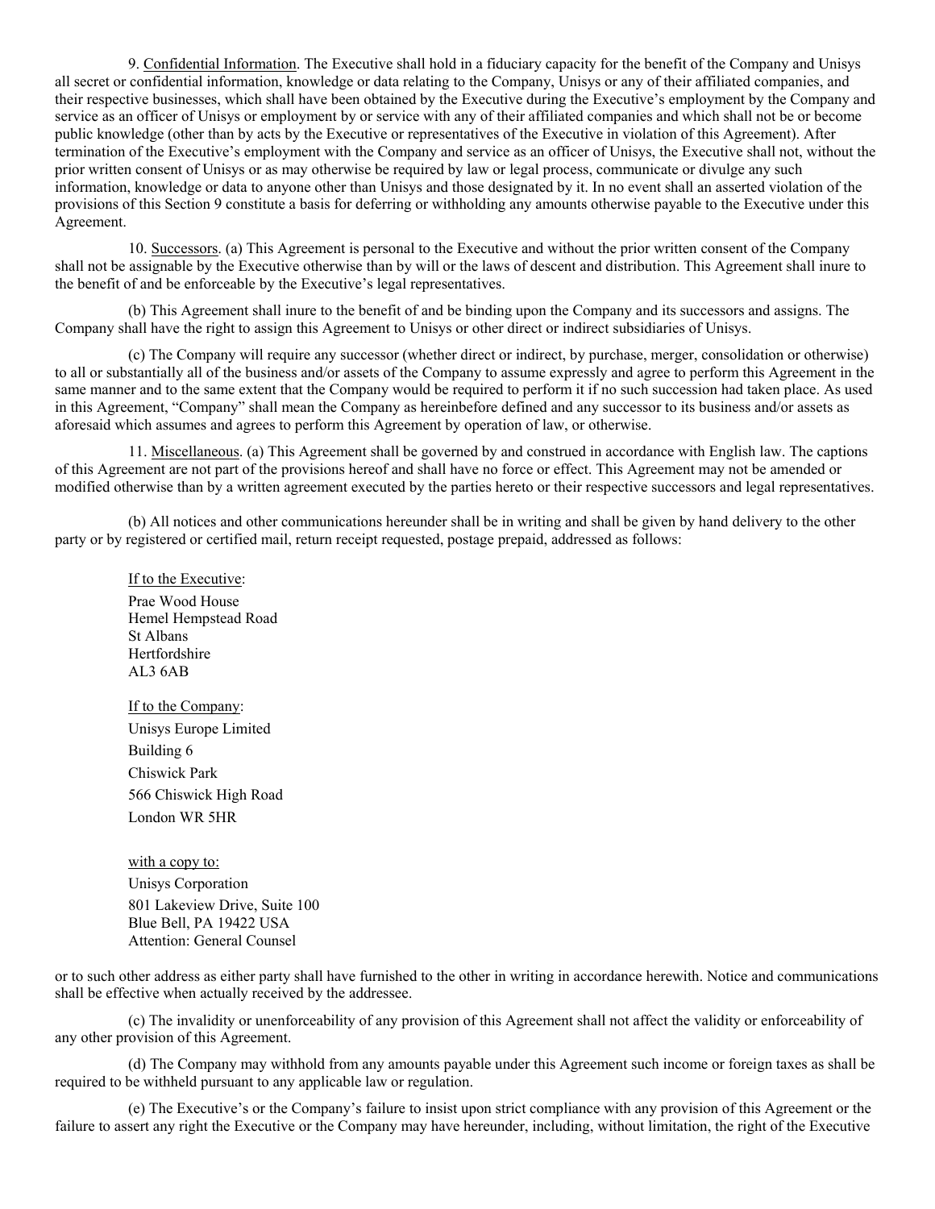9. Confidential Information. The Executive shall hold in a fiduciary capacity for the benefit of the Company and Unisys all secret or confidential information, knowledge or data relating to the Company, Unisys or any of their affiliated companies, and their respective businesses, which shall have been obtained by the Executive during the Executive's employment by the Company and service as an officer of Unisys or employment by or service with any of their affiliated companies and which shall not be or become public knowledge (other than by acts by the Executive or representatives of the Executive in violation of this Agreement). After termination of the Executive's employment with the Company and service as an officer of Unisys, the Executive shall not, without the prior written consent of Unisys or as may otherwise be required by law or legal process, communicate or divulge any such information, knowledge or data to anyone other than Unisys and those designated by it. In no event shall an asserted violation of the provisions of this Section 9 constitute a basis for deferring or withholding any amounts otherwise payable to the Executive under this Agreement.

10. Successors. (a) This Agreement is personal to the Executive and without the prior written consent of the Company shall not be assignable by the Executive otherwise than by will or the laws of descent and distribution. This Agreement shall inure to the benefit of and be enforceable by the Executive's legal representatives.

(b) This Agreement shall inure to the benefit of and be binding upon the Company and its successors and assigns. The Company shall have the right to assign this Agreement to Unisys or other direct or indirect subsidiaries of Unisys.

(c) The Company will require any successor (whether direct or indirect, by purchase, merger, consolidation or otherwise) to all or substantially all of the business and/or assets of the Company to assume expressly and agree to perform this Agreement in the same manner and to the same extent that the Company would be required to perform it if no such succession had taken place. As used in this Agreement, "Company" shall mean the Company as hereinbefore defined and any successor to its business and/or assets as aforesaid which assumes and agrees to perform this Agreement by operation of law, or otherwise.

11. Miscellaneous. (a) This Agreement shall be governed by and construed in accordance with English law. The captions of this Agreement are not part of the provisions hereof and shall have no force or effect. This Agreement may not be amended or modified otherwise than by a written agreement executed by the parties hereto or their respective successors and legal representatives.

(b) All notices and other communications hereunder shall be in writing and shall be given by hand delivery to the other party or by registered or certified mail, return receipt requested, postage prepaid, addressed as follows:

If to the Executive:

Prae Wood House
Hemel Hempstead Road
St Albans
Hertfordshire
AL3 6AB

If to the Company:

Unisys Europe Limited
Building 6
Chiswick Park
566 Chiswick High Road
London WR 5HR

with a copy to:

Unisys Corporation
801 Lakeview Drive, Suite 100
Blue Bell, PA 19422 USA
Attention: General Counsel

or to such other address as either party shall have furnished to the other in writing in accordance herewith. Notice and communications shall be effective when actually received by the addressee.

(c) The invalidity or unenforceability of any provision of this Agreement shall not affect the validity or enforceability of any other provision of this Agreement.

(d) The Company may withhold from any amounts payable under this Agreement such income or foreign taxes as shall be required to be withheld pursuant to any applicable law or regulation.

(e) The Executive's or the Company's failure to insist upon strict compliance with any provision of this Agreement or the failure to assert any right the Executive or the Company may have hereunder, including, without limitation, the right of the Executive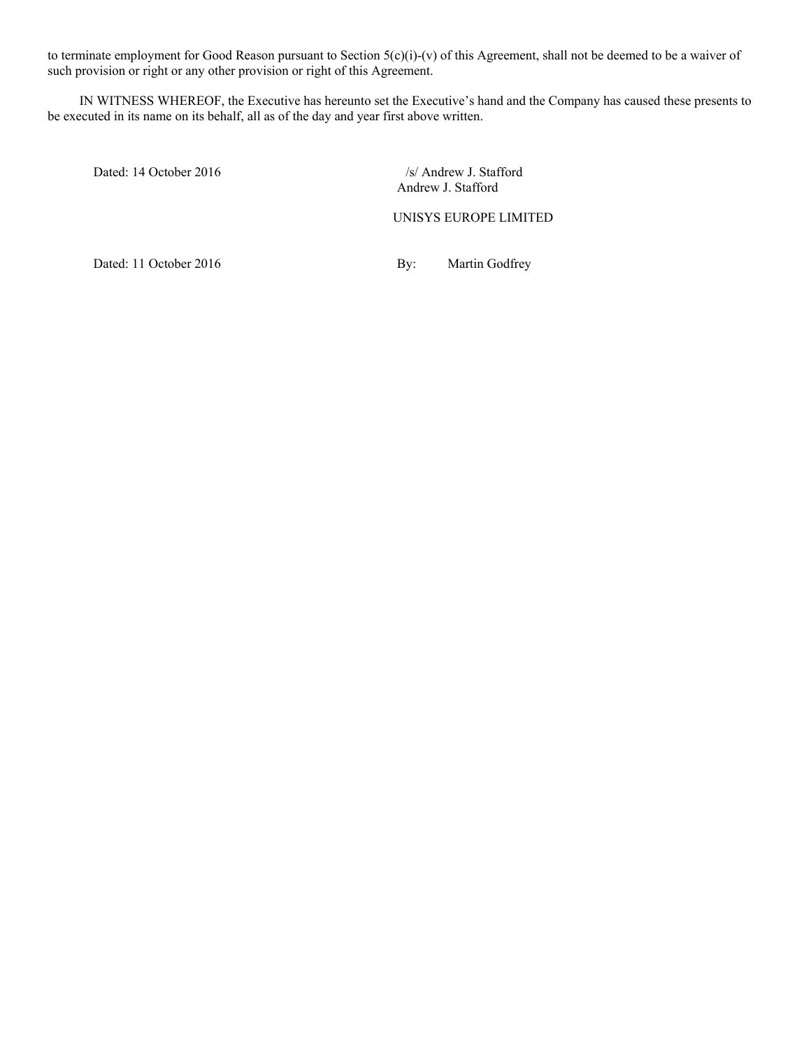to terminate employment for Good Reason pursuant to Section 5(c)(i)-(v) of this Agreement, shall not be deemed to be a waiver of such provision or right or any other provision or right of this Agreement.

IN WITNESS WHEREOF, the Executive has hereunto set the Executive's hand and the Company has caused these presents to be executed in its name on its behalf, all as of the day and year first above written.

Dated: 14 October 2016

/s/ Andrew J. Stafford
Andrew J. Stafford

UNISYS EUROPE LIMITED

Dated: 11 October 2016

By: Martin Godfrey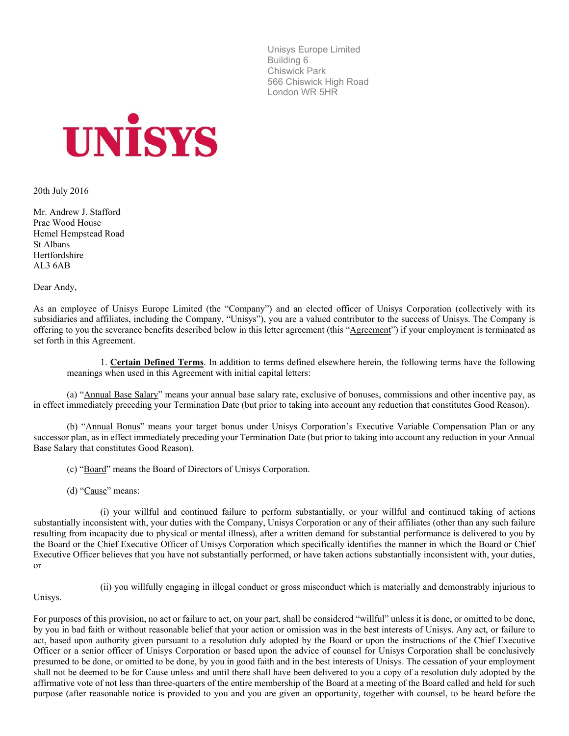Unisys Europe Limited
Building 6
Chiswick Park
566 Chiswick High Road
London WR 5HR

UNISYS

20th July 2016

Mr. Andrew J. Stafford
Prae Wood House
Hemel Hempstead Road
St Albans
Hertfordshire
AL3 6AB

Dear Andy,

As an employee of Unisys Europe Limited (the "Company") and an elected officer of Unisys Corporation (collectively with its subsidiaries and affiliates, including the Company, "Unisys"), you are a valued contributor to the success of Unisys. The Company is offering to you the severance benefits described below in this letter agreement (this "Agreement") if your employment is terminated as set forth in this Agreement.

1. **Certain Defined Terms**. In addition to terms defined elsewhere herein, the following terms have the following meanings when used in this Agreement with initial capital letters:

(a) "Annual Base Salary" means your annual base salary rate, exclusive of bonuses, commissions and other incentive pay, as in effect immediately preceding your Termination Date (but prior to taking into account any reduction that constitutes Good Reason).

(b) "Annual Bonus" means your target bonus under Unisys Corporation's Executive Variable Compensation Plan or any successor plan, as in effect immediately preceding your Termination Date (but prior to taking into account any reduction in your Annual Base Salary that constitutes Good Reason).

(c) "Board" means the Board of Directors of Unisys Corporation.

(d) "Cause" means:

(i) your willful and continued failure to perform substantially, or your willful and continued taking of actions substantially inconsistent with, your duties with the Company, Unisys Corporation or any of their affiliates (other than any such failure resulting from incapacity due to physical or mental illness), after a written demand for substantial performance is delivered to you by the Board or the Chief Executive Officer of Unisys Corporation which specifically identifies the manner in which the Board or Chief Executive Officer believes that you have not substantially performed, or have taken actions substantially inconsistent with, your duties, or

(ii) you willfully engaging in illegal conduct or gross misconduct which is materially and demonstrably injurious to Unisys.

For purposes of this provision, no act or failure to act, on your part, shall be considered "willful" unless it is done, or omitted to be done, by you in bad faith or without reasonable belief that your action or omission was in the best interests of Unisys. Any act, or failure to act, based upon authority given pursuant to a resolution duly adopted by the Board or upon the instructions of the Chief Executive Officer or a senior officer of Unisys Corporation or based upon the advice of counsel for Unisys Corporation shall be conclusively presumed to be done, or omitted to be done, by you in good faith and in the best interests of Unisys. The cessation of your employment shall not be deemed to be for Cause unless and until there shall have been delivered to you a copy of a resolution duly adopted by the affirmative vote of not less than three-quarters of the entire membership of the Board at a meeting of the Board called and held for such purpose (after reasonable notice is provided to you and you are given an opportunity, together with counsel, to be heard before the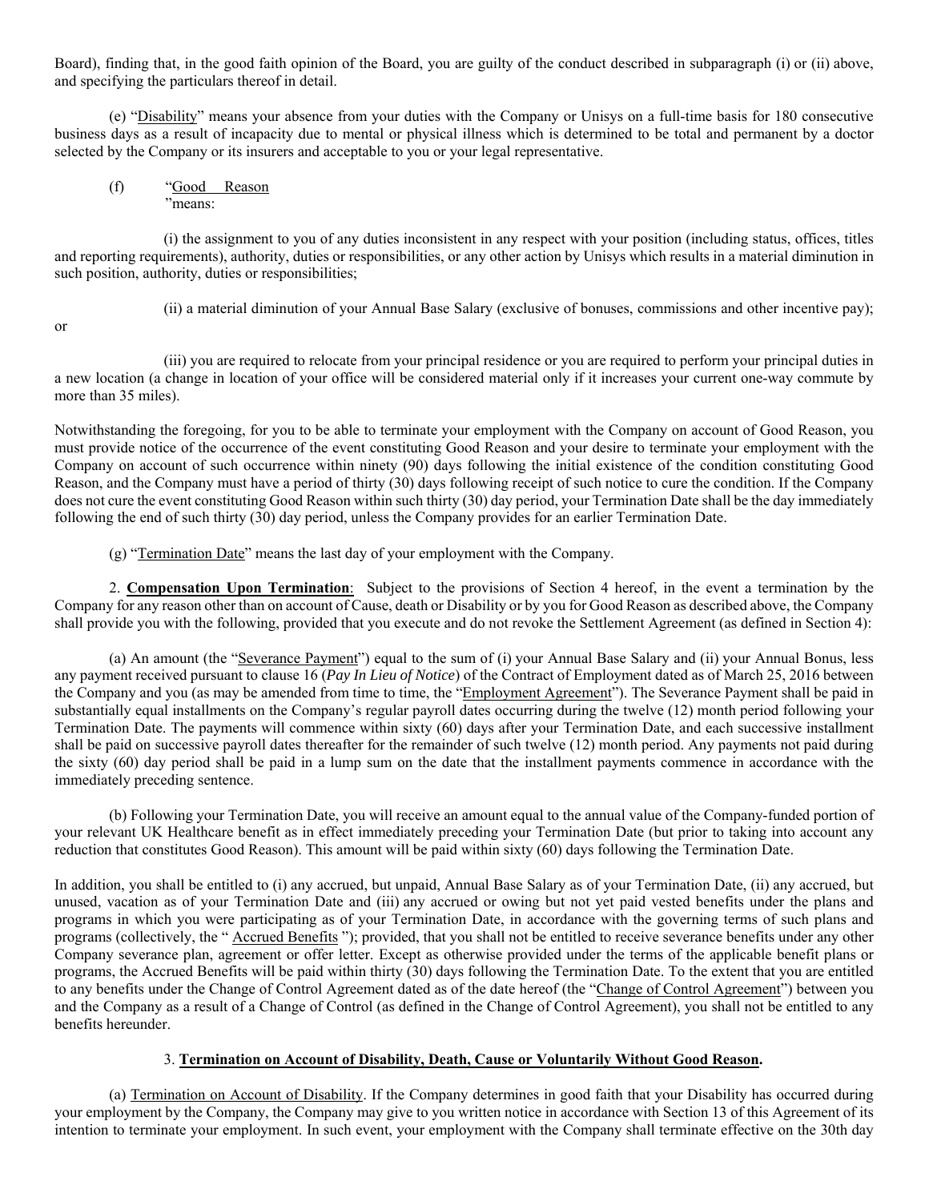Board), finding that, in the good faith opinion of the Board, you are guilty of the conduct described in subparagraph (i) or (ii) above, and specifying the particulars thereof in detail.

(e) "Disability" means your absence from your duties with the Company or Unisys on a full-time basis for 180 consecutive business days as a result of incapacity due to mental or physical illness which is determined to be total and permanent by a doctor selected by the Company or its insurers and acceptable to you or your legal representative.

(f) "Good Reason" means:

(i) the assignment to you of any duties inconsistent in any respect with your position (including status, offices, titles and reporting requirements), authority, duties or responsibilities, or any other action by Unisys which results in a material diminution in such position, authority, duties or responsibilities;

(ii) a material diminution of your Annual Base Salary (exclusive of bonuses, commissions and other incentive pay); or

(iii) you are required to relocate from your principal residence or you are required to perform your principal duties in a new location (a change in location of your office will be considered material only if it increases your current one-way commute by more than 35 miles).

Notwithstanding the foregoing, for you to be able to terminate your employment with the Company on account of Good Reason, you must provide notice of the occurrence of the event constituting Good Reason and your desire to terminate your employment with the Company on account of such occurrence within ninety (90) days following the initial existence of the condition constituting Good Reason, and the Company must have a period of thirty (30) days following receipt of such notice to cure the condition. If the Company does not cure the event constituting Good Reason within such thirty (30) day period, your Termination Date shall be the day immediately following the end of such thirty (30) day period, unless the Company provides for an earlier Termination Date.

(g) "Termination Date" means the last day of your employment with the Company.

2. **Compensation Upon Termination**: Subject to the provisions of Section 4 hereof, in the event a termination by the Company for any reason other than on account of Cause, death or Disability or by you for Good Reason as described above, the Company shall provide you with the following, provided that you execute and do not revoke the Settlement Agreement (as defined in Section 4):

(a) An amount (the "Severance Payment") equal to the sum of (i) your Annual Base Salary and (ii) your Annual Bonus, less any payment received pursuant to clause 16 (*Pay In Lieu of Notice*) of the Contract of Employment dated as of March 25, 2016 between the Company and you (as may be amended from time to time, the "Employment Agreement"). The Severance Payment shall be paid in substantially equal installments on the Company's regular payroll dates occurring during the twelve (12) month period following your Termination Date. The payments will commence within sixty (60) days after your Termination Date, and each successive installment shall be paid on successive payroll dates thereafter for the remainder of such twelve (12) month period. Any payments not paid during the sixty (60) day period shall be paid in a lump sum on the date that the installment payments commence in accordance with the immediately preceding sentence.

(b) Following your Termination Date, you will receive an amount equal to the annual value of the Company-funded portion of your relevant UK Healthcare benefit as in effect immediately preceding your Termination Date (but prior to taking into account any reduction that constitutes Good Reason). This amount will be paid within sixty (60) days following the Termination Date.

In addition, you shall be entitled to (i) any accrued, but unpaid, Annual Base Salary as of your Termination Date, (ii) any accrued, but unused, vacation as of your Termination Date and (iii) any accrued or owing but not yet paid vested benefits under the plans and programs in which you were participating as of your Termination Date, in accordance with the governing terms of such plans and programs (collectively, the "Accrued Benefits"); provided, that you shall not be entitled to receive severance benefits under any other Company severance plan, agreement or offer letter. Except as otherwise provided under the terms of the applicable benefit plans or programs, the Accrued Benefits will be paid within thirty (30) days following the Termination Date. To the extent that you are entitled to any benefits under the Change of Control Agreement dated as of the date hereof (the "Change of Control Agreement") between you and the Company as a result of a Change of Control (as defined in the Change of Control Agreement), you shall not be entitled to any benefits hereunder.

3. **Termination on Account of Disability, Death, Cause or Voluntarily Without Good Reason.**

(a) Termination on Account of Disability. If the Company determines in good faith that your Disability has occurred during your employment by the Company, the Company may give to you written notice in accordance with Section 13 of this Agreement of its intention to terminate your employment. In such event, your employment with the Company shall terminate effective on the 30th day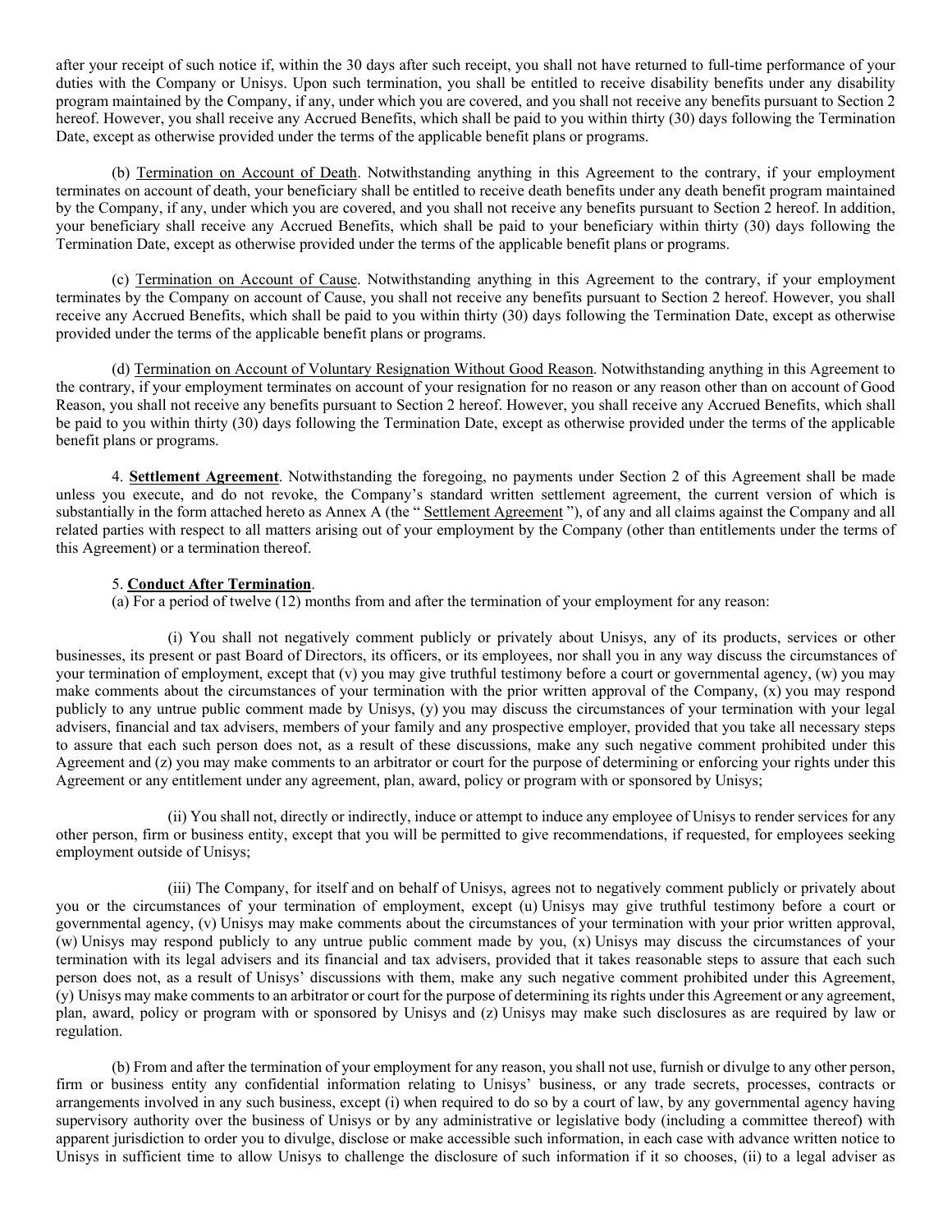after your receipt of such notice if, within the 30 days after such receipt, you shall not have returned to full-time performance of your duties with the Company or Unisys. Upon such termination, you shall be entitled to receive disability benefits under any disability program maintained by the Company, if any, under which you are covered, and you shall not receive any benefits pursuant to Section 2 hereof. However, you shall receive any Accrued Benefits, which shall be paid to you within thirty (30) days following the Termination Date, except as otherwise provided under the terms of the applicable benefit plans or programs.

(b) Termination on Account of Death. Notwithstanding anything in this Agreement to the contrary, if your employment terminates on account of death, your beneficiary shall be entitled to receive death benefits under any death benefit program maintained by the Company, if any, under which you are covered, and you shall not receive any benefits pursuant to Section 2 hereof. In addition, your beneficiary shall receive any Accrued Benefits, which shall be paid to your beneficiary within thirty (30) days following the Termination Date, except as otherwise provided under the terms of the applicable benefit plans or programs.

(c) Termination on Account of Cause. Notwithstanding anything in this Agreement to the contrary, if your employment terminates by the Company on account of Cause, you shall not receive any benefits pursuant to Section 2 hereof. However, you shall receive any Accrued Benefits, which shall be paid to you within thirty (30) days following the Termination Date, except as otherwise provided under the terms of the applicable benefit plans or programs.

(d) Termination on Account of Voluntary Resignation Without Good Reason. Notwithstanding anything in this Agreement to the contrary, if your employment terminates on account of your resignation for no reason or any reason other than on account of Good Reason, you shall not receive any benefits pursuant to Section 2 hereof. However, you shall receive any Accrued Benefits, which shall be paid to you within thirty (30) days following the Termination Date, except as otherwise provided under the terms of the applicable benefit plans or programs.

4. **Settlement Agreement**. Notwithstanding the foregoing, no payments under Section 2 of this Agreement shall be made unless you execute, and do not revoke, the Company's standard written settlement agreement, the current version of which is substantially in the form attached hereto as Annex A (the " Settlement Agreement "), of any and all claims against the Company and all related parties with respect to all matters arising out of your employment by the Company (other than entitlements under the terms of this Agreement) or a termination thereof.

5. **Conduct After Termination**.

(a) For a period of twelve (12) months from and after the termination of your employment for any reason:

(i) You shall not negatively comment publicly or privately about Unisys, any of its products, services or other businesses, its present or past Board of Directors, its officers, or its employees, nor shall you in any way discuss the circumstances of your termination of employment, except that (v) you may give truthful testimony before a court or governmental agency, (w) you may make comments about the circumstances of your termination with the prior written approval of the Company, (x) you may respond publicly to any untrue public comment made by Unisys, (y) you may discuss the circumstances of your termination with your legal advisers, financial and tax advisers, members of your family and any prospective employer, provided that you take all necessary steps to assure that each such person does not, as a result of these discussions, make any such negative comment prohibited under this Agreement and (z) you may make comments to an arbitrator or court for the purpose of determining or enforcing your rights under this Agreement or any entitlement under any agreement, plan, award, policy or program with or sponsored by Unisys;

(ii) You shall not, directly or indirectly, induce or attempt to induce any employee of Unisys to render services for any other person, firm or business entity, except that you will be permitted to give recommendations, if requested, for employees seeking employment outside of Unisys;

(iii) The Company, for itself and on behalf of Unisys, agrees not to negatively comment publicly or privately about you or the circumstances of your termination of employment, except (u) Unisys may give truthful testimony before a court or governmental agency, (v) Unisys may make comments about the circumstances of your termination with your prior written approval, (w) Unisys may respond publicly to any untrue public comment made by you, (x) Unisys may discuss the circumstances of your termination with its legal advisers and its financial and tax advisers, provided that it takes reasonable steps to assure that each such person does not, as a result of Unisys' discussions with them, make any such negative comment prohibited under this Agreement, (y) Unisys may make comments to an arbitrator or court for the purpose of determining its rights under this Agreement or any agreement, plan, award, policy or program with or sponsored by Unisys and (z) Unisys may make such disclosures as are required by law or regulation.

(b) From and after the termination of your employment for any reason, you shall not use, furnish or divulge to any other person, firm or business entity any confidential information relating to Unisys' business, or any trade secrets, processes, contracts or arrangements involved in any such business, except (i) when required to do so by a court of law, by any governmental agency having supervisory authority over the business of Unisys or by any administrative or legislative body (including a committee thereof) with apparent jurisdiction to order you to divulge, disclose or make accessible such information, in each case with advance written notice to Unisys in sufficient time to allow Unisys to challenge the disclosure of such information if it so chooses, (ii) to a legal adviser as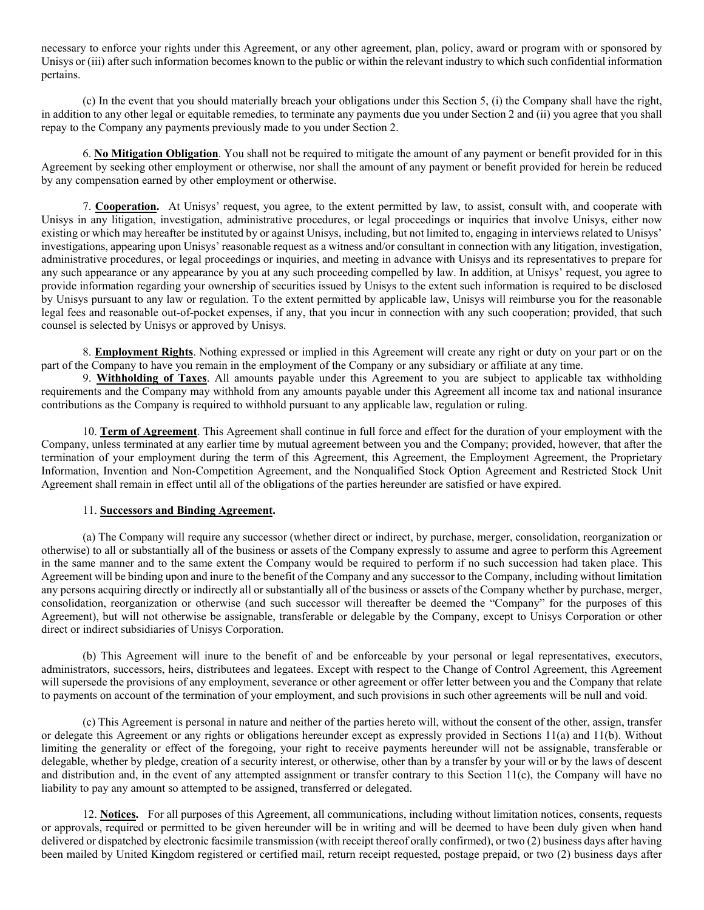necessary to enforce your rights under this Agreement, or any other agreement, plan, policy, award or program with or sponsored by Unisys or (iii) after such information becomes known to the public or within the relevant industry to which such confidential information pertains.

(c) In the event that you should materially breach your obligations under this Section 5, (i) the Company shall have the right, in addition to any other legal or equitable remedies, to terminate any payments due you under Section 2 and (ii) you agree that you shall repay to the Company any payments previously made to you under Section 2.

6. **No Mitigation Obligation**. You shall not be required to mitigate the amount of any payment or benefit provided for in this Agreement by seeking other employment or otherwise, nor shall the amount of any payment or benefit provided for herein be reduced by any compensation earned by other employment or otherwise.

7. **Cooperation.** At Unisys' request, you agree, to the extent permitted by law, to assist, consult with, and cooperate with Unisys in any litigation, investigation, administrative procedures, or legal proceedings or inquiries that involve Unisys, either now existing or which may hereafter be instituted by or against Unisys, including, but not limited to, engaging in interviews related to Unisys' investigations, appearing upon Unisys' reasonable request as a witness and/or consultant in connection with any litigation, investigation, administrative procedures, or legal proceedings or inquiries, and meeting in advance with Unisys and its representatives to prepare for any such appearance or any appearance by you at any such proceeding compelled by law. In addition, at Unisys' request, you agree to provide information regarding your ownership of securities issued by Unisys to the extent such information is required to be disclosed by Unisys pursuant to any law or regulation. To the extent permitted by applicable law, Unisys will reimburse you for the reasonable legal fees and reasonable out-of-pocket expenses, if any, that you incur in connection with any such cooperation; provided, that such counsel is selected by Unisys or approved by Unisys.

8. **Employment Rights**. Nothing expressed or implied in this Agreement will create any right or duty on your part or on the part of the Company to have you remain in the employment of the Company or any subsidiary or affiliate at any time.

9. **Withholding of Taxes**. All amounts payable under this Agreement to you are subject to applicable tax withholding requirements and the Company may withhold from any amounts payable under this Agreement all income tax and national insurance contributions as the Company is required to withhold pursuant to any applicable law, regulation or ruling.

10. **Term of Agreement**. This Agreement shall continue in full force and effect for the duration of your employment with the Company, unless terminated at any earlier time by mutual agreement between you and the Company; provided, however, that after the termination of your employment during the term of this Agreement, this Agreement, the Employment Agreement, the Proprietary Information, Invention and Non-Competition Agreement, and the Nonqualified Stock Option Agreement and Restricted Stock Unit Agreement shall remain in effect until all of the obligations of the parties hereunder are satisfied or have expired.

11. **Successors and Binding Agreement.**

(a) The Company will require any successor (whether direct or indirect, by purchase, merger, consolidation, reorganization or otherwise) to all or substantially all of the business or assets of the Company expressly to assume and agree to perform this Agreement in the same manner and to the same extent the Company would be required to perform if no such succession had taken place. This Agreement will be binding upon and inure to the benefit of the Company and any successor to the Company, including without limitation any persons acquiring directly or indirectly all or substantially all of the business or assets of the Company whether by purchase, merger, consolidation, reorganization or otherwise (and such successor will thereafter be deemed the "Company" for the purposes of this Agreement), but will not otherwise be assignable, transferable or delegable by the Company, except to Unisys Corporation or other direct or indirect subsidiaries of Unisys Corporation.

(b) This Agreement will inure to the benefit of and be enforceable by your personal or legal representatives, executors, administrators, successors, heirs, distributees and legatees. Except with respect to the Change of Control Agreement, this Agreement will supersede the provisions of any employment, severance or other agreement or offer letter between you and the Company that relate to payments on account of the termination of your employment, and such provisions in such other agreements will be null and void.

(c) This Agreement is personal in nature and neither of the parties hereto will, without the consent of the other, assign, transfer or delegate this Agreement or any rights or obligations hereunder except as expressly provided in Sections 11(a) and 11(b). Without limiting the generality or effect of the foregoing, your right to receive payments hereunder will not be assignable, transferable or delegable, whether by pledge, creation of a security interest, or otherwise, other than by a transfer by your will or by the laws of descent and distribution and, in the event of any attempted assignment or transfer contrary to this Section 11(c), the Company will have no liability to pay any amount so attempted to be assigned, transferred or delegated.

12. **Notices.** For all purposes of this Agreement, all communications, including without limitation notices, consents, requests or approvals, required or permitted to be given hereunder will be in writing and will be deemed to have been duly given when hand delivered or dispatched by electronic facsimile transmission (with receipt thereof orally confirmed), or two (2) business days after having been mailed by United Kingdom registered or certified mail, return receipt requested, postage prepaid, or two (2) business days after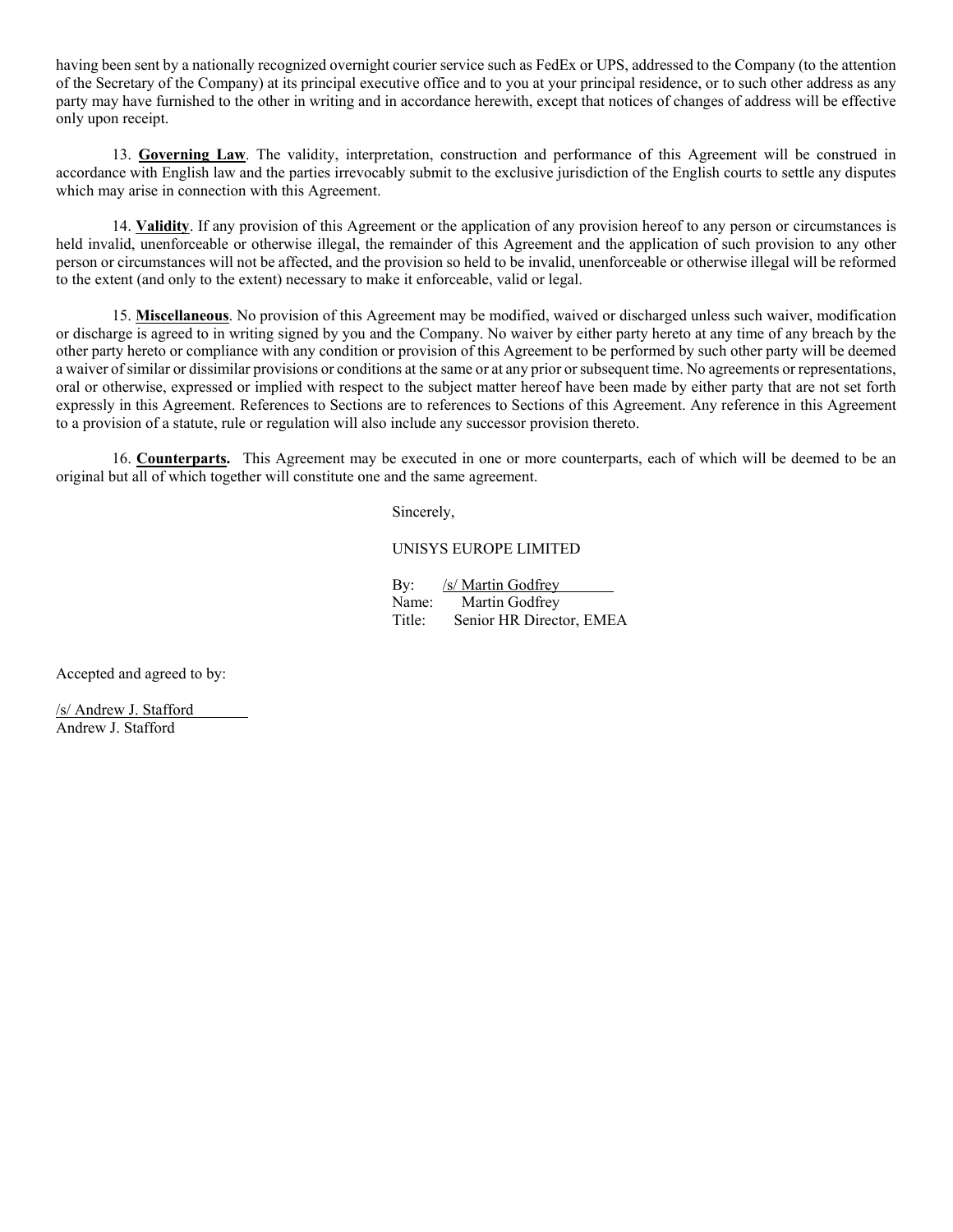having been sent by a nationally recognized overnight courier service such as FedEx or UPS, addressed to the Company (to the attention of the Secretary of the Company) at its principal executive office and to you at your principal residence, or to such other address as any party may have furnished to the other in writing and in accordance herewith, except that notices of changes of address will be effective only upon receipt.

13. **Governing Law**. The validity, interpretation, construction and performance of this Agreement will be construed in accordance with English law and the parties irrevocably submit to the exclusive jurisdiction of the English courts to settle any disputes which may arise in connection with this Agreement.

14. **Validity**. If any provision of this Agreement or the application of any provision hereof to any person or circumstances is held invalid, unenforceable or otherwise illegal, the remainder of this Agreement and the application of such provision to any other person or circumstances will not be affected, and the provision so held to be invalid, unenforceable or otherwise illegal will be reformed to the extent (and only to the extent) necessary to make it enforceable, valid or legal.

15. **Miscellaneous**. No provision of this Agreement may be modified, waived or discharged unless such waiver, modification or discharge is agreed to in writing signed by you and the Company. No waiver by either party hereto at any time of any breach by the other party hereto or compliance with any condition or provision of this Agreement to be performed by such other party will be deemed a waiver of similar or dissimilar provisions or conditions at the same or at any prior or subsequent time. No agreements or representations, oral or otherwise, expressed or implied with respect to the subject matter hereof have been made by either party that are not set forth expressly in this Agreement. References to Sections are to references to Sections of this Agreement. Any reference in this Agreement to a provision of a statute, rule or regulation will also include any successor provision thereto.

16. **Counterparts.** This Agreement may be executed in one or more counterparts, each of which will be deemed to be an original but all of which together will constitute one and the same agreement.

Sincerely,

UNISYS EUROPE LIMITED

By: /s/ Martin Godfrey
Name: Martin Godfrey
Title: Senior HR Director, EMEA

Accepted and agreed to by:

/s/ Andrew J. Stafford
Andrew J. Stafford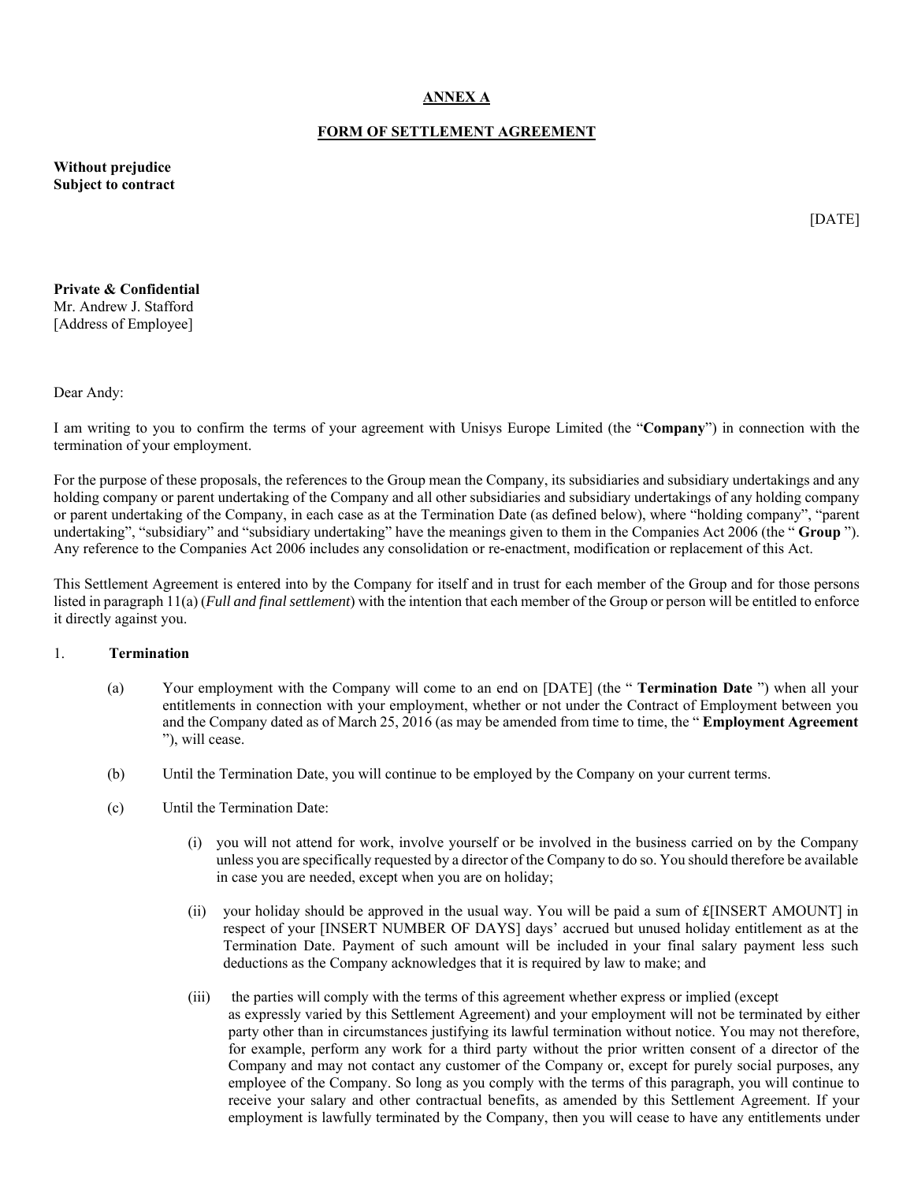**ANNEX A**

**FORM OF SETTLEMENT AGREEMENT**

**Without prejudice**
**Subject to contract**

[DATE]

**Private & Confidential**
Mr. Andrew J. Stafford
[Address of Employee]

Dear Andy:

I am writing to you to confirm the terms of your agreement with Unisys Europe Limited (the "**Company**") in connection with the termination of your employment.

For the purpose of these proposals, the references to the Group mean the Company, its subsidiaries and subsidiary undertakings and any holding company or parent undertaking of the Company and all other subsidiaries and subsidiary undertakings of any holding company or parent undertaking of the Company, in each case as at the Termination Date (as defined below), where "holding company", "parent undertaking", "subsidiary" and "subsidiary undertaking" have the meanings given to them in the Companies Act 2006 (the " **Group** "). Any reference to the Companies Act 2006 includes any consolidation or re-enactment, modification or replacement of this Act.

This Settlement Agreement is entered into by the Company for itself and in trust for each member of the Group and for those persons listed in paragraph 11(a) (*Full and final settlement*) with the intention that each member of the Group or person will be entitled to enforce it directly against you.

1. **Termination**

   (a) Your employment with the Company will come to an end on [DATE] (the " **Termination Date** ") when all your entitlements in connection with your employment, whether or not under the Contract of Employment between you and the Company dated as of March 25, 2016 (as may be amended from time to time, the " **Employment Agreement** "), will cease.

   (b) Until the Termination Date, you will continue to be employed by the Company on your current terms.

   (c) Until the Termination Date:

      (i) you will not attend for work, involve yourself or be involved in the business carried on by the Company unless you are specifically requested by a director of the Company to do so. You should therefore be available in case you are needed, except when you are on holiday;

      (ii) your holiday should be approved in the usual way. You will be paid a sum of £[INSERT AMOUNT] in respect of your [INSERT NUMBER OF DAYS] days' accrued but unused holiday entitlement as at the Termination Date. Payment of such amount will be included in your final salary payment less such deductions as the Company acknowledges that it is required by law to make; and

      (iii) the parties will comply with the terms of this agreement whether express or implied (except as expressly varied by this Settlement Agreement) and your employment will not be terminated by either party other than in circumstances justifying its lawful termination without notice. You may not therefore, for example, perform any work for a third party without the prior written consent of a director of the Company and may not contact any customer of the Company or, except for purely social purposes, any employee of the Company. So long as you comply with the terms of this paragraph, you will continue to receive your salary and other contractual benefits, as amended by this Settlement Agreement. If your employment is lawfully terminated by the Company, then you will cease to have any entitlements under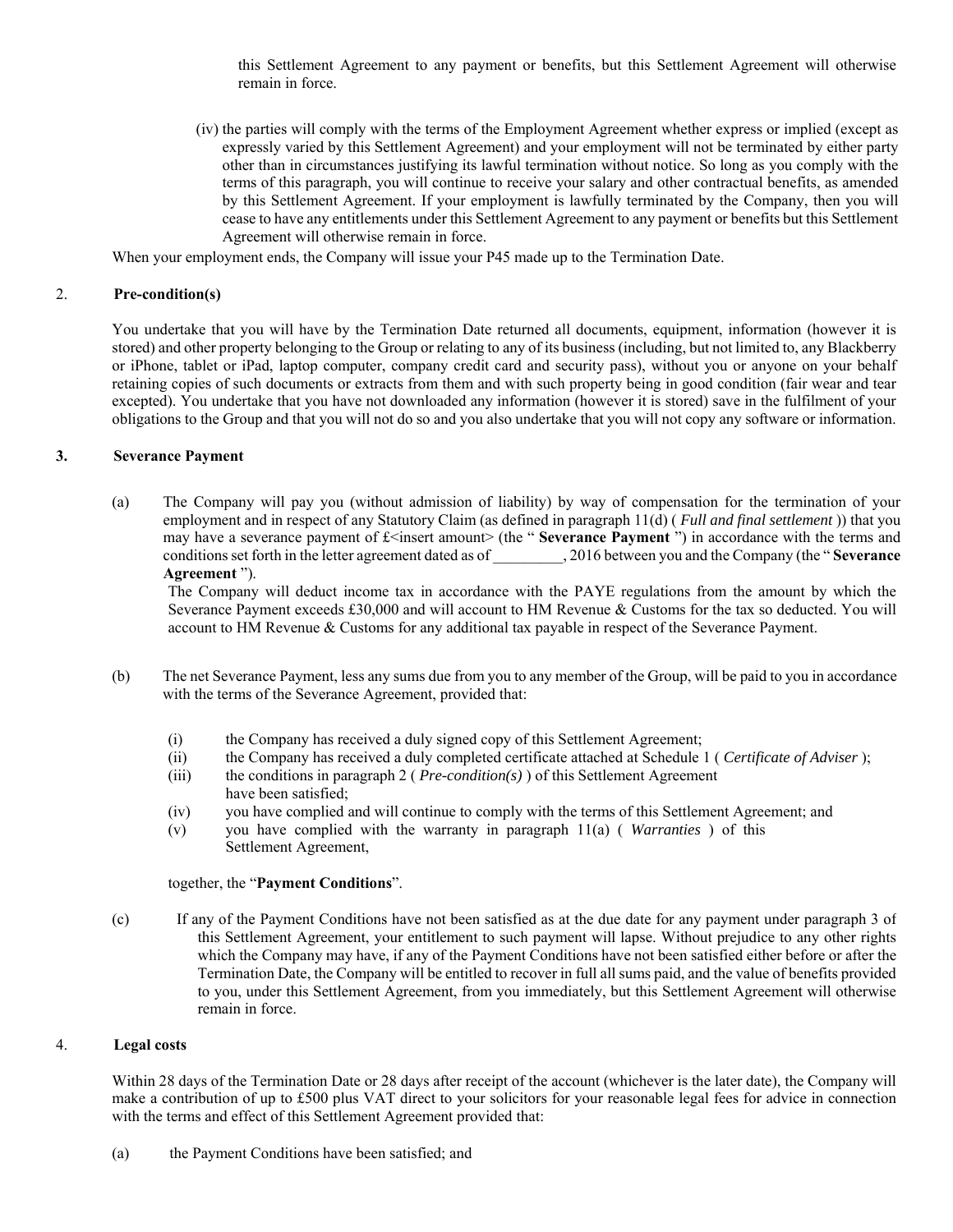this Settlement Agreement to any payment or benefits, but this Settlement Agreement will otherwise remain in force.

(iv) the parties will comply with the terms of the Employment Agreement whether express or implied (except as expressly varied by this Settlement Agreement) and your employment will not be terminated by either party other than in circumstances justifying its lawful termination without notice. So long as you comply with the terms of this paragraph, you will continue to receive your salary and other contractual benefits, as amended by this Settlement Agreement. If your employment is lawfully terminated by the Company, then you will cease to have any entitlements under this Settlement Agreement to any payment or benefits but this Settlement Agreement will otherwise remain in force.

When your employment ends, the Company will issue your P45 made up to the Termination Date.

2. **Pre-condition(s)**

You undertake that you will have by the Termination Date returned all documents, equipment, information (however it is stored) and other property belonging to the Group or relating to any of its business (including, but not limited to, any Blackberry or iPhone, tablet or iPad, laptop computer, company credit card and security pass), without you or anyone on your behalf retaining copies of such documents or extracts from them and with such property being in good condition (fair wear and tear excepted). You undertake that you have not downloaded any information (however it is stored) save in the fulfilment of your obligations to the Group and that you will not do so and you also undertake that you will not copy any software or information.

**3. Severance Payment**

(a) The Company will pay you (without admission of liability) by way of compensation for the termination of your employment and in respect of any Statutory Claim (as defined in paragraph 11(d) ( *Full and final settlement* )) that you may have a severance payment of £<insert amount> (the " **Severance Payment** ") in accordance with the terms and conditions set forth in the letter agreement dated as of _________, 2016 between you and the Company (the " **Severance Agreement** ").

The Company will deduct income tax in accordance with the PAYE regulations from the amount by which the Severance Payment exceeds £30,000 and will account to HM Revenue & Customs for the tax so deducted. You will account to HM Revenue & Customs for any additional tax payable in respect of the Severance Payment.

(b) The net Severance Payment, less any sums due from you to any member of the Group, will be paid to you in accordance with the terms of the Severance Agreement, provided that:

(i) the Company has received a duly signed copy of this Settlement Agreement;
(ii) the Company has received a duly completed certificate attached at Schedule 1 ( *Certificate of Adviser* );
(iii) the conditions in paragraph 2 ( *Pre-condition(s)* ) of this Settlement Agreement have been satisfied;
(iv) you have complied and will continue to comply with the terms of this Settlement Agreement; and
(v) you have complied with the warranty in paragraph 11(a) ( *Warranties* ) of this Settlement Agreement,

together, the "**Payment Conditions**".

(c) If any of the Payment Conditions have not been satisfied as at the due date for any payment under paragraph 3 of this Settlement Agreement, your entitlement to such payment will lapse. Without prejudice to any other rights which the Company may have, if any of the Payment Conditions have not been satisfied either before or after the Termination Date, the Company will be entitled to recover in full all sums paid, and the value of benefits provided to you, under this Settlement Agreement, from you immediately, but this Settlement Agreement will otherwise remain in force.

4. **Legal costs**

Within 28 days of the Termination Date or 28 days after receipt of the account (whichever is the later date), the Company will make a contribution of up to £500 plus VAT direct to your solicitors for your reasonable legal fees for advice in connection with the terms and effect of this Settlement Agreement provided that:

(a) the Payment Conditions have been satisfied; and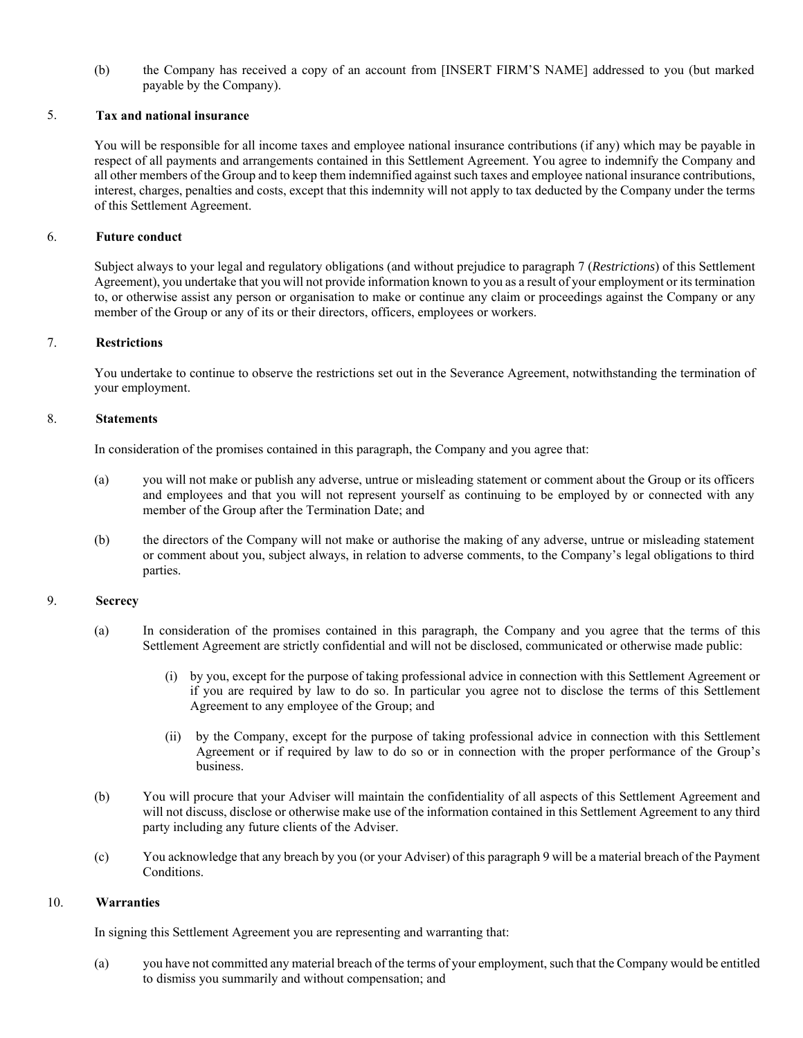(b) the Company has received a copy of an account from [INSERT FIRM'S NAME] addressed to you (but marked payable by the Company).

5. **Tax and national insurance**

You will be responsible for all income taxes and employee national insurance contributions (if any) which may be payable in respect of all payments and arrangements contained in this Settlement Agreement. You agree to indemnify the Company and all other members of the Group and to keep them indemnified against such taxes and employee national insurance contributions, interest, charges, penalties and costs, except that this indemnity will not apply to tax deducted by the Company under the terms of this Settlement Agreement.

6. **Future conduct**

Subject always to your legal and regulatory obligations (and without prejudice to paragraph 7 (*Restrictions*) of this Settlement Agreement), you undertake that you will not provide information known to you as a result of your employment or its termination to, or otherwise assist any person or organisation to make or continue any claim or proceedings against the Company or any member of the Group or any of its or their directors, officers, employees or workers.

7. **Restrictions**

You undertake to continue to observe the restrictions set out in the Severance Agreement, notwithstanding the termination of your employment.

8. **Statements**

In consideration of the promises contained in this paragraph, the Company and you agree that:

(a) you will not make or publish any adverse, untrue or misleading statement or comment about the Group or its officers and employees and that you will not represent yourself as continuing to be employed by or connected with any member of the Group after the Termination Date; and

(b) the directors of the Company will not make or authorise the making of any adverse, untrue or misleading statement or comment about you, subject always, in relation to adverse comments, to the Company's legal obligations to third parties.

9. **Secrecy**

(a) In consideration of the promises contained in this paragraph, the Company and you agree that the terms of this Settlement Agreement are strictly confidential and will not be disclosed, communicated or otherwise made public:

   (i) by you, except for the purpose of taking professional advice in connection with this Settlement Agreement or if you are required by law to do so. In particular you agree not to disclose the terms of this Settlement Agreement to any employee of the Group; and

   (ii) by the Company, except for the purpose of taking professional advice in connection with this Settlement Agreement or if required by law to do so or in connection with the proper performance of the Group's business.

(b) You will procure that your Adviser will maintain the confidentiality of all aspects of this Settlement Agreement and will not discuss, disclose or otherwise make use of the information contained in this Settlement Agreement to any third party including any future clients of the Adviser.

(c) You acknowledge that any breach by you (or your Adviser) of this paragraph 9 will be a material breach of the Payment Conditions.

10. **Warranties**

In signing this Settlement Agreement you are representing and warranting that:

(a) you have not committed any material breach of the terms of your employment, such that the Company would be entitled to dismiss you summarily and without compensation; and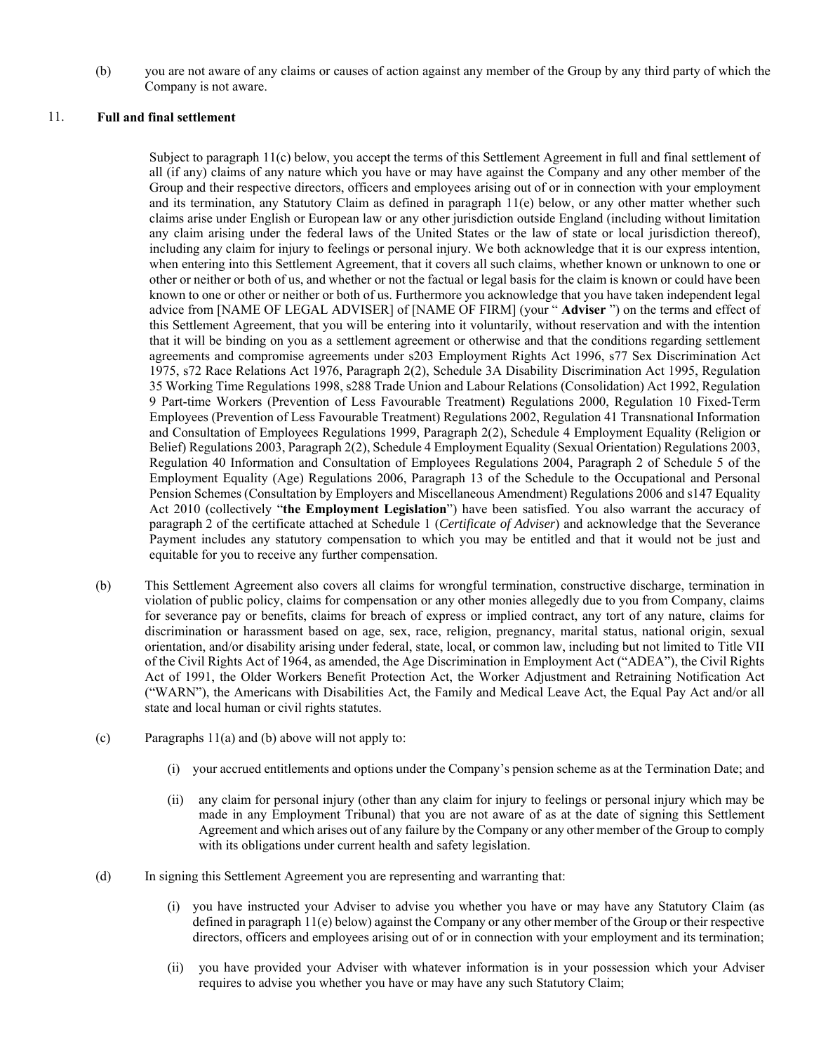(b) you are not aware of any claims or causes of action against any member of the Group by any third party of which the Company is not aware.

11. **Full and final settlement**

Subject to paragraph 11(c) below, you accept the terms of this Settlement Agreement in full and final settlement of all (if any) claims of any nature which you have or may have against the Company and any other member of the Group and their respective directors, officers and employees arising out of or in connection with your employment and its termination, any Statutory Claim as defined in paragraph 11(e) below, or any other matter whether such claims arise under English or European law or any other jurisdiction outside England (including without limitation any claim arising under the federal laws of the United States or the law of state or local jurisdiction thereof), including any claim for injury to feelings or personal injury. We both acknowledge that it is our express intention, when entering into this Settlement Agreement, that it covers all such claims, whether known or unknown to one or other or neither or both of us, and whether or not the factual or legal basis for the claim is known or could have been known to one or other or neither or both of us. Furthermore you acknowledge that you have taken independent legal advice from [NAME OF LEGAL ADVISER] of [NAME OF FIRM] (your " **Adviser** ") on the terms and effect of this Settlement Agreement, that you will be entering into it voluntarily, without reservation and with the intention that it will be binding on you as a settlement agreement or otherwise and that the conditions regarding settlement agreements and compromise agreements under s203 Employment Rights Act 1996, s77 Sex Discrimination Act 1975, s72 Race Relations Act 1976, Paragraph 2(2), Schedule 3A Disability Discrimination Act 1995, Regulation 35 Working Time Regulations 1998, s288 Trade Union and Labour Relations (Consolidation) Act 1992, Regulation 9 Part-time Workers (Prevention of Less Favourable Treatment) Regulations 2000, Regulation 10 Fixed-Term Employees (Prevention of Less Favourable Treatment) Regulations 2002, Regulation 41 Transnational Information and Consultation of Employees Regulations 1999, Paragraph 2(2), Schedule 4 Employment Equality (Religion or Belief) Regulations 2003, Paragraph 2(2), Schedule 4 Employment Equality (Sexual Orientation) Regulations 2003, Regulation 40 Information and Consultation of Employees Regulations 2004, Paragraph 2 of Schedule 5 of the Employment Equality (Age) Regulations 2006, Paragraph 13 of the Schedule to the Occupational and Personal Pension Schemes (Consultation by Employers and Miscellaneous Amendment) Regulations 2006 and s147 Equality Act 2010 (collectively "**the Employment Legislation**") have been satisfied. You also warrant the accuracy of paragraph 2 of the certificate attached at Schedule 1 (*Certificate of Adviser*) and acknowledge that the Severance Payment includes any statutory compensation to which you may be entitled and that it would not be just and equitable for you to receive any further compensation.

(b) This Settlement Agreement also covers all claims for wrongful termination, constructive discharge, termination in violation of public policy, claims for compensation or any other monies allegedly due to you from Company, claims for severance pay or benefits, claims for breach of express or implied contract, any tort of any nature, claims for discrimination or harassment based on age, sex, race, religion, pregnancy, marital status, national origin, sexual orientation, and/or disability arising under federal, state, local, or common law, including but not limited to Title VII of the Civil Rights Act of 1964, as amended, the Age Discrimination in Employment Act ("ADEA"), the Civil Rights Act of 1991, the Older Workers Benefit Protection Act, the Worker Adjustment and Retraining Notification Act ("WARN"), the Americans with Disabilities Act, the Family and Medical Leave Act, the Equal Pay Act and/or all state and local human or civil rights statutes.

(c) Paragraphs 11(a) and (b) above will not apply to:

(i) your accrued entitlements and options under the Company's pension scheme as at the Termination Date; and

(ii) any claim for personal injury (other than any claim for injury to feelings or personal injury which may be made in any Employment Tribunal) that you are not aware of as at the date of signing this Settlement Agreement and which arises out of any failure by the Company or any other member of the Group to comply with its obligations under current health and safety legislation.

(d) In signing this Settlement Agreement you are representing and warranting that:

(i) you have instructed your Adviser to advise you whether you have or may have any Statutory Claim (as defined in paragraph 11(e) below) against the Company or any other member of the Group or their respective directors, officers and employees arising out of or in connection with your employment and its termination;

(ii) you have provided your Adviser with whatever information is in your possession which your Adviser requires to advise you whether you have or may have any such Statutory Claim;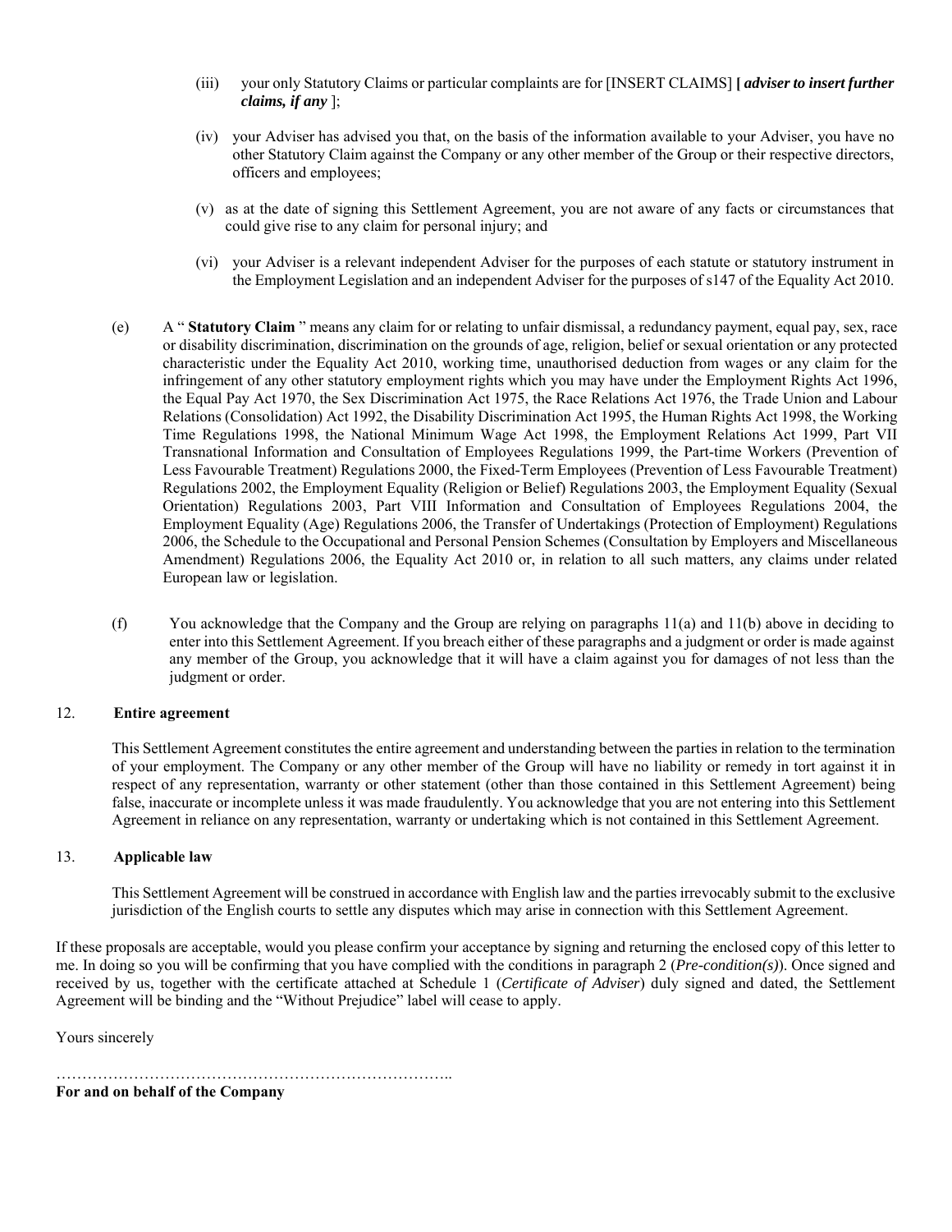(iii) your only Statutory Claims or particular complaints are for [INSERT CLAIMS] **[ *adviser to insert further claims, if any* ]**;

(iv) your Adviser has advised you that, on the basis of the information available to your Adviser, you have no other Statutory Claim against the Company or any other member of the Group or their respective directors, officers and employees;

(v) as at the date of signing this Settlement Agreement, you are not aware of any facts or circumstances that could give rise to any claim for personal injury; and

(vi) your Adviser is a relevant independent Adviser for the purposes of each statute or statutory instrument in the Employment Legislation and an independent Adviser for the purposes of s147 of the Equality Act 2010.

(e) A " **Statutory Claim** " means any claim for or relating to unfair dismissal, a redundancy payment, equal pay, sex, race or disability discrimination, discrimination on the grounds of age, religion, belief or sexual orientation or any protected characteristic under the Equality Act 2010, working time, unauthorised deduction from wages or any claim for the infringement of any other statutory employment rights which you may have under the Employment Rights Act 1996, the Equal Pay Act 1970, the Sex Discrimination Act 1975, the Race Relations Act 1976, the Trade Union and Labour Relations (Consolidation) Act 1992, the Disability Discrimination Act 1995, the Human Rights Act 1998, the Working Time Regulations 1998, the National Minimum Wage Act 1998, the Employment Relations Act 1999, Part VII Transnational Information and Consultation of Employees Regulations 1999, the Part-time Workers (Prevention of Less Favourable Treatment) Regulations 2000, the Fixed-Term Employees (Prevention of Less Favourable Treatment) Regulations 2002, the Employment Equality (Religion or Belief) Regulations 2003, the Employment Equality (Sexual Orientation) Regulations 2003, Part VIII Information and Consultation of Employees Regulations 2004, the Employment Equality (Age) Regulations 2006, the Transfer of Undertakings (Protection of Employment) Regulations 2006, the Schedule to the Occupational and Personal Pension Schemes (Consultation by Employers and Miscellaneous Amendment) Regulations 2006, the Equality Act 2010 or, in relation to all such matters, any claims under related European law or legislation.

(f) You acknowledge that the Company and the Group are relying on paragraphs 11(a) and 11(b) above in deciding to enter into this Settlement Agreement. If you breach either of these paragraphs and a judgment or order is made against any member of the Group, you acknowledge that it will have a claim against you for damages of not less than the judgment or order.

12. **Entire agreement**

This Settlement Agreement constitutes the entire agreement and understanding between the parties in relation to the termination of your employment. The Company or any other member of the Group will have no liability or remedy in tort against it in respect of any representation, warranty or other statement (other than those contained in this Settlement Agreement) being false, inaccurate or incomplete unless it was made fraudulently. You acknowledge that you are not entering into this Settlement Agreement in reliance on any representation, warranty or undertaking which is not contained in this Settlement Agreement.

13. **Applicable law**

This Settlement Agreement will be construed in accordance with English law and the parties irrevocably submit to the exclusive jurisdiction of the English courts to settle any disputes which may arise in connection with this Settlement Agreement.

If these proposals are acceptable, would you please confirm your acceptance by signing and returning the enclosed copy of this letter to me. In doing so you will be confirming that you have complied with the conditions in paragraph 2 (*Pre-condition(s)*). Once signed and received by us, together with the certificate attached at Schedule 1 (*Certificate of Adviser*) duly signed and dated, the Settlement Agreement will be binding and the "Without Prejudice" label will cease to apply.

Yours sincerely

…………………………………………………………………..

**For and on behalf of the Company**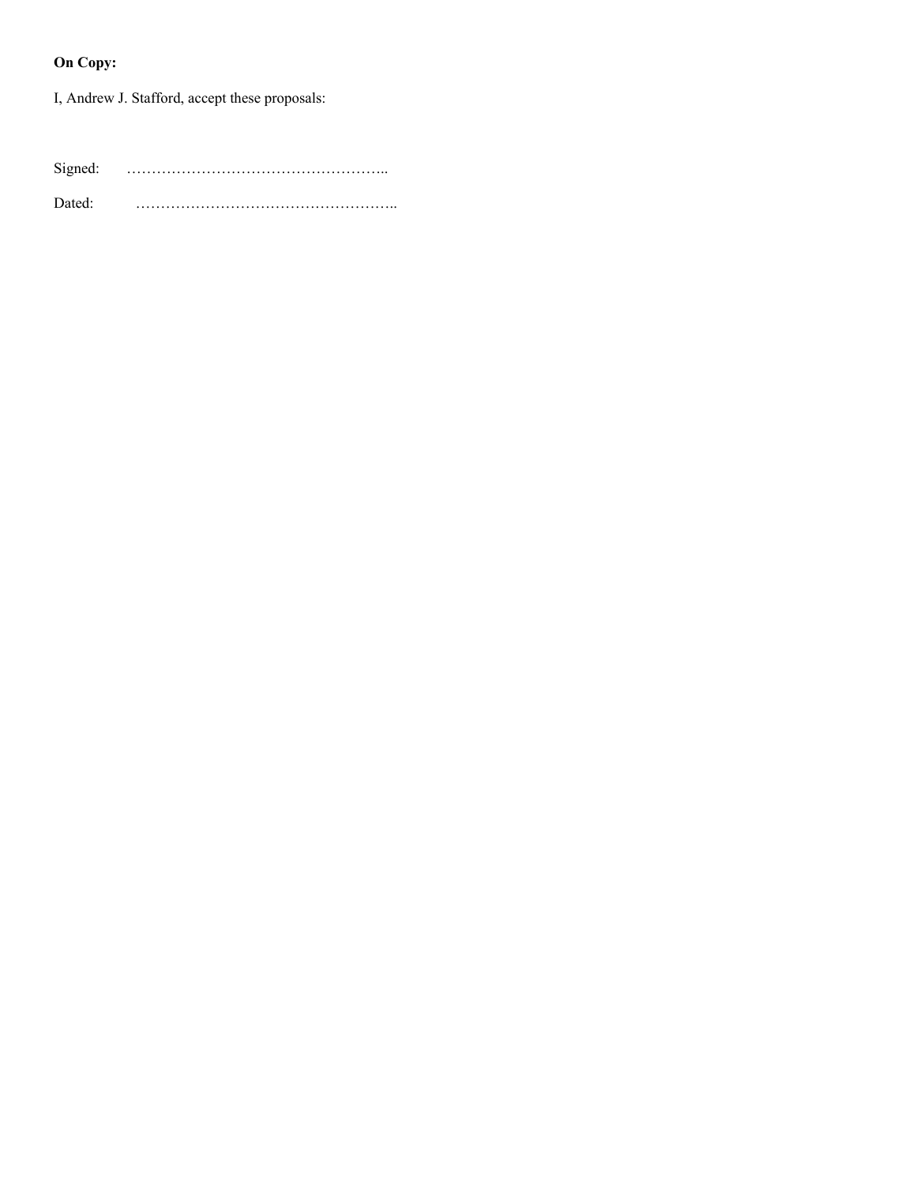**On Copy:**

I, Andrew J. Stafford, accept these proposals:

Signed: ……………………………………………..

Dated: ……………………………………………..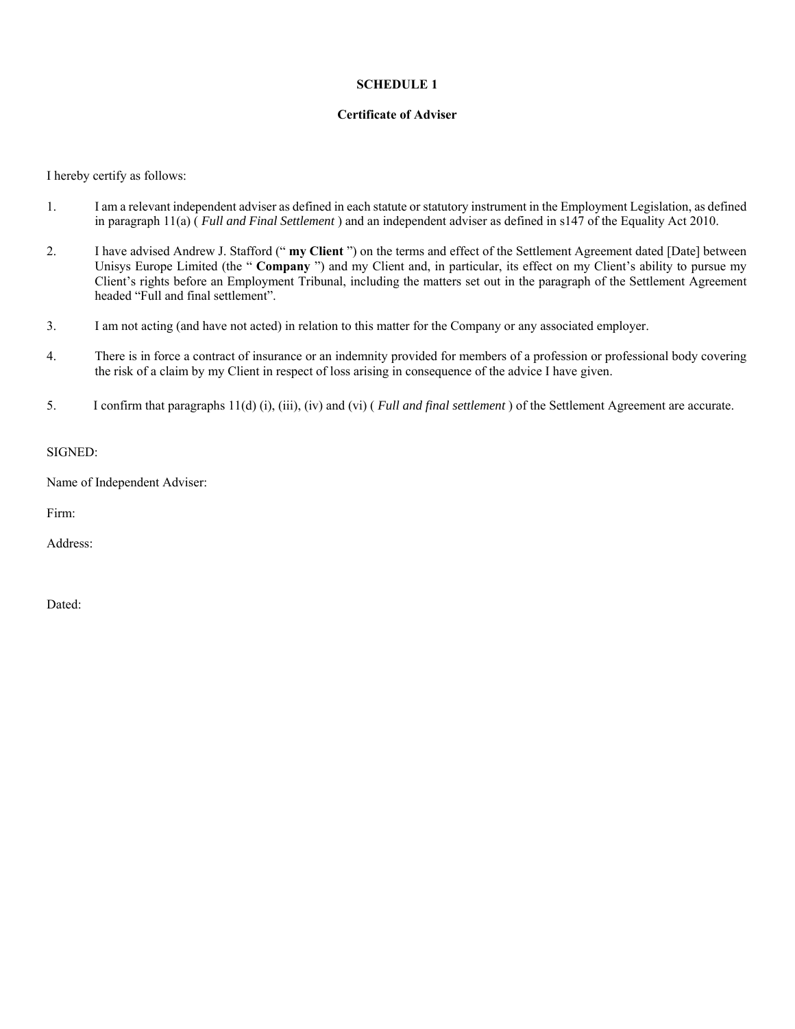**SCHEDULE 1**

**Certificate of Adviser**

I hereby certify as follows:

1. I am a relevant independent adviser as defined in each statute or statutory instrument in the Employment Legislation, as defined in paragraph 11(a) ( *Full and Final Settlement* ) and an independent adviser as defined in s147 of the Equality Act 2010.

2. I have advised Andrew J. Stafford (" **my Client** ") on the terms and effect of the Settlement Agreement dated [Date] between Unisys Europe Limited (the " **Company** ") and my Client and, in particular, its effect on my Client's ability to pursue my Client's rights before an Employment Tribunal, including the matters set out in the paragraph of the Settlement Agreement headed "Full and final settlement".

3. I am not acting (and have not acted) in relation to this matter for the Company or any associated employer.

4. There is in force a contract of insurance or an indemnity provided for members of a profession or professional body covering the risk of a claim by my Client in respect of loss arising in consequence of the advice I have given.

5. I confirm that paragraphs 11(d) (i), (iii), (iv) and (vi) ( *Full and final settlement* ) of the Settlement Agreement are accurate.

SIGNED:

Name of Independent Adviser:

Firm:

Address:

Dated: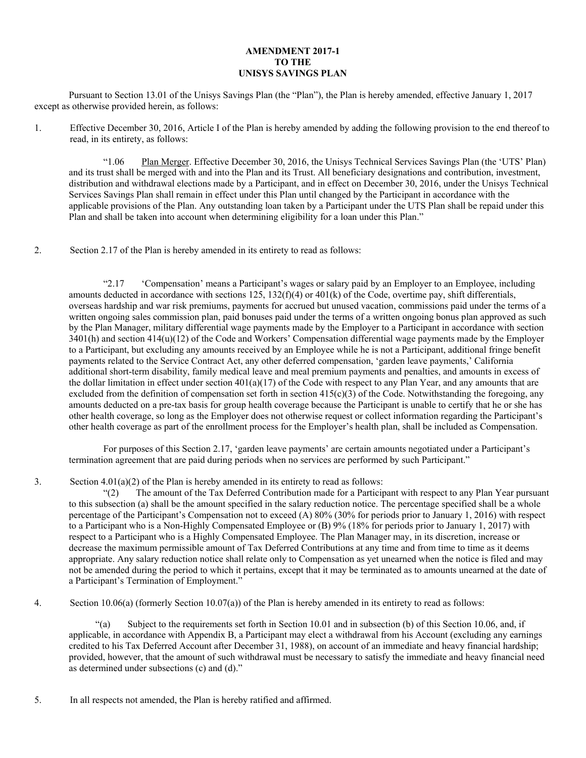**AMENDMENT 2017-1**
**TO THE**
**UNISYS SAVINGS PLAN**

Pursuant to Section 13.01 of the Unisys Savings Plan (the "Plan"), the Plan is hereby amended, effective January 1, 2017 except as otherwise provided herein, as follows:

1. Effective December 30, 2016, Article I of the Plan is hereby amended by adding the following provision to the end thereof to read, in its entirety, as follows:

   "1.06 Plan Merger. Effective December 30, 2016, the Unisys Technical Services Savings Plan (the 'UTS' Plan) and its trust shall be merged with and into the Plan and its Trust. All beneficiary designations and contribution, investment, distribution and withdrawal elections made by a Participant, and in effect on December 30, 2016, under the Unisys Technical Services Savings Plan shall remain in effect under this Plan until changed by the Participant in accordance with the applicable provisions of the Plan. Any outstanding loan taken by a Participant under the UTS Plan shall be repaid under this Plan and shall be taken into account when determining eligibility for a loan under this Plan."

2. Section 2.17 of the Plan is hereby amended in its entirety to read as follows:

   "2.17 'Compensation' means a Participant's wages or salary paid by an Employer to an Employee, including amounts deducted in accordance with sections 125, 132(f)(4) or 401(k) of the Code, overtime pay, shift differentials, overseas hardship and war risk premiums, payments for accrued but unused vacation, commissions paid under the terms of a written ongoing sales commission plan, paid bonuses paid under the terms of a written ongoing bonus plan approved as such by the Plan Manager, military differential wage payments made by the Employer to a Participant in accordance with section 3401(h) and section 414(u)(12) of the Code and Workers' Compensation differential wage payments made by the Employer to a Participant, but excluding any amounts received by an Employee while he is not a Participant, additional fringe benefit payments related to the Service Contract Act, any other deferred compensation, 'garden leave payments,' California additional short-term disability, family medical leave and meal premium payments and penalties, and amounts in excess of the dollar limitation in effect under section 401(a)(17) of the Code with respect to any Plan Year, and any amounts that are excluded from the definition of compensation set forth in section 415(c)(3) of the Code. Notwithstanding the foregoing, any amounts deducted on a pre-tax basis for group health coverage because the Participant is unable to certify that he or she has other health coverage, so long as the Employer does not otherwise request or collect information regarding the Participant's other health coverage as part of the enrollment process for the Employer's health plan, shall be included as Compensation.

   For purposes of this Section 2.17, 'garden leave payments' are certain amounts negotiated under a Participant's termination agreement that are paid during periods when no services are performed by such Participant."

3. Section 4.01(a)(2) of the Plan is hereby amended in its entirety to read as follows:

   "(2) The amount of the Tax Deferred Contribution made for a Participant with respect to any Plan Year pursuant to this subsection (a) shall be the amount specified in the salary reduction notice. The percentage specified shall be a whole percentage of the Participant's Compensation not to exceed (A) 80% (30% for periods prior to January 1, 2016) with respect to a Participant who is a Non-Highly Compensated Employee or (B) 9% (18% for periods prior to January 1, 2017) with respect to a Participant who is a Highly Compensated Employee. The Plan Manager may, in its discretion, increase or decrease the maximum permissible amount of Tax Deferred Contributions at any time and from time to time as it deems appropriate. Any salary reduction notice shall relate only to Compensation as yet unearned when the notice is filed and may not be amended during the period to which it pertains, except that it may be terminated as to amounts unearned at the date of a Participant's Termination of Employment."

4. Section 10.06(a) (formerly Section 10.07(a)) of the Plan is hereby amended in its entirety to read as follows:

   "(a) Subject to the requirements set forth in Section 10.01 and in subsection (b) of this Section 10.06, and, if applicable, in accordance with Appendix B, a Participant may elect a withdrawal from his Account (excluding any earnings credited to his Tax Deferred Account after December 31, 1988), on account of an immediate and heavy financial hardship; provided, however, that the amount of such withdrawal must be necessary to satisfy the immediate and heavy financial need as determined under subsections (c) and (d)."

5. In all respects not amended, the Plan is hereby ratified and affirmed.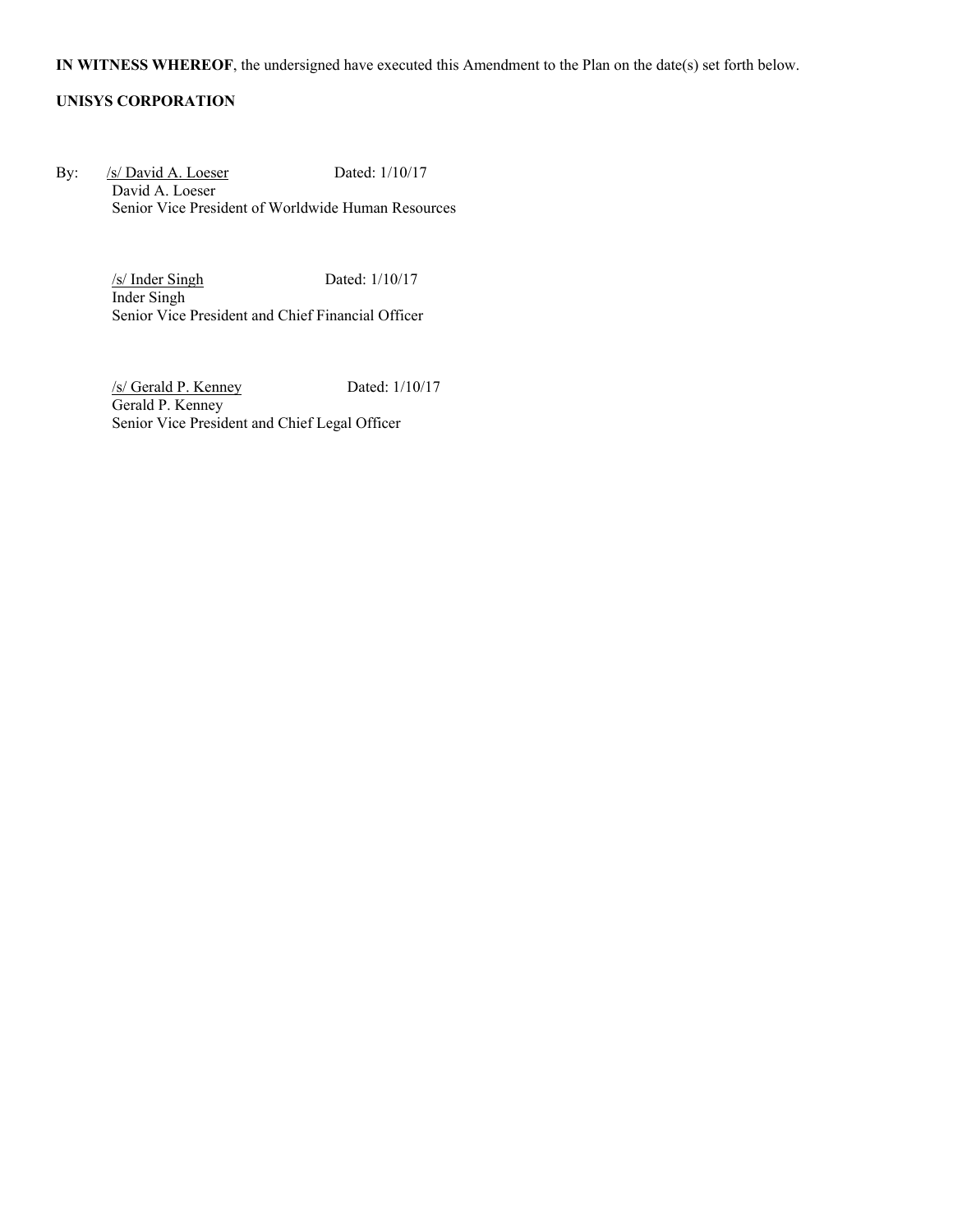**IN WITNESS WHEREOF**, the undersigned have executed this Amendment to the Plan on the date(s) set forth below.

**UNISYS CORPORATION**

By: /s/ David A. Loeser Dated: 1/10/17
David A. Loeser
Senior Vice President of Worldwide Human Resources

/s/ Inder Singh Dated: 1/10/17
Inder Singh
Senior Vice President and Chief Financial Officer

/s/ Gerald P. Kenney Dated: 1/10/17
Gerald P. Kenney
Senior Vice President and Chief Legal Officer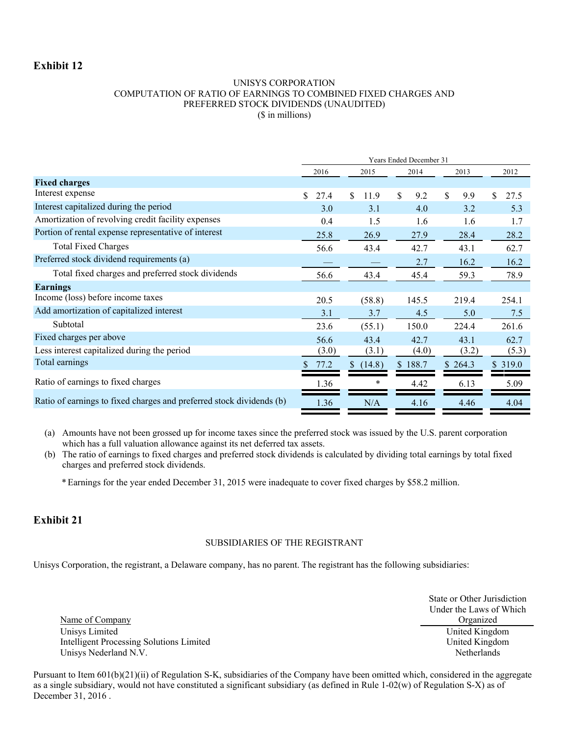## Exhibit 12

UNISYS CORPORATION
COMPUTATION OF RATIO OF EARNINGS TO COMBINED FIXED CHARGES AND PREFERRED STOCK DIVIDENDS (UNAUDITED)
($ in millions)

| | Years Ended December 31 | | | | |
|---|---|---|---|---|---|
| | 2016 | 2015 | 2014 | 2013 | 2012 |
| **Fixed charges** | | | | | |
| Interest expense | $ 27.4 | $ 11.9 | $ 9.2 | $ 9.9 | $ 27.5 |
| Interest capitalized during the period | 3.0 | 3.1 | 4.0 | 3.2 | 5.3 |
| Amortization of revolving credit facility expenses | 0.4 | 1.5 | 1.6 | 1.6 | 1.7 |
| Portion of rental expense representative of interest | 25.8 | 26.9 | 27.9 | 28.4 | 28.2 |
| Total Fixed Charges | 56.6 | 43.4 | 42.7 | 43.1 | 62.7 |
| Preferred stock dividend requirements (a) | — | — | 2.7 | 16.2 | 16.2 |
| Total fixed charges and preferred stock dividends | 56.6 | 43.4 | 45.4 | 59.3 | 78.9 |
| **Earnings** | | | | | |
| Income (loss) before income taxes | 20.5 | (58.8) | 145.5 | 219.4 | 254.1 |
| Add amortization of capitalized interest | 3.1 | 3.7 | 4.5 | 5.0 | 7.5 |
| Subtotal | 23.6 | (55.1) | 150.0 | 224.4 | 261.6 |
| Fixed charges per above | 56.6 | 43.4 | 42.7 | 43.1 | 62.7 |
| Less interest capitalized during the period | (3.0) | (3.1) | (4.0) | (3.2) | (5.3) |
| Total earnings | $ 77.2 | $ (14.8) | $ 188.7 | $ 264.3 | $ 319.0 |
| Ratio of earnings to fixed charges | 1.36 | * | 4.42 | 6.13 | 5.09 |
| Ratio of earnings to fixed charges and preferred stock dividends (b) | 1.36 | N/A | 4.16 | 4.46 | 4.04 |

(a) Amounts have not been grossed up for income taxes since the preferred stock was issued by the U.S. parent corporation which has a full valuation allowance against its net deferred tax assets.

(b) The ratio of earnings to fixed charges and preferred stock dividends is calculated by dividing total earnings by total fixed charges and preferred stock dividends.

\* Earnings for the year ended December 31, 2015 were inadequate to cover fixed charges by $58.2 million.

## Exhibit 21

SUBSIDIARIES OF THE REGISTRANT

Unisys Corporation, the registrant, a Delaware company, has no parent. The registrant has the following subsidiaries:

| Name of Company | State or Other Jurisdiction Under the Laws of Which Organized |
|---|---|
| Unisys Limited | United Kingdom |
| Intelligent Processing Solutions Limited | United Kingdom |
| Unisys Nederland N.V. | Netherlands |

Pursuant to Item 601(b)(21)(ii) of Regulation S-K, subsidiaries of the Company have been omitted which, considered in the aggregate as a single subsidiary, would not have constituted a significant subsidiary (as defined in Rule 1-02(w) of Regulation S-X) as of December 31, 2016 .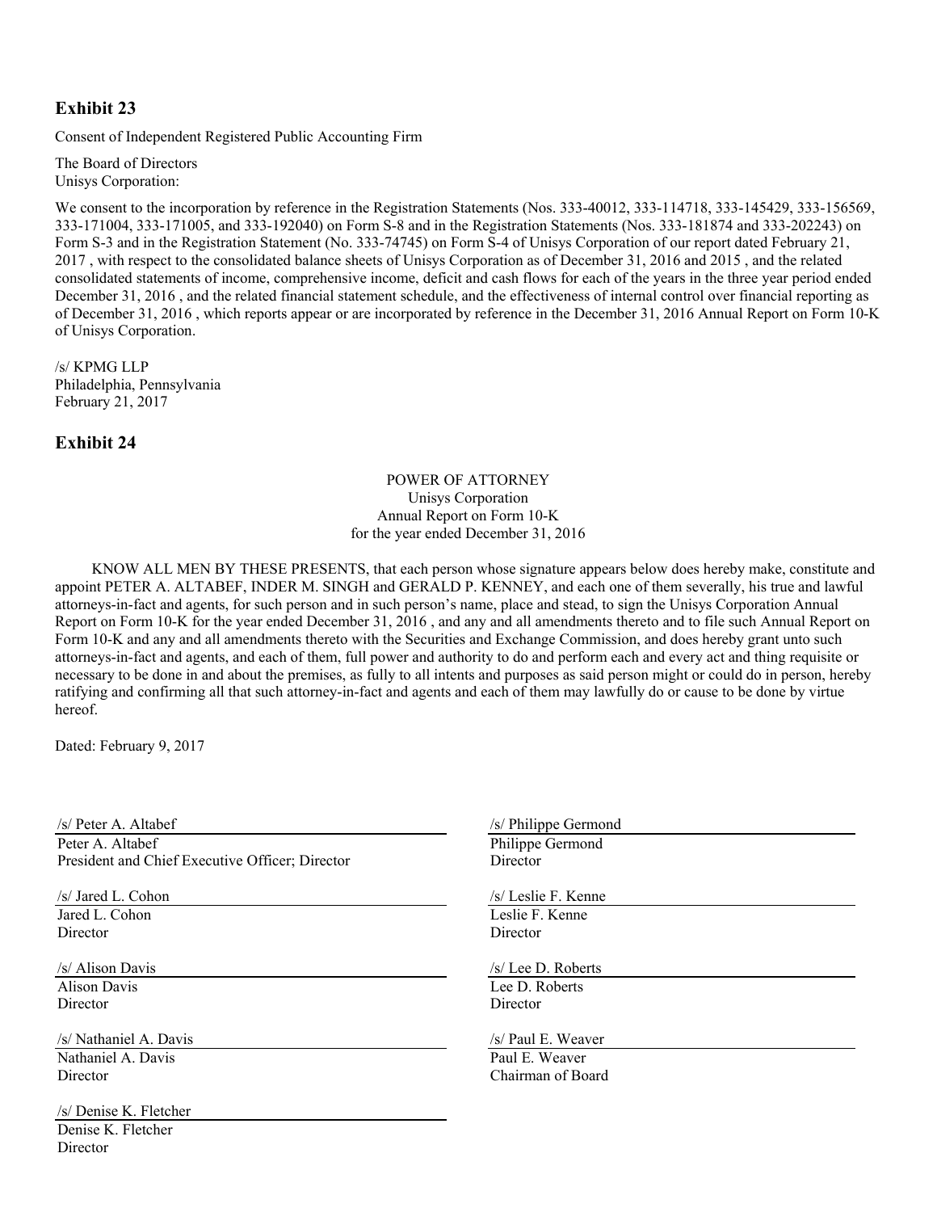## Exhibit 23

Consent of Independent Registered Public Accounting Firm

The Board of Directors
Unisys Corporation:

We consent to the incorporation by reference in the Registration Statements (Nos. 333-40012, 333-114718, 333-145429, 333-156569, 333-171004, 333-171005, and 333-192040) on Form S-8 and in the Registration Statements (Nos. 333-181874 and 333-202243) on Form S-3 and in the Registration Statement (No. 333-74745) on Form S-4 of Unisys Corporation of our report dated February 21, 2017 , with respect to the consolidated balance sheets of Unisys Corporation as of December 31, 2016 and 2015 , and the related consolidated statements of income, comprehensive income, deficit and cash flows for each of the years in the three year period ended December 31, 2016 , and the related financial statement schedule, and the effectiveness of internal control over financial reporting as of December 31, 2016 , which reports appear or are incorporated by reference in the December 31, 2016 Annual Report on Form 10-K of Unisys Corporation.

/s/ KPMG LLP
Philadelphia, Pennsylvania
February 21, 2017

## Exhibit 24

POWER OF ATTORNEY
Unisys Corporation
Annual Report on Form 10-K
for the year ended December 31, 2016

KNOW ALL MEN BY THESE PRESENTS, that each person whose signature appears below does hereby make, constitute and appoint PETER A. ALTABEF, INDER M. SINGH and GERALD P. KENNEY, and each one of them severally, his true and lawful attorneys-in-fact and agents, for such person and in such person's name, place and stead, to sign the Unisys Corporation Annual Report on Form 10-K for the year ended December 31, 2016 , and any and all amendments thereto and to file such Annual Report on Form 10-K and any and all amendments thereto with the Securities and Exchange Commission, and does hereby grant unto such attorneys-in-fact and agents, and each of them, full power and authority to do and perform each and every act and thing requisite or necessary to be done in and about the premises, as fully to all intents and purposes as said person might or could do in person, hereby ratifying and confirming all that such attorney-in-fact and agents and each of them may lawfully do or cause to be done by virtue hereof.

Dated: February 9, 2017

/s/ Peter A. Altabef
Peter A. Altabef
President and Chief Executive Officer; Director

/s/ Jared L. Cohon
Jared L. Cohon
Director

/s/ Alison Davis
Alison Davis
Director

/s/ Nathaniel A. Davis
Nathaniel A. Davis
Director

/s/ Denise K. Fletcher
Denise K. Fletcher
Director

/s/ Philippe Germond
Philippe Germond
Director

/s/ Leslie F. Kenne
Leslie F. Kenne
Director

/s/ Lee D. Roberts
Lee D. Roberts
Director

/s/ Paul E. Weaver
Paul E. Weaver
Chairman of Board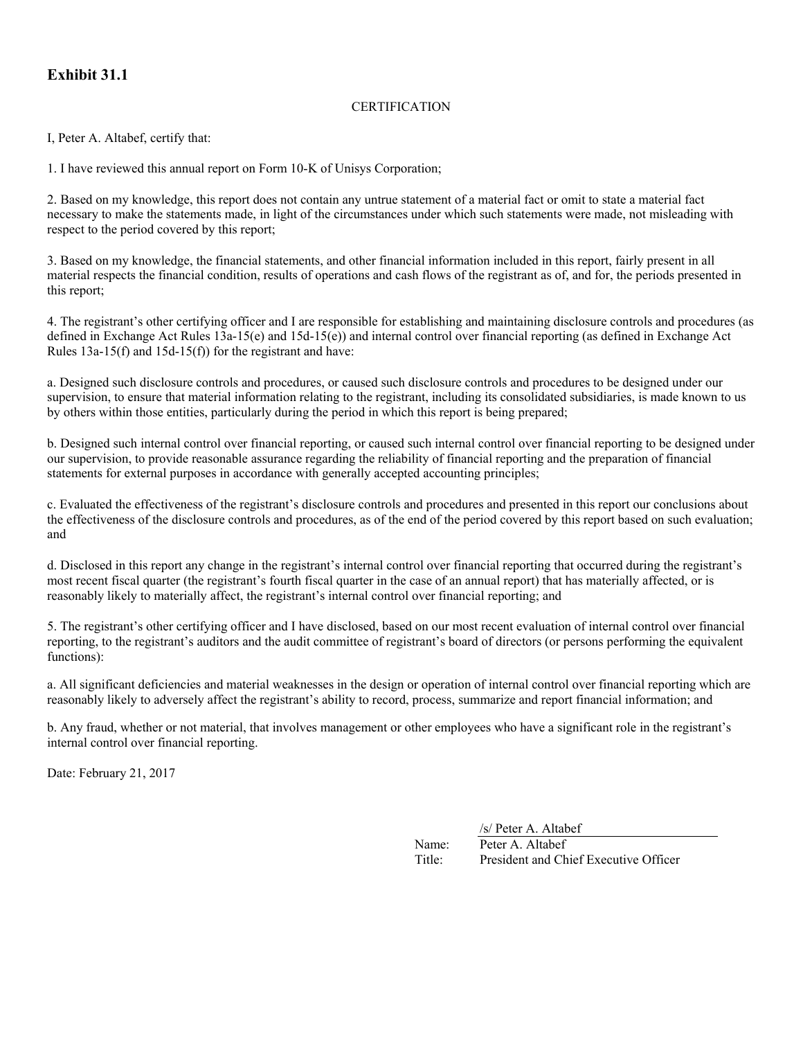**Exhibit 31.1**

CERTIFICATION

I, Peter A. Altabef, certify that:

1. I have reviewed this annual report on Form 10-K of Unisys Corporation;

2. Based on my knowledge, this report does not contain any untrue statement of a material fact or omit to state a material fact necessary to make the statements made, in light of the circumstances under which such statements were made, not misleading with respect to the period covered by this report;

3. Based on my knowledge, the financial statements, and other financial information included in this report, fairly present in all material respects the financial condition, results of operations and cash flows of the registrant as of, and for, the periods presented in this report;

4. The registrant's other certifying officer and I are responsible for establishing and maintaining disclosure controls and procedures (as defined in Exchange Act Rules 13a-15(e) and 15d-15(e)) and internal control over financial reporting (as defined in Exchange Act Rules 13a-15(f) and 15d-15(f)) for the registrant and have:

a. Designed such disclosure controls and procedures, or caused such disclosure controls and procedures to be designed under our supervision, to ensure that material information relating to the registrant, including its consolidated subsidiaries, is made known to us by others within those entities, particularly during the period in which this report is being prepared;

b. Designed such internal control over financial reporting, or caused such internal control over financial reporting to be designed under our supervision, to provide reasonable assurance regarding the reliability of financial reporting and the preparation of financial statements for external purposes in accordance with generally accepted accounting principles;

c. Evaluated the effectiveness of the registrant's disclosure controls and procedures and presented in this report our conclusions about the effectiveness of the disclosure controls and procedures, as of the end of the period covered by this report based on such evaluation; and

d. Disclosed in this report any change in the registrant's internal control over financial reporting that occurred during the registrant's most recent fiscal quarter (the registrant's fourth fiscal quarter in the case of an annual report) that has materially affected, or is reasonably likely to materially affect, the registrant's internal control over financial reporting; and

5. The registrant's other certifying officer and I have disclosed, based on our most recent evaluation of internal control over financial reporting, to the registrant's auditors and the audit committee of registrant's board of directors (or persons performing the equivalent functions):

a. All significant deficiencies and material weaknesses in the design or operation of internal control over financial reporting which are reasonably likely to adversely affect the registrant's ability to record, process, summarize and report financial information; and

b. Any fraud, whether or not material, that involves management or other employees who have a significant role in the registrant's internal control over financial reporting.

Date: February 21, 2017

/s/ Peter A. Altabef

Name: Peter A. Altabef

Title: President and Chief Executive Officer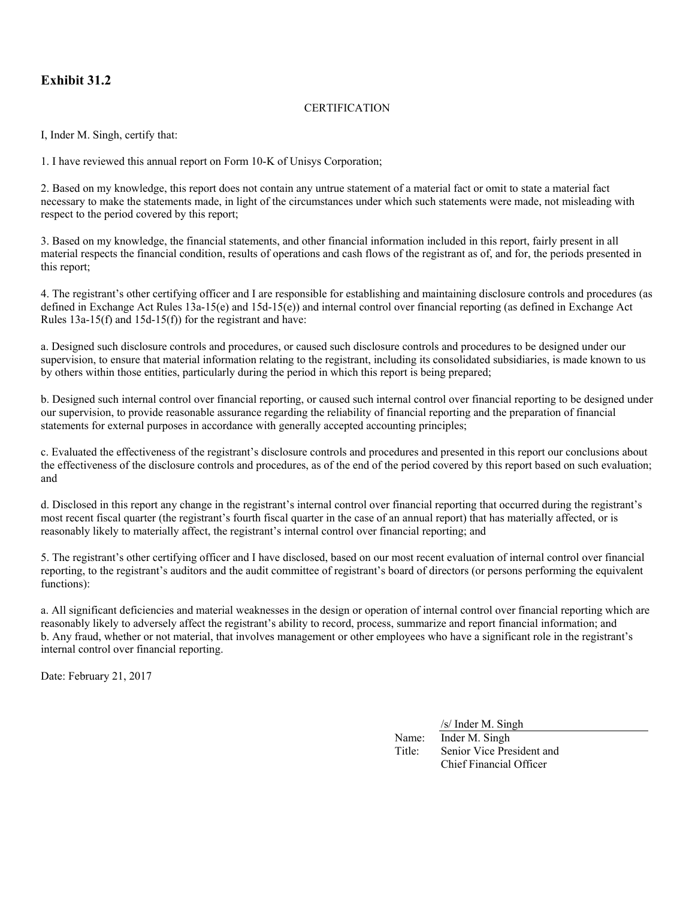# Exhibit 31.2

CERTIFICATION

I, Inder M. Singh, certify that:

1. I have reviewed this annual report on Form 10-K of Unisys Corporation;

2. Based on my knowledge, this report does not contain any untrue statement of a material fact or omit to state a material fact necessary to make the statements made, in light of the circumstances under which such statements were made, not misleading with respect to the period covered by this report;

3. Based on my knowledge, the financial statements, and other financial information included in this report, fairly present in all material respects the financial condition, results of operations and cash flows of the registrant as of, and for, the periods presented in this report;

4. The registrant's other certifying officer and I are responsible for establishing and maintaining disclosure controls and procedures (as defined in Exchange Act Rules 13a-15(e) and 15d-15(e)) and internal control over financial reporting (as defined in Exchange Act Rules 13a-15(f) and 15d-15(f)) for the registrant and have:

a. Designed such disclosure controls and procedures, or caused such disclosure controls and procedures to be designed under our supervision, to ensure that material information relating to the registrant, including its consolidated subsidiaries, is made known to us by others within those entities, particularly during the period in which this report is being prepared;

b. Designed such internal control over financial reporting, or caused such internal control over financial reporting to be designed under our supervision, to provide reasonable assurance regarding the reliability of financial reporting and the preparation of financial statements for external purposes in accordance with generally accepted accounting principles;

c. Evaluated the effectiveness of the registrant's disclosure controls and procedures and presented in this report our conclusions about the effectiveness of the disclosure controls and procedures, as of the end of the period covered by this report based on such evaluation; and

d. Disclosed in this report any change in the registrant's internal control over financial reporting that occurred during the registrant's most recent fiscal quarter (the registrant's fourth fiscal quarter in the case of an annual report) that has materially affected, or is reasonably likely to materially affect, the registrant's internal control over financial reporting; and

5. The registrant's other certifying officer and I have disclosed, based on our most recent evaluation of internal control over financial reporting, to the registrant's auditors and the audit committee of registrant's board of directors (or persons performing the equivalent functions):

a. All significant deficiencies and material weaknesses in the design or operation of internal control over financial reporting which are reasonably likely to adversely affect the registrant's ability to record, process, summarize and report financial information; and
b. Any fraud, whether or not material, that involves management or other employees who have a significant role in the registrant's internal control over financial reporting.

Date: February 21, 2017

/s/ Inder M. Singh

Name: Inder M. Singh
Title: Senior Vice President and Chief Financial Officer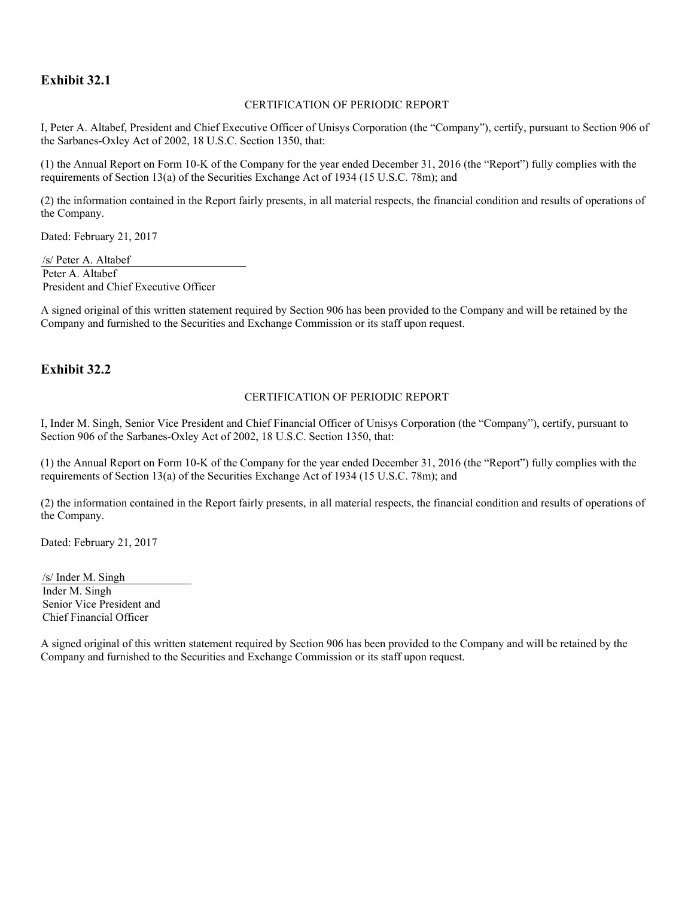## Exhibit 32.1

CERTIFICATION OF PERIODIC REPORT

I, Peter A. Altabef, President and Chief Executive Officer of Unisys Corporation (the "Company"), certify, pursuant to Section 906 of the Sarbanes-Oxley Act of 2002, 18 U.S.C. Section 1350, that:

(1) the Annual Report on Form 10-K of the Company for the year ended December 31, 2016 (the "Report") fully complies with the requirements of Section 13(a) of the Securities Exchange Act of 1934 (15 U.S.C. 78m); and

(2) the information contained in the Report fairly presents, in all material respects, the financial condition and results of operations of the Company.

Dated: February 21, 2017

/s/ Peter A. Altabef
Peter A. Altabef
President and Chief Executive Officer

A signed original of this written statement required by Section 906 has been provided to the Company and will be retained by the Company and furnished to the Securities and Exchange Commission or its staff upon request.

## Exhibit 32.2

CERTIFICATION OF PERIODIC REPORT

I, Inder M. Singh, Senior Vice President and Chief Financial Officer of Unisys Corporation (the "Company"), certify, pursuant to Section 906 of the Sarbanes-Oxley Act of 2002, 18 U.S.C. Section 1350, that:

(1) the Annual Report on Form 10-K of the Company for the year ended December 31, 2016 (the "Report") fully complies with the requirements of Section 13(a) of the Securities Exchange Act of 1934 (15 U.S.C. 78m); and

(2) the information contained in the Report fairly presents, in all material respects, the financial condition and results of operations of the Company.

Dated: February 21, 2017

/s/ Inder M. Singh
Inder M. Singh
Senior Vice President and
Chief Financial Officer

A signed original of this written statement required by Section 906 has been provided to the Company and will be retained by the Company and furnished to the Securities and Exchange Commission or its staff upon request.